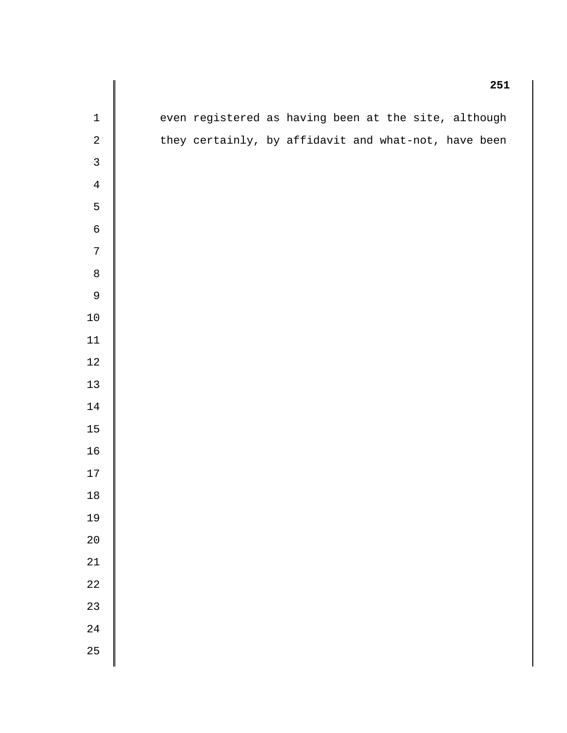even registered as having been at the site, although they certainly, by affidavit and what-not, have been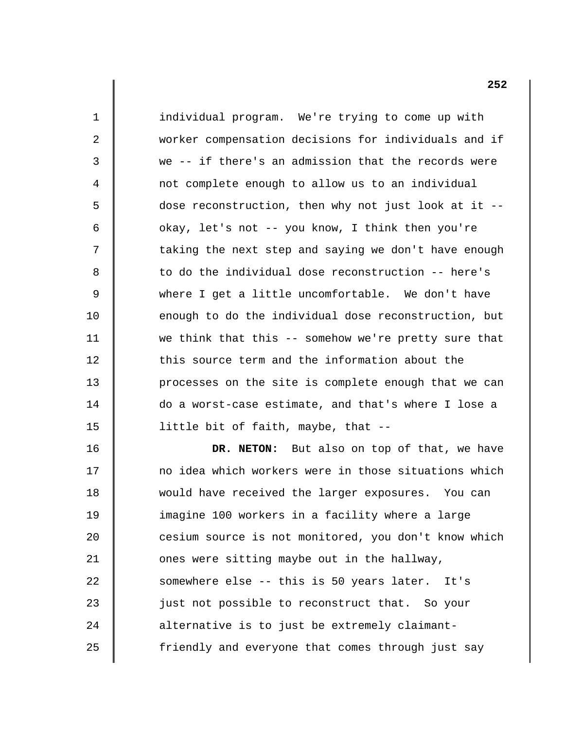individual program. We're trying to come up with worker compensation decisions for individuals and if we -- if there's an admission that the records were not complete enough to allow us to an individual dose reconstruction, then why not just look at it -- okay, let's not -- you know, I think then you're taking the next step and saying we don't have enough to do the individual dose reconstruction -- here's where I get a little uncomfortable. We don't have enough to do the individual dose reconstruction, but we think that this -- somehow we're pretty sure that this source term and the information about the processes on the site is complete enough that we can do a worst-case estimate, and that's where I lose a little bit of faith, maybe, that --

**DR. NETON:** But also on top of that, we have no idea which workers were in those situations which would have received the larger exposures. You can imagine 100 workers in a facility where a large cesium source is not monitored, you don't know which ones were sitting maybe out in the hallway, somewhere else -- this is 50 years later. It's just not possible to reconstruct that. So your alternative is to just be extremely claimant-friendly and everyone that comes through just say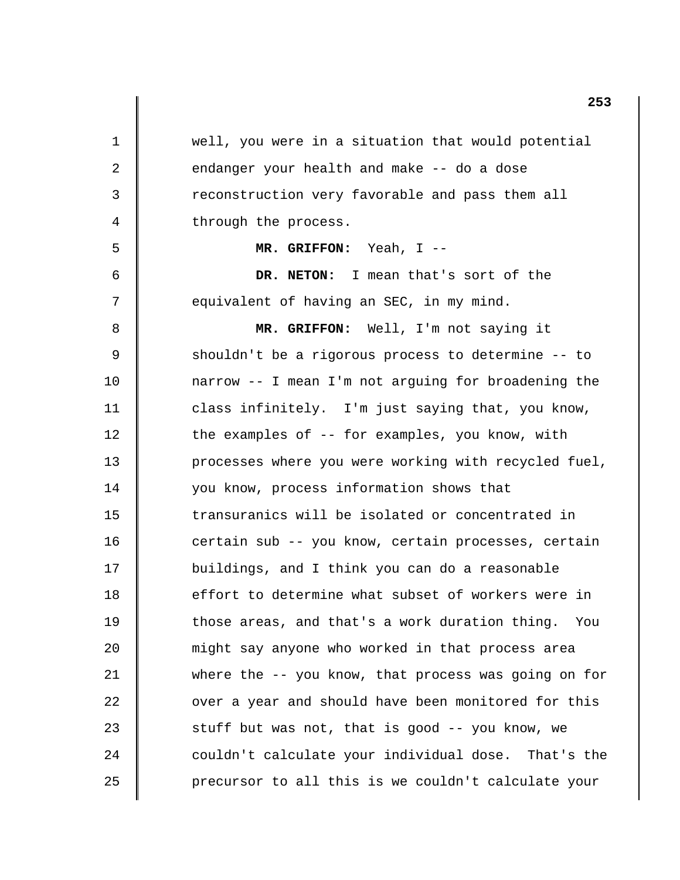well, you were in a situation that would potential endanger your health and make -- do a dose reconstruction very favorable and pass them all through the process.

**MR. GRIFFON:** Yeah, I --

**DR. NETON:** I mean that's sort of the equivalent of having an SEC, in my mind.

**MR. GRIFFON:** Well, I'm not saying it shouldn't be a rigorous process to determine -- to narrow -- I mean I'm not arguing for broadening the class infinitely. I'm just saying that, you know, the examples of -- for examples, you know, with processes where you were working with recycled fuel, you know, process information shows that transuranics will be isolated or concentrated in certain sub -- you know, certain processes, certain buildings, and I think you can do a reasonable effort to determine what subset of workers were in those areas, and that's a work duration thing. You might say anyone who worked in that process area where the -- you know, that process was going on for over a year and should have been monitored for this stuff but was not, that is good -- you know, we couldn't calculate your individual dose. That's the precursor to all this is we couldn't calculate your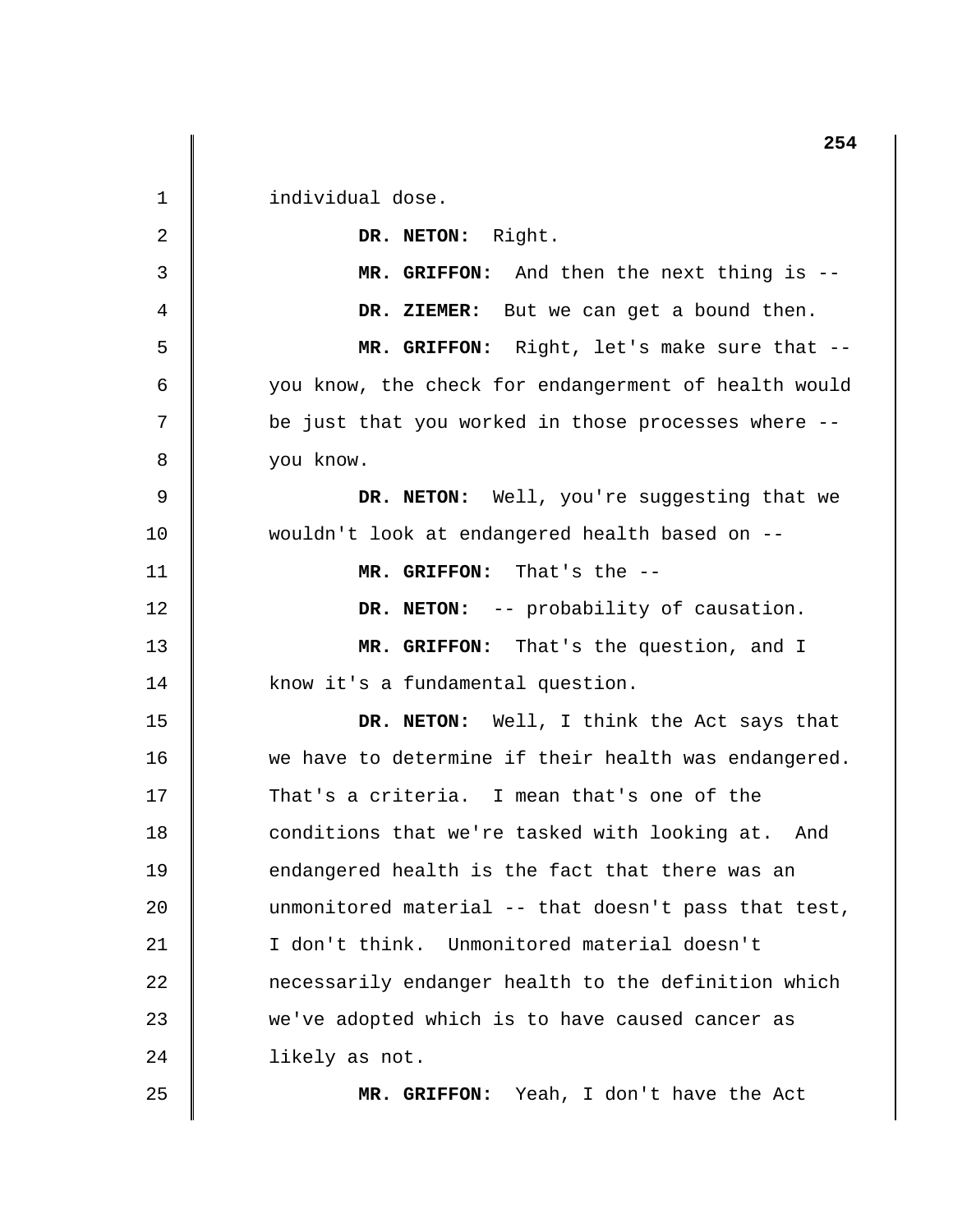individual dose.

**DR. NETON:** Right.

**MR. GRIFFON:** And then the next thing is --

**DR. ZIEMER:** But we can get a bound then.

**MR. GRIFFON:** Right, let's make sure that -- you know, the check for endangerment of health would be just that you worked in those processes where -- you know.

**DR. NETON:** Well, you're suggesting that we wouldn't look at endangered health based on --

**MR. GRIFFON:** That's the --

**DR. NETON:** -- probability of causation.

**MR. GRIFFON:** That's the question, and I know it's a fundamental question.

**DR. NETON:** Well, I think the Act says that we have to determine if their health was endangered. That's a criteria. I mean that's one of the conditions that we're tasked with looking at. And endangered health is the fact that there was an unmonitored material -- that doesn't pass that test, I don't think. Unmonitored material doesn't necessarily endanger health to the definition which we've adopted which is to have caused cancer as likely as not.

**MR. GRIFFON:** Yeah, I don't have the Act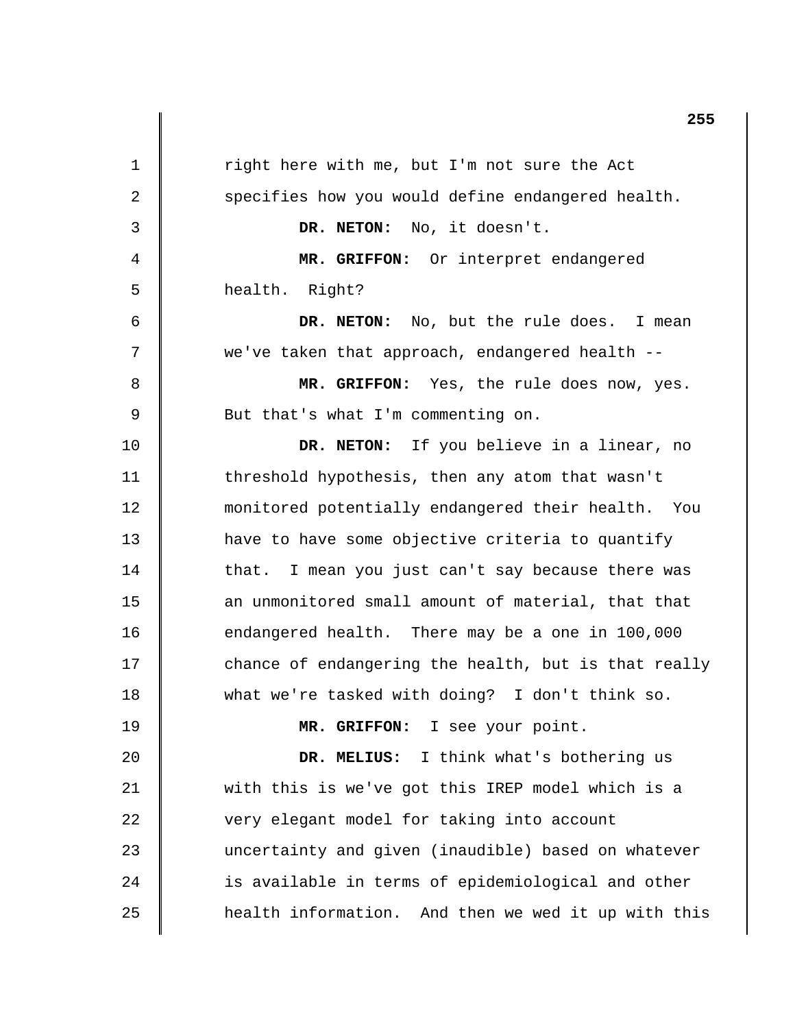right here with me, but I'm not sure the Act specifies how you would define endangered health.

**DR. NETON:** No, it doesn't.

**MR. GRIFFON:** Or interpret endangered health. Right?

**DR. NETON:** No, but the rule does. I mean we've taken that approach, endangered health --

**MR. GRIFFON:** Yes, the rule does now, yes. But that's what I'm commenting on.

**DR. NETON:** If you believe in a linear, no threshold hypothesis, then any atom that wasn't monitored potentially endangered their health. You have to have some objective criteria to quantify that. I mean you just can't say because there was an unmonitored small amount of material, that that endangered health. There may be a one in 100,000 chance of endangering the health, but is that really what we're tasked with doing? I don't think so.

**MR. GRIFFON:** I see your point.

**DR. MELIUS:** I think what's bothering us with this is we've got this IREP model which is a very elegant model for taking into account uncertainty and given (inaudible) based on whatever is available in terms of epidemiological and other health information. And then we wed it up with this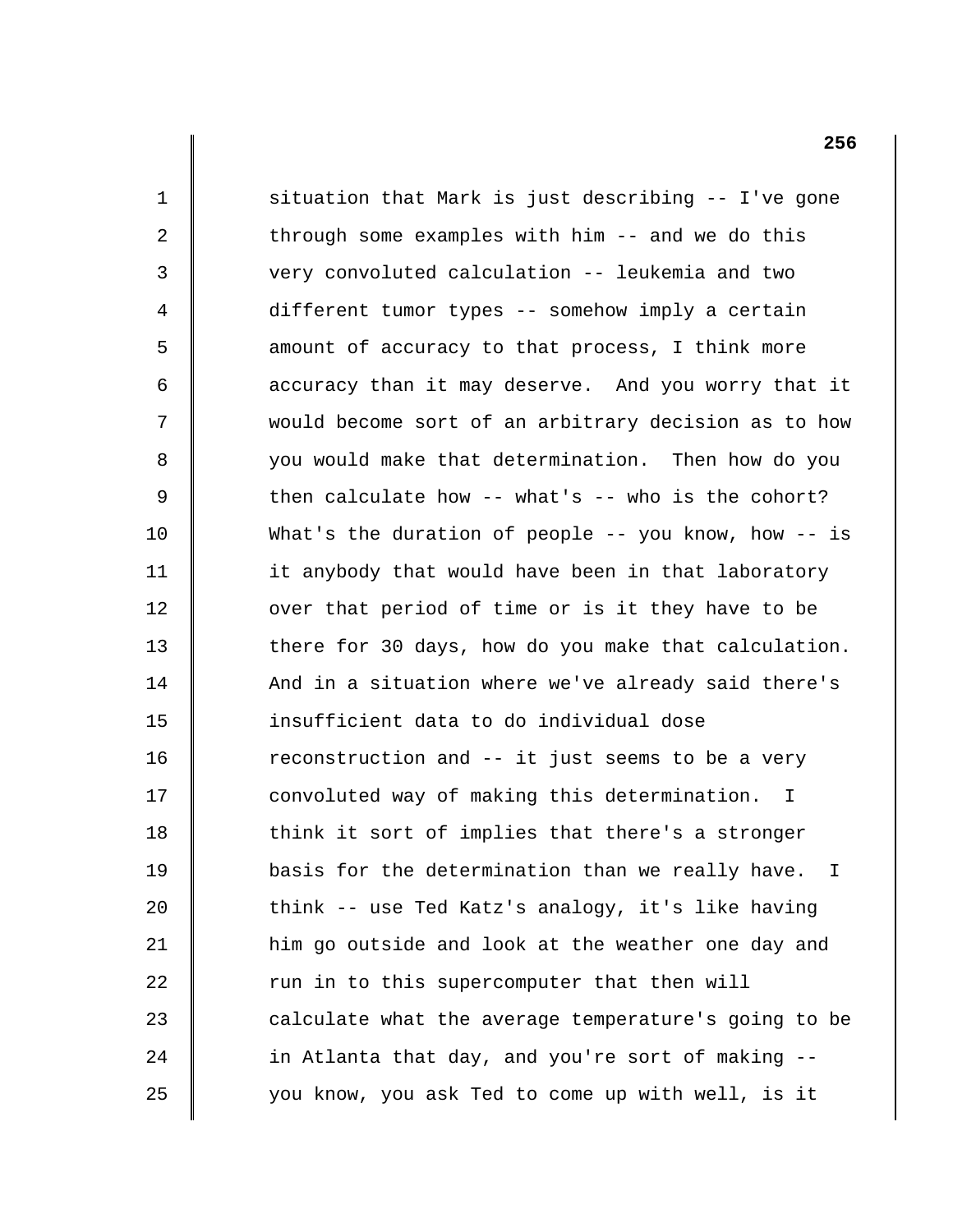situation that Mark is just describing -- I've gone through some examples with him -- and we do this very convoluted calculation -- leukemia and two different tumor types -- somehow imply a certain amount of accuracy to that process, I think more accuracy than it may deserve. And you worry that it would become sort of an arbitrary decision as to how you would make that determination. Then how do you then calculate how -- what's -- who is the cohort? What's the duration of people -- you know, how -- is it anybody that would have been in that laboratory over that period of time or is it they have to be there for 30 days, how do you make that calculation. And in a situation where we've already said there's insufficient data to do individual dose reconstruction and -- it just seems to be a very convoluted way of making this determination. I think it sort of implies that there's a stronger basis for the determination than we really have. I think -- use Ted Katz's analogy, it's like having him go outside and look at the weather one day and run in to this supercomputer that then will calculate what the average temperature's going to be in Atlanta that day, and you're sort of making -- you know, you ask Ted to come up with well, is it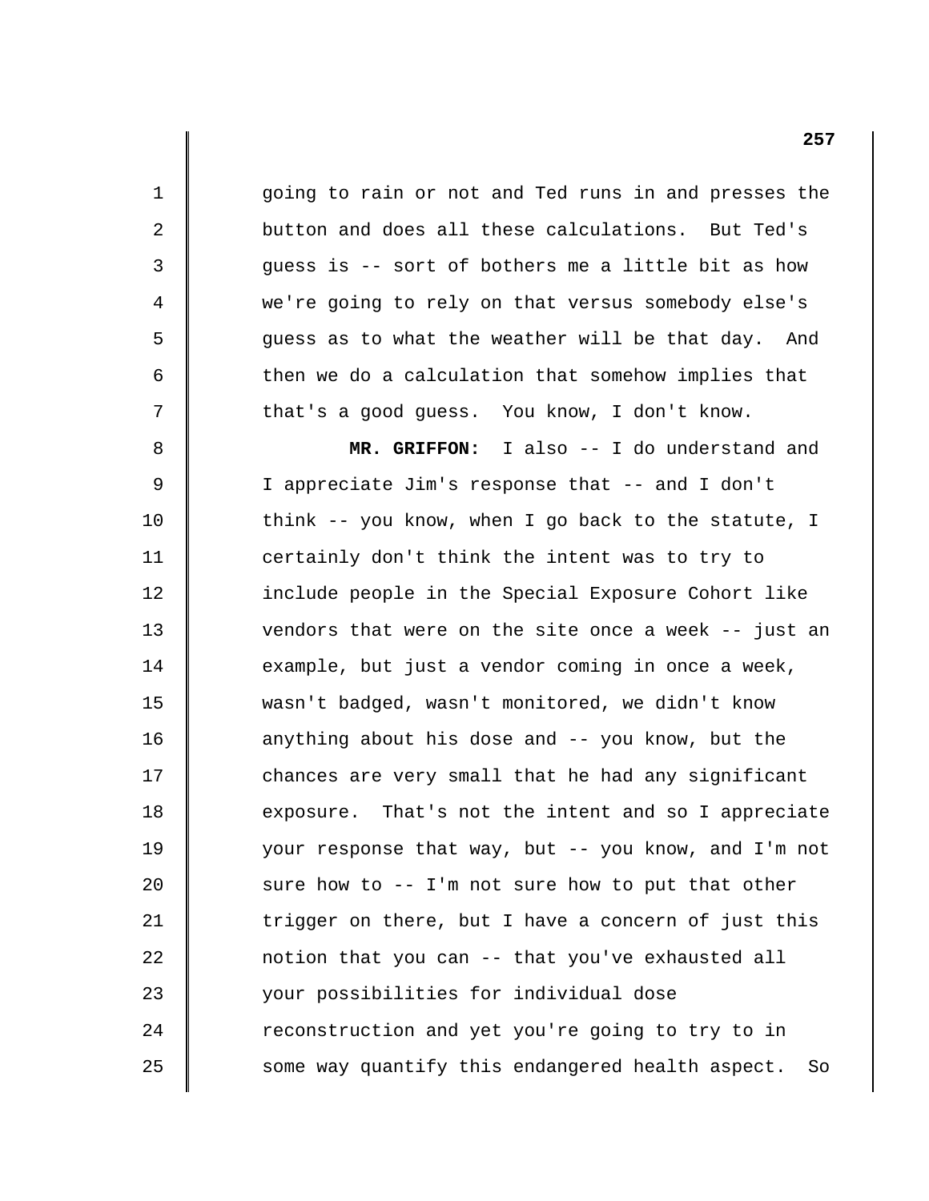going to rain or not and Ted runs in and presses the button and does all these calculations. But Ted's guess is -- sort of bothers me a little bit as how we're going to rely on that versus somebody else's guess as to what the weather will be that day. And then we do a calculation that somehow implies that that's a good guess. You know, I don't know.

**MR. GRIFFON:** I also -- I do understand and I appreciate Jim's response that -- and I don't think -- you know, when I go back to the statute, I certainly don't think the intent was to try to include people in the Special Exposure Cohort like vendors that were on the site once a week -- just an example, but just a vendor coming in once a week, wasn't badged, wasn't monitored, we didn't know anything about his dose and -- you know, but the chances are very small that he had any significant exposure. That's not the intent and so I appreciate your response that way, but -- you know, and I'm not sure how to -- I'm not sure how to put that other trigger on there, but I have a concern of just this notion that you can -- that you've exhausted all your possibilities for individual dose reconstruction and yet you're going to try to in some way quantify this endangered health aspect. So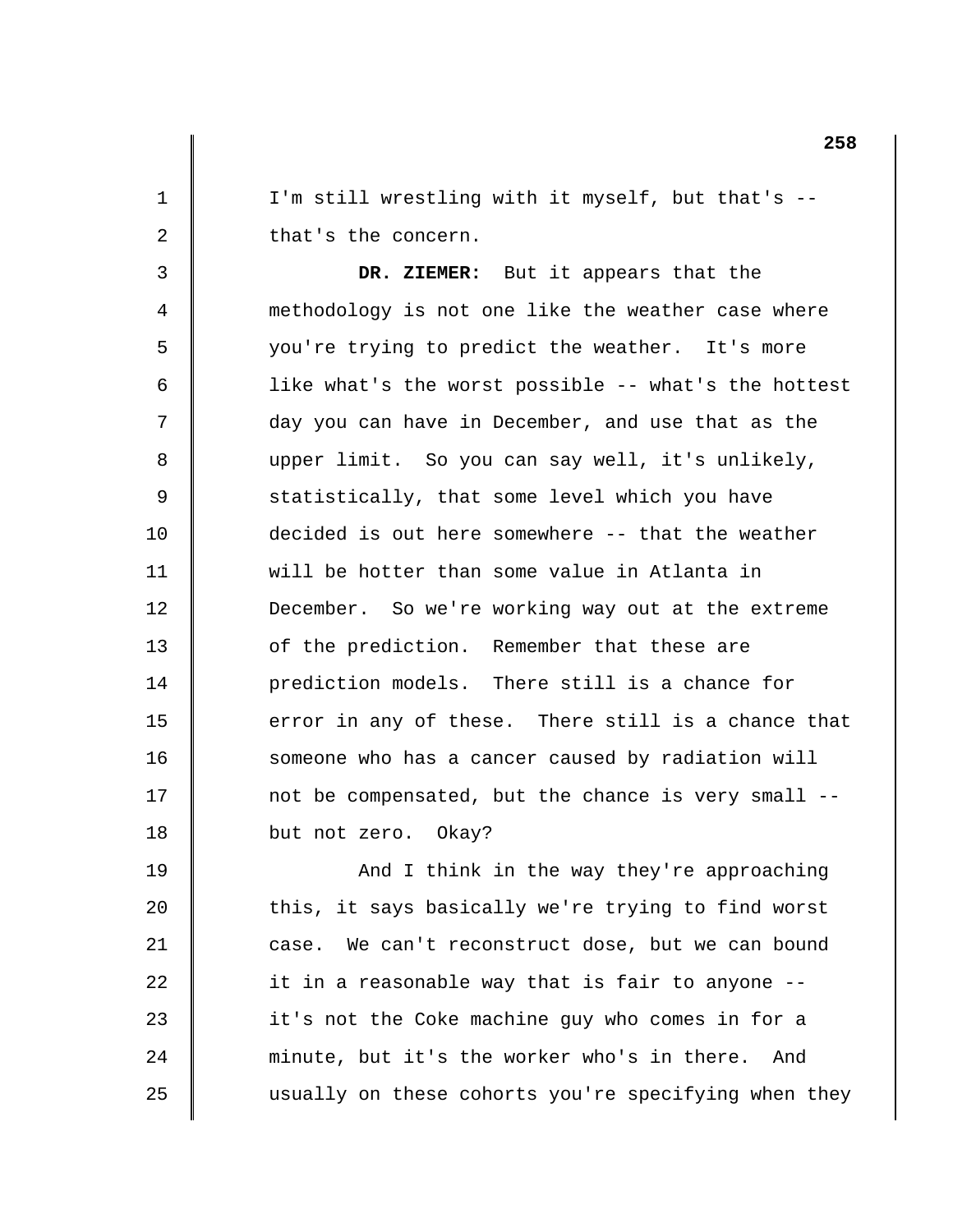I'm still wrestling with it myself, but that's -- that's the concern.

**DR. ZIEMER:** But it appears that the methodology is not one like the weather case where you're trying to predict the weather. It's more like what's the worst possible -- what's the hottest day you can have in December, and use that as the upper limit. So you can say well, it's unlikely, statistically, that some level which you have decided is out here somewhere -- that the weather will be hotter than some value in Atlanta in December. So we're working way out at the extreme of the prediction. Remember that these are prediction models. There still is a chance for error in any of these. There still is a chance that someone who has a cancer caused by radiation will not be compensated, but the chance is very small -- but not zero. Okay?

And I think in the way they're approaching this, it says basically we're trying to find worst case. We can't reconstruct dose, but we can bound it in a reasonable way that is fair to anyone -- it's not the Coke machine guy who comes in for a minute, but it's the worker who's in there. And usually on these cohorts you're specifying when they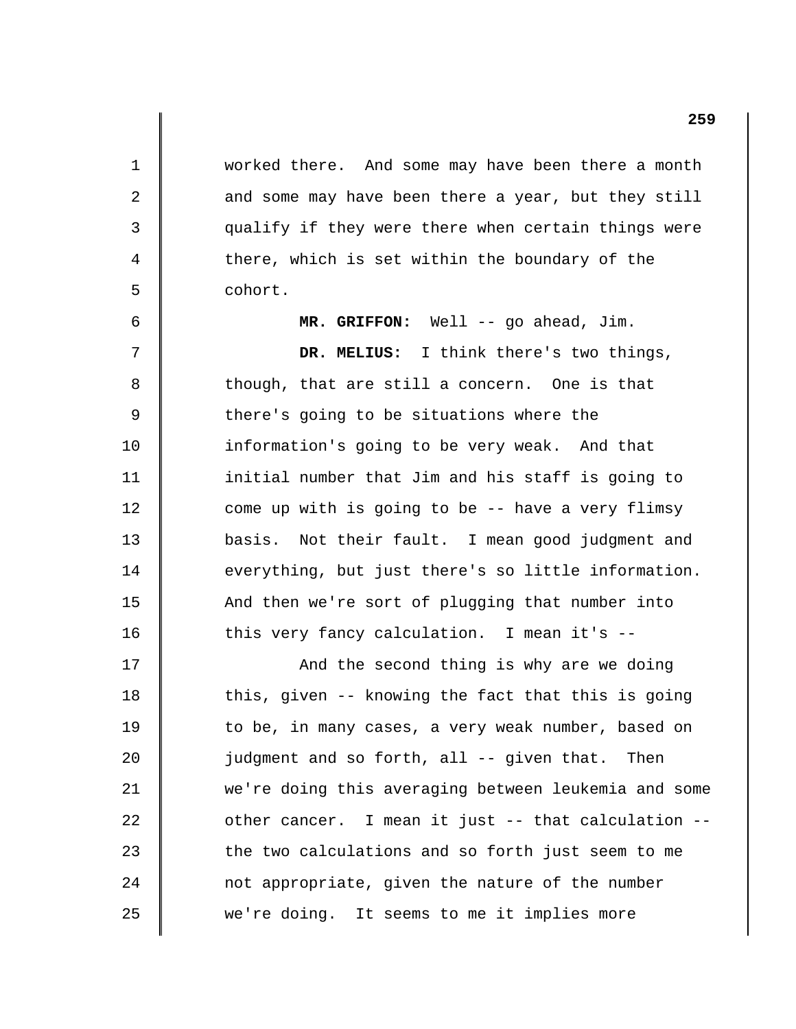worked there. And some may have been there a month and some may have been there a year, but they still qualify if they were there when certain things were there, which is set within the boundary of the cohort.

**MR. GRIFFON:** Well -- go ahead, Jim.

**DR. MELIUS:** I think there's two things, though, that are still a concern. One is that there's going to be situations where the information's going to be very weak. And that initial number that Jim and his staff is going to come up with is going to be -- have a very flimsy basis. Not their fault. I mean good judgment and everything, but just there's so little information. And then we're sort of plugging that number into this very fancy calculation. I mean it's --

And the second thing is why are we doing this, given -- knowing the fact that this is going to be, in many cases, a very weak number, based on judgment and so forth, all -- given that. Then we're doing this averaging between leukemia and some other cancer. I mean it just -- that calculation -- the two calculations and so forth just seem to me not appropriate, given the nature of the number we're doing. It seems to me it implies more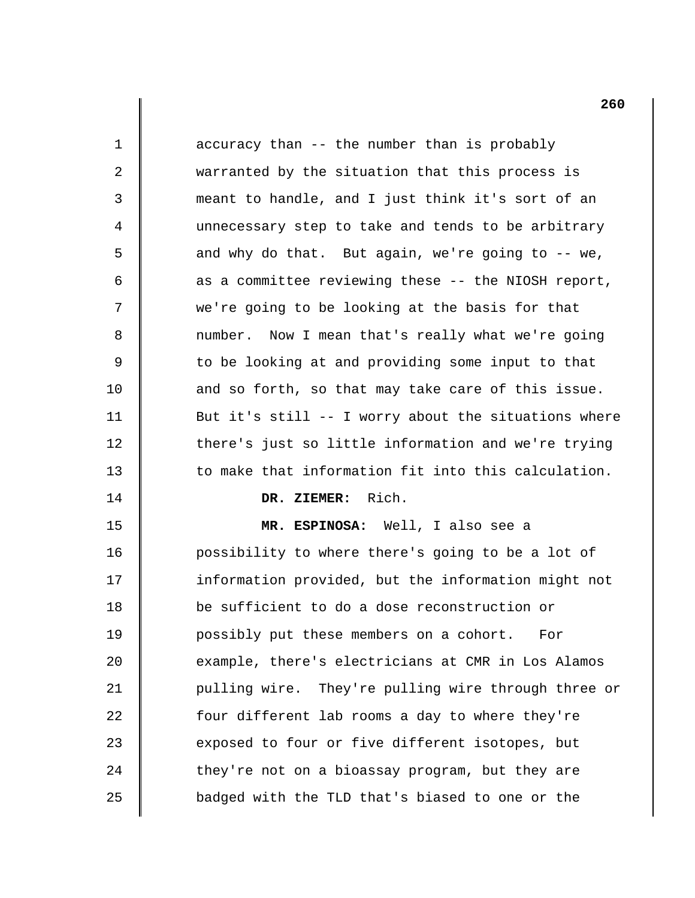accuracy than -- the number than is probably warranted by the situation that this process is meant to handle, and I just think it's sort of an unnecessary step to take and tends to be arbitrary and why do that. But again, we're going to -- we, as a committee reviewing these -- the NIOSH report, we're going to be looking at the basis for that number. Now I mean that's really what we're going to be looking at and providing some input to that and so forth, so that may take care of this issue. But it's still -- I worry about the situations where there's just so little information and we're trying to make that information fit into this calculation.

**DR. ZIEMER:** Rich.

**MR. ESPINOSA:** Well, I also see a possibility to where there's going to be a lot of information provided, but the information might not be sufficient to do a dose reconstruction or possibly put these members on a cohort. For example, there's electricians at CMR in Los Alamos pulling wire. They're pulling wire through three or four different lab rooms a day to where they're exposed to four or five different isotopes, but they're not on a bioassay program, but they are badged with the TLD that's biased to one or the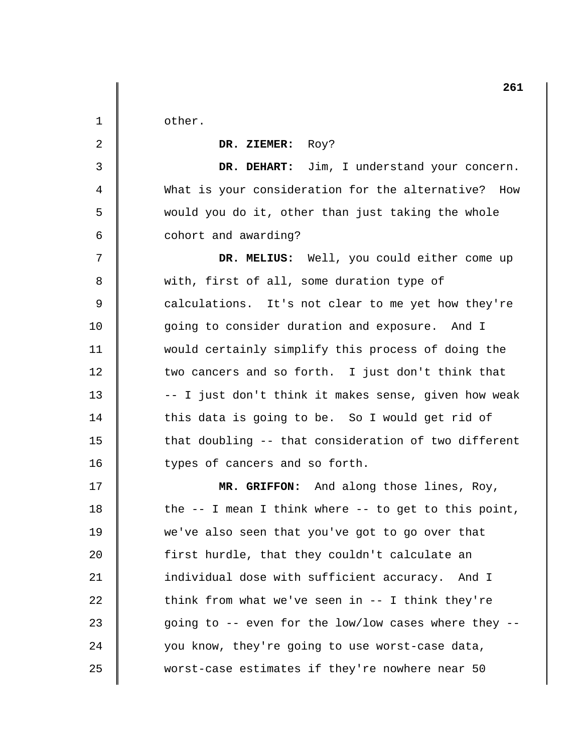other.

**DR. ZIEMER:** Roy?

**DR. DEHART:** Jim, I understand your concern. What is your consideration for the alternative? How would you do it, other than just taking the whole cohort and awarding?

**DR. MELIUS:** Well, you could either come up with, first of all, some duration type of calculations. It's not clear to me yet how they're going to consider duration and exposure. And I would certainly simplify this process of doing the two cancers and so forth. I just don't think that -- I just don't think it makes sense, given how weak this data is going to be. So I would get rid of that doubling -- that consideration of two different types of cancers and so forth.

**MR. GRIFFON:** And along those lines, Roy, the -- I mean I think where -- to get to this point, we've also seen that you've got to go over that first hurdle, that they couldn't calculate an individual dose with sufficient accuracy. And I think from what we've seen in -- I think they're going to -- even for the low/low cases where they -- you know, they're going to use worst-case data, worst-case estimates if they're nowhere near 50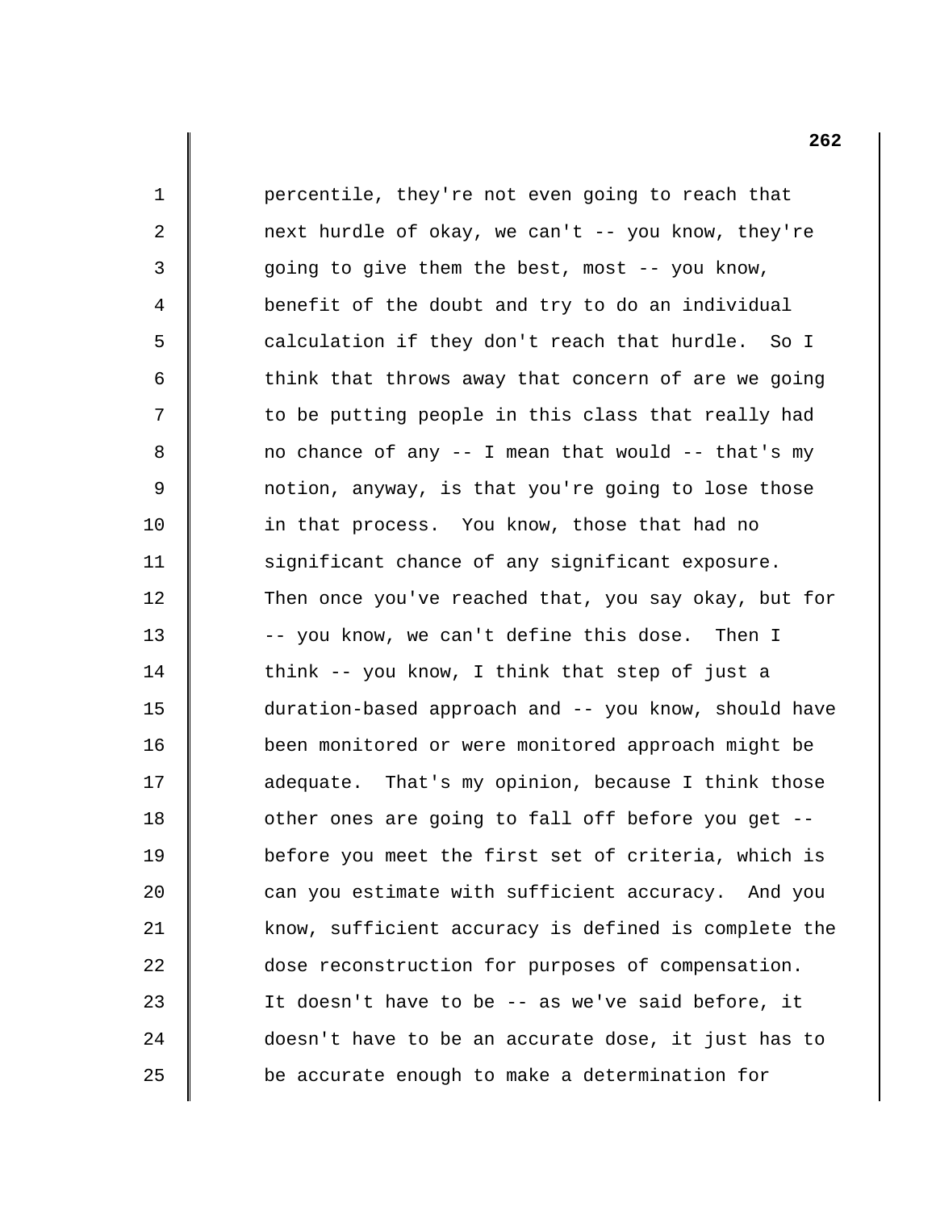percentile, they're not even going to reach that next hurdle of okay, we can't -- you know, they're going to give them the best, most -- you know, benefit of the doubt and try to do an individual calculation if they don't reach that hurdle. So I think that throws away that concern of are we going to be putting people in this class that really had no chance of any -- I mean that would -- that's my notion, anyway, is that you're going to lose those in that process. You know, those that had no significant chance of any significant exposure. Then once you've reached that, you say okay, but for -- you know, we can't define this dose. Then I think -- you know, I think that step of just a duration-based approach and -- you know, should have been monitored or were monitored approach might be adequate. That's my opinion, because I think those other ones are going to fall off before you get -- before you meet the first set of criteria, which is can you estimate with sufficient accuracy. And you know, sufficient accuracy is defined is complete the dose reconstruction for purposes of compensation. It doesn't have to be -- as we've said before, it doesn't have to be an accurate dose, it just has to be accurate enough to make a determination for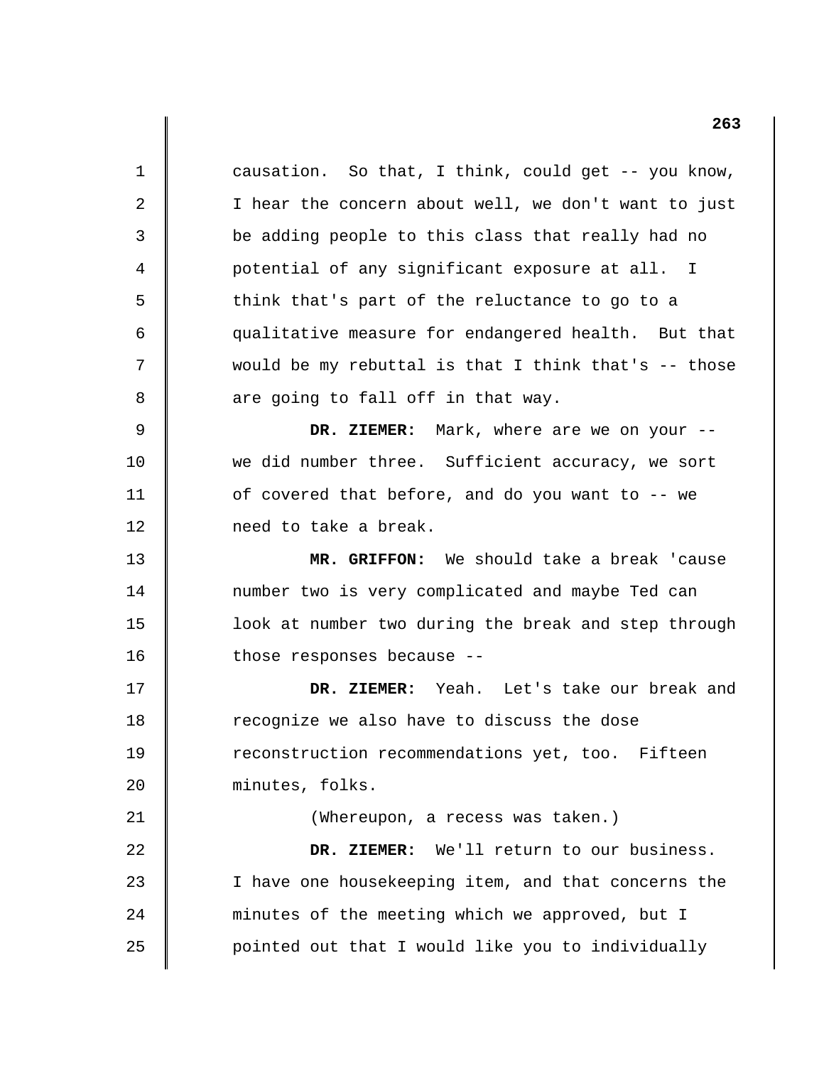causation. So that, I think, could get -- you know, I hear the concern about well, we don't want to just be adding people to this class that really had no potential of any significant exposure at all. I think that's part of the reluctance to go to a qualitative measure for endangered health. But that would be my rebuttal is that I think that's -- those are going to fall off in that way.

**DR. ZIEMER:** Mark, where are we on your -- we did number three. Sufficient accuracy, we sort of covered that before, and do you want to -- we need to take a break.

**MR. GRIFFON:** We should take a break 'cause number two is very complicated and maybe Ted can look at number two during the break and step through those responses because --

**DR. ZIEMER:** Yeah. Let's take our break and recognize we also have to discuss the dose reconstruction recommendations yet, too. Fifteen minutes, folks.

(Whereupon, a recess was taken.)

**DR. ZIEMER:** We'll return to our business. I have one housekeeping item, and that concerns the minutes of the meeting which we approved, but I pointed out that I would like you to individually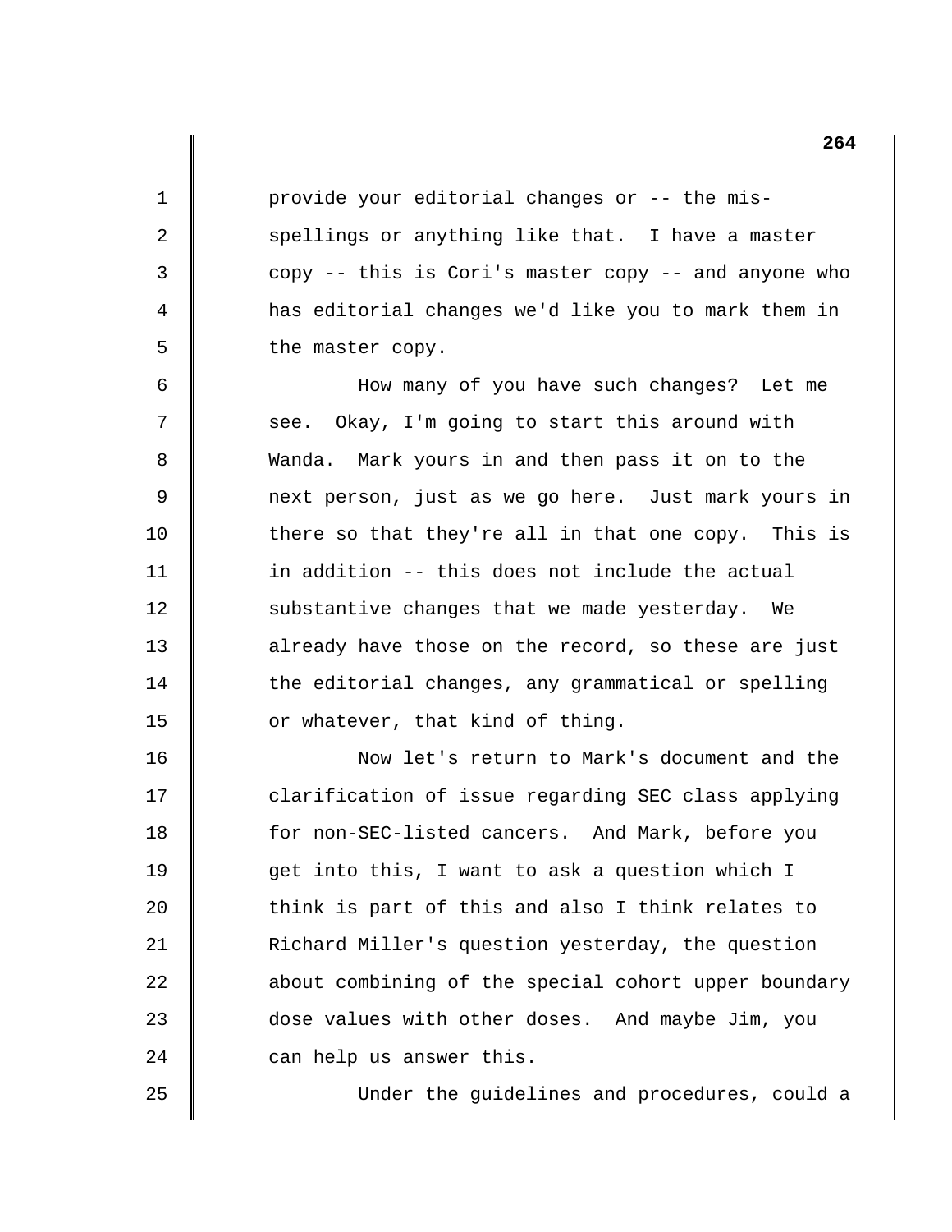provide your editorial changes or -- the mis-spellings or anything like that. I have a master copy -- this is Cori's master copy -- and anyone who has editorial changes we'd like you to mark them in the master copy.

How many of you have such changes? Let me see. Okay, I'm going to start this around with Wanda. Mark yours in and then pass it on to the next person, just as we go here. Just mark yours in there so that they're all in that one copy. This is in addition -- this does not include the actual substantive changes that we made yesterday. We already have those on the record, so these are just the editorial changes, any grammatical or spelling or whatever, that kind of thing.

Now let's return to Mark's document and the clarification of issue regarding SEC class applying for non-SEC-listed cancers. And Mark, before you get into this, I want to ask a question which I think is part of this and also I think relates to Richard Miller's question yesterday, the question about combining of the special cohort upper boundary dose values with other doses. And maybe Jim, you can help us answer this.

Under the guidelines and procedures, could a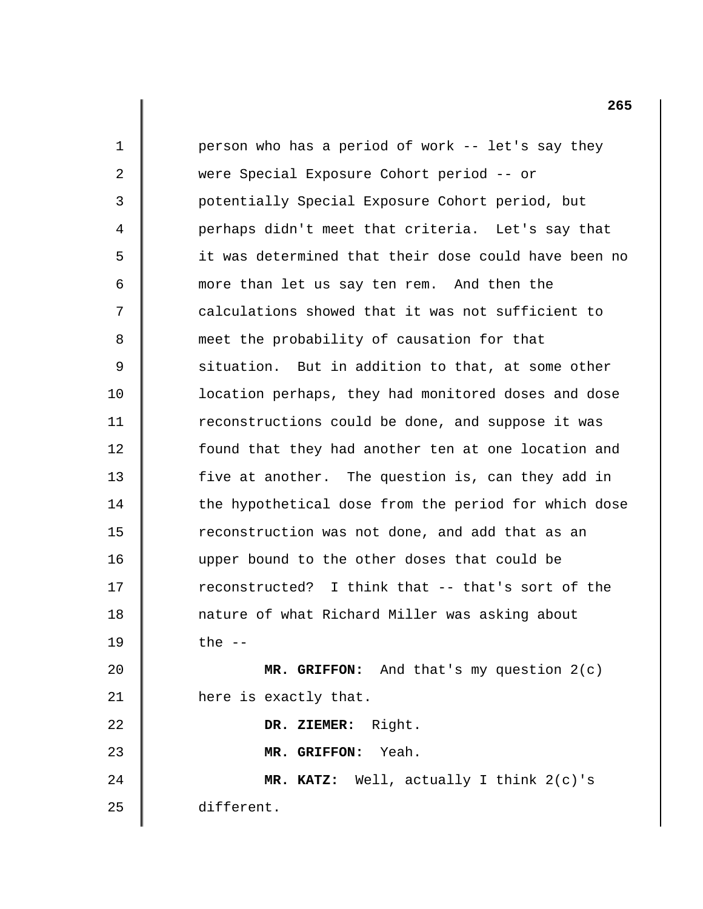person who has a period of work -- let's say they were Special Exposure Cohort period -- or potentially Special Exposure Cohort period, but perhaps didn't meet that criteria. Let's say that it was determined that their dose could have been no more than let us say ten rem. And then the calculations showed that it was not sufficient to meet the probability of causation for that situation. But in addition to that, at some other location perhaps, they had monitored doses and dose reconstructions could be done, and suppose it was found that they had another ten at one location and five at another. The question is, can they add in the hypothetical dose from the period for which dose reconstruction was not done, and add that as an upper bound to the other doses that could be reconstructed? I think that -- that's sort of the nature of what Richard Miller was asking about the --

**MR. GRIFFON:** And that's my question 2(c) here is exactly that.

**DR. ZIEMER:** Right.

**MR. GRIFFON:** Yeah.

**MR. KATZ:** Well, actually I think 2(c)'s different.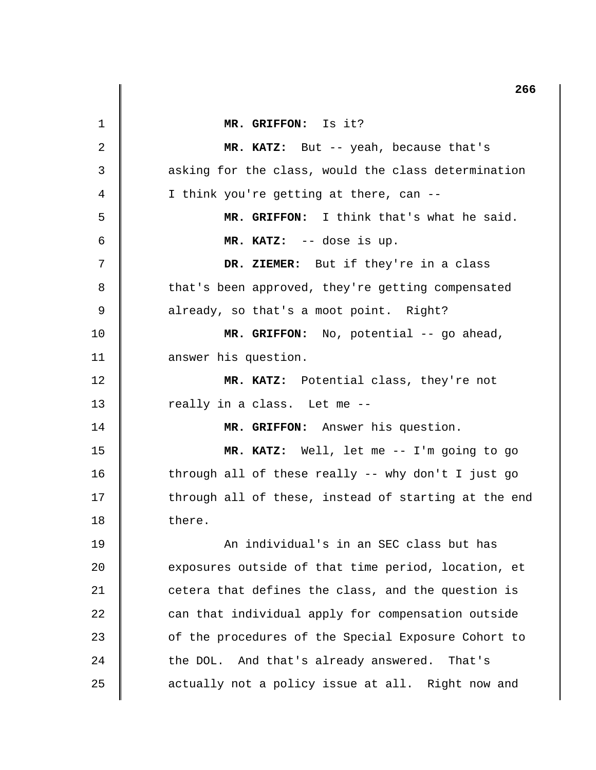**MR. GRIFFON:** Is it?

**MR. KATZ:** But -- yeah, because that's asking for the class, would the class determination I think you're getting at there, can --

**MR. GRIFFON:** I think that's what he said.

**MR. KATZ:** -- dose is up.

**DR. ZIEMER:** But if they're in a class that's been approved, they're getting compensated already, so that's a moot point. Right?

**MR. GRIFFON:** No, potential -- go ahead, answer his question.

**MR. KATZ:** Potential class, they're not really in a class. Let me --

**MR. GRIFFON:** Answer his question.

**MR. KATZ:** Well, let me -- I'm going to go through all of these really -- why don't I just go through all of these, instead of starting at the end there.

An individual's in an SEC class but has exposures outside of that time period, location, et cetera that defines the class, and the question is can that individual apply for compensation outside of the procedures of the Special Exposure Cohort to the DOL. And that's already answered. That's actually not a policy issue at all. Right now and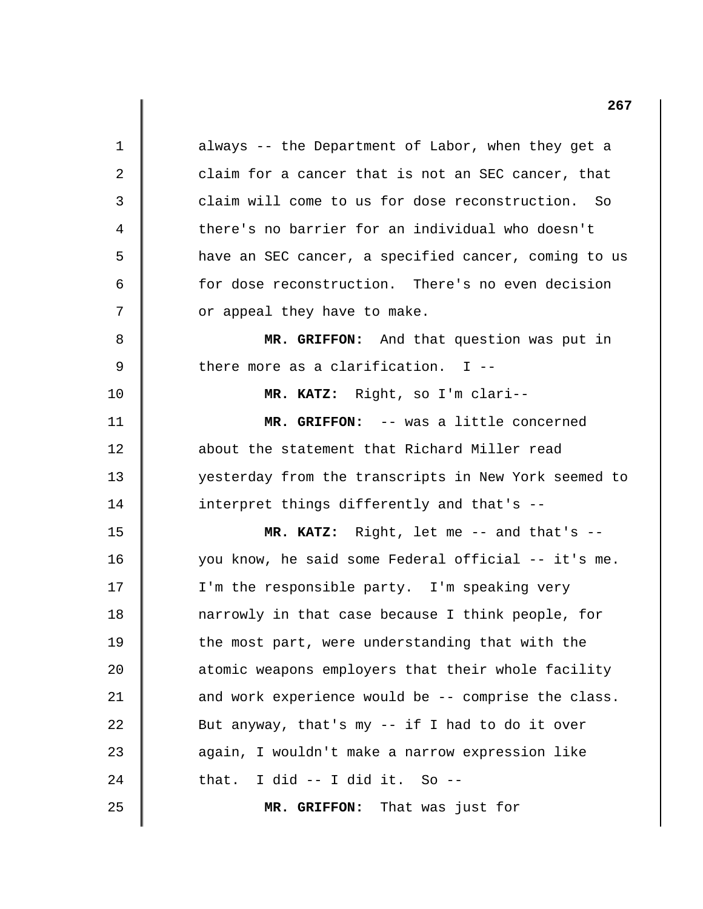always -- the Department of Labor, when they get a claim for a cancer that is not an SEC cancer, that claim will come to us for dose reconstruction. So there's no barrier for an individual who doesn't have an SEC cancer, a specified cancer, coming to us for dose reconstruction. There's no even decision or appeal they have to make.

**MR. GRIFFON:** And that question was put in there more as a clarification. I --

**MR. KATZ:** Right, so I'm clari--

**MR. GRIFFON:** -- was a little concerned about the statement that Richard Miller read yesterday from the transcripts in New York seemed to interpret things differently and that's --

**MR. KATZ:** Right, let me -- and that's -- you know, he said some Federal official -- it's me. I'm the responsible party. I'm speaking very narrowly in that case because I think people, for the most part, were understanding that with the atomic weapons employers that their whole facility and work experience would be -- comprise the class. But anyway, that's my -- if I had to do it over again, I wouldn't make a narrow expression like that. I did -- I did it. So --

**MR. GRIFFON:** That was just for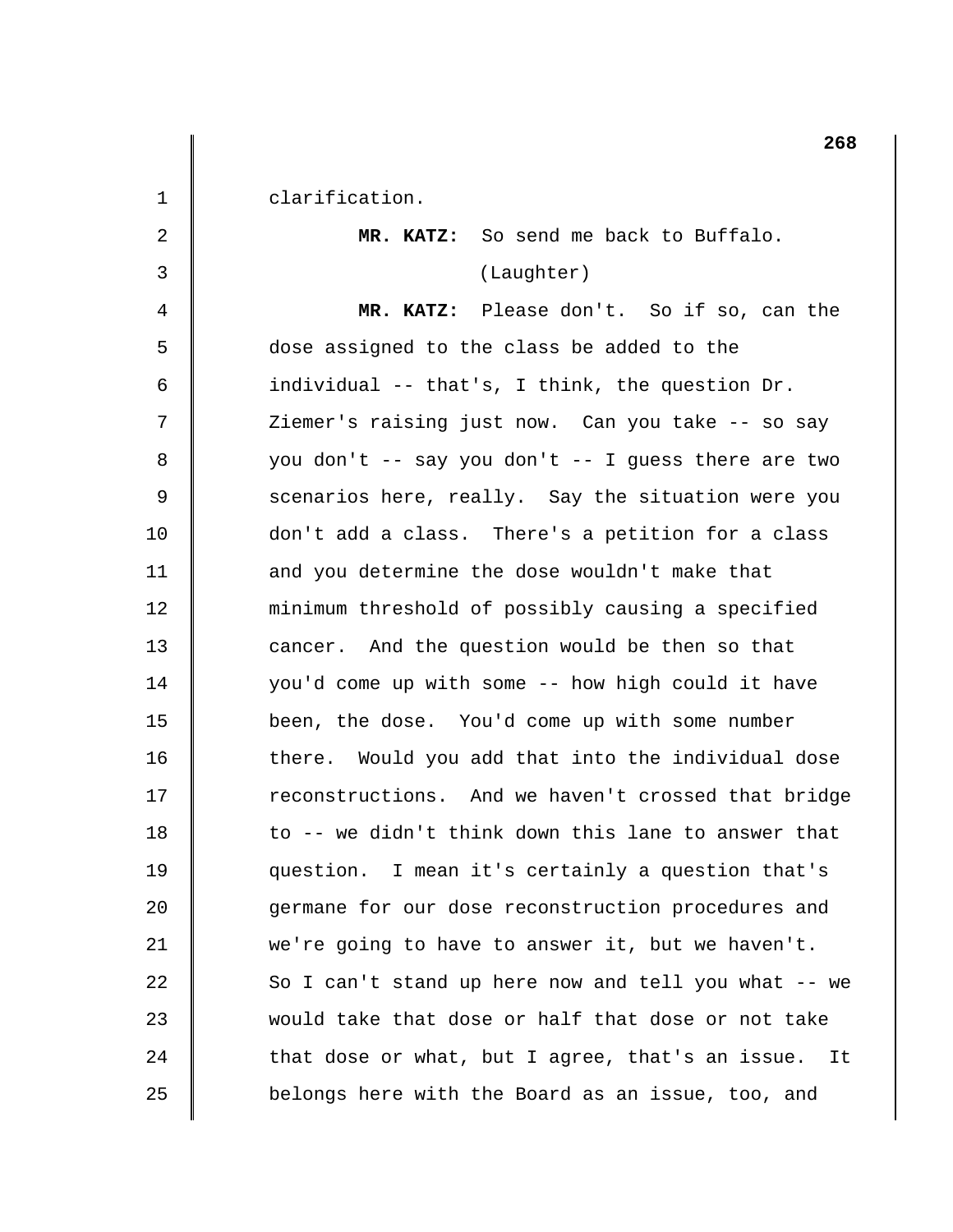clarification.

**MR. KATZ:** So send me back to Buffalo.

(Laughter)

**MR. KATZ:** Please don't. So if so, can the dose assigned to the class be added to the individual -- that's, I think, the question Dr. Ziemer's raising just now. Can you take -- so say you don't -- say you don't -- I guess there are two scenarios here, really. Say the situation were you don't add a class. There's a petition for a class and you determine the dose wouldn't make that minimum threshold of possibly causing a specified cancer. And the question would be then so that you'd come up with some -- how high could it have been, the dose. You'd come up with some number there. Would you add that into the individual dose reconstructions. And we haven't crossed that bridge to -- we didn't think down this lane to answer that question. I mean it's certainly a question that's germane for our dose reconstruction procedures and we're going to have to answer it, but we haven't. So I can't stand up here now and tell you what -- we would take that dose or half that dose or not take that dose or what, but I agree, that's an issue. It belongs here with the Board as an issue, too, and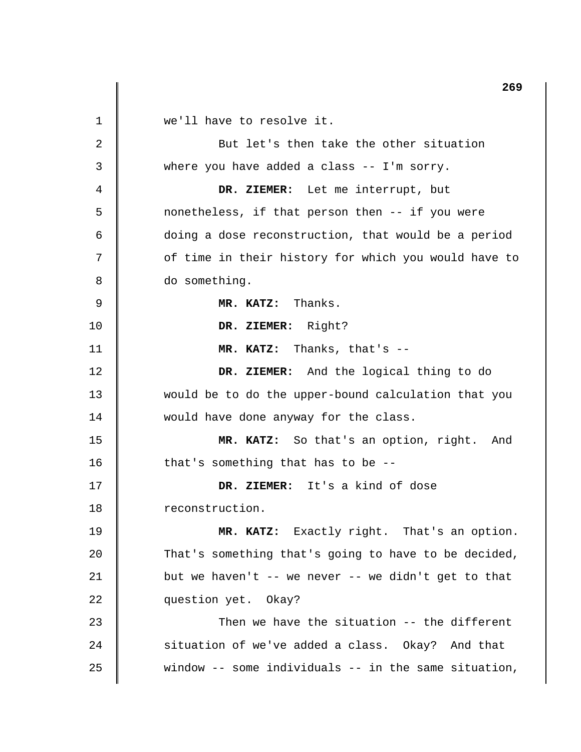we'll have to resolve it.

But let's then take the other situation where you have added a class -- I'm sorry.

**DR. ZIEMER:** Let me interrupt, but nonetheless, if that person then -- if you were doing a dose reconstruction, that would be a period of time in their history for which you would have to do something.

**MR. KATZ:** Thanks.

**DR. ZIEMER:** Right?

**MR. KATZ:** Thanks, that's --

**DR. ZIEMER:** And the logical thing to do would be to do the upper-bound calculation that you would have done anyway for the class.

**MR. KATZ:** So that's an option, right. And that's something that has to be --

**DR. ZIEMER:** It's a kind of dose reconstruction.

**MR. KATZ:** Exactly right. That's an option. That's something that's going to have to be decided, but we haven't -- we never -- we didn't get to that question yet. Okay?

Then we have the situation -- the different situation of we've added a class. Okay? And that window -- some individuals -- in the same situation,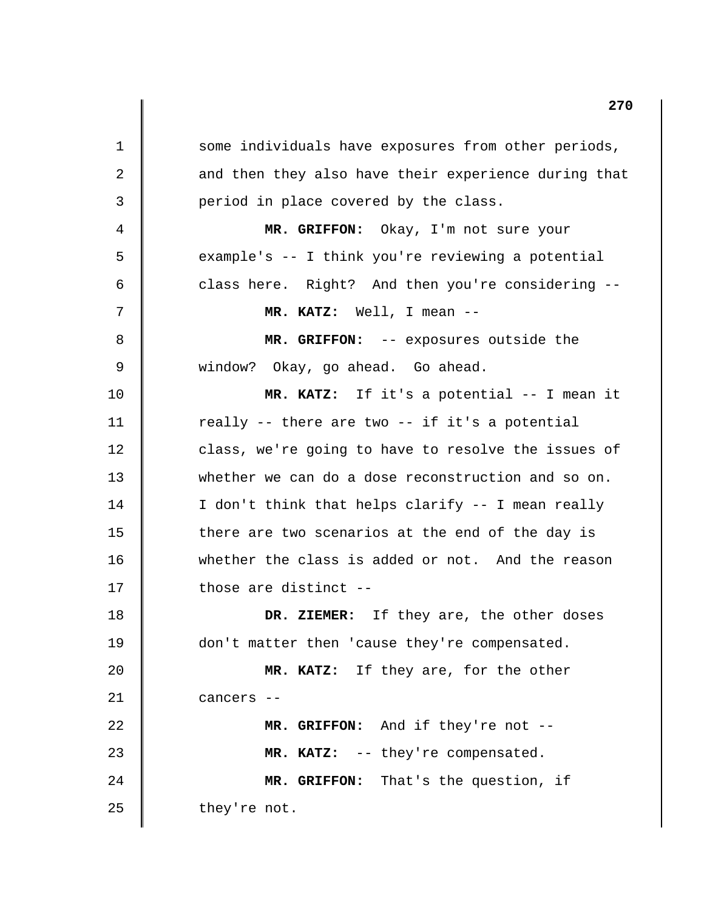some individuals have exposures from other periods, and then they also have their experience during that period in place covered by the class.

**MR. GRIFFON:** Okay, I'm not sure your example's -- I think you're reviewing a potential class here. Right? And then you're considering --

**MR. KATZ:** Well, I mean --

**MR. GRIFFON:** -- exposures outside the window? Okay, go ahead. Go ahead.

**MR. KATZ:** If it's a potential -- I mean it really -- there are two -- if it's a potential class, we're going to have to resolve the issues of whether we can do a dose reconstruction and so on. I don't think that helps clarify -- I mean really there are two scenarios at the end of the day is whether the class is added or not. And the reason those are distinct --

**DR. ZIEMER:** If they are, the other doses don't matter then 'cause they're compensated.

**MR. KATZ:** If they are, for the other cancers --

**MR. GRIFFON:** And if they're not --

**MR. KATZ:** -- they're compensated.

**MR. GRIFFON:** That's the question, if they're not.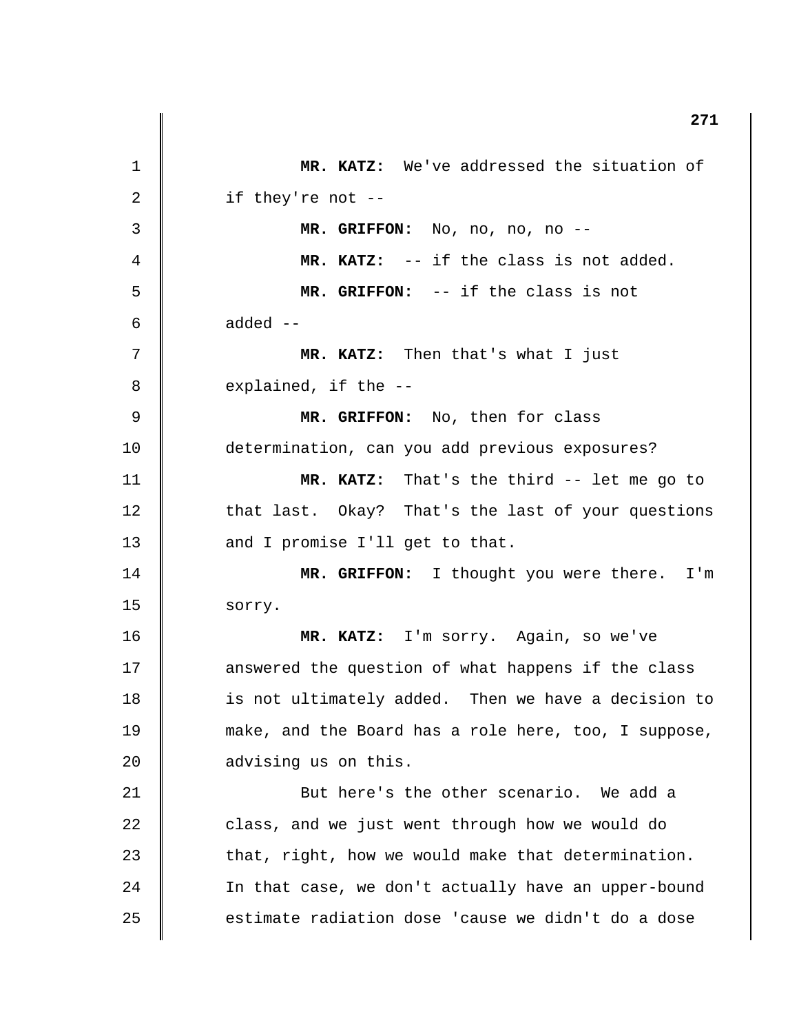**MR. KATZ:** We've addressed the situation of if they're not --

**MR. GRIFFON:** No, no, no, no --

**MR. KATZ:** -- if the class is not added.

**MR. GRIFFON:** -- if the class is not added --

**MR. KATZ:** Then that's what I just explained, if the --

**MR. GRIFFON:** No, then for class determination, can you add previous exposures?

**MR. KATZ:** That's the third -- let me go to that last. Okay? That's the last of your questions and I promise I'll get to that.

**MR. GRIFFON:** I thought you were there. I'm sorry.

**MR. KATZ:** I'm sorry. Again, so we've answered the question of what happens if the class is not ultimately added. Then we have a decision to make, and the Board has a role here, too, I suppose, advising us on this.

But here's the other scenario. We add a class, and we just went through how we would do that, right, how we would make that determination. In that case, we don't actually have an upper-bound estimate radiation dose 'cause we didn't do a dose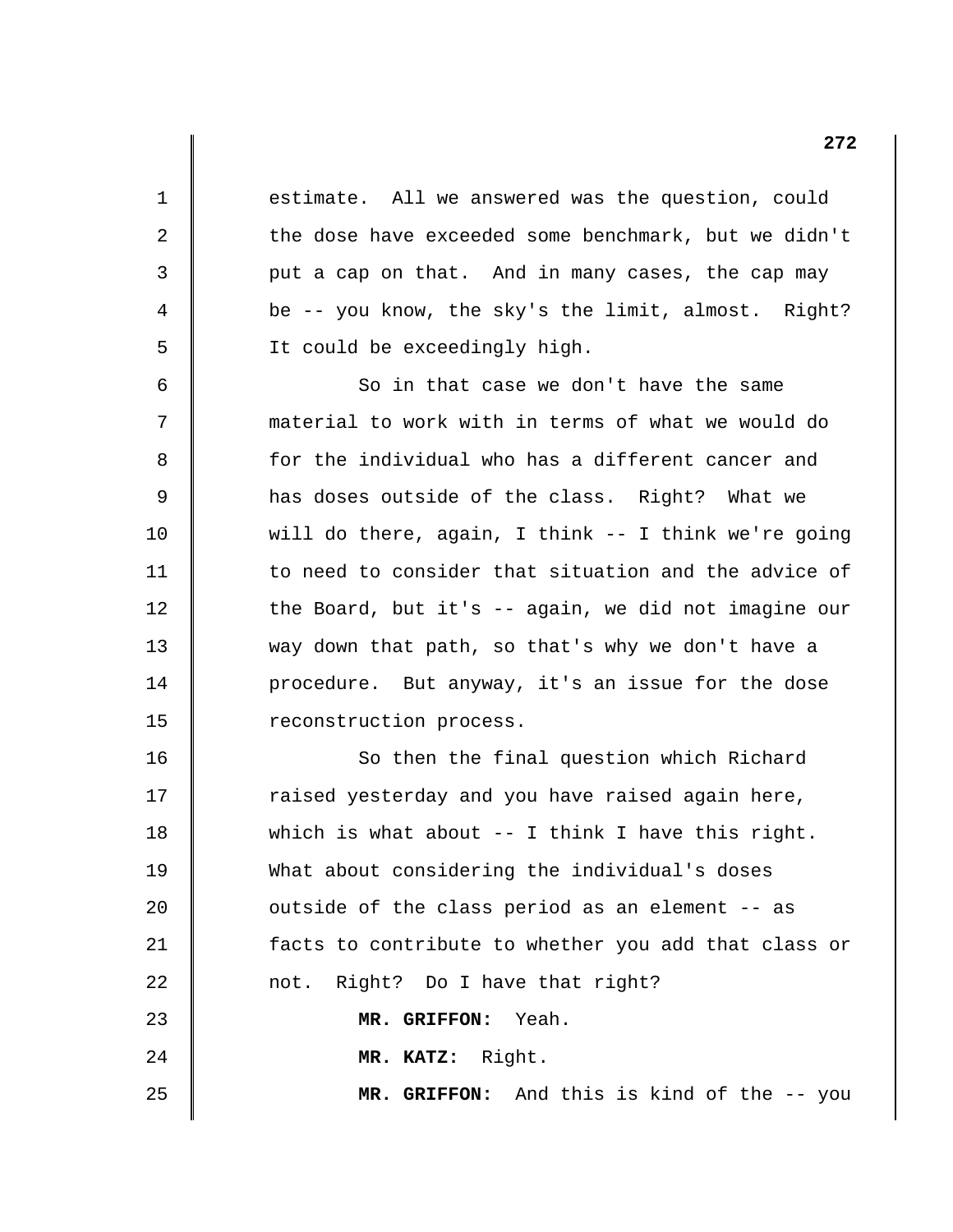estimate. All we answered was the question, could the dose have exceeded some benchmark, but we didn't put a cap on that. And in many cases, the cap may be -- you know, the sky's the limit, almost. Right? It could be exceedingly high.

So in that case we don't have the same material to work with in terms of what we would do for the individual who has a different cancer and has doses outside of the class. Right? What we will do there, again, I think -- I think we're going to need to consider that situation and the advice of the Board, but it's -- again, we did not imagine our way down that path, so that's why we don't have a procedure. But anyway, it's an issue for the dose reconstruction process.

So then the final question which Richard raised yesterday and you have raised again here, which is what about -- I think I have this right. What about considering the individual's doses outside of the class period as an element -- as facts to contribute to whether you add that class or not. Right? Do I have that right?

**MR. GRIFFON:** Yeah.

**MR. KATZ:** Right.

**MR. GRIFFON:** And this is kind of the -- you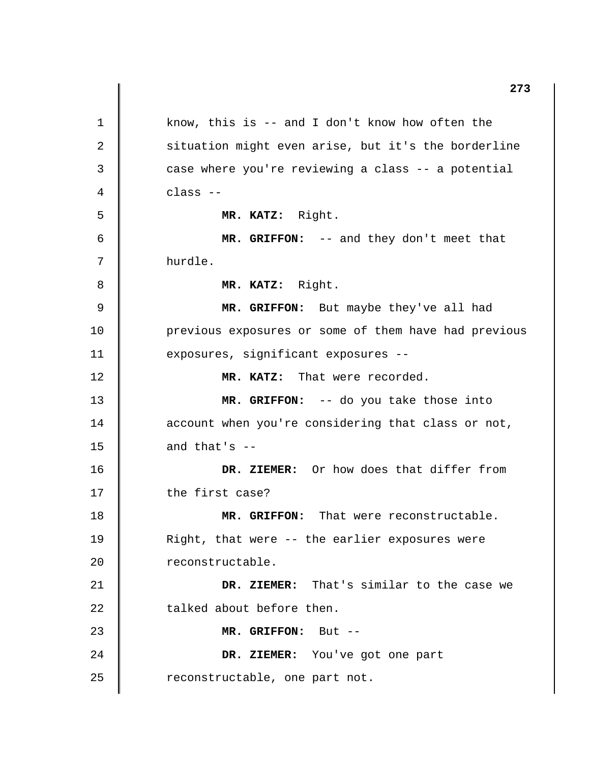know, this is -- and I don't know how often the situation might even arise, but it's the borderline case where you're reviewing a class -- a potential class --

**MR. KATZ:** Right.

**MR. GRIFFON:** -- and they don't meet that hurdle.

**MR. KATZ:** Right.

**MR. GRIFFON:** But maybe they've all had previous exposures or some of them have had previous exposures, significant exposures --

**MR. KATZ:** That were recorded.

**MR. GRIFFON:** -- do you take those into account when you're considering that class or not, and that's --

**DR. ZIEMER:** Or how does that differ from the first case?

**MR. GRIFFON:** That were reconstructable. Right, that were -- the earlier exposures were reconstructable.

**DR. ZIEMER:** That's similar to the case we talked about before then.

**MR. GRIFFON:** But --

**DR. ZIEMER:** You've got one part reconstructable, one part not.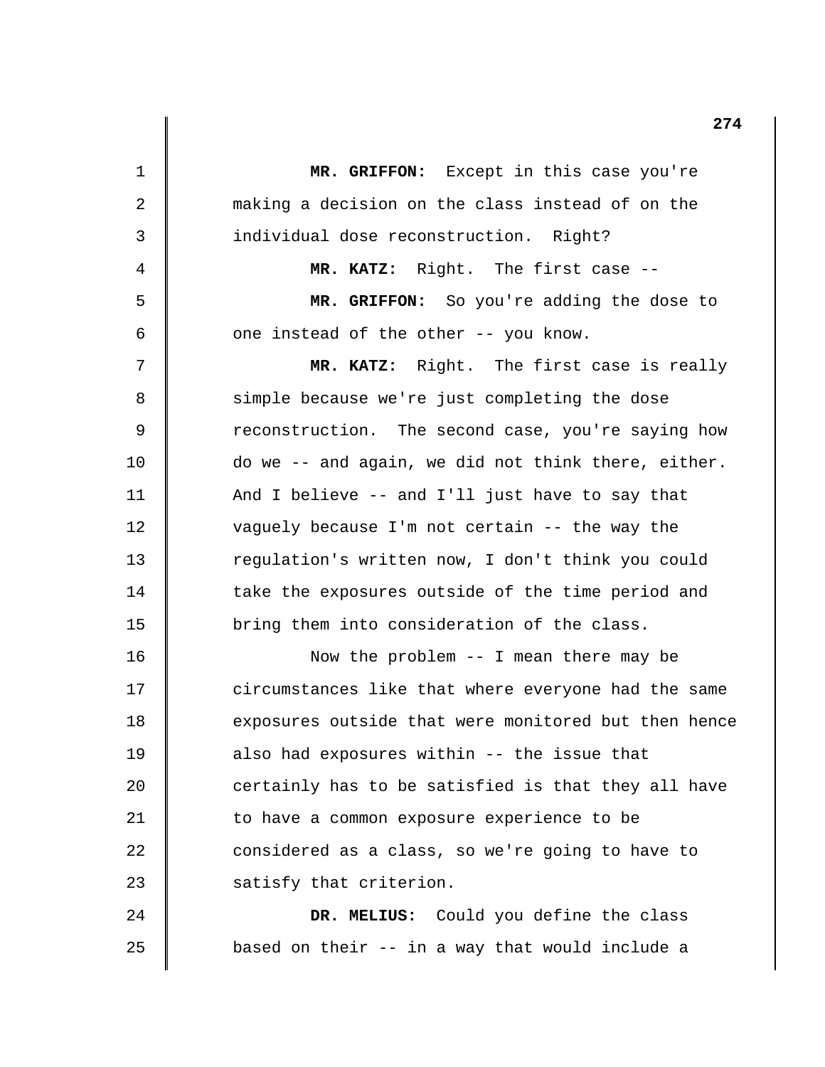**MR. GRIFFON:** Except in this case you're making a decision on the class instead of on the individual dose reconstruction. Right?

**MR. KATZ:** Right. The first case --

**MR. GRIFFON:** So you're adding the dose to one instead of the other -- you know.

**MR. KATZ:** Right. The first case is really simple because we're just completing the dose reconstruction. The second case, you're saying how do we -- and again, we did not think there, either. And I believe -- and I'll just have to say that vaguely because I'm not certain -- the way the regulation's written now, I don't think you could take the exposures outside of the time period and bring them into consideration of the class.

Now the problem -- I mean there may be circumstances like that where everyone had the same exposures outside that were monitored but then hence also had exposures within -- the issue that certainly has to be satisfied is that they all have to have a common exposure experience to be considered as a class, so we're going to have to satisfy that criterion.

**DR. MELIUS:** Could you define the class based on their -- in a way that would include a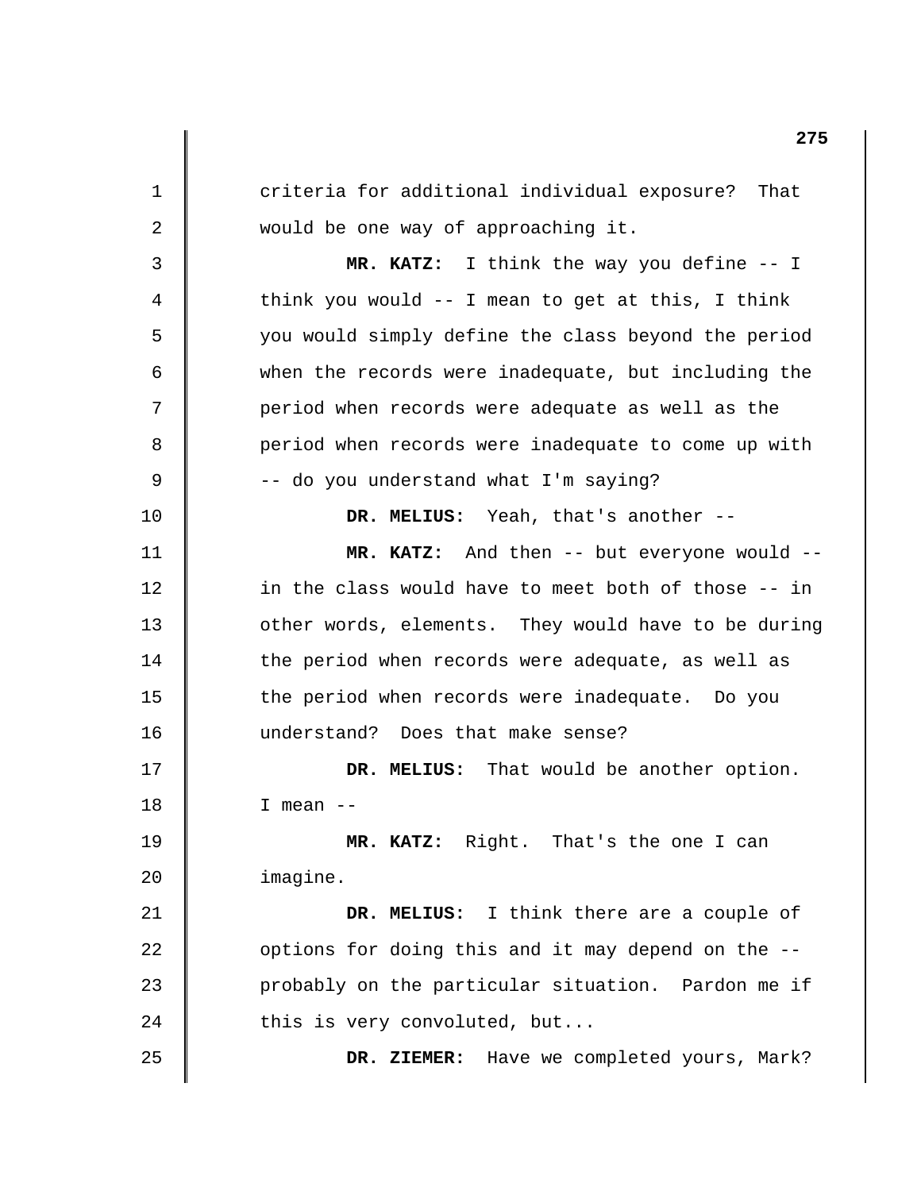criteria for additional individual exposure? That would be one way of approaching it.

**MR. KATZ:** I think the way you define -- I think you would -- I mean to get at this, I think you would simply define the class beyond the period when the records were inadequate, but including the period when records were adequate as well as the period when records were inadequate to come up with -- do you understand what I'm saying?

**DR. MELIUS:** Yeah, that's another --

**MR. KATZ:** And then -- but everyone would -- in the class would have to meet both of those -- in other words, elements. They would have to be during the period when records were adequate, as well as the period when records were inadequate. Do you understand? Does that make sense?

**DR. MELIUS:** That would be another option. I mean --

**MR. KATZ:** Right. That's the one I can imagine.

**DR. MELIUS:** I think there are a couple of options for doing this and it may depend on the -- probably on the particular situation. Pardon me if this is very convoluted, but...

**DR. ZIEMER:** Have we completed yours, Mark?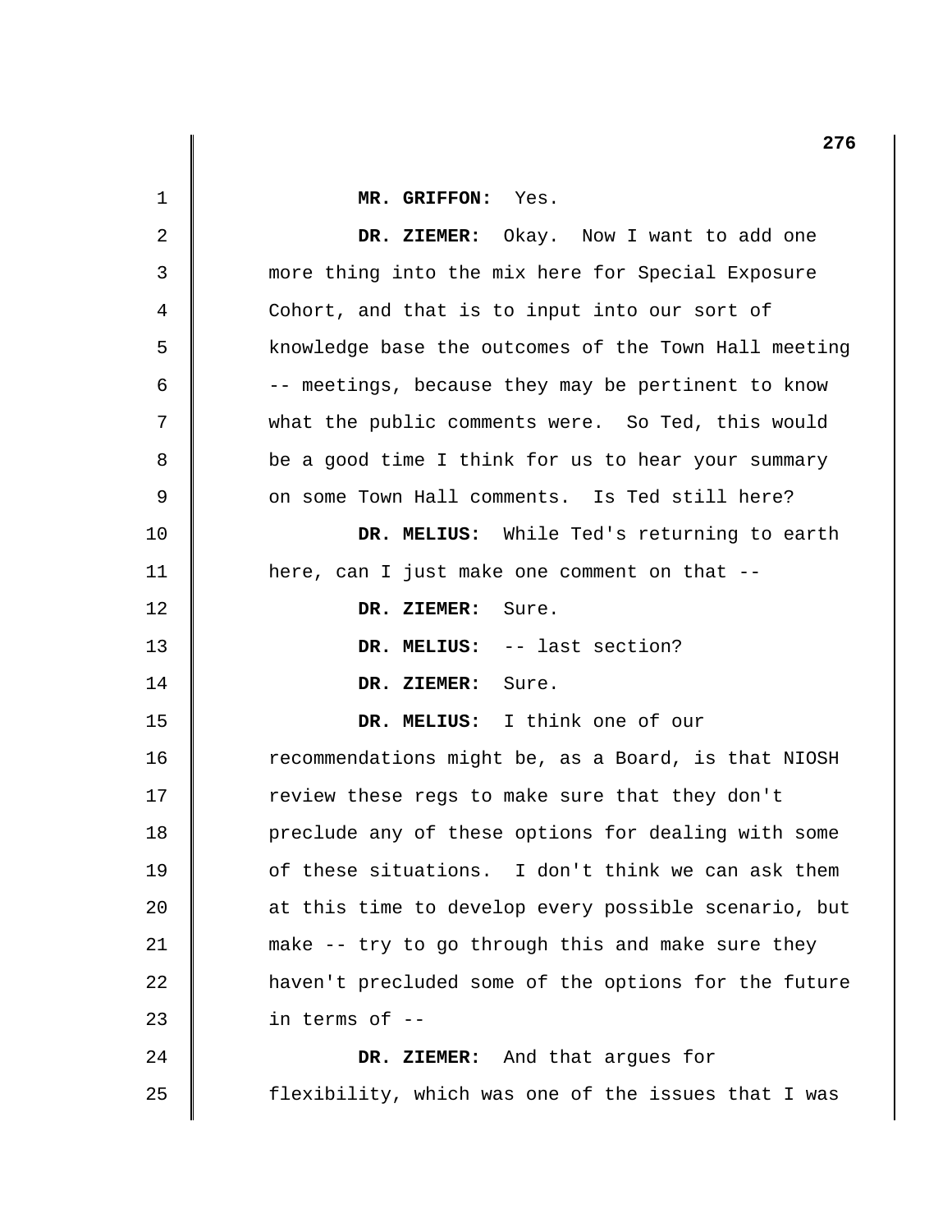**MR. GRIFFON:** Yes.

**DR. ZIEMER:** Okay. Now I want to add one more thing into the mix here for Special Exposure Cohort, and that is to input into our sort of knowledge base the outcomes of the Town Hall meeting -- meetings, because they may be pertinent to know what the public comments were. So Ted, this would be a good time I think for us to hear your summary on some Town Hall comments. Is Ted still here?

**DR. MELIUS:** While Ted's returning to earth here, can I just make one comment on that --

**DR. ZIEMER:** Sure.

**DR. MELIUS:** -- last section?

**DR. ZIEMER:** Sure.

**DR. MELIUS:** I think one of our recommendations might be, as a Board, is that NIOSH review these regs to make sure that they don't preclude any of these options for dealing with some of these situations. I don't think we can ask them at this time to develop every possible scenario, but make -- try to go through this and make sure they haven't precluded some of the options for the future in terms of --

**DR. ZIEMER:** And that argues for flexibility, which was one of the issues that I was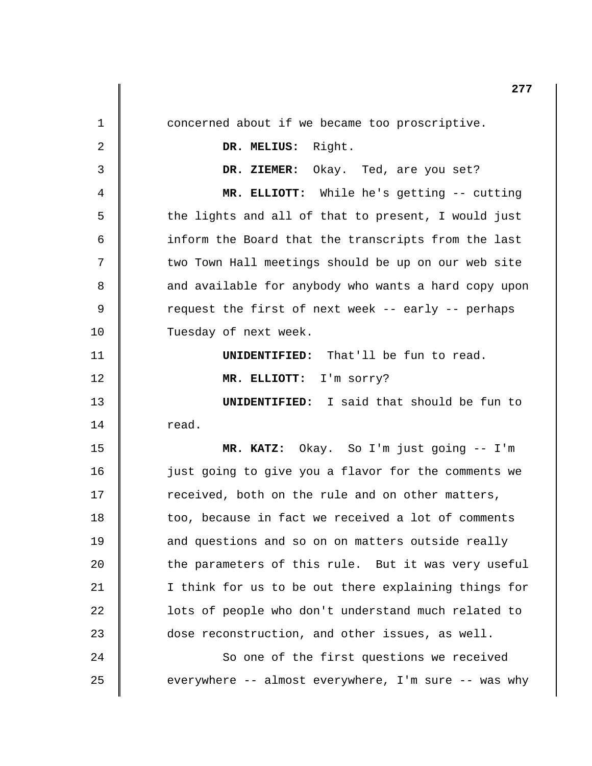concerned about if we became too proscriptive.

**DR. MELIUS:** Right.

**DR. ZIEMER:** Okay. Ted, are you set?

**MR. ELLIOTT:** While he's getting -- cutting the lights and all of that to present, I would just inform the Board that the transcripts from the last two Town Hall meetings should be up on our web site and available for anybody who wants a hard copy upon request the first of next week -- early -- perhaps Tuesday of next week.

**UNIDENTIFIED:** That'll be fun to read.

**MR. ELLIOTT:** I'm sorry?

**UNIDENTIFIED:** I said that should be fun to read.

**MR. KATZ:** Okay. So I'm just going -- I'm just going to give you a flavor for the comments we received, both on the rule and on other matters, too, because in fact we received a lot of comments and questions and so on on matters outside really the parameters of this rule. But it was very useful I think for us to be out there explaining things for lots of people who don't understand much related to dose reconstruction, and other issues, as well.

So one of the first questions we received everywhere -- almost everywhere, I'm sure -- was why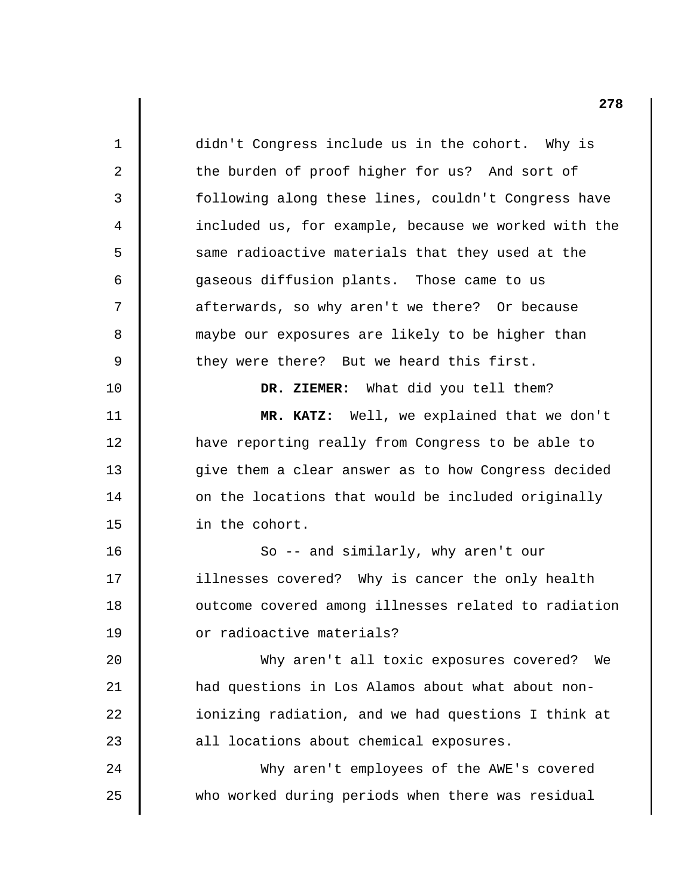didn't Congress include us in the cohort. Why is the burden of proof higher for us? And sort of following along these lines, couldn't Congress have included us, for example, because we worked with the same radioactive materials that they used at the gaseous diffusion plants. Those came to us afterwards, so why aren't we there? Or because maybe our exposures are likely to be higher than they were there? But we heard this first.

**DR. ZIEMER:** What did you tell them?

**MR. KATZ:** Well, we explained that we don't have reporting really from Congress to be able to give them a clear answer as to how Congress decided on the locations that would be included originally in the cohort.

So -- and similarly, why aren't our illnesses covered? Why is cancer the only health outcome covered among illnesses related to radiation or radioactive materials?

Why aren't all toxic exposures covered? We had questions in Los Alamos about what about non-ionizing radiation, and we had questions I think at all locations about chemical exposures.

Why aren't employees of the AWE's covered who worked during periods when there was residual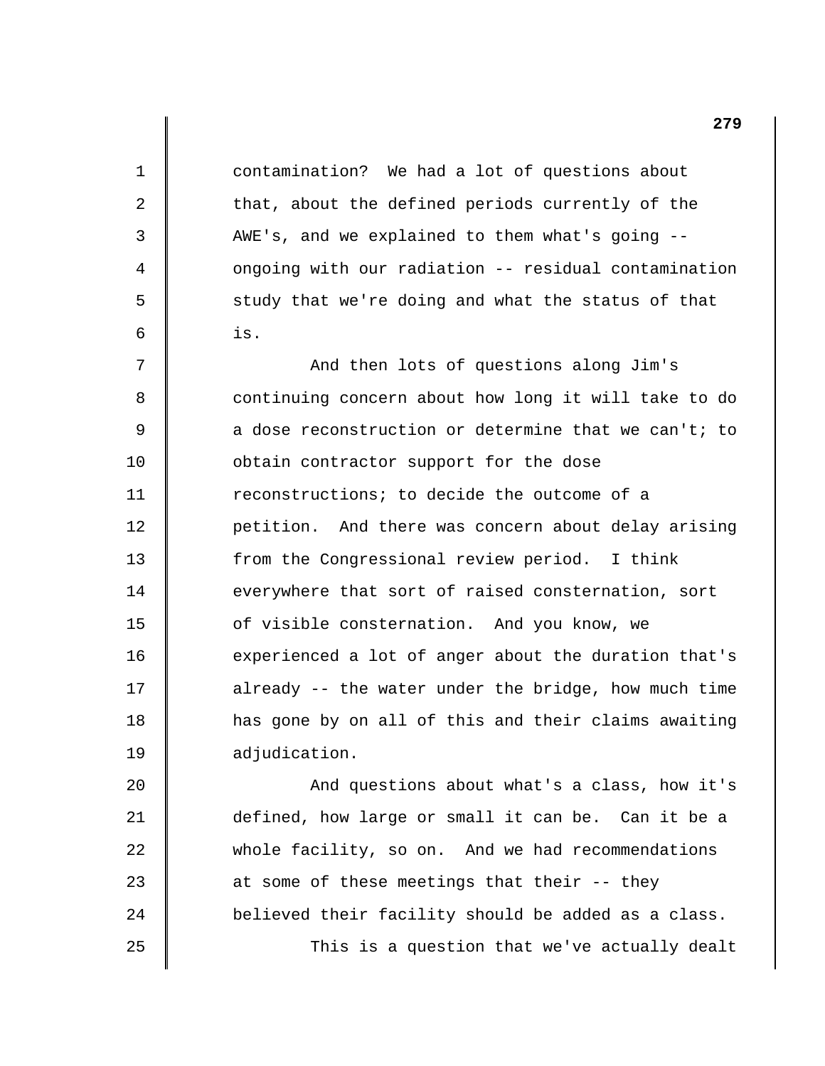contamination? We had a lot of questions about that, about the defined periods currently of the AWE's, and we explained to them what's going -- ongoing with our radiation -- residual contamination study that we're doing and what the status of that is.

And then lots of questions along Jim's continuing concern about how long it will take to do a dose reconstruction or determine that we can't; to obtain contractor support for the dose reconstructions; to decide the outcome of a petition. And there was concern about delay arising from the Congressional review period. I think everywhere that sort of raised consternation, sort of visible consternation. And you know, we experienced a lot of anger about the duration that's already -- the water under the bridge, how much time has gone by on all of this and their claims awaiting adjudication.

And questions about what's a class, how it's defined, how large or small it can be. Can it be a whole facility, so on. And we had recommendations at some of these meetings that their -- they believed their facility should be added as a class.

This is a question that we've actually dealt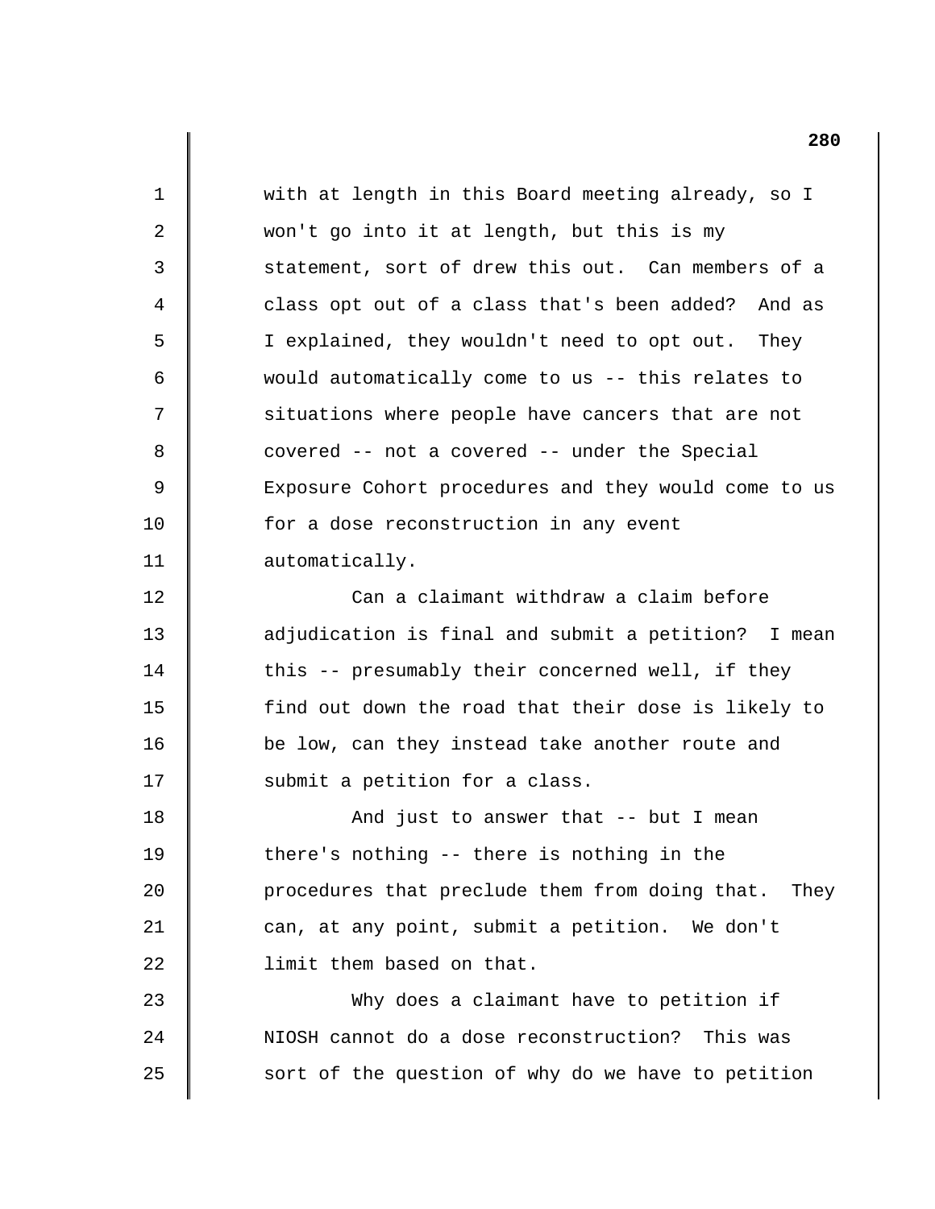with at length in this Board meeting already, so I won't go into it at length, but this is my statement, sort of drew this out. Can members of a class opt out of a class that's been added? And as I explained, they wouldn't need to opt out. They would automatically come to us -- this relates to situations where people have cancers that are not covered -- not a covered -- under the Special Exposure Cohort procedures and they would come to us for a dose reconstruction in any event automatically.

Can a claimant withdraw a claim before adjudication is final and submit a petition? I mean this -- presumably their concerned well, if they find out down the road that their dose is likely to be low, can they instead take another route and submit a petition for a class.

And just to answer that -- but I mean there's nothing -- there is nothing in the procedures that preclude them from doing that. They can, at any point, submit a petition. We don't limit them based on that.

Why does a claimant have to petition if NIOSH cannot do a dose reconstruction? This was sort of the question of why do we have to petition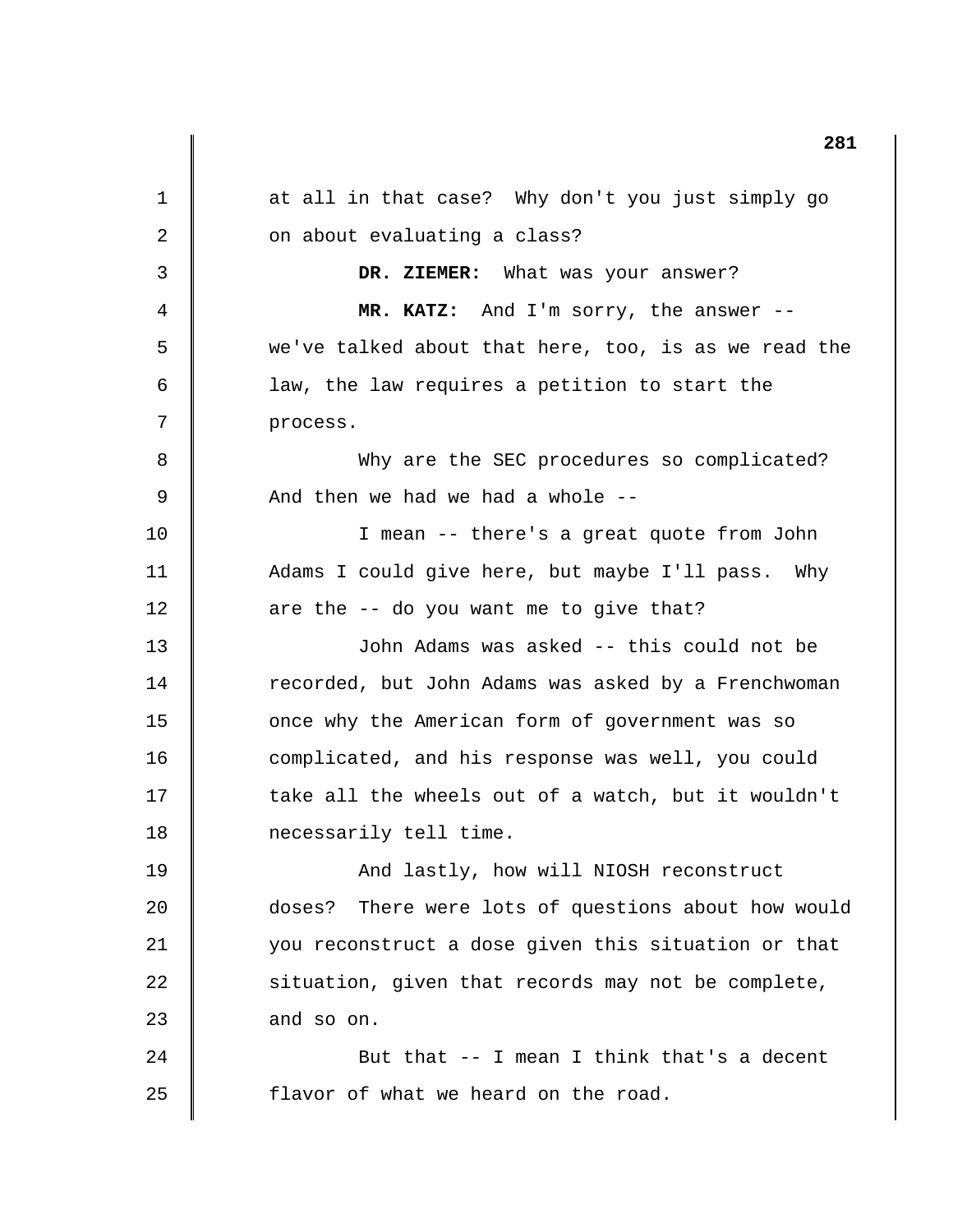at all in that case? Why don't you just simply go on about evaluating a class?

**DR. ZIEMER:** What was your answer?

**MR. KATZ:** And I'm sorry, the answer -- we've talked about that here, too, is as we read the law, the law requires a petition to start the process.

Why are the SEC procedures so complicated? And then we had we had a whole --

I mean -- there's a great quote from John Adams I could give here, but maybe I'll pass. Why are the -- do you want me to give that?

John Adams was asked -- this could not be recorded, but John Adams was asked by a Frenchwoman once why the American form of government was so complicated, and his response was well, you could take all the wheels out of a watch, but it wouldn't necessarily tell time.

And lastly, how will NIOSH reconstruct doses? There were lots of questions about how would you reconstruct a dose given this situation or that situation, given that records may not be complete, and so on.

But that -- I mean I think that's a decent flavor of what we heard on the road.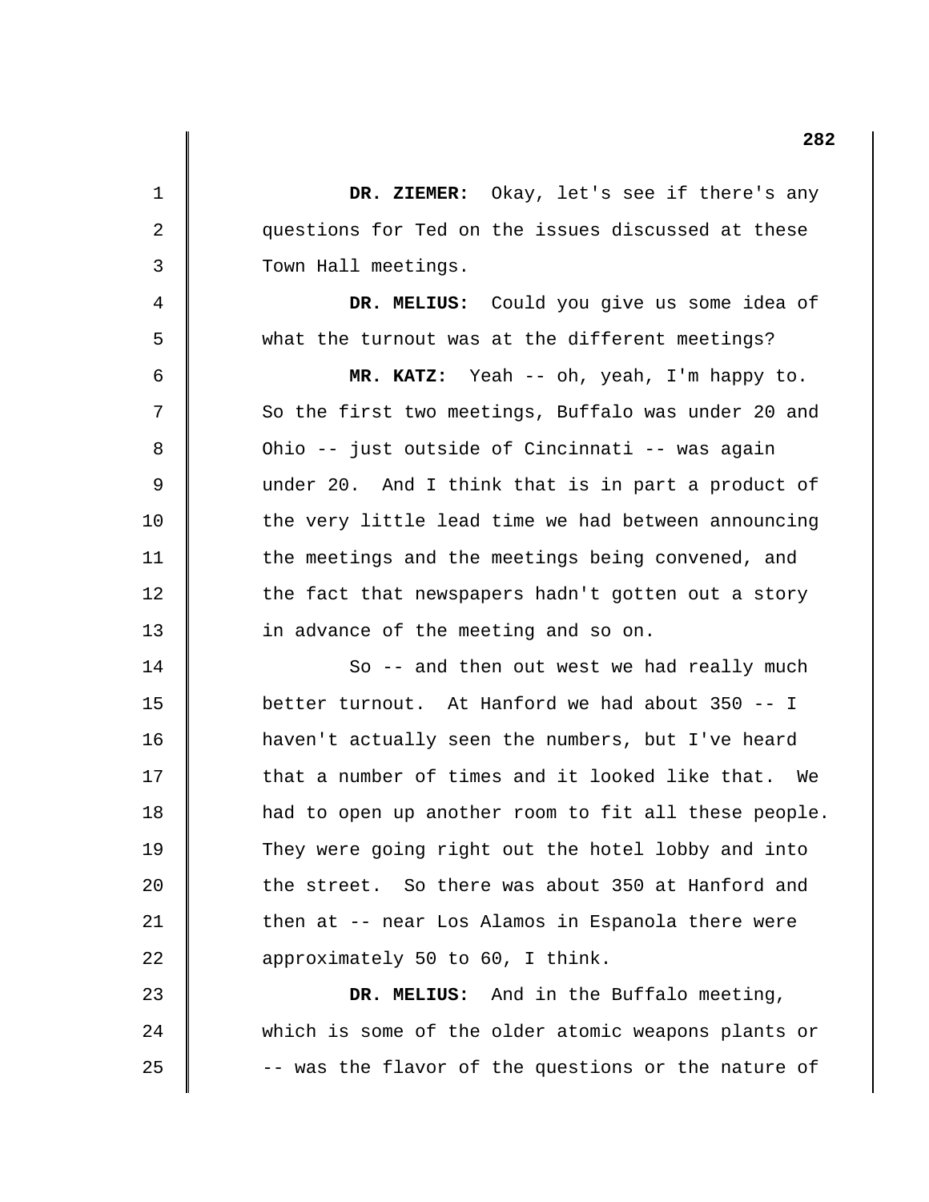**DR. ZIEMER:** Okay, let's see if there's any questions for Ted on the issues discussed at these Town Hall meetings.

**DR. MELIUS:** Could you give us some idea of what the turnout was at the different meetings?

**MR. KATZ:** Yeah -- oh, yeah, I'm happy to. So the first two meetings, Buffalo was under 20 and Ohio -- just outside of Cincinnati -- was again under 20. And I think that is in part a product of the very little lead time we had between announcing the meetings and the meetings being convened, and the fact that newspapers hadn't gotten out a story in advance of the meeting and so on.

So -- and then out west we had really much better turnout. At Hanford we had about 350 -- I haven't actually seen the numbers, but I've heard that a number of times and it looked like that. We had to open up another room to fit all these people. They were going right out the hotel lobby and into the street. So there was about 350 at Hanford and then at -- near Los Alamos in Espanola there were approximately 50 to 60, I think.

**DR. MELIUS:** And in the Buffalo meeting, which is some of the older atomic weapons plants or -- was the flavor of the questions or the nature of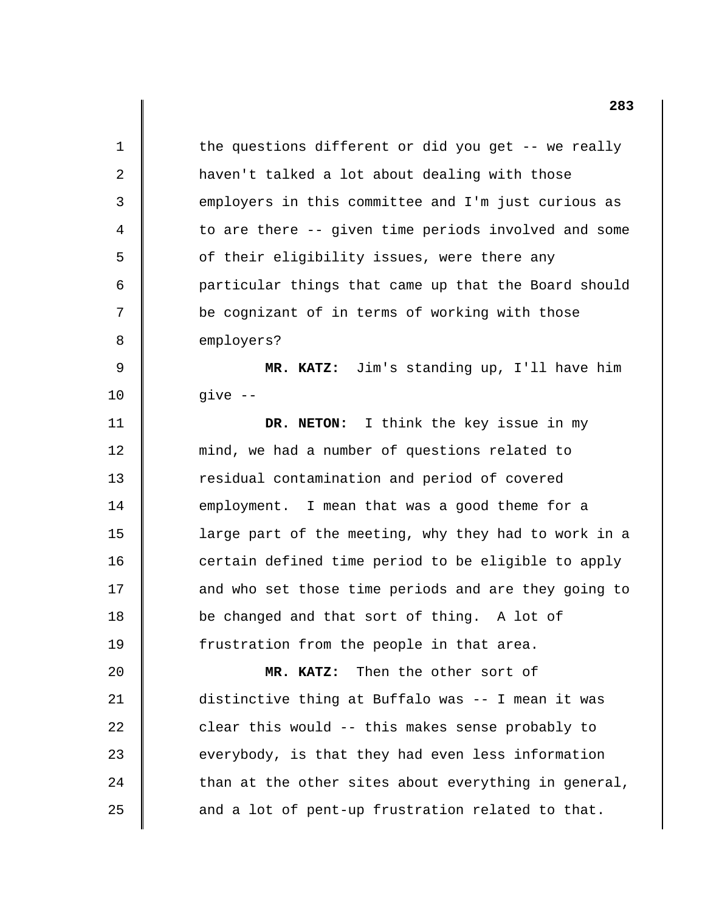the questions different or did you get -- we really haven't talked a lot about dealing with those employers in this committee and I'm just curious as to are there -- given time periods involved and some of their eligibility issues, were there any particular things that came up that the Board should be cognizant of in terms of working with those employers?

**MR. KATZ:** Jim's standing up, I'll have him give --

**DR. NETON:** I think the key issue in my mind, we had a number of questions related to residual contamination and period of covered employment. I mean that was a good theme for a large part of the meeting, why they had to work in a certain defined time period to be eligible to apply and who set those time periods and are they going to be changed and that sort of thing. A lot of frustration from the people in that area.

**MR. KATZ:** Then the other sort of distinctive thing at Buffalo was -- I mean it was clear this would -- this makes sense probably to everybody, is that they had even less information than at the other sites about everything in general, and a lot of pent-up frustration related to that.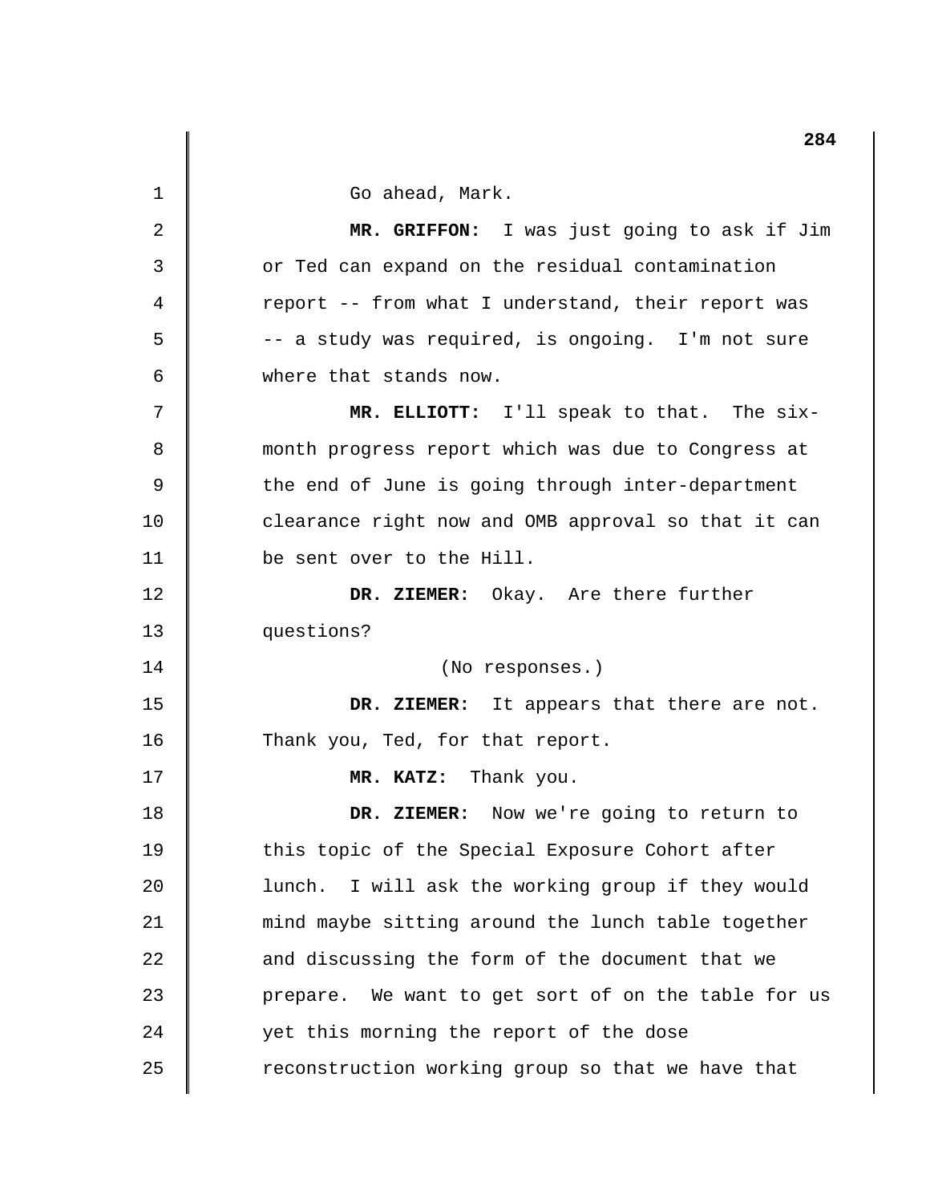Go ahead, Mark.

**MR. GRIFFON:** I was just going to ask if Jim or Ted can expand on the residual contamination report -- from what I understand, their report was -- a study was required, is ongoing. I'm not sure where that stands now.

**MR. ELLIOTT:** I'll speak to that. The six-month progress report which was due to Congress at the end of June is going through inter-department clearance right now and OMB approval so that it can be sent over to the Hill.

**DR. ZIEMER:** Okay. Are there further questions?

(No responses.)

**DR. ZIEMER:** It appears that there are not. Thank you, Ted, for that report.

**MR. KATZ:** Thank you.

**DR. ZIEMER:** Now we're going to return to this topic of the Special Exposure Cohort after lunch. I will ask the working group if they would mind maybe sitting around the lunch table together and discussing the form of the document that we prepare. We want to get sort of on the table for us yet this morning the report of the dose reconstruction working group so that we have that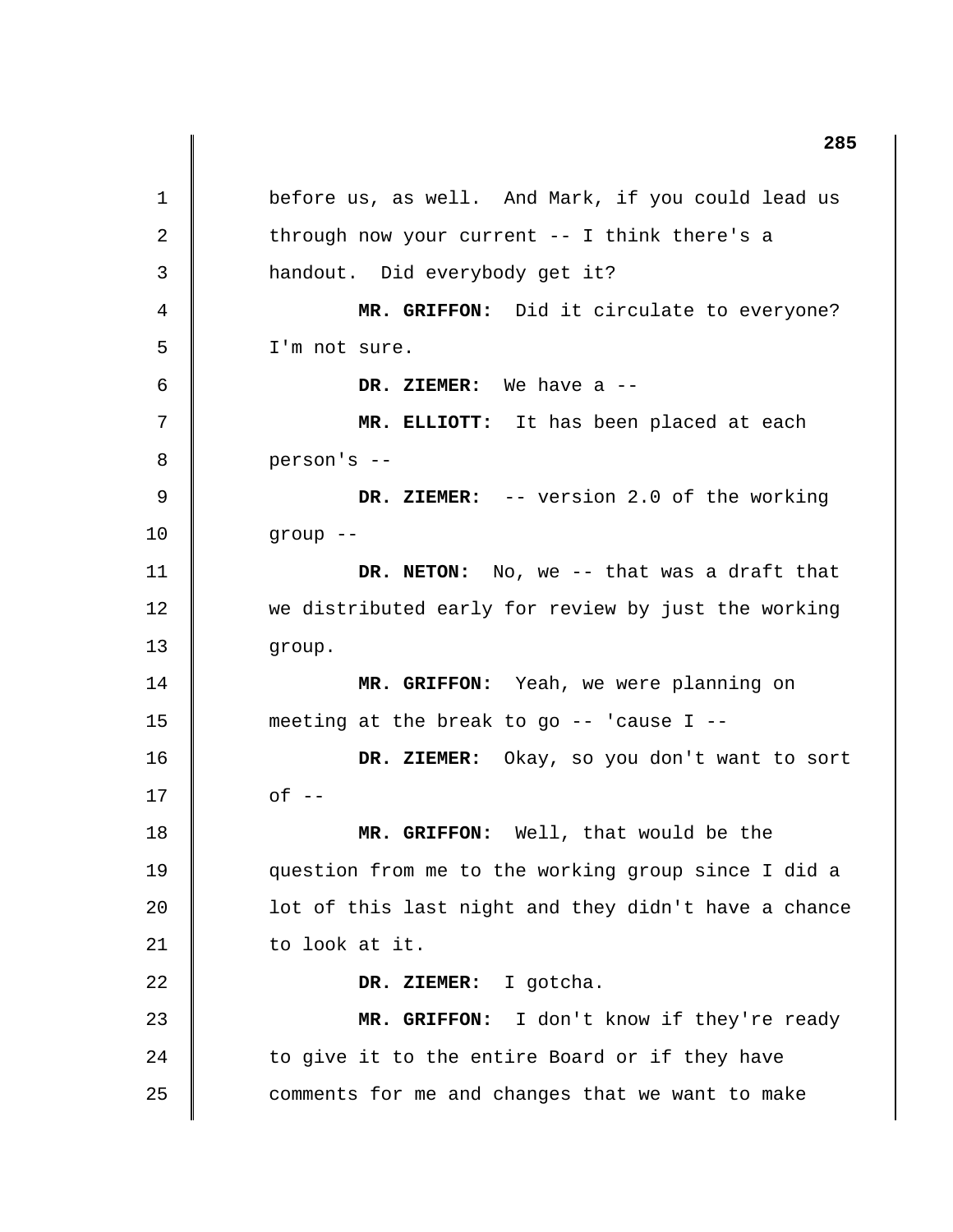before us, as well. And Mark, if you could lead us through now your current -- I think there's a handout. Did everybody get it?

**MR. GRIFFON:** Did it circulate to everyone? I'm not sure.

**DR. ZIEMER:** We have a --

**MR. ELLIOTT:** It has been placed at each person's --

**DR. ZIEMER:** -- version 2.0 of the working group --

**DR. NETON:** No, we -- that was a draft that we distributed early for review by just the working group.

**MR. GRIFFON:** Yeah, we were planning on meeting at the break to go -- 'cause I --

**DR. ZIEMER:** Okay, so you don't want to sort of --

**MR. GRIFFON:** Well, that would be the question from me to the working group since I did a lot of this last night and they didn't have a chance to look at it.

**DR. ZIEMER:** I gotcha.

**MR. GRIFFON:** I don't know if they're ready to give it to the entire Board or if they have comments for me and changes that we want to make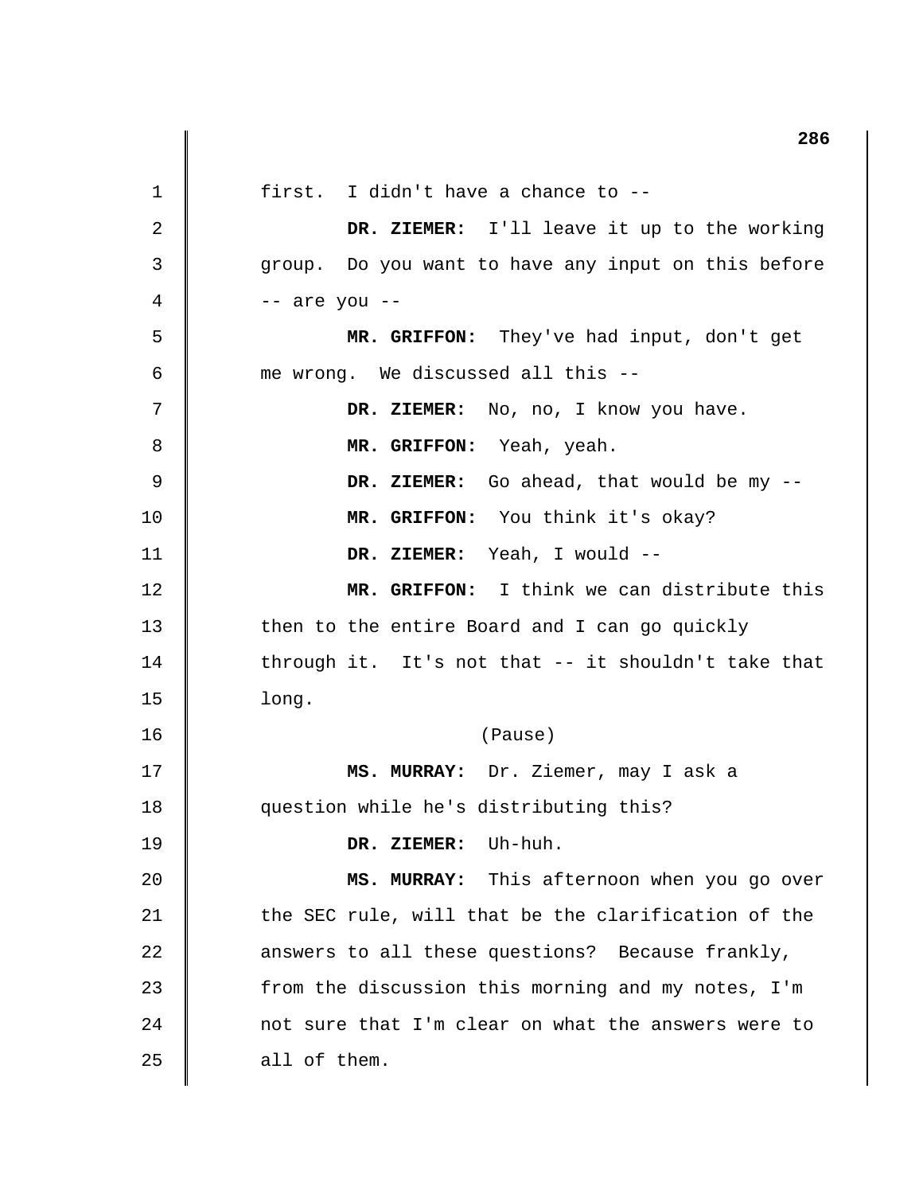first. I didn't have a chance to --

**DR. ZIEMER:** I'll leave it up to the working group. Do you want to have any input on this before -- are you --

**MR. GRIFFON:** They've had input, don't get me wrong. We discussed all this --

**DR. ZIEMER:** No, no, I know you have.

**MR. GRIFFON:** Yeah, yeah.

**DR. ZIEMER:** Go ahead, that would be my --

**MR. GRIFFON:** You think it's okay?

**DR. ZIEMER:** Yeah, I would --

**MR. GRIFFON:** I think we can distribute this then to the entire Board and I can go quickly through it. It's not that -- it shouldn't take that long.

(Pause)

**MS. MURRAY:** Dr. Ziemer, may I ask a question while he's distributing this?

**DR. ZIEMER:** Uh-huh.

**MS. MURRAY:** This afternoon when you go over the SEC rule, will that be the clarification of the answers to all these questions? Because frankly, from the discussion this morning and my notes, I'm not sure that I'm clear on what the answers were to all of them.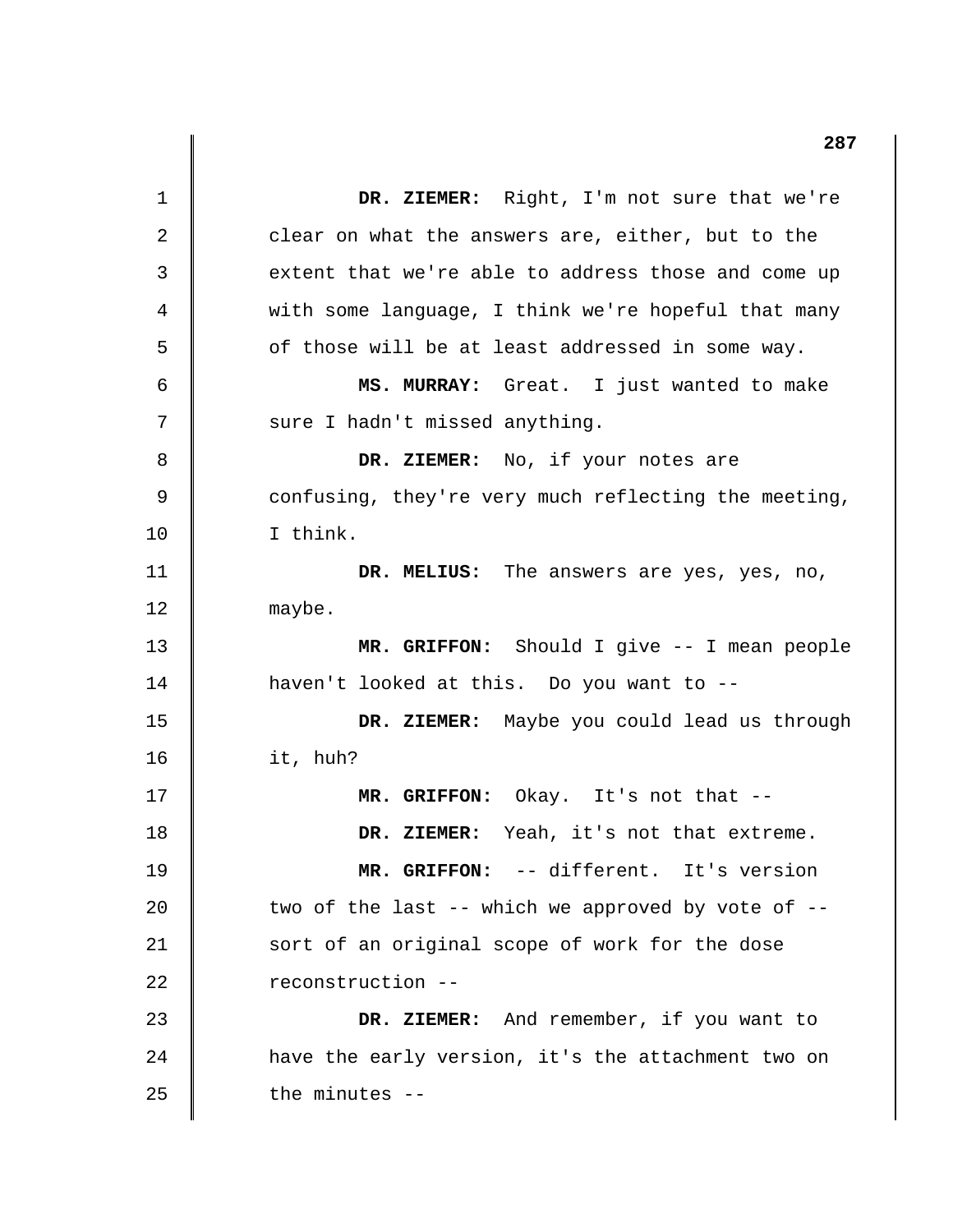**DR. ZIEMER:** Right, I'm not sure that we're clear on what the answers are, either, but to the extent that we're able to address those and come up with some language, I think we're hopeful that many of those will be at least addressed in some way.

**MS. MURRAY:** Great. I just wanted to make sure I hadn't missed anything.

**DR. ZIEMER:** No, if your notes are confusing, they're very much reflecting the meeting, I think.

**DR. MELIUS:** The answers are yes, yes, no, maybe.

**MR. GRIFFON:** Should I give -- I mean people haven't looked at this. Do you want to --

**DR. ZIEMER:** Maybe you could lead us through it, huh?

**MR. GRIFFON:** Okay. It's not that --

**DR. ZIEMER:** Yeah, it's not that extreme.

**MR. GRIFFON:** -- different. It's version two of the last -- which we approved by vote of -- sort of an original scope of work for the dose reconstruction --

**DR. ZIEMER:** And remember, if you want to have the early version, it's the attachment two on the minutes --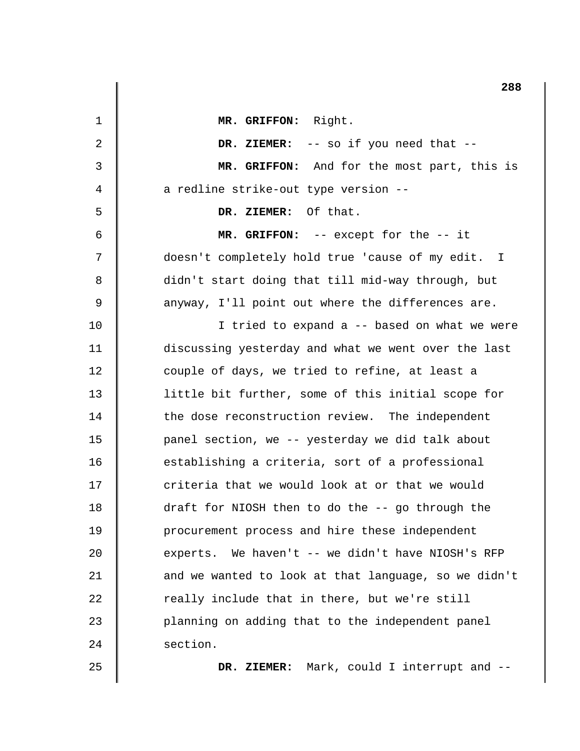**MR. GRIFFON:** Right.

**DR. ZIEMER:** -- so if you need that --

**MR. GRIFFON:** And for the most part, this is a redline strike-out type version --

**DR. ZIEMER:** Of that.

**MR. GRIFFON:** -- except for the -- it doesn't completely hold true 'cause of my edit. I didn't start doing that till mid-way through, but anyway, I'll point out where the differences are.

I tried to expand a -- based on what we were discussing yesterday and what we went over the last couple of days, we tried to refine, at least a little bit further, some of this initial scope for the dose reconstruction review. The independent panel section, we -- yesterday we did talk about establishing a criteria, sort of a professional criteria that we would look at or that we would draft for NIOSH then to do the -- go through the procurement process and hire these independent experts. We haven't -- we didn't have NIOSH's RFP and we wanted to look at that language, so we didn't really include that in there, but we're still planning on adding that to the independent panel section.

**DR. ZIEMER:** Mark, could I interrupt and --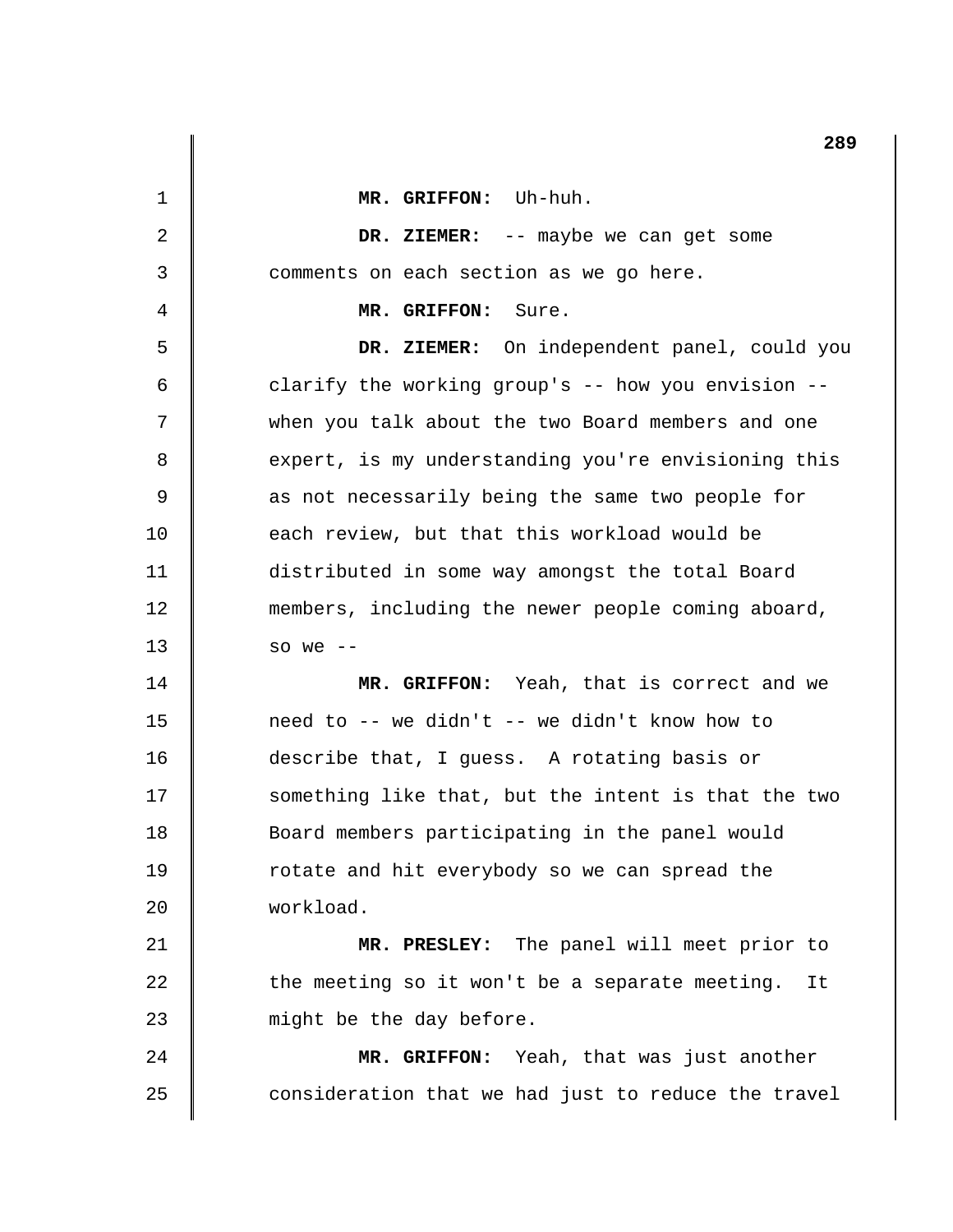**MR. GRIFFON:** Uh-huh.

**DR. ZIEMER:** -- maybe we can get some comments on each section as we go here.

**MR. GRIFFON:** Sure.

**DR. ZIEMER:** On independent panel, could you clarify the working group's -- how you envision -- when you talk about the two Board members and one expert, is my understanding you're envisioning this as not necessarily being the same two people for each review, but that this workload would be distributed in some way amongst the total Board members, including the newer people coming aboard, so we --

**MR. GRIFFON:** Yeah, that is correct and we need to -- we didn't -- we didn't know how to describe that, I guess. A rotating basis or something like that, but the intent is that the two Board members participating in the panel would rotate and hit everybody so we can spread the workload.

**MR. PRESLEY:** The panel will meet prior to the meeting so it won't be a separate meeting. It might be the day before.

**MR. GRIFFON:** Yeah, that was just another consideration that we had just to reduce the travel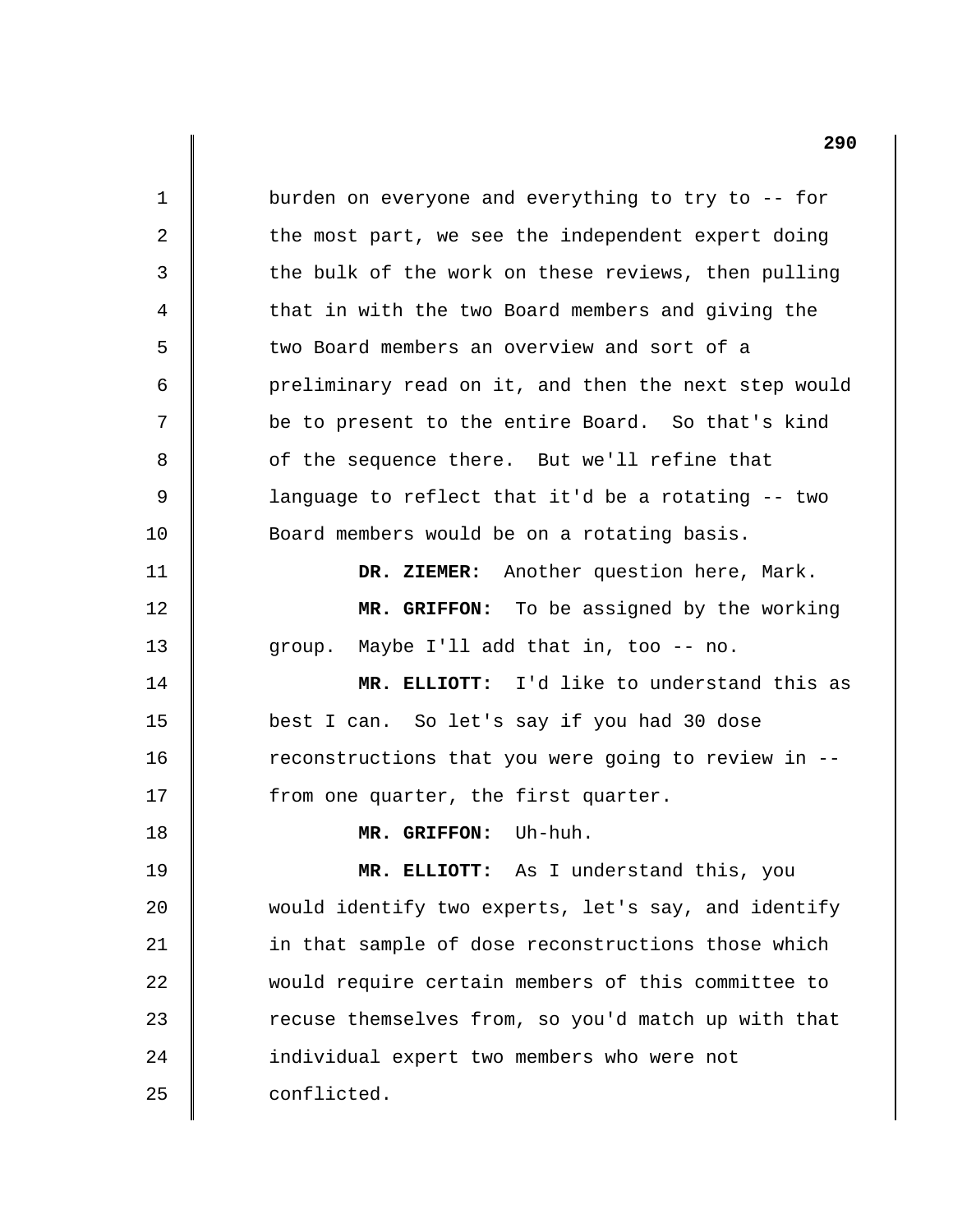burden on everyone and everything to try to -- for the most part, we see the independent expert doing the bulk of the work on these reviews, then pulling that in with the two Board members and giving the two Board members an overview and sort of a preliminary read on it, and then the next step would be to present to the entire Board. So that's kind of the sequence there. But we'll refine that language to reflect that it'd be a rotating -- two Board members would be on a rotating basis.

**DR. ZIEMER:** Another question here, Mark.

**MR. GRIFFON:** To be assigned by the working group. Maybe I'll add that in, too -- no.

**MR. ELLIOTT:** I'd like to understand this as best I can. So let's say if you had 30 dose reconstructions that you were going to review in -- from one quarter, the first quarter.

**MR. GRIFFON:** Uh-huh.

**MR. ELLIOTT:** As I understand this, you would identify two experts, let's say, and identify in that sample of dose reconstructions those which would require certain members of this committee to recuse themselves from, so you'd match up with that individual expert two members who were not conflicted.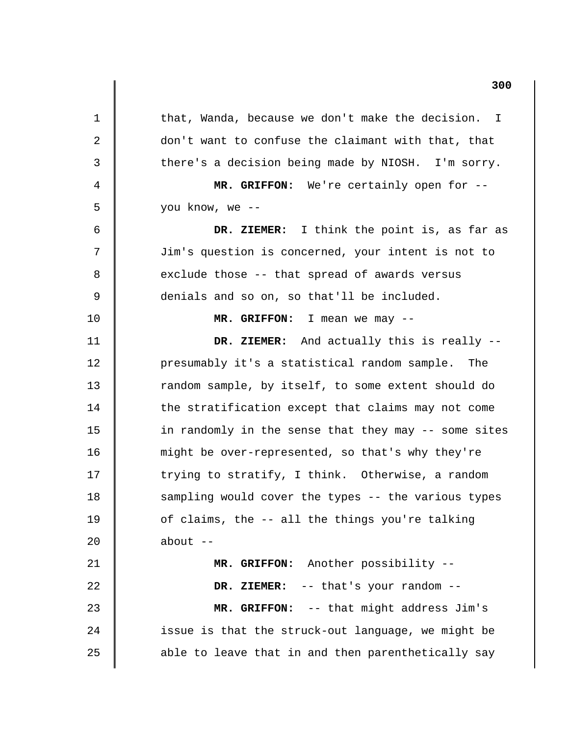that, Wanda, because we don't make the decision. I don't want to confuse the claimant with that, that there's a decision being made by NIOSH. I'm sorry.

**MR. GRIFFON:** We're certainly open for -- you know, we --

**DR. ZIEMER:** I think the point is, as far as Jim's question is concerned, your intent is not to exclude those -- that spread of awards versus denials and so on, so that'll be included.

**MR. GRIFFON:** I mean we may --

**DR. ZIEMER:** And actually this is really -- presumably it's a statistical random sample. The random sample, by itself, to some extent should do the stratification except that claims may not come in randomly in the sense that they may -- some sites might be over-represented, so that's why they're trying to stratify, I think. Otherwise, a random sampling would cover the types -- the various types of claims, the -- all the things you're talking about --

**MR. GRIFFON:** Another possibility --

**DR. ZIEMER:** -- that's your random --

**MR. GRIFFON:** -- that might address Jim's issue is that the struck-out language, we might be able to leave that in and then parenthetically say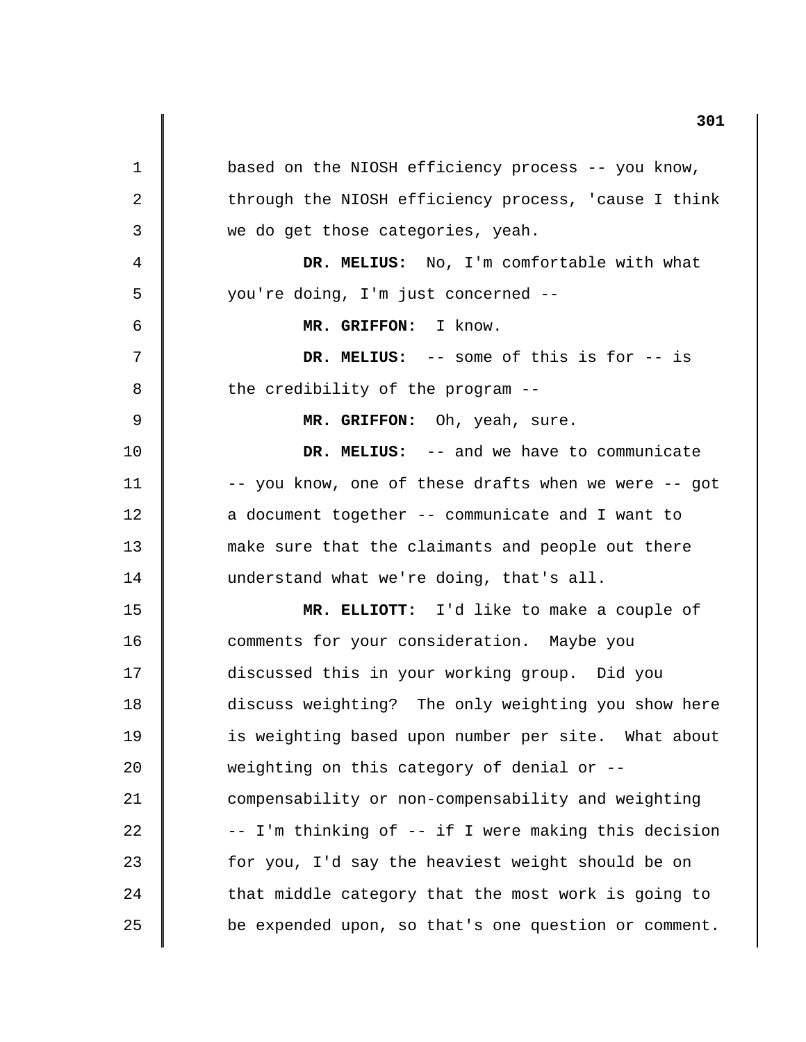based on the NIOSH efficiency process -- you know, through the NIOSH efficiency process, 'cause I think we do get those categories, yeah.

**DR. MELIUS:** No, I'm comfortable with what you're doing, I'm just concerned --

**MR. GRIFFON:** I know.

**DR. MELIUS:** -- some of this is for -- is the credibility of the program --

**MR. GRIFFON:** Oh, yeah, sure.

**DR. MELIUS:** -- and we have to communicate -- you know, one of these drafts when we were -- got a document together -- communicate and I want to make sure that the claimants and people out there understand what we're doing, that's all.

**MR. ELLIOTT:** I'd like to make a couple of comments for your consideration. Maybe you discussed this in your working group. Did you discuss weighting? The only weighting you show here is weighting based upon number per site. What about weighting on this category of denial or -- compensability or non-compensability and weighting -- I'm thinking of -- if I were making this decision for you, I'd say the heaviest weight should be on that middle category that the most work is going to be expended upon, so that's one question or comment.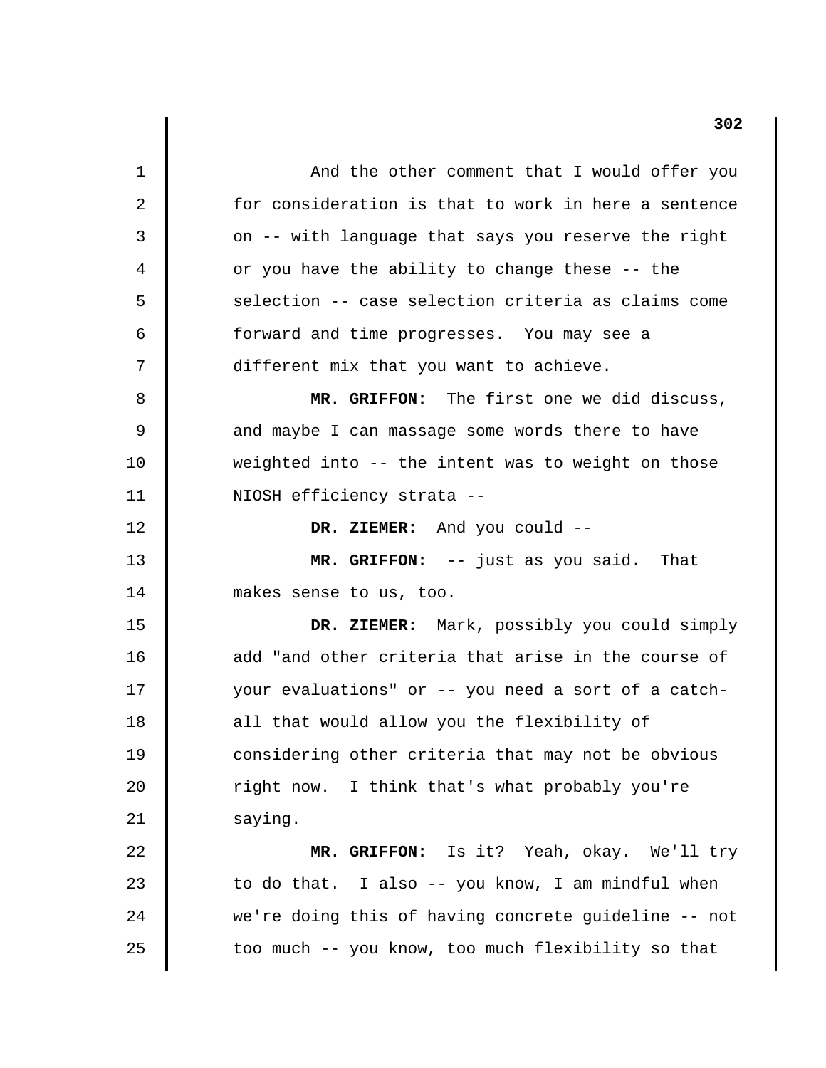And the other comment that I would offer you for consideration is that to work in here a sentence on -- with language that says you reserve the right or you have the ability to change these -- the selection -- case selection criteria as claims come forward and time progresses. You may see a different mix that you want to achieve.

**MR. GRIFFON:** The first one we did discuss, and maybe I can massage some words there to have weighted into -- the intent was to weight on those NIOSH efficiency strata --

**DR. ZIEMER:** And you could --

**MR. GRIFFON:** -- just as you said. That makes sense to us, too.

**DR. ZIEMER:** Mark, possibly you could simply add "and other criteria that arise in the course of your evaluations" or -- you need a sort of a catch-all that would allow you the flexibility of considering other criteria that may not be obvious right now. I think that's what probably you're saying.

**MR. GRIFFON:** Is it? Yeah, okay. We'll try to do that. I also -- you know, I am mindful when we're doing this of having concrete guideline -- not too much -- you know, too much flexibility so that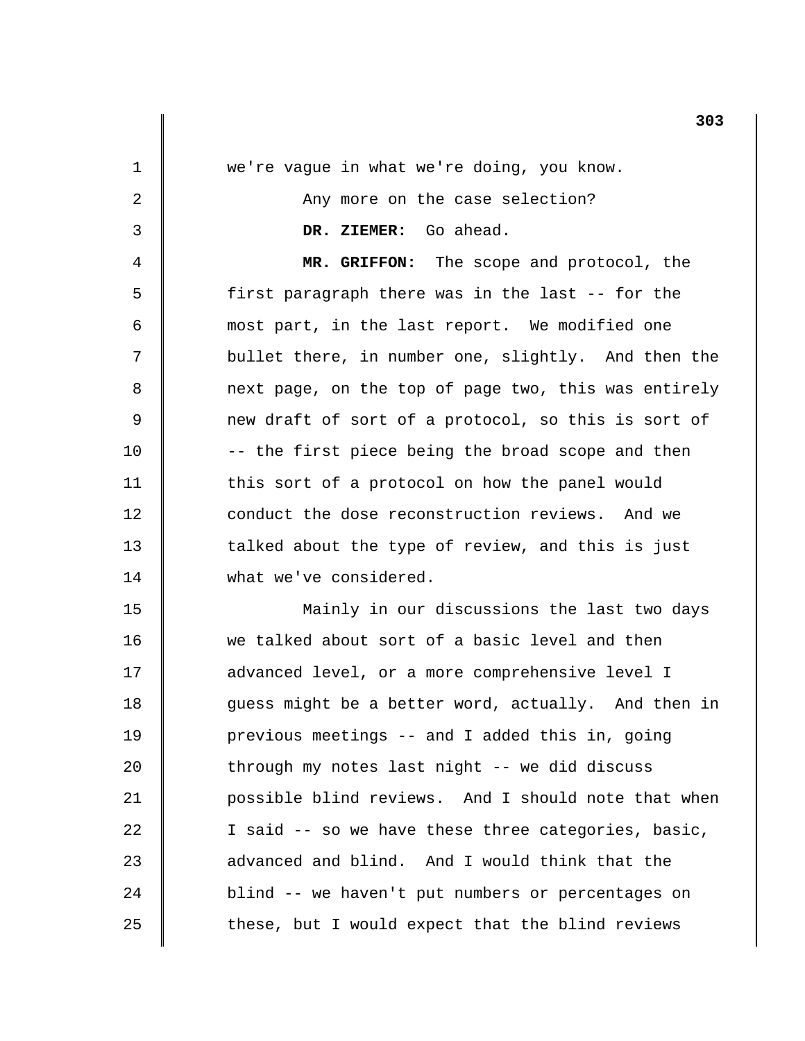we're vague in what we're doing, you know.

Any more on the case selection?

**DR. ZIEMER:** Go ahead.

**MR. GRIFFON:** The scope and protocol, the first paragraph there was in the last -- for the most part, in the last report. We modified one bullet there, in number one, slightly. And then the next page, on the top of page two, this was entirely new draft of sort of a protocol, so this is sort of -- the first piece being the broad scope and then this sort of a protocol on how the panel would conduct the dose reconstruction reviews. And we talked about the type of review, and this is just what we've considered.

Mainly in our discussions the last two days we talked about sort of a basic level and then advanced level, or a more comprehensive level I guess might be a better word, actually. And then in previous meetings -- and I added this in, going through my notes last night -- we did discuss possible blind reviews. And I should note that when I said -- so we have these three categories, basic, advanced and blind. And I would think that the blind -- we haven't put numbers or percentages on these, but I would expect that the blind reviews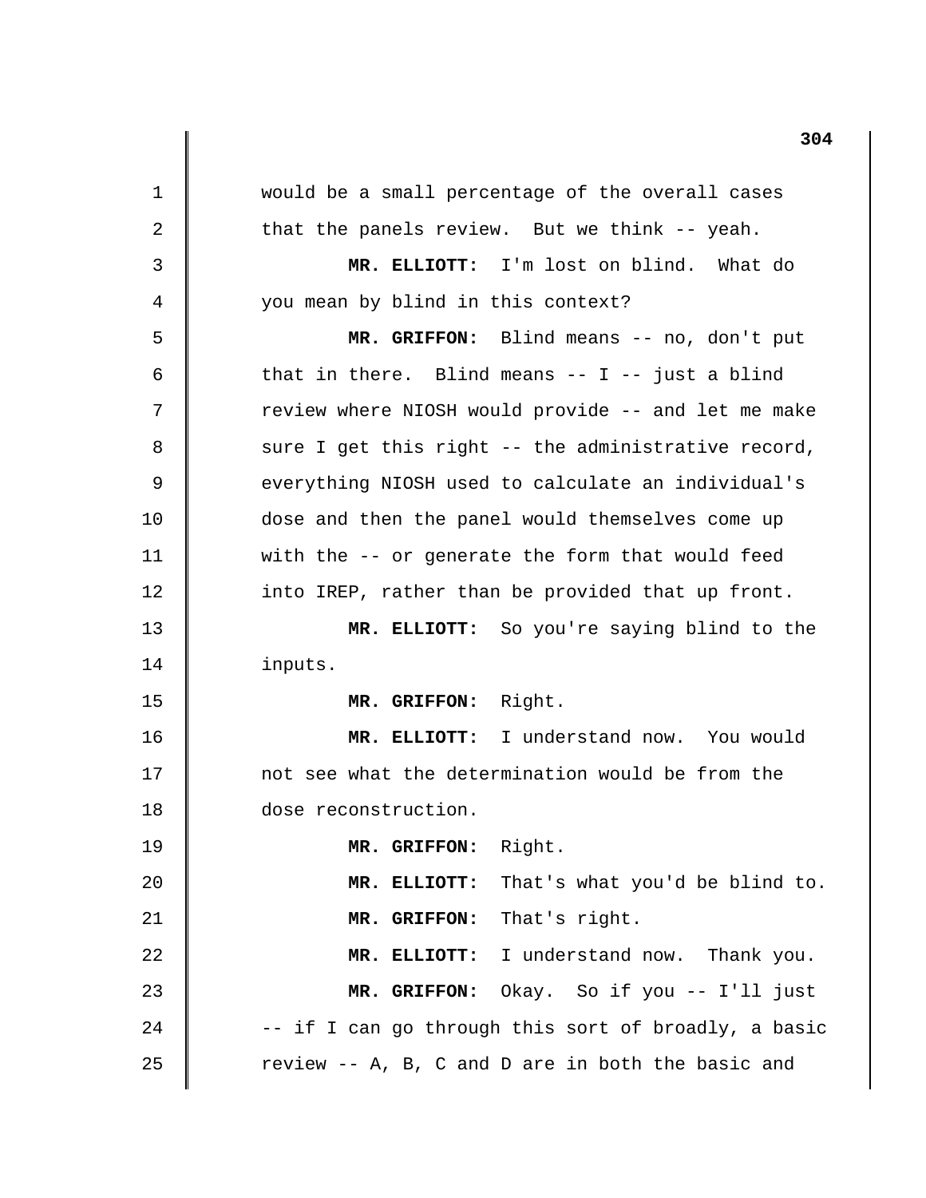would be a small percentage of the overall cases that the panels review. But we think -- yeah.

**MR. ELLIOTT:** I'm lost on blind. What do you mean by blind in this context?

**MR. GRIFFON:** Blind means -- no, don't put that in there. Blind means -- I -- just a blind review where NIOSH would provide -- and let me make sure I get this right -- the administrative record, everything NIOSH used to calculate an individual's dose and then the panel would themselves come up with the -- or generate the form that would feed into IREP, rather than be provided that up front.

**MR. ELLIOTT:** So you're saying blind to the inputs.

**MR. GRIFFON:** Right.

**MR. ELLIOTT:** I understand now. You would not see what the determination would be from the dose reconstruction.

**MR. GRIFFON:** Right.

**MR. ELLIOTT:** That's what you'd be blind to.

**MR. GRIFFON:** That's right.

**MR. ELLIOTT:** I understand now. Thank you.

**MR. GRIFFON:** Okay. So if you -- I'll just -- if I can go through this sort of broadly, a basic review -- A, B, C and D are in both the basic and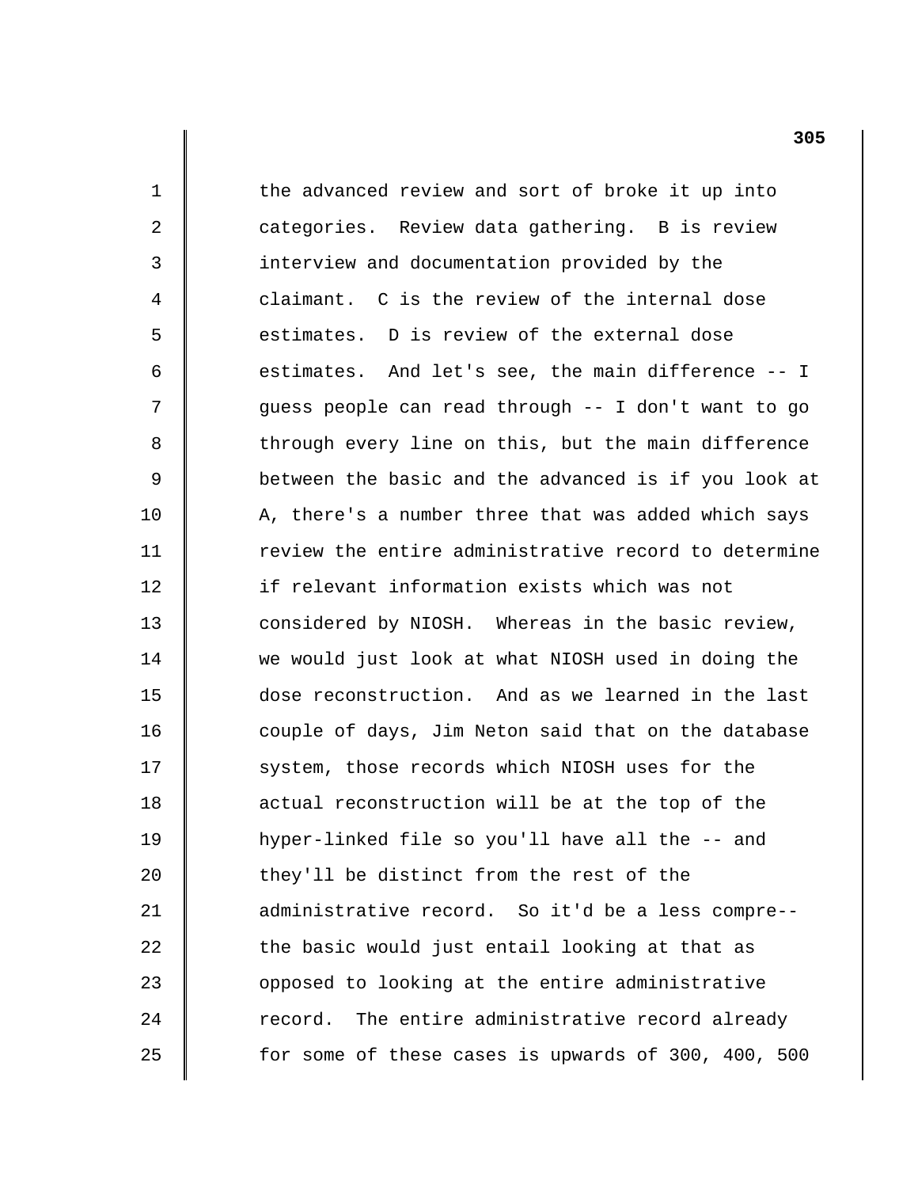the advanced review and sort of broke it up into categories. Review data gathering. B is review interview and documentation provided by the claimant. C is the review of the internal dose estimates. D is review of the external dose estimates. And let's see, the main difference -- I guess people can read through -- I don't want to go through every line on this, but the main difference between the basic and the advanced is if you look at A, there's a number three that was added which says review the entire administrative record to determine if relevant information exists which was not considered by NIOSH. Whereas in the basic review, we would just look at what NIOSH used in doing the dose reconstruction. And as we learned in the last couple of days, Jim Neton said that on the database system, those records which NIOSH uses for the actual reconstruction will be at the top of the hyper-linked file so you'll have all the -- and they'll be distinct from the rest of the administrative record. So it'd be a less compre-- the basic would just entail looking at that as opposed to looking at the entire administrative record. The entire administrative record already for some of these cases is upwards of 300, 400, 500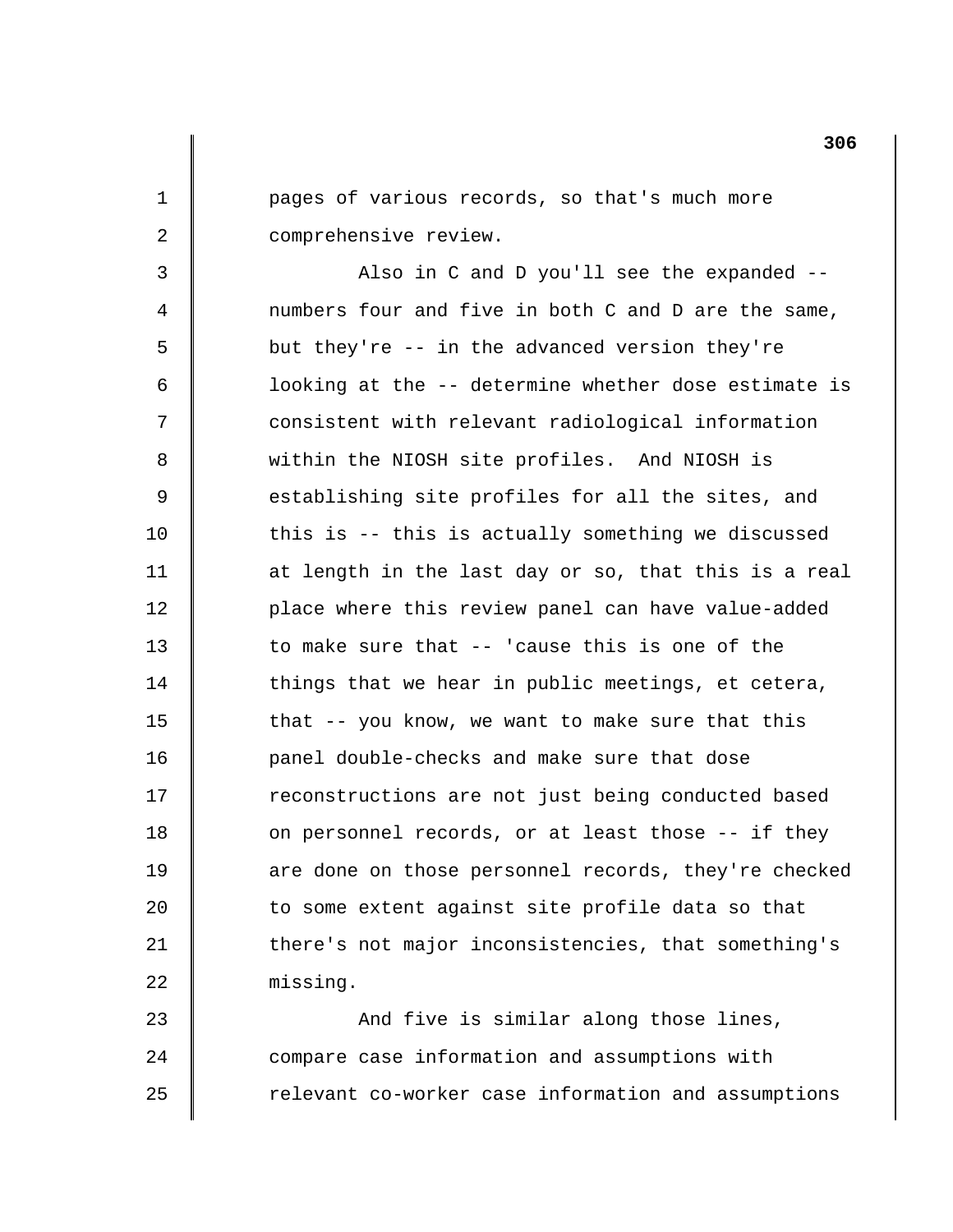pages of various records, so that's much more comprehensive review.

Also in C and D you'll see the expanded -- numbers four and five in both C and D are the same, but they're -- in the advanced version they're looking at the -- determine whether dose estimate is consistent with relevant radiological information within the NIOSH site profiles. And NIOSH is establishing site profiles for all the sites, and this is -- this is actually something we discussed at length in the last day or so, that this is a real place where this review panel can have value-added to make sure that -- 'cause this is one of the things that we hear in public meetings, et cetera, that -- you know, we want to make sure that this panel double-checks and make sure that dose reconstructions are not just being conducted based on personnel records, or at least those -- if they are done on those personnel records, they're checked to some extent against site profile data so that there's not major inconsistencies, that something's missing.

And five is similar along those lines, compare case information and assumptions with relevant co-worker case information and assumptions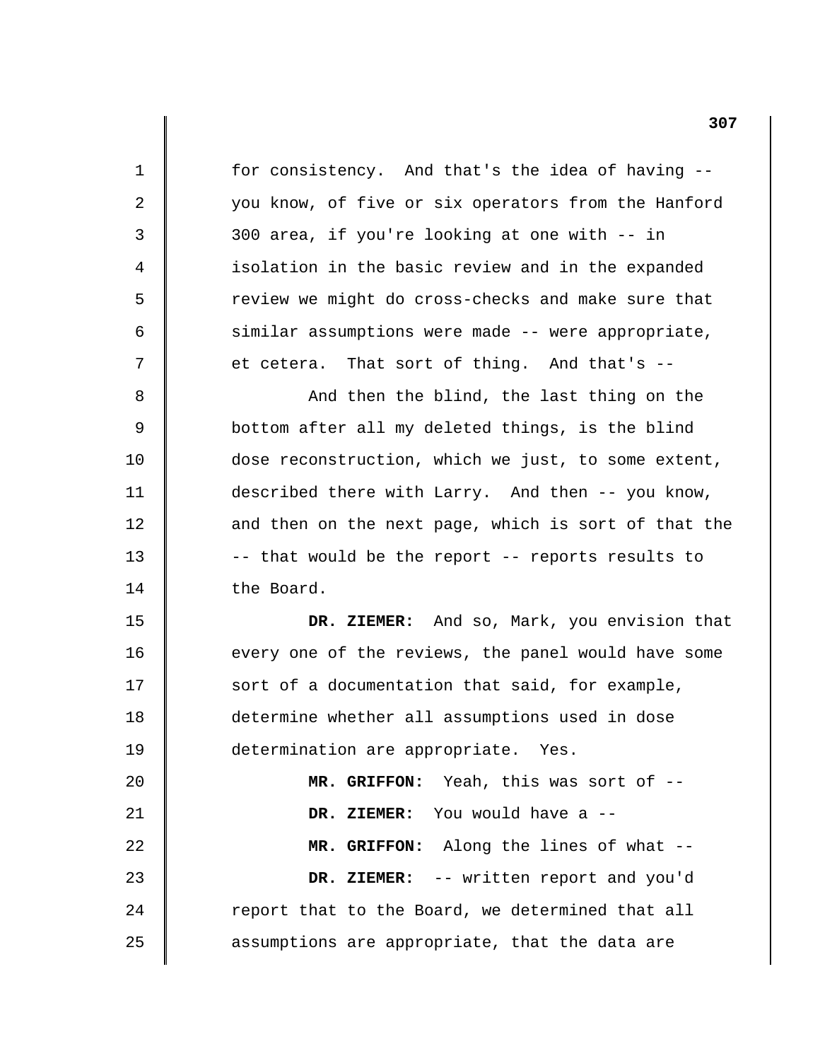for consistency. And that's the idea of having -- you know, of five or six operators from the Hanford 300 area, if you're looking at one with -- in isolation in the basic review and in the expanded review we might do cross-checks and make sure that similar assumptions were made -- were appropriate, et cetera. That sort of thing. And that's --

And then the blind, the last thing on the bottom after all my deleted things, is the blind dose reconstruction, which we just, to some extent, described there with Larry. And then -- you know, and then on the next page, which is sort of that the -- that would be the report -- reports results to the Board.

**DR. ZIEMER:** And so, Mark, you envision that every one of the reviews, the panel would have some sort of a documentation that said, for example, determine whether all assumptions used in dose determination are appropriate. Yes.

**MR. GRIFFON:** Yeah, this was sort of --

**DR. ZIEMER:** You would have a --

**MR. GRIFFON:** Along the lines of what --

**DR. ZIEMER:** -- written report and you'd report that to the Board, we determined that all assumptions are appropriate, that the data are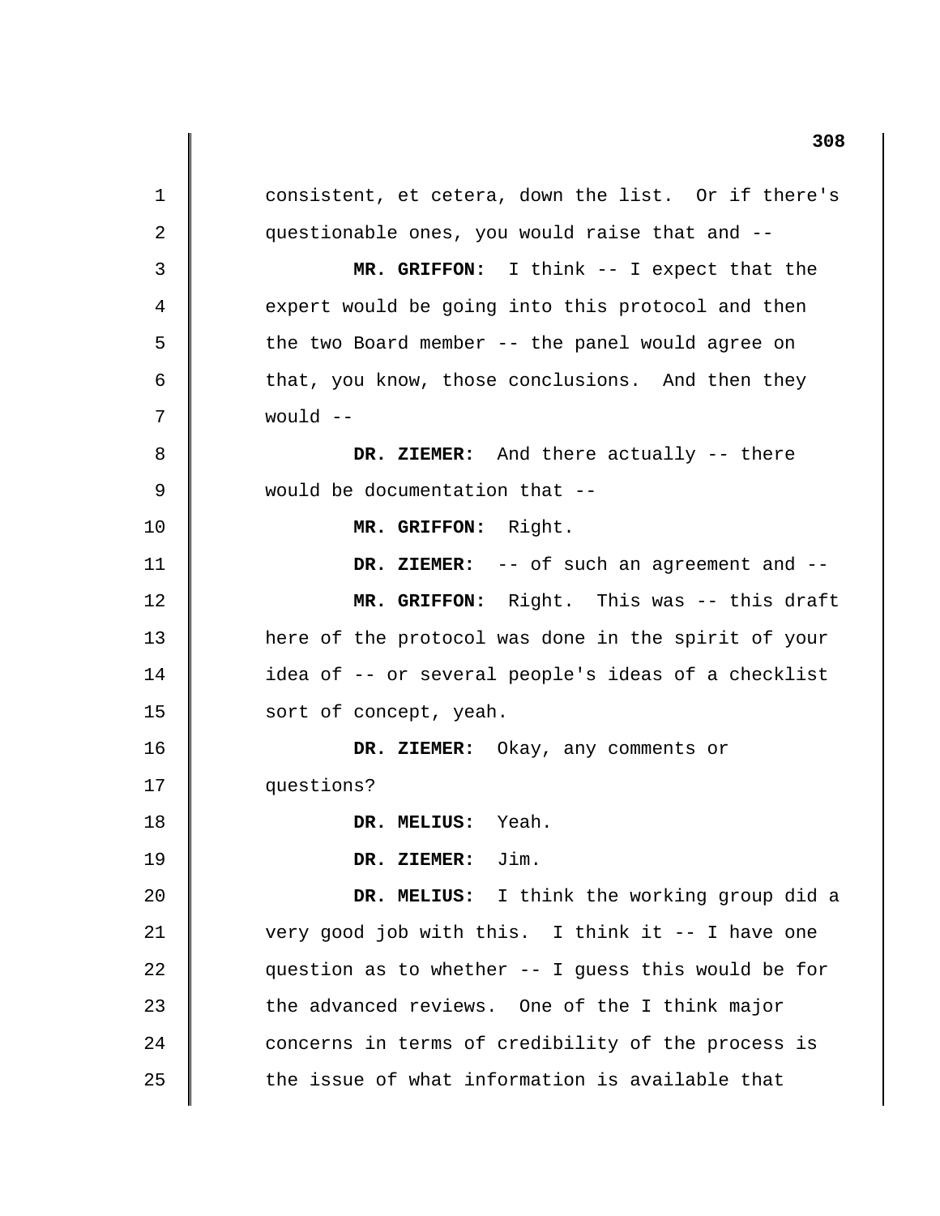consistent, et cetera, down the list. Or if there's questionable ones, you would raise that and --

**MR. GRIFFON:** I think -- I expect that the expert would be going into this protocol and then the two Board member -- the panel would agree on that, you know, those conclusions. And then they would --

**DR. ZIEMER:** And there actually -- there would be documentation that --

**MR. GRIFFON:** Right.

**DR. ZIEMER:** -- of such an agreement and --

**MR. GRIFFON:** Right. This was -- this draft here of the protocol was done in the spirit of your idea of -- or several people's ideas of a checklist sort of concept, yeah.

**DR. ZIEMER:** Okay, any comments or questions?

**DR. MELIUS:** Yeah.

**DR. ZIEMER:** Jim.

**DR. MELIUS:** I think the working group did a very good job with this. I think it -- I have one question as to whether -- I guess this would be for the advanced reviews. One of the I think major concerns in terms of credibility of the process is the issue of what information is available that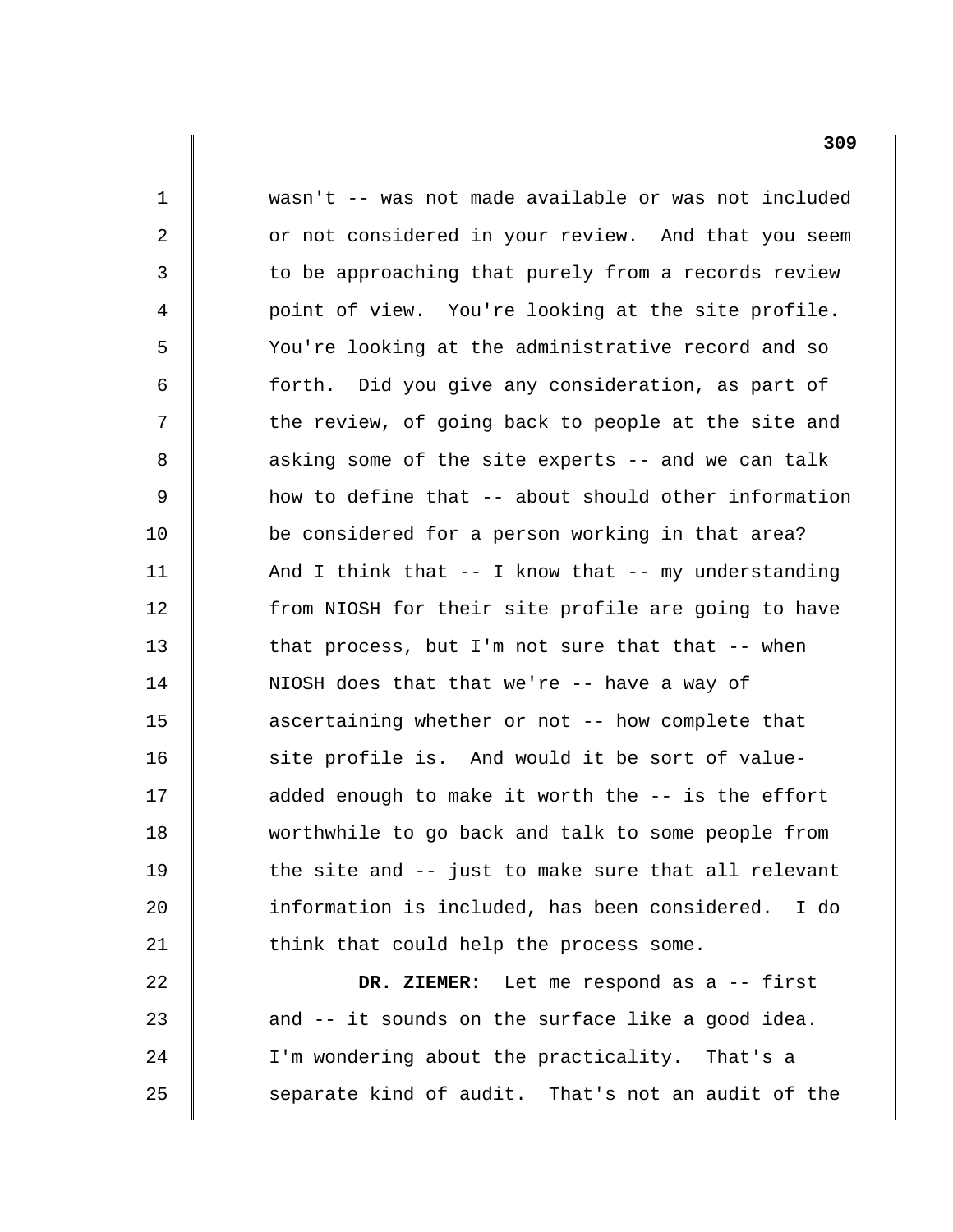wasn't -- was not made available or was not included or not considered in your review. And that you seem to be approaching that purely from a records review point of view. You're looking at the site profile. You're looking at the administrative record and so forth. Did you give any consideration, as part of the review, of going back to people at the site and asking some of the site experts -- and we can talk how to define that -- about should other information be considered for a person working in that area? And I think that -- I know that -- my understanding from NIOSH for their site profile are going to have that process, but I'm not sure that that -- when NIOSH does that that we're -- have a way of ascertaining whether or not -- how complete that site profile is. And would it be sort of value-added enough to make it worth the -- is the effort worthwhile to go back and talk to some people from the site and -- just to make sure that all relevant information is included, has been considered. I do think that could help the process some.

**DR. ZIEMER:** Let me respond as a -- first and -- it sounds on the surface like a good idea. I'm wondering about the practicality. That's a separate kind of audit. That's not an audit of the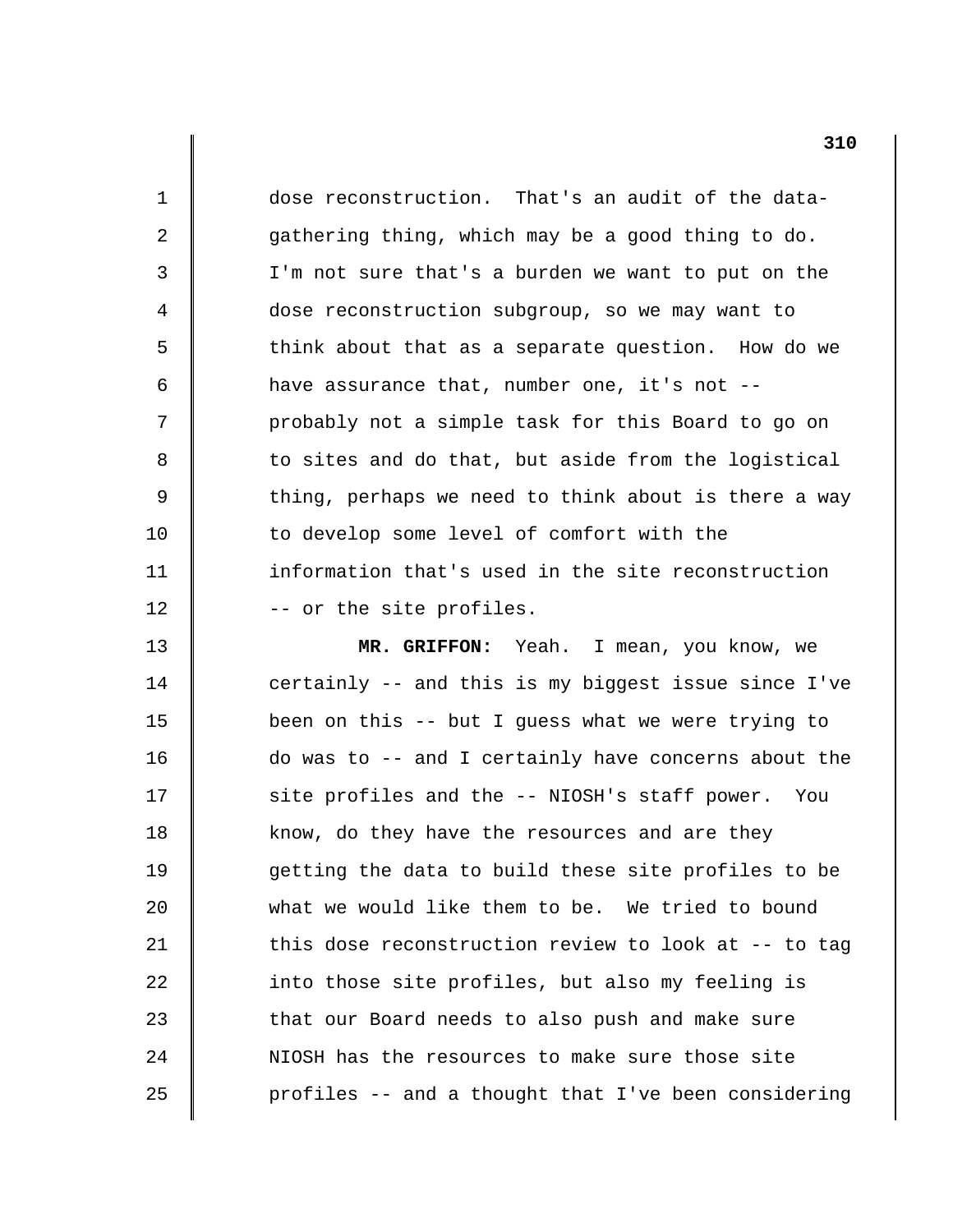dose reconstruction. That's an audit of the data-gathering thing, which may be a good thing to do. I'm not sure that's a burden we want to put on the dose reconstruction subgroup, so we may want to think about that as a separate question. How do we have assurance that, number one, it's not -- probably not a simple task for this Board to go on to sites and do that, but aside from the logistical thing, perhaps we need to think about is there a way to develop some level of comfort with the information that's used in the site reconstruction -- or the site profiles.

**MR. GRIFFON:** Yeah. I mean, you know, we certainly -- and this is my biggest issue since I've been on this -- but I guess what we were trying to do was to -- and I certainly have concerns about the site profiles and the -- NIOSH's staff power. You know, do they have the resources and are they getting the data to build these site profiles to be what we would like them to be. We tried to bound this dose reconstruction review to look at -- to tag into those site profiles, but also my feeling is that our Board needs to also push and make sure NIOSH has the resources to make sure those site profiles -- and a thought that I've been considering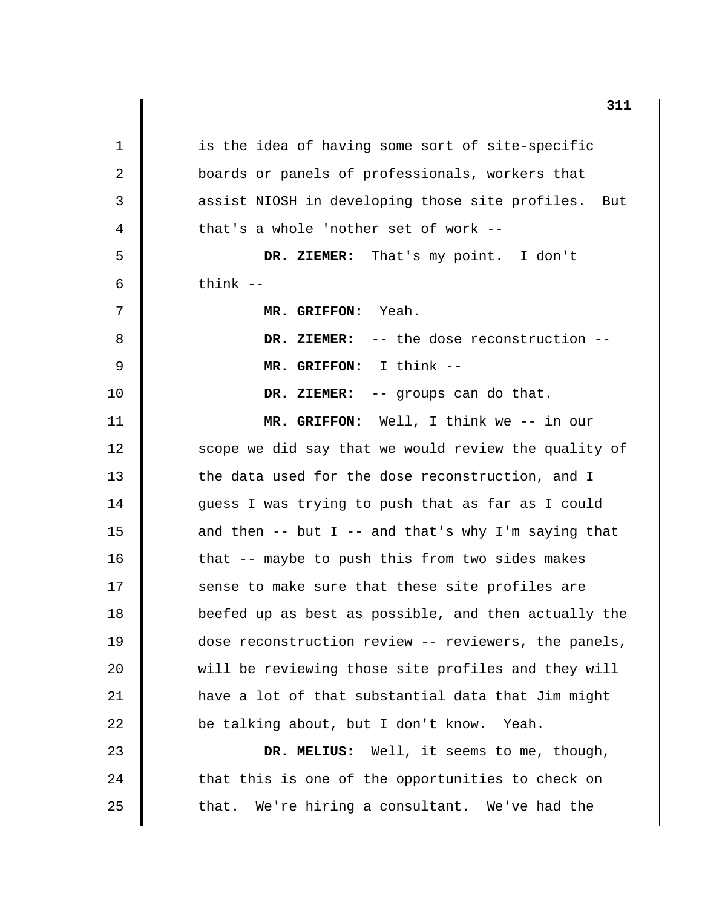is the idea of having some sort of site-specific boards or panels of professionals, workers that assist NIOSH in developing those site profiles. But that's a whole 'nother set of work --

**DR. ZIEMER:** That's my point. I don't think --

**MR. GRIFFON:** Yeah.

**DR. ZIEMER:** -- the dose reconstruction --

**MR. GRIFFON:** I think --

**DR. ZIEMER:** -- groups can do that.

**MR. GRIFFON:** Well, I think we -- in our scope we did say that we would review the quality of the data used for the dose reconstruction, and I guess I was trying to push that as far as I could and then -- but I -- and that's why I'm saying that that -- maybe to push this from two sides makes sense to make sure that these site profiles are beefed up as best as possible, and then actually the dose reconstruction review -- reviewers, the panels, will be reviewing those site profiles and they will have a lot of that substantial data that Jim might be talking about, but I don't know. Yeah.

**DR. MELIUS:** Well, it seems to me, though, that this is one of the opportunities to check on that. We're hiring a consultant. We've had the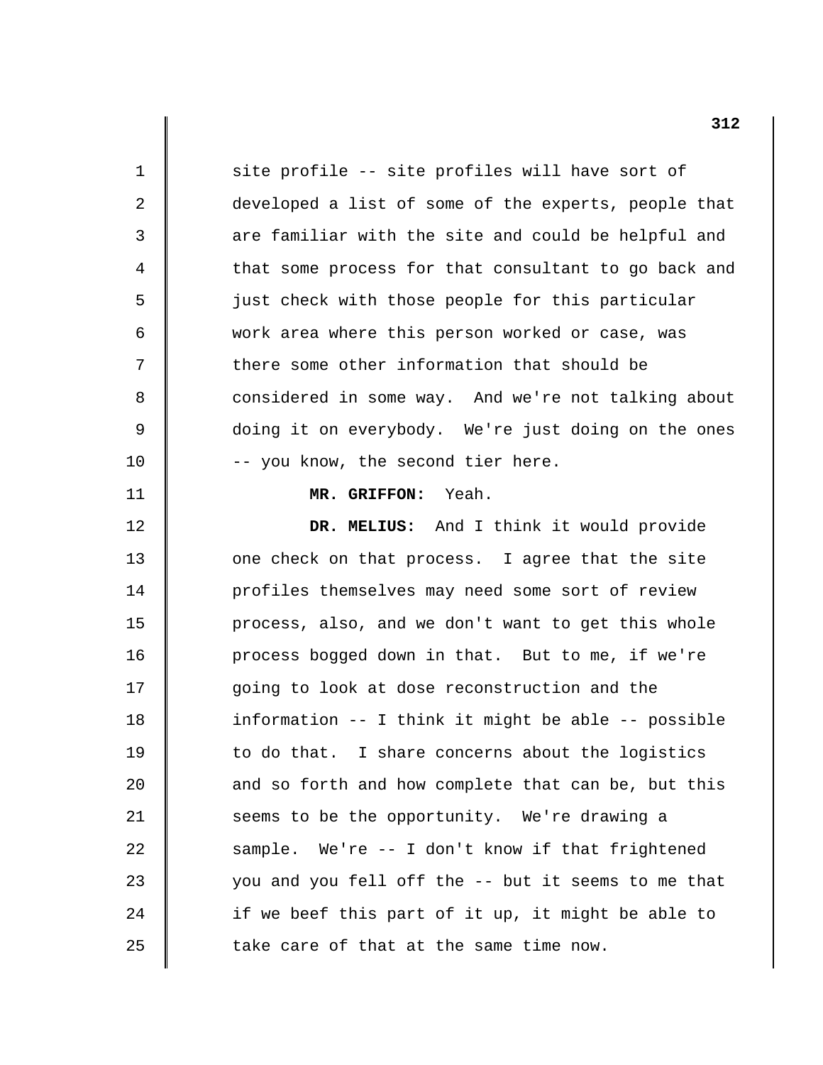site profile -- site profiles will have sort of developed a list of some of the experts, people that are familiar with the site and could be helpful and that some process for that consultant to go back and just check with those people for this particular work area where this person worked or case, was there some other information that should be considered in some way. And we're not talking about doing it on everybody. We're just doing on the ones -- you know, the second tier here.

**MR. GRIFFON:** Yeah.

**DR. MELIUS:** And I think it would provide one check on that process. I agree that the site profiles themselves may need some sort of review process, also, and we don't want to get this whole process bogged down in that. But to me, if we're going to look at dose reconstruction and the information -- I think it might be able -- possible to do that. I share concerns about the logistics and so forth and how complete that can be, but this seems to be the opportunity. We're drawing a sample. We're -- I don't know if that frightened you and you fell off the -- but it seems to me that if we beef this part of it up, it might be able to take care of that at the same time now.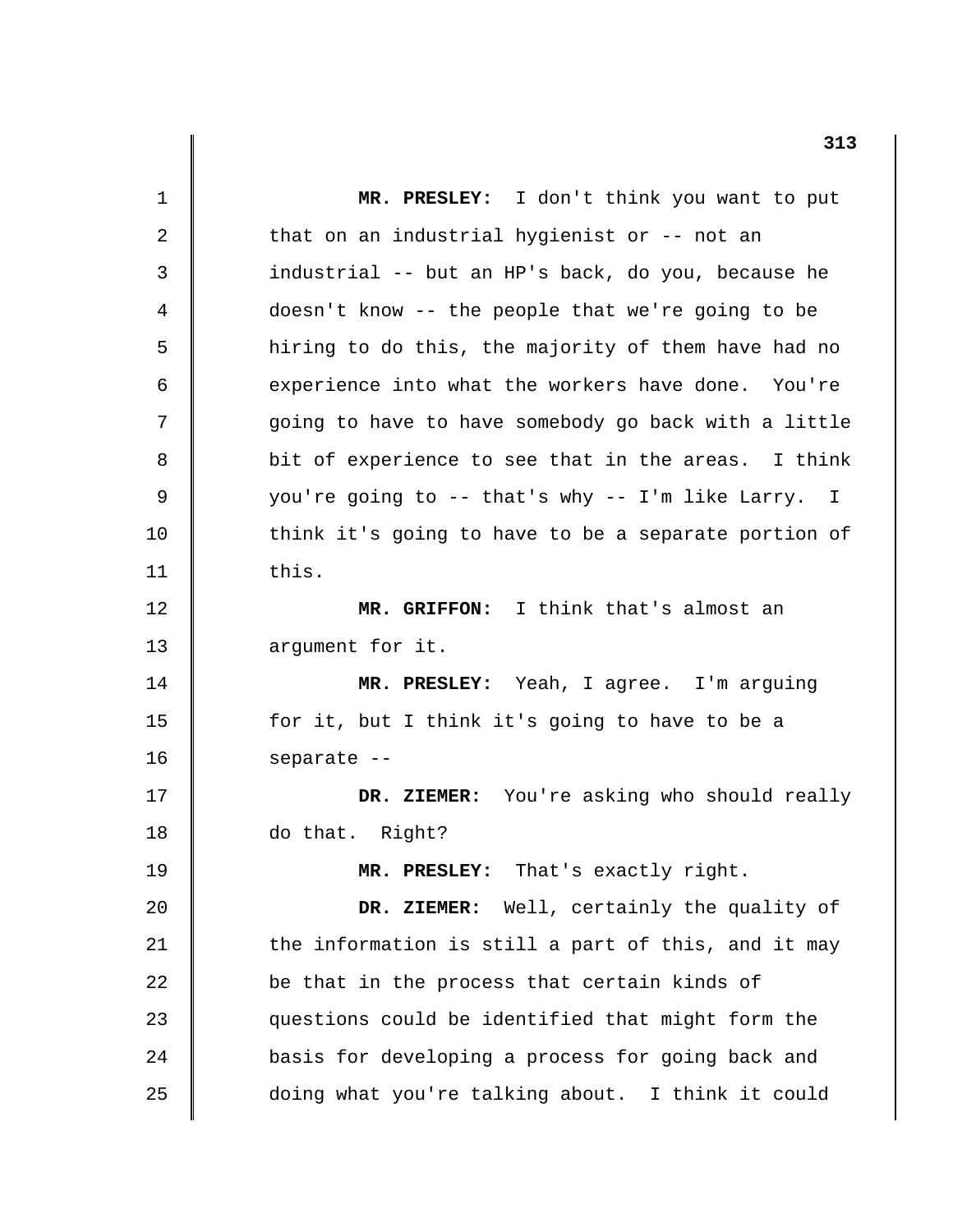**MR. PRESLEY:** I don't think you want to put that on an industrial hygienist or -- not an industrial -- but an HP's back, do you, because he doesn't know -- the people that we're going to be hiring to do this, the majority of them have had no experience into what the workers have done. You're going to have to have somebody go back with a little bit of experience to see that in the areas. I think you're going to -- that's why -- I'm like Larry. I think it's going to have to be a separate portion of this.

**MR. GRIFFON:** I think that's almost an argument for it.

**MR. PRESLEY:** Yeah, I agree. I'm arguing for it, but I think it's going to have to be a separate --

**DR. ZIEMER:** You're asking who should really do that. Right?

**MR. PRESLEY:** That's exactly right.

**DR. ZIEMER:** Well, certainly the quality of the information is still a part of this, and it may be that in the process that certain kinds of questions could be identified that might form the basis for developing a process for going back and doing what you're talking about. I think it could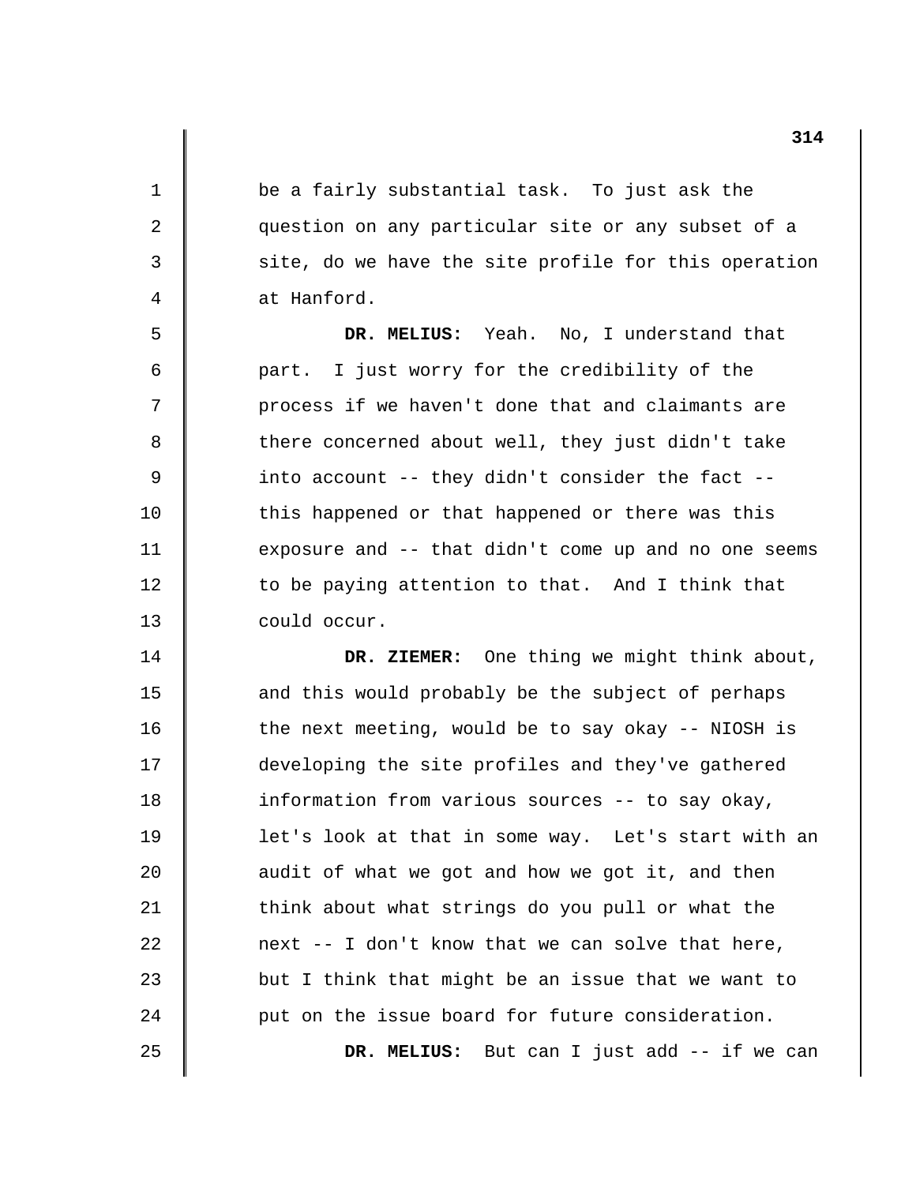be a fairly substantial task. To just ask the question on any particular site or any subset of a site, do we have the site profile for this operation at Hanford.

**DR. MELIUS:** Yeah. No, I understand that part. I just worry for the credibility of the process if we haven't done that and claimants are there concerned about well, they just didn't take into account -- they didn't consider the fact -- this happened or that happened or there was this exposure and -- that didn't come up and no one seems to be paying attention to that. And I think that could occur.

**DR. ZIEMER:** One thing we might think about, and this would probably be the subject of perhaps the next meeting, would be to say okay -- NIOSH is developing the site profiles and they've gathered information from various sources -- to say okay, let's look at that in some way. Let's start with an audit of what we got and how we got it, and then think about what strings do you pull or what the next -- I don't know that we can solve that here, but I think that might be an issue that we want to put on the issue board for future consideration.

**DR. MELIUS:** But can I just add -- if we can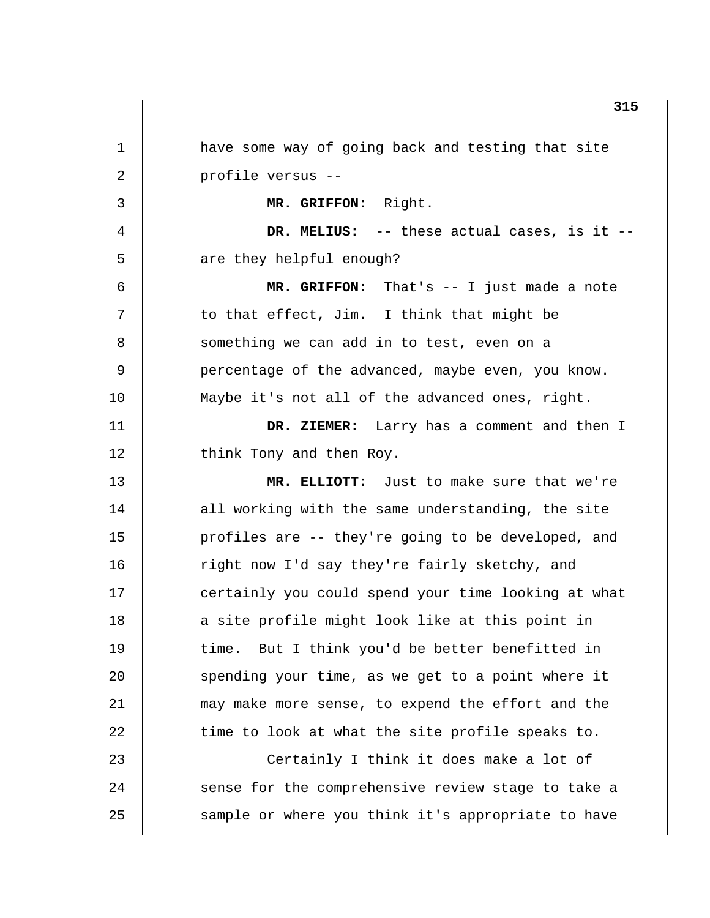have some way of going back and testing that site profile versus --

**MR. GRIFFON:** Right.

**DR. MELIUS:** -- these actual cases, is it -- are they helpful enough?

**MR. GRIFFON:** That's -- I just made a note to that effect, Jim. I think that might be something we can add in to test, even on a percentage of the advanced, maybe even, you know. Maybe it's not all of the advanced ones, right.

**DR. ZIEMER:** Larry has a comment and then I think Tony and then Roy.

**MR. ELLIOTT:** Just to make sure that we're all working with the same understanding, the site profiles are -- they're going to be developed, and right now I'd say they're fairly sketchy, and certainly you could spend your time looking at what a site profile might look like at this point in time. But I think you'd be better benefitted in spending your time, as we get to a point where it may make more sense, to expend the effort and the time to look at what the site profile speaks to.

Certainly I think it does make a lot of sense for the comprehensive review stage to take a sample or where you think it's appropriate to have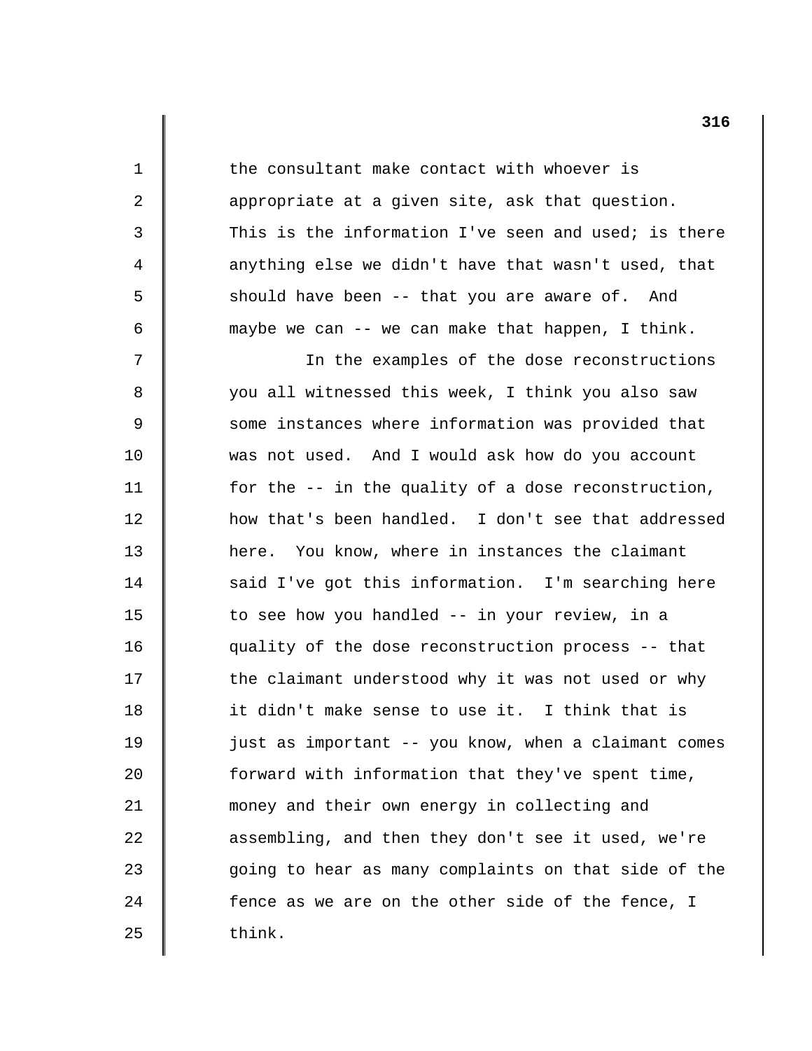the consultant make contact with whoever is appropriate at a given site, ask that question. This is the information I've seen and used; is there anything else we didn't have that wasn't used, that should have been -- that you are aware of. And maybe we can -- we can make that happen, I think.

In the examples of the dose reconstructions you all witnessed this week, I think you also saw some instances where information was provided that was not used. And I would ask how do you account for the -- in the quality of a dose reconstruction, how that's been handled. I don't see that addressed here. You know, where in instances the claimant said I've got this information. I'm searching here to see how you handled -- in your review, in a quality of the dose reconstruction process -- that the claimant understood why it was not used or why it didn't make sense to use it. I think that is just as important -- you know, when a claimant comes forward with information that they've spent time, money and their own energy in collecting and assembling, and then they don't see it used, we're going to hear as many complaints on that side of the fence as we are on the other side of the fence, I think.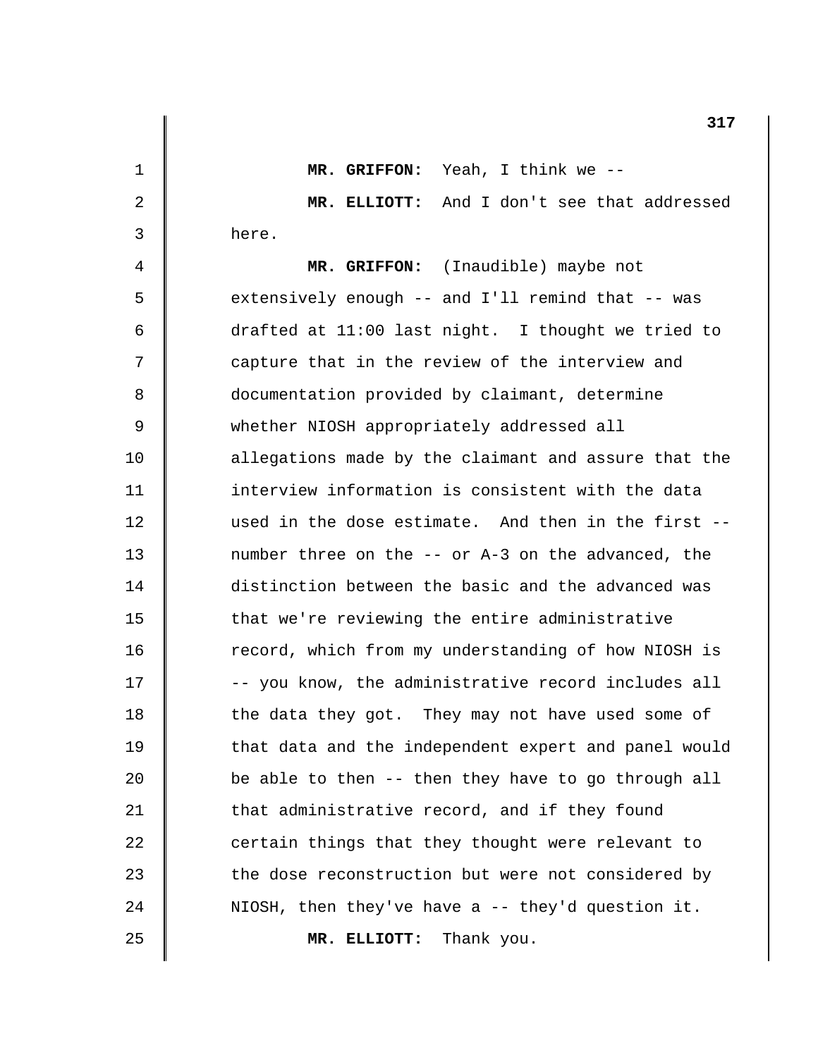**MR. GRIFFON:** Yeah, I think we --

**MR. ELLIOTT:** And I don't see that addressed here.

**MR. GRIFFON:** (Inaudible) maybe not extensively enough -- and I'll remind that -- was drafted at 11:00 last night. I thought we tried to capture that in the review of the interview and documentation provided by claimant, determine whether NIOSH appropriately addressed all allegations made by the claimant and assure that the interview information is consistent with the data used in the dose estimate. And then in the first -- number three on the -- or A-3 on the advanced, the distinction between the basic and the advanced was that we're reviewing the entire administrative record, which from my understanding of how NIOSH is -- you know, the administrative record includes all the data they got. They may not have used some of that data and the independent expert and panel would be able to then -- then they have to go through all that administrative record, and if they found certain things that they thought were relevant to the dose reconstruction but were not considered by NIOSH, then they've have a -- they'd question it.

**MR. ELLIOTT:** Thank you.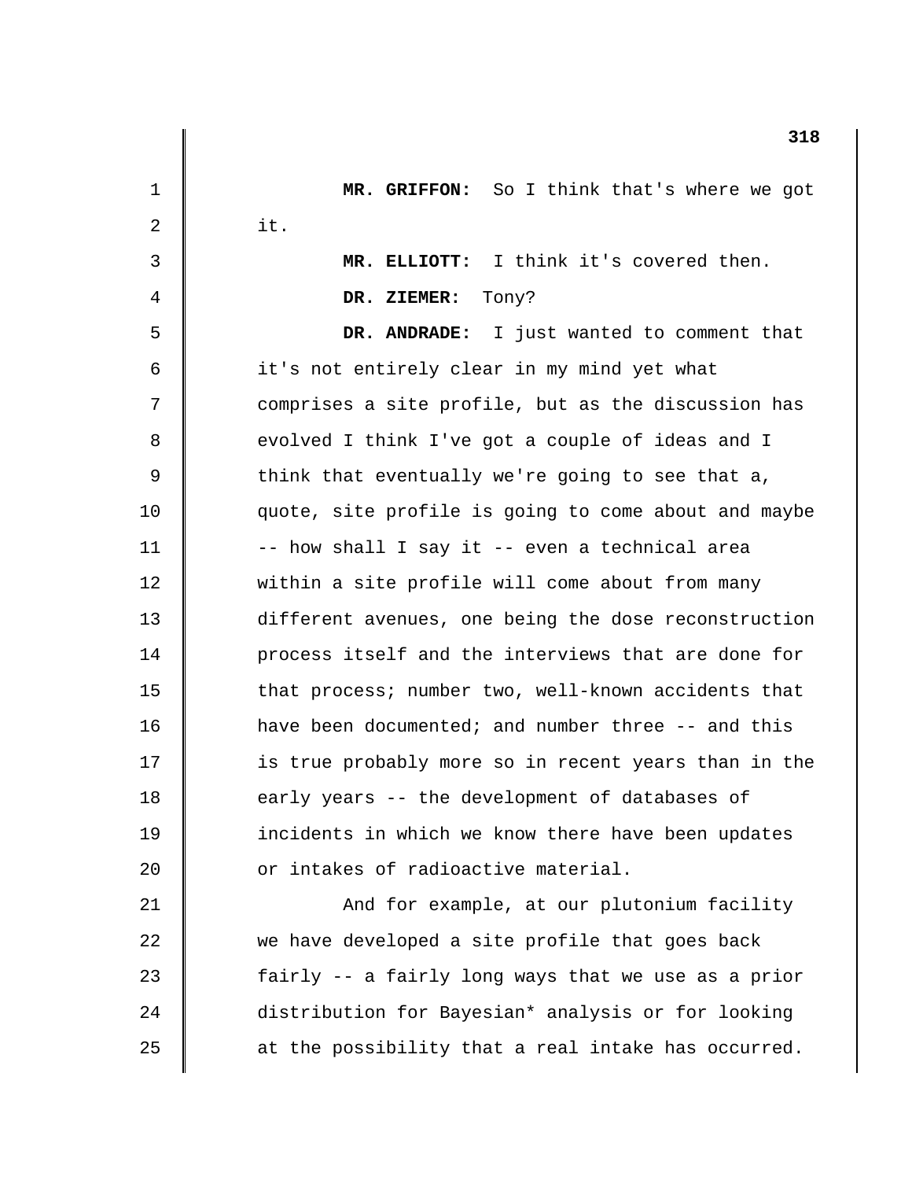**MR. GRIFFON:** So I think that's where we got it.

**MR. ELLIOTT:** I think it's covered then.

**DR. ZIEMER:** Tony?

**DR. ANDRADE:** I just wanted to comment that it's not entirely clear in my mind yet what comprises a site profile, but as the discussion has evolved I think I've got a couple of ideas and I think that eventually we're going to see that a, quote, site profile is going to come about and maybe -- how shall I say it -- even a technical area within a site profile will come about from many different avenues, one being the dose reconstruction process itself and the interviews that are done for that process; number two, well-known accidents that have been documented; and number three -- and this is true probably more so in recent years than in the early years -- the development of databases of incidents in which we know there have been updates or intakes of radioactive material.

And for example, at our plutonium facility we have developed a site profile that goes back fairly -- a fairly long ways that we use as a prior distribution for Bayesian* analysis or for looking at the possibility that a real intake has occurred.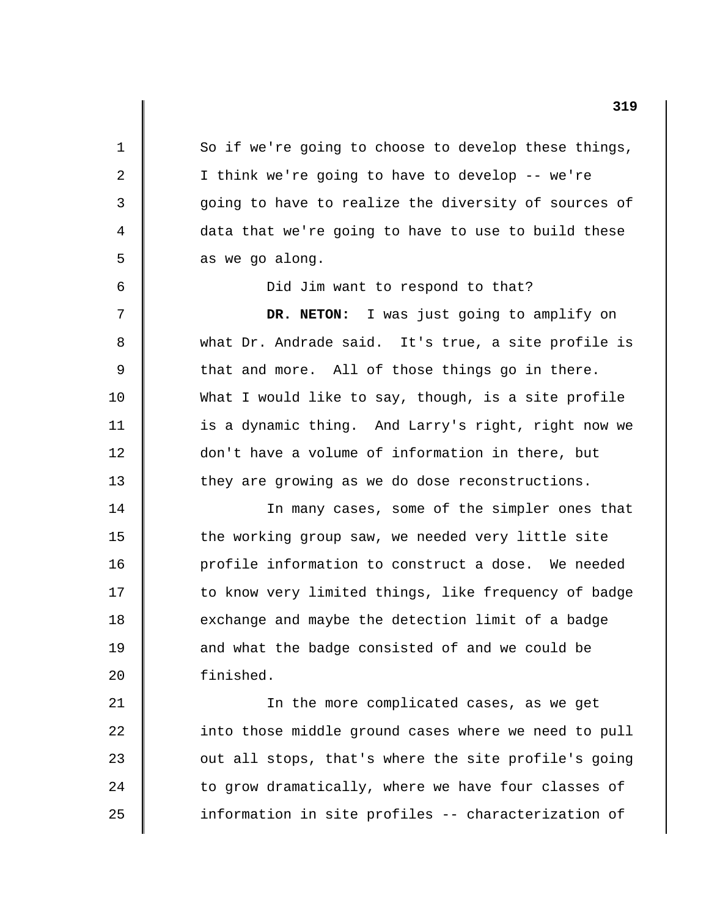So if we're going to choose to develop these things, I think we're going to have to develop -- we're going to have to realize the diversity of sources of data that we're going to have to use to build these as we go along.

Did Jim want to respond to that?

**DR. NETON:** I was just going to amplify on what Dr. Andrade said. It's true, a site profile is that and more. All of those things go in there. What I would like to say, though, is a site profile is a dynamic thing. And Larry's right, right now we don't have a volume of information in there, but they are growing as we do dose reconstructions.

In many cases, some of the simpler ones that the working group saw, we needed very little site profile information to construct a dose. We needed to know very limited things, like frequency of badge exchange and maybe the detection limit of a badge and what the badge consisted of and we could be finished.

In the more complicated cases, as we get into those middle ground cases where we need to pull out all stops, that's where the site profile's going to grow dramatically, where we have four classes of information in site profiles -- characterization of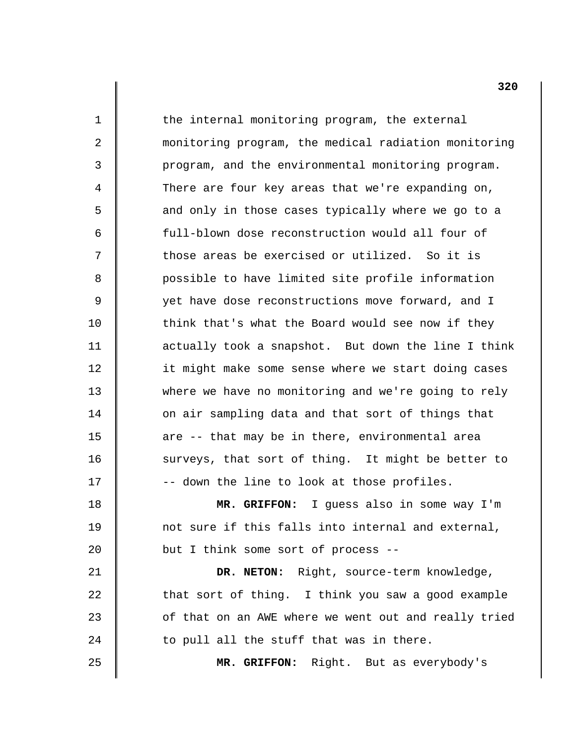the internal monitoring program, the external monitoring program, the medical radiation monitoring program, and the environmental monitoring program. There are four key areas that we're expanding on, and only in those cases typically where we go to a full-blown dose reconstruction would all four of those areas be exercised or utilized. So it is possible to have limited site profile information yet have dose reconstructions move forward, and I think that's what the Board would see now if they actually took a snapshot. But down the line I think it might make some sense where we start doing cases where we have no monitoring and we're going to rely on air sampling data and that sort of things that are -- that may be in there, environmental area surveys, that sort of thing. It might be better to -- down the line to look at those profiles.

**MR. GRIFFON:** I guess also in some way I'm not sure if this falls into internal and external, but I think some sort of process --

**DR. NETON:** Right, source-term knowledge, that sort of thing. I think you saw a good example of that on an AWE where we went out and really tried to pull all the stuff that was in there.

**MR. GRIFFON:** Right. But as everybody's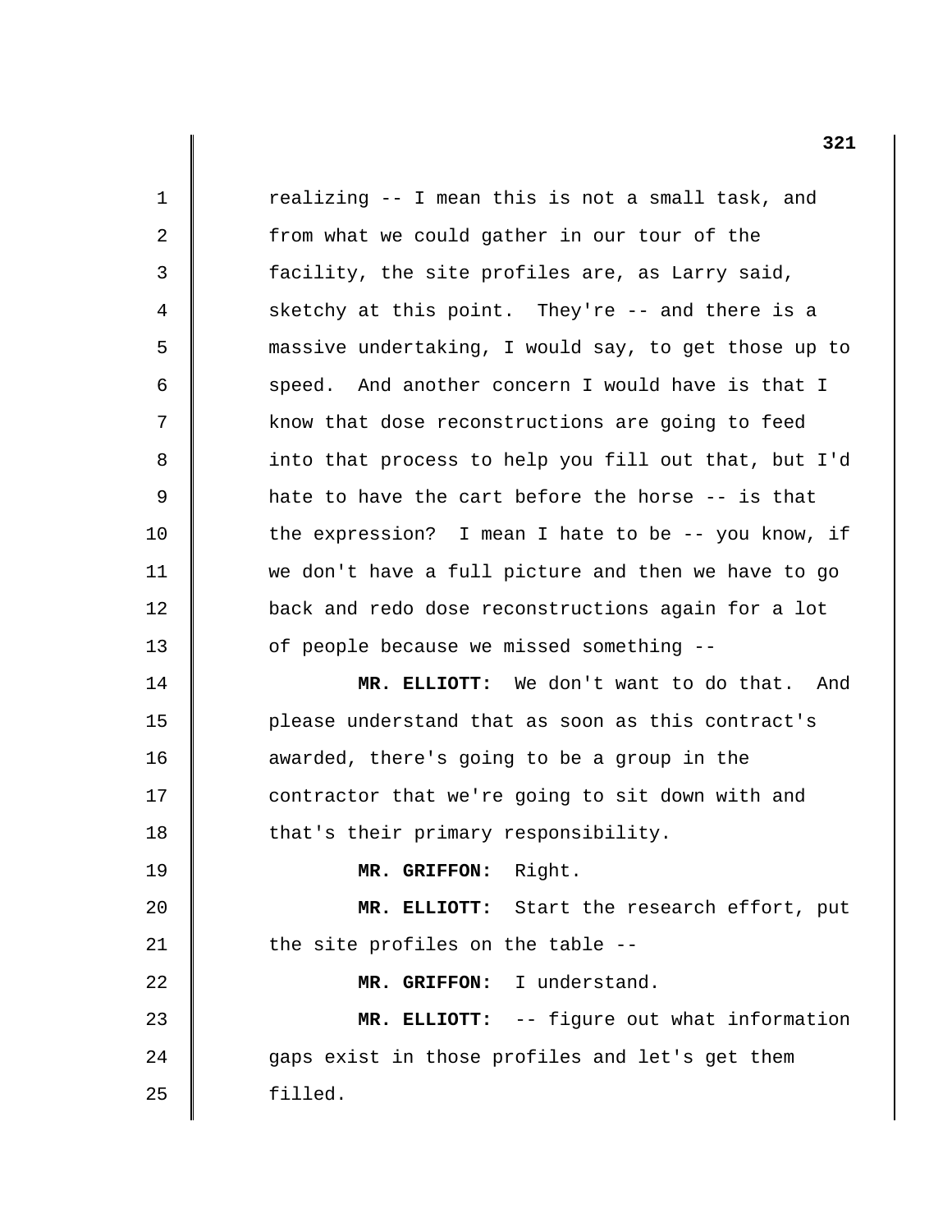realizing -- I mean this is not a small task, and from what we could gather in our tour of the facility, the site profiles are, as Larry said, sketchy at this point. They're -- and there is a massive undertaking, I would say, to get those up to speed. And another concern I would have is that I know that dose reconstructions are going to feed into that process to help you fill out that, but I'd hate to have the cart before the horse -- is that the expression? I mean I hate to be -- you know, if we don't have a full picture and then we have to go back and redo dose reconstructions again for a lot of people because we missed something --

**MR. ELLIOTT:** We don't want to do that. And please understand that as soon as this contract's awarded, there's going to be a group in the contractor that we're going to sit down with and that's their primary responsibility.

**MR. GRIFFON:** Right.

**MR. ELLIOTT:** Start the research effort, put the site profiles on the table --

**MR. GRIFFON:** I understand.

**MR. ELLIOTT:** -- figure out what information gaps exist in those profiles and let's get them filled.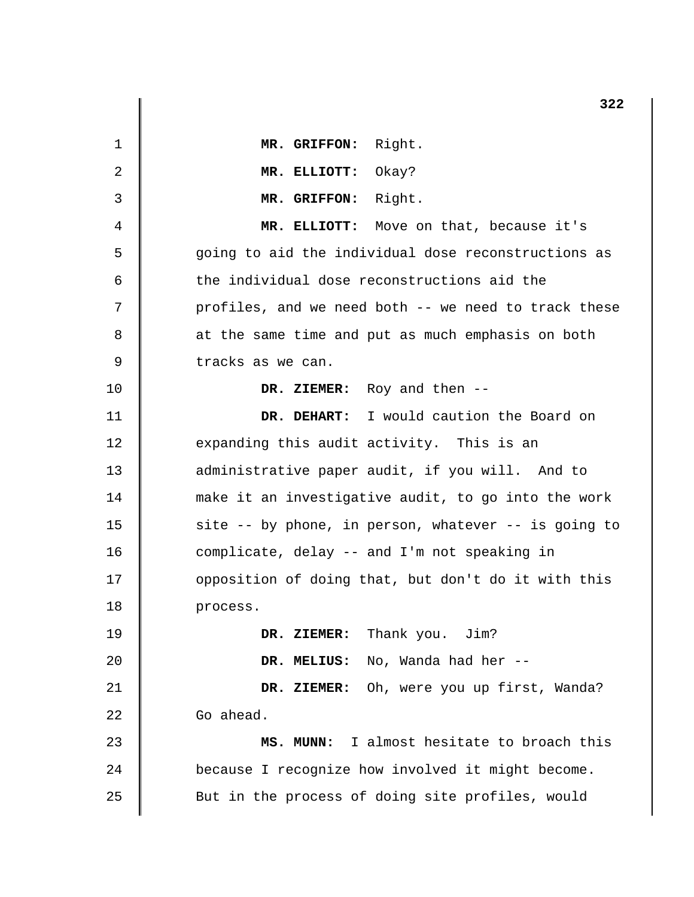**MR. GRIFFON:** Right.

**MR. ELLIOTT:** Okay?

**MR. GRIFFON:** Right.

**MR. ELLIOTT:** Move on that, because it's going to aid the individual dose reconstructions as the individual dose reconstructions aid the profiles, and we need both -- we need to track these at the same time and put as much emphasis on both tracks as we can.

**DR. ZIEMER:** Roy and then --

**DR. DEHART:** I would caution the Board on expanding this audit activity. This is an administrative paper audit, if you will. And to make it an investigative audit, to go into the work site -- by phone, in person, whatever -- is going to complicate, delay -- and I'm not speaking in opposition of doing that, but don't do it with this process.

**DR. ZIEMER:** Thank you. Jim?

**DR. MELIUS:** No, Wanda had her --

**DR. ZIEMER:** Oh, were you up first, Wanda? Go ahead.

**MS. MUNN:** I almost hesitate to broach this because I recognize how involved it might become. But in the process of doing site profiles, would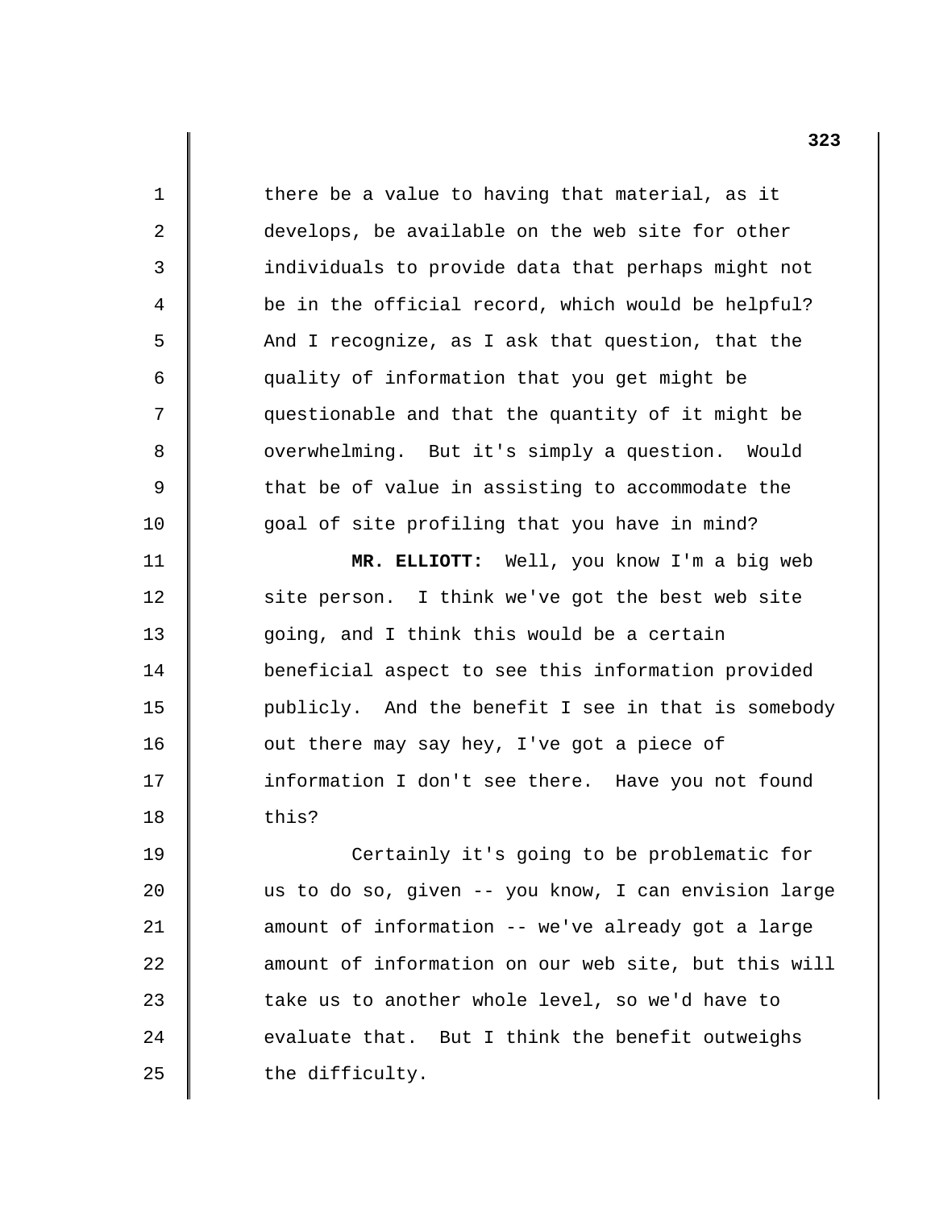there be a value to having that material, as it develops, be available on the web site for other individuals to provide data that perhaps might not be in the official record, which would be helpful? And I recognize, as I ask that question, that the quality of information that you get might be questionable and that the quantity of it might be overwhelming. But it's simply a question. Would that be of value in assisting to accommodate the goal of site profiling that you have in mind?

**MR. ELLIOTT:** Well, you know I'm a big web site person. I think we've got the best web site going, and I think this would be a certain beneficial aspect to see this information provided publicly. And the benefit I see in that is somebody out there may say hey, I've got a piece of information I don't see there. Have you not found this?

Certainly it's going to be problematic for us to do so, given -- you know, I can envision large amount of information -- we've already got a large amount of information on our web site, but this will take us to another whole level, so we'd have to evaluate that. But I think the benefit outweighs the difficulty.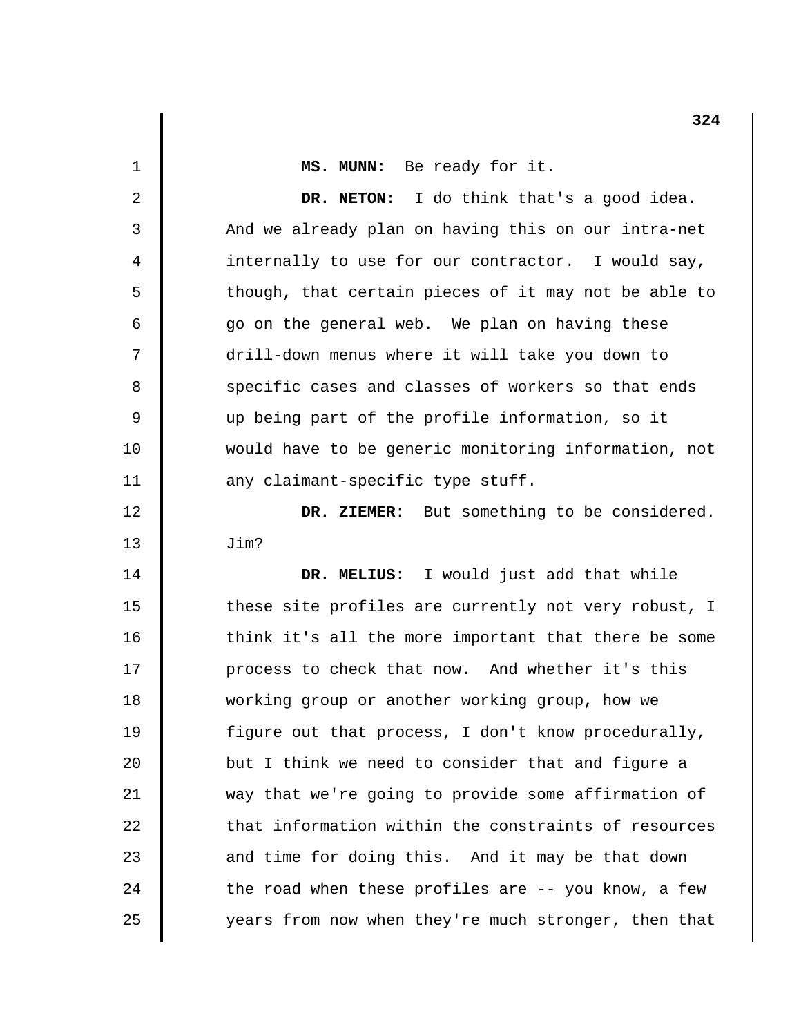**MS. MUNN:** Be ready for it.

**DR. NETON:** I do think that's a good idea. And we already plan on having this on our intra-net internally to use for our contractor. I would say, though, that certain pieces of it may not be able to go on the general web. We plan on having these drill-down menus where it will take you down to specific cases and classes of workers so that ends up being part of the profile information, so it would have to be generic monitoring information, not any claimant-specific type stuff.

**DR. ZIEMER:** But something to be considered. Jim?

**DR. MELIUS:** I would just add that while these site profiles are currently not very robust, I think it's all the more important that there be some process to check that now. And whether it's this working group or another working group, how we figure out that process, I don't know procedurally, but I think we need to consider that and figure a way that we're going to provide some affirmation of that information within the constraints of resources and time for doing this. And it may be that down the road when these profiles are -- you know, a few years from now when they're much stronger, then that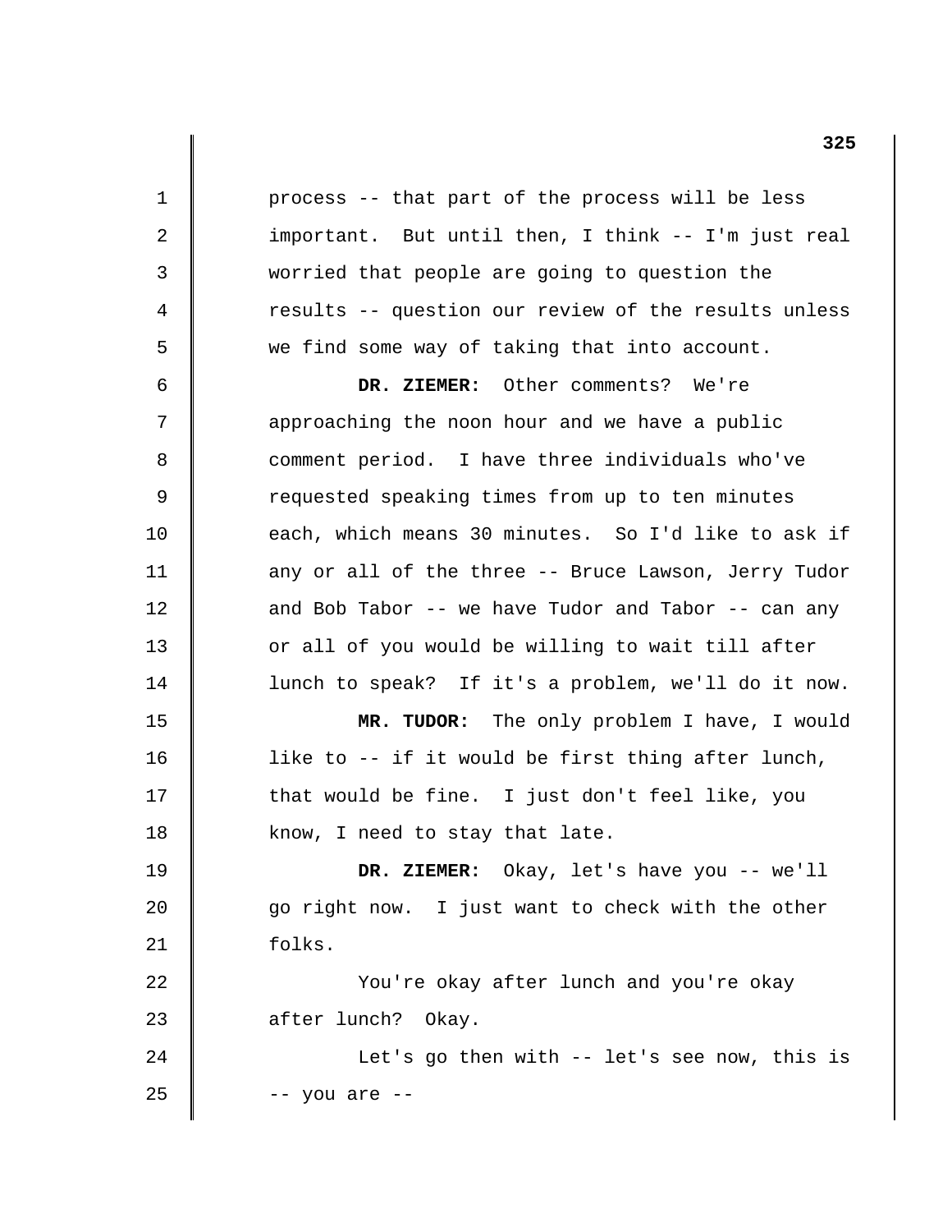process -- that part of the process will be less important. But until then, I think -- I'm just real worried that people are going to question the results -- question our review of the results unless we find some way of taking that into account.

**DR. ZIEMER:** Other comments? We're approaching the noon hour and we have a public comment period. I have three individuals who've requested speaking times from up to ten minutes each, which means 30 minutes. So I'd like to ask if any or all of the three -- Bruce Lawson, Jerry Tudor and Bob Tabor -- we have Tudor and Tabor -- can any or all of you would be willing to wait till after lunch to speak? If it's a problem, we'll do it now.

**MR. TUDOR:** The only problem I have, I would like to -- if it would be first thing after lunch, that would be fine. I just don't feel like, you know, I need to stay that late.

**DR. ZIEMER:** Okay, let's have you -- we'll go right now. I just want to check with the other folks.

You're okay after lunch and you're okay after lunch? Okay.

Let's go then with -- let's see now, this is -- you are --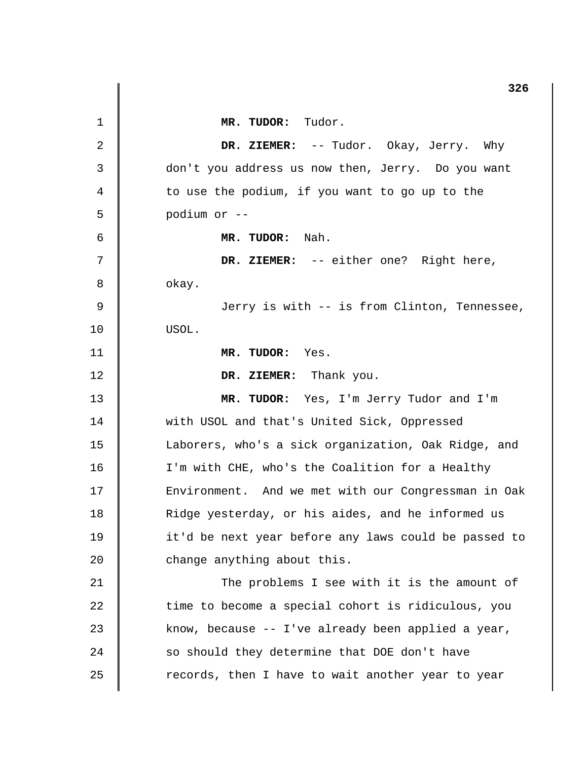**MR. TUDOR:** Tudor.

**DR. ZIEMER:** -- Tudor. Okay, Jerry. Why don't you address us now then, Jerry. Do you want to use the podium, if you want to go up to the podium or --

**MR. TUDOR:** Nah.

**DR. ZIEMER:** -- either one? Right here, okay.

Jerry is with -- is from Clinton, Tennessee, USOL.

**MR. TUDOR:** Yes.

**DR. ZIEMER:** Thank you.

**MR. TUDOR:** Yes, I'm Jerry Tudor and I'm with USOL and that's United Sick, Oppressed Laborers, who's a sick organization, Oak Ridge, and I'm with CHE, who's the Coalition for a Healthy Environment. And we met with our Congressman in Oak Ridge yesterday, or his aides, and he informed us it'd be next year before any laws could be passed to change anything about this.

The problems I see with it is the amount of time to become a special cohort is ridiculous, you know, because -- I've already been applied a year, so should they determine that DOE don't have records, then I have to wait another year to year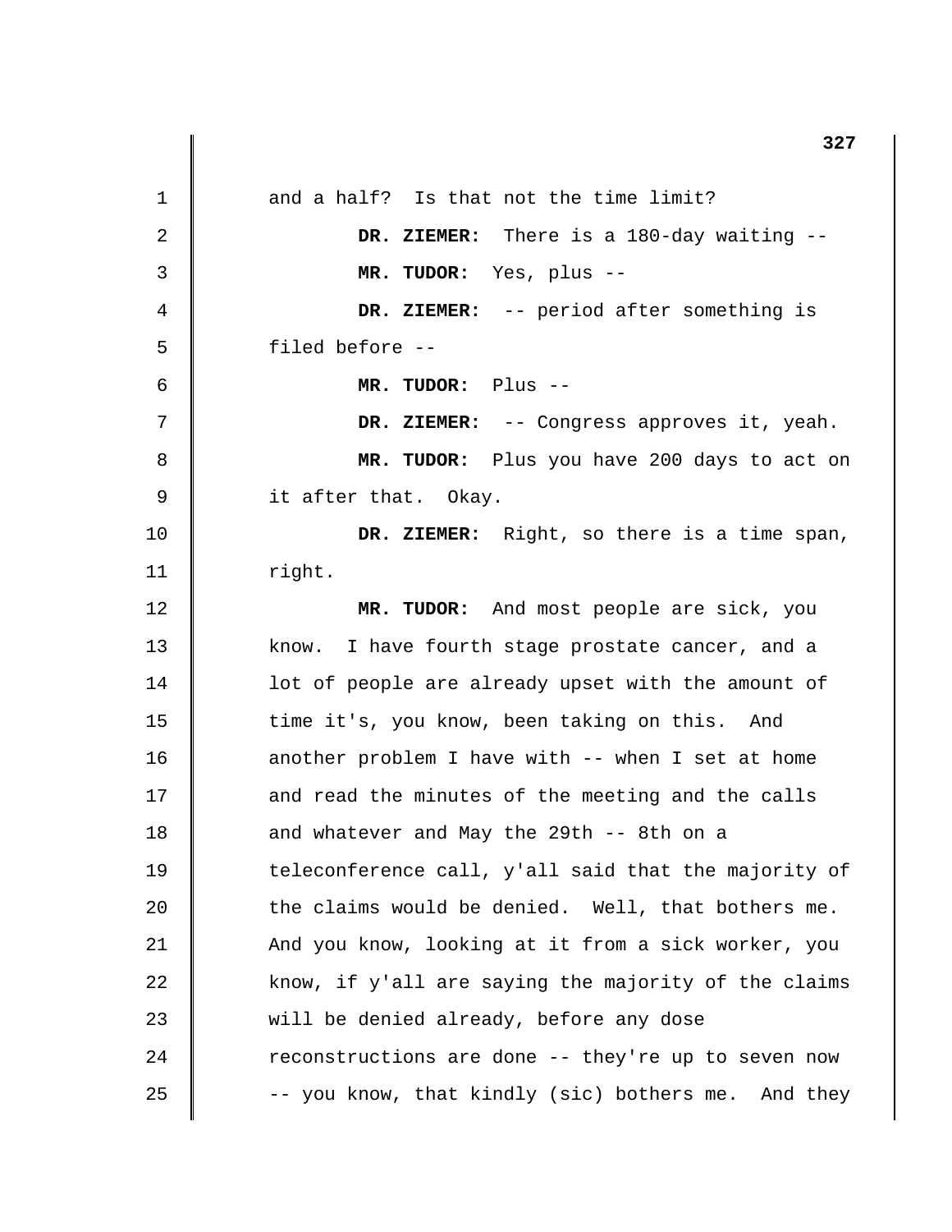and a half? Is that not the time limit?

**DR. ZIEMER:** There is a 180-day waiting --

**MR. TUDOR:** Yes, plus --

**DR. ZIEMER:** -- period after something is filed before --

**MR. TUDOR:** Plus --

**DR. ZIEMER:** -- Congress approves it, yeah.

**MR. TUDOR:** Plus you have 200 days to act on it after that. Okay.

**DR. ZIEMER:** Right, so there is a time span, right.

**MR. TUDOR:** And most people are sick, you know. I have fourth stage prostate cancer, and a lot of people are already upset with the amount of time it's, you know, been taking on this. And another problem I have with -- when I set at home and read the minutes of the meeting and the calls and whatever and May the 29th -- 8th on a teleconference call, y'all said that the majority of the claims would be denied. Well, that bothers me. And you know, looking at it from a sick worker, you know, if y'all are saying the majority of the claims will be denied already, before any dose reconstructions are done -- they're up to seven now -- you know, that kindly (sic) bothers me. And they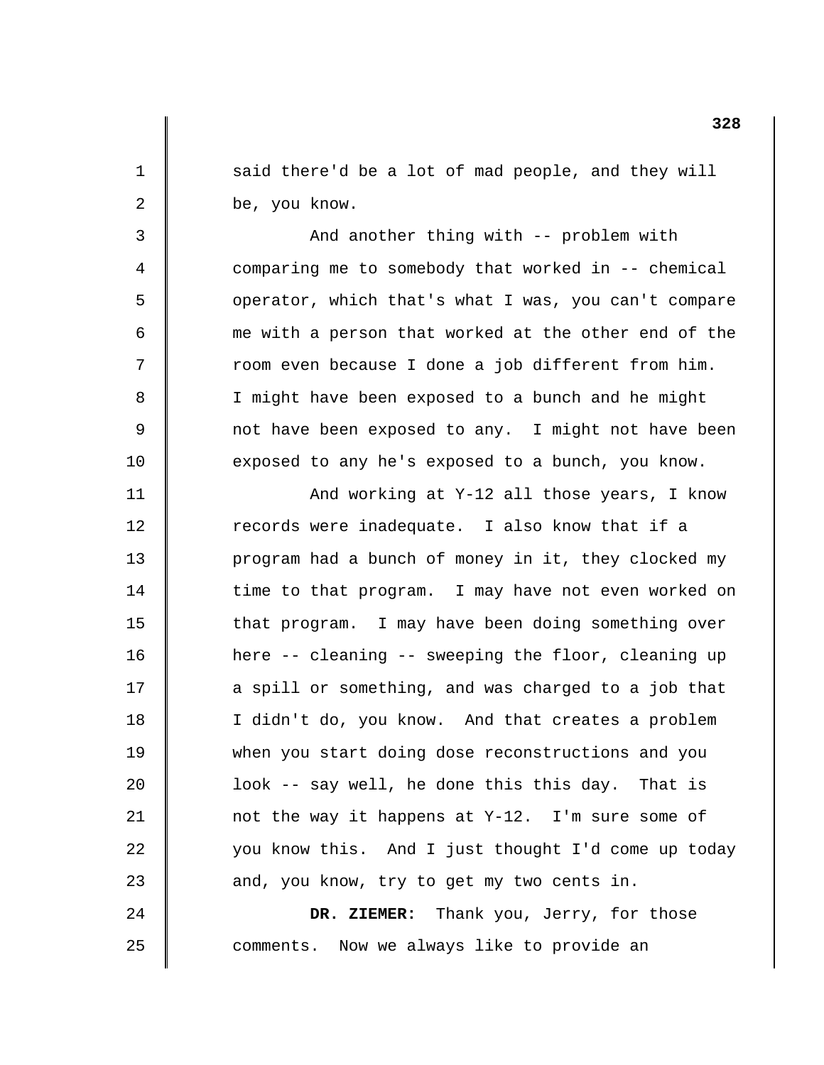said there'd be a lot of mad people, and they will be, you know.

And another thing with -- problem with comparing me to somebody that worked in -- chemical operator, which that's what I was, you can't compare me with a person that worked at the other end of the room even because I done a job different from him. I might have been exposed to a bunch and he might not have been exposed to any. I might not have been exposed to any he's exposed to a bunch, you know.

And working at Y-12 all those years, I know records were inadequate. I also know that if a program had a bunch of money in it, they clocked my time to that program. I may have not even worked on that program. I may have been doing something over here -- cleaning -- sweeping the floor, cleaning up a spill or something, and was charged to a job that I didn't do, you know. And that creates a problem when you start doing dose reconstructions and you look -- say well, he done this this day. That is not the way it happens at Y-12. I'm sure some of you know this. And I just thought I'd come up today and, you know, try to get my two cents in.

**DR. ZIEMER:** Thank you, Jerry, for those comments. Now we always like to provide an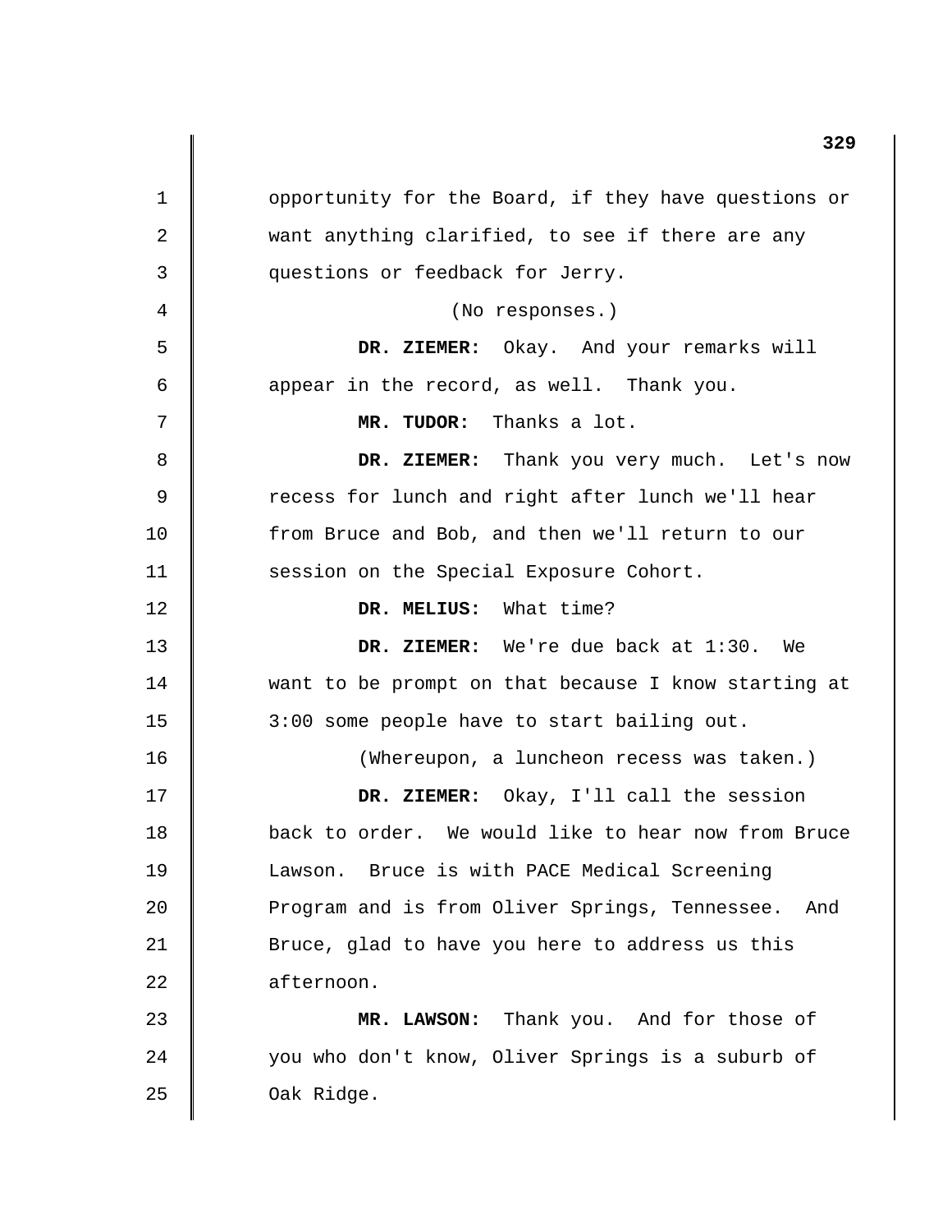opportunity for the Board, if they have questions or want anything clarified, to see if there are any questions or feedback for Jerry.

(No responses.)

**DR. ZIEMER:** Okay. And your remarks will appear in the record, as well. Thank you.

**MR. TUDOR:** Thanks a lot.

**DR. ZIEMER:** Thank you very much. Let's now recess for lunch and right after lunch we'll hear from Bruce and Bob, and then we'll return to our session on the Special Exposure Cohort.

**DR. MELIUS:** What time?

**DR. ZIEMER:** We're due back at 1:30. We want to be prompt on that because I know starting at 3:00 some people have to start bailing out.

(Whereupon, a luncheon recess was taken.)

**DR. ZIEMER:** Okay, I'll call the session back to order. We would like to hear now from Bruce Lawson. Bruce is with PACE Medical Screening Program and is from Oliver Springs, Tennessee. And Bruce, glad to have you here to address us this afternoon.

**MR. LAWSON:** Thank you. And for those of you who don't know, Oliver Springs is a suburb of Oak Ridge.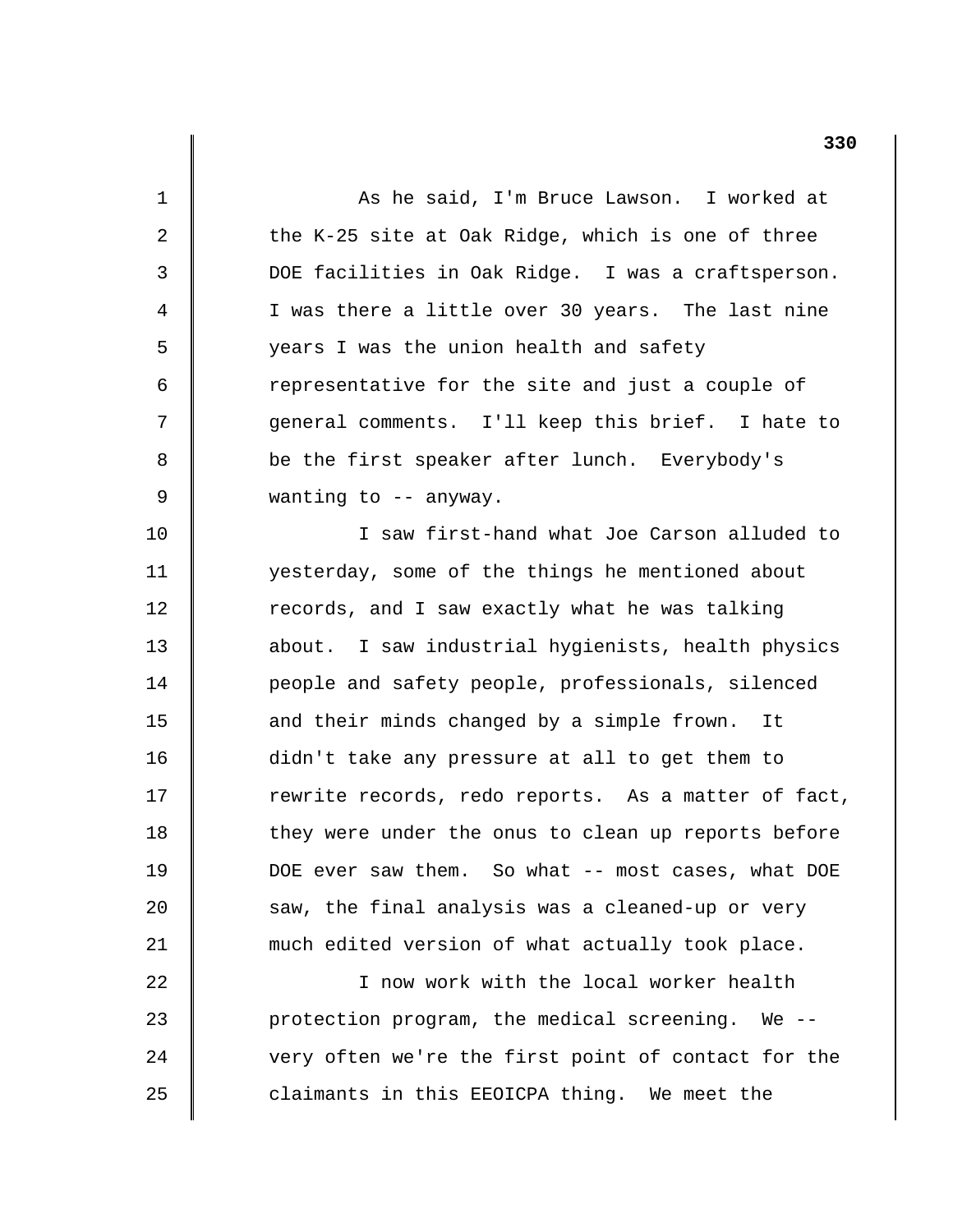As he said, I'm Bruce Lawson. I worked at the K-25 site at Oak Ridge, which is one of three DOE facilities in Oak Ridge. I was a craftsperson. I was there a little over 30 years. The last nine years I was the union health and safety representative for the site and just a couple of general comments. I'll keep this brief. I hate to be the first speaker after lunch. Everybody's wanting to -- anyway.

I saw first-hand what Joe Carson alluded to yesterday, some of the things he mentioned about records, and I saw exactly what he was talking about. I saw industrial hygienists, health physics people and safety people, professionals, silenced and their minds changed by a simple frown. It didn't take any pressure at all to get them to rewrite records, redo reports. As a matter of fact, they were under the onus to clean up reports before DOE ever saw them. So what -- most cases, what DOE saw, the final analysis was a cleaned-up or very much edited version of what actually took place.

I now work with the local worker health protection program, the medical screening. We -- very often we're the first point of contact for the claimants in this EEOICPA thing. We meet the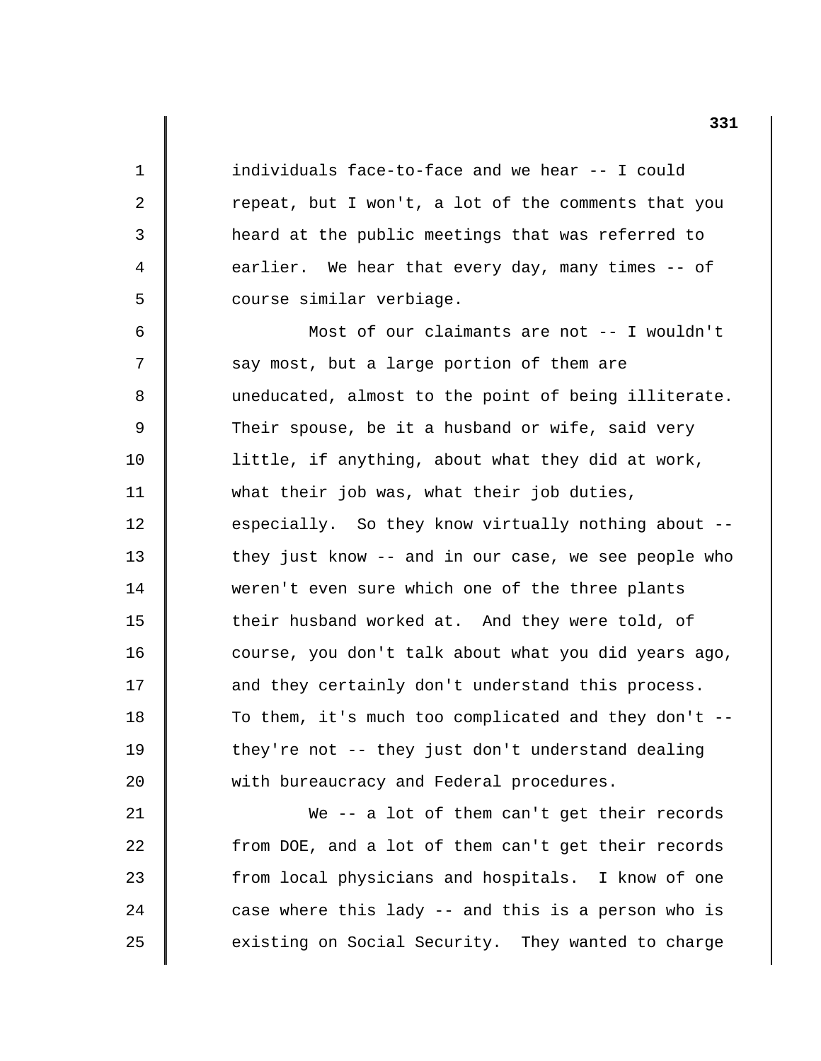individuals face-to-face and we hear -- I could repeat, but I won't, a lot of the comments that you heard at the public meetings that was referred to earlier. We hear that every day, many times -- of course similar verbiage.

Most of our claimants are not -- I wouldn't say most, but a large portion of them are uneducated, almost to the point of being illiterate. Their spouse, be it a husband or wife, said very little, if anything, about what they did at work, what their job was, what their job duties, especially. So they know virtually nothing about -- they just know -- and in our case, we see people who weren't even sure which one of the three plants their husband worked at. And they were told, of course, you don't talk about what you did years ago, and they certainly don't understand this process. To them, it's much too complicated and they don't -- they're not -- they just don't understand dealing with bureaucracy and Federal procedures.

We -- a lot of them can't get their records from DOE, and a lot of them can't get their records from local physicians and hospitals. I know of one case where this lady -- and this is a person who is existing on Social Security. They wanted to charge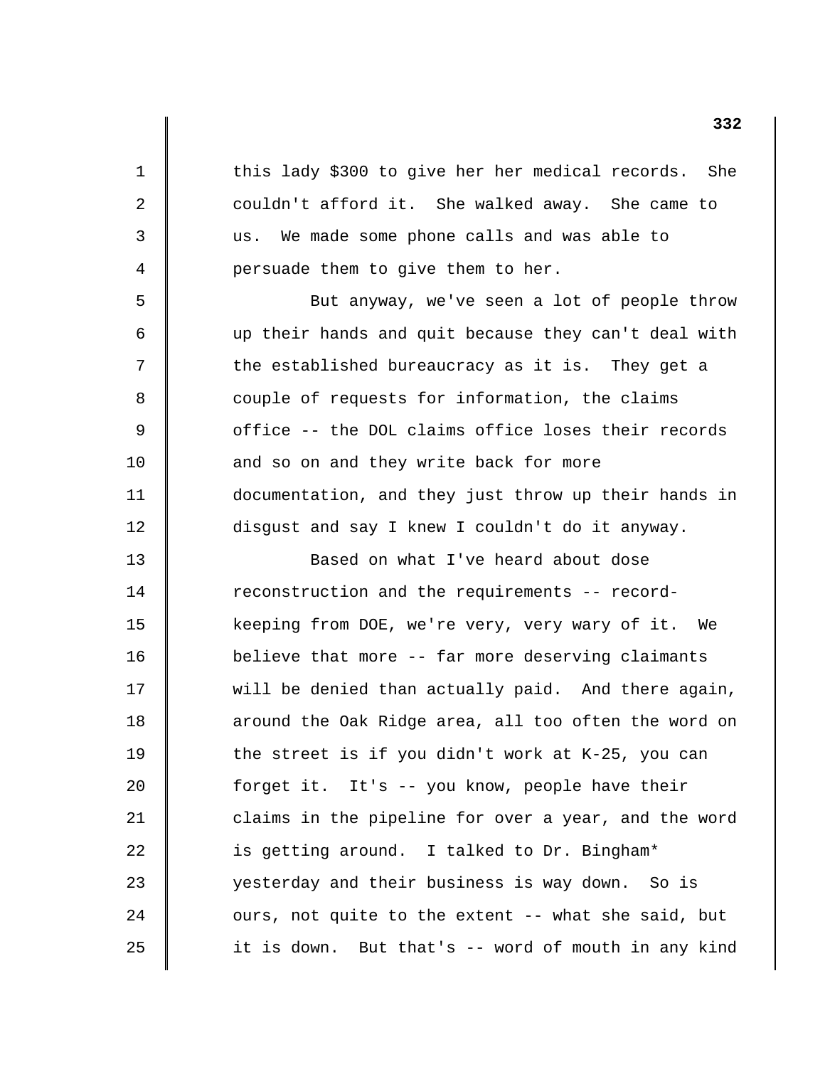this lady $300 to give her her medical records. She couldn't afford it. She walked away. She came to us. We made some phone calls and was able to persuade them to give them to her.

But anyway, we've seen a lot of people throw up their hands and quit because they can't deal with the established bureaucracy as it is. They get a couple of requests for information, the claims office -- the DOL claims office loses their records and so on and they write back for more documentation, and they just throw up their hands in disgust and say I knew I couldn't do it anyway.

Based on what I've heard about dose reconstruction and the requirements -- record-keeping from DOE, we're very, very wary of it. We believe that more -- far more deserving claimants will be denied than actually paid. And there again, around the Oak Ridge area, all too often the word on the street is if you didn't work at K-25, you can forget it. It's -- you know, people have their claims in the pipeline for over a year, and the word is getting around. I talked to Dr. Bingham* yesterday and their business is way down. So is ours, not quite to the extent -- what she said, but it is down. But that's -- word of mouth in any kind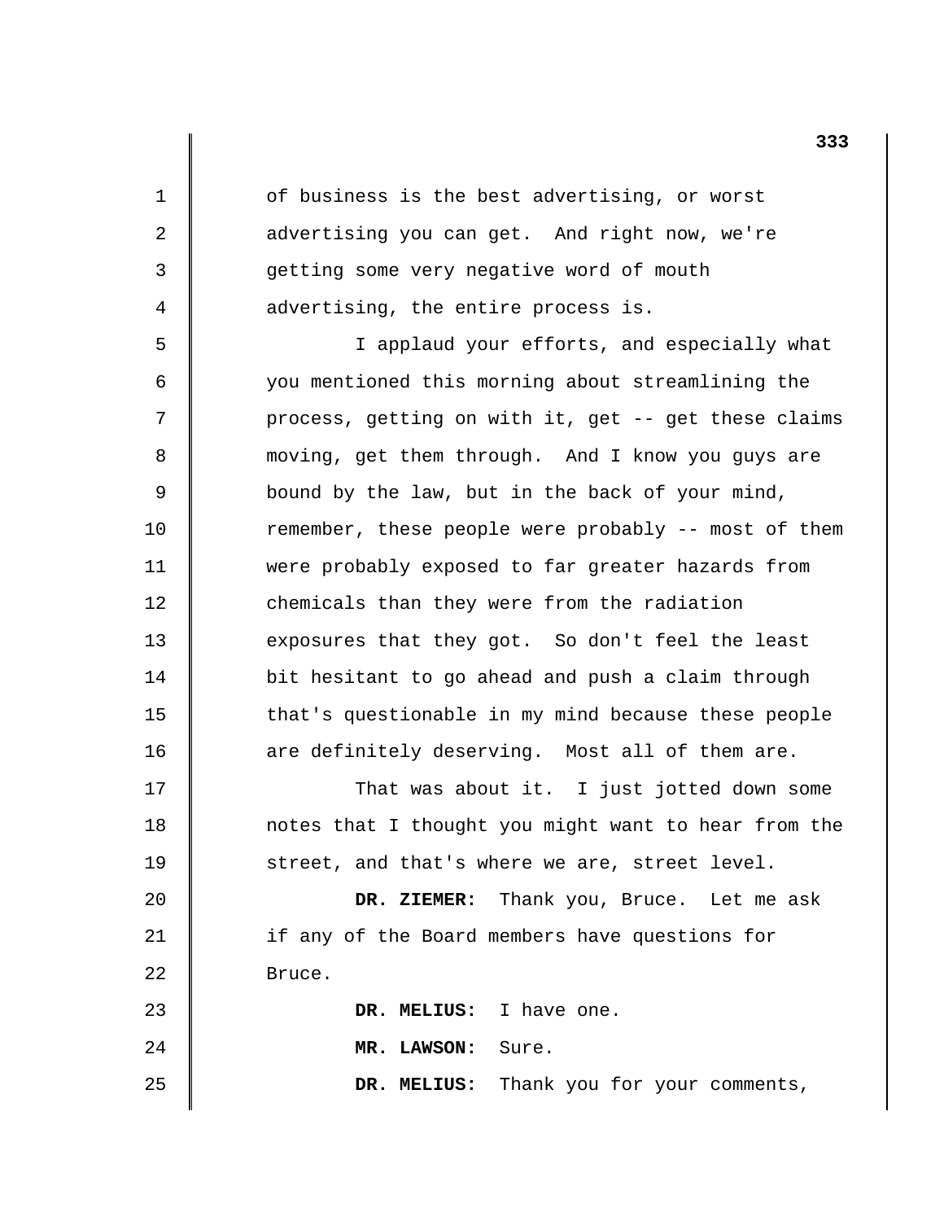of business is the best advertising, or worst advertising you can get. And right now, we're getting some very negative word of mouth advertising, the entire process is.

I applaud your efforts, and especially what you mentioned this morning about streamlining the process, getting on with it, get -- get these claims moving, get them through. And I know you guys are bound by the law, but in the back of your mind, remember, these people were probably -- most of them were probably exposed to far greater hazards from chemicals than they were from the radiation exposures that they got. So don't feel the least bit hesitant to go ahead and push a claim through that's questionable in my mind because these people are definitely deserving. Most all of them are.

That was about it. I just jotted down some notes that I thought you might want to hear from the street, and that's where we are, street level.

**DR. ZIEMER:** Thank you, Bruce. Let me ask if any of the Board members have questions for Bruce.

**DR. MELIUS:** I have one.

**MR. LAWSON:** Sure.

**DR. MELIUS:** Thank you for your comments,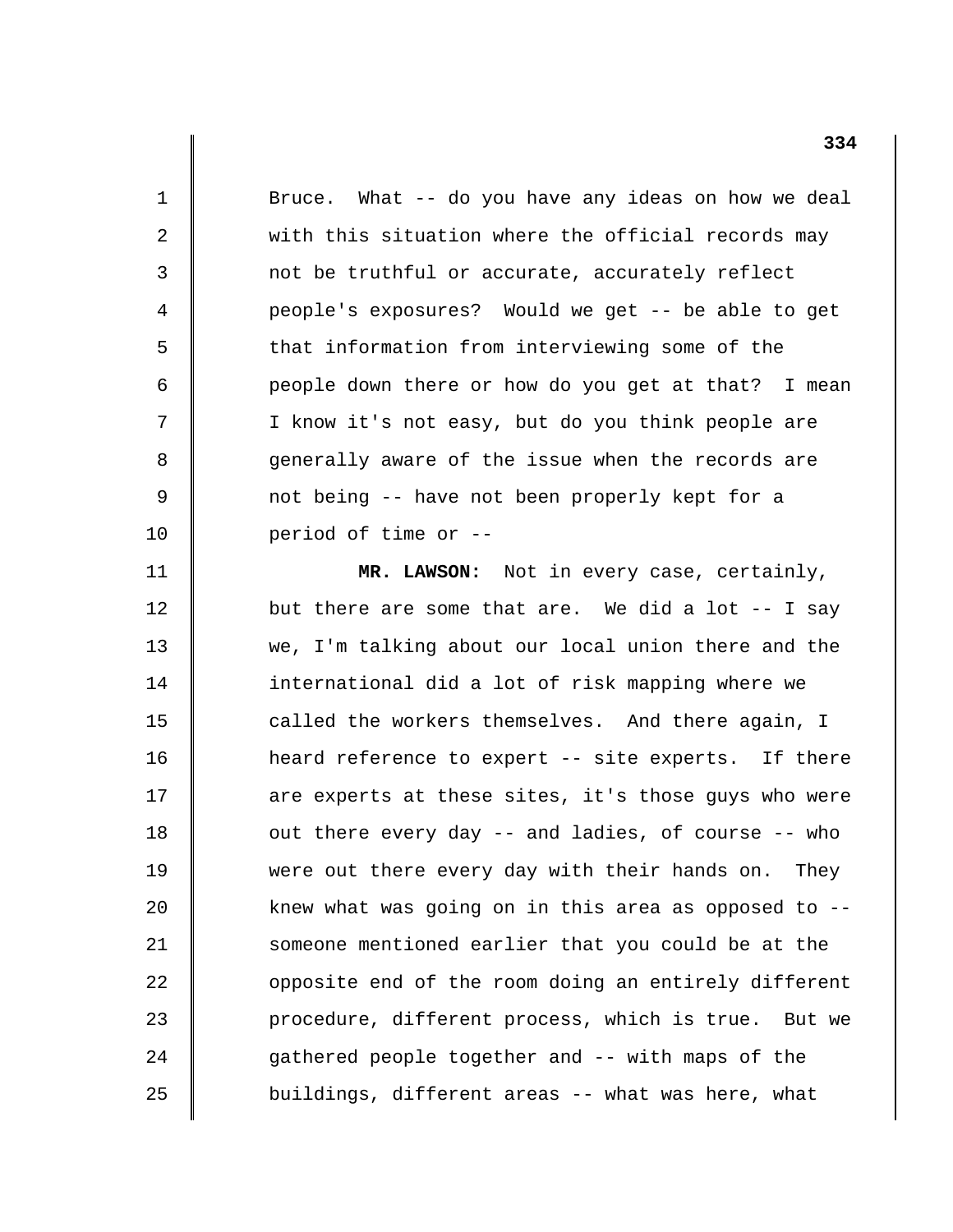Bruce. What -- do you have any ideas on how we deal with this situation where the official records may not be truthful or accurate, accurately reflect people's exposures? Would we get -- be able to get that information from interviewing some of the people down there or how do you get at that? I mean I know it's not easy, but do you think people are generally aware of the issue when the records are not being -- have not been properly kept for a period of time or --

**MR. LAWSON:** Not in every case, certainly, but there are some that are. We did a lot -- I say we, I'm talking about our local union there and the international did a lot of risk mapping where we called the workers themselves. And there again, I heard reference to expert -- site experts. If there are experts at these sites, it's those guys who were out there every day -- and ladies, of course -- who were out there every day with their hands on. They knew what was going on in this area as opposed to -- someone mentioned earlier that you could be at the opposite end of the room doing an entirely different procedure, different process, which is true. But we gathered people together and -- with maps of the buildings, different areas -- what was here, what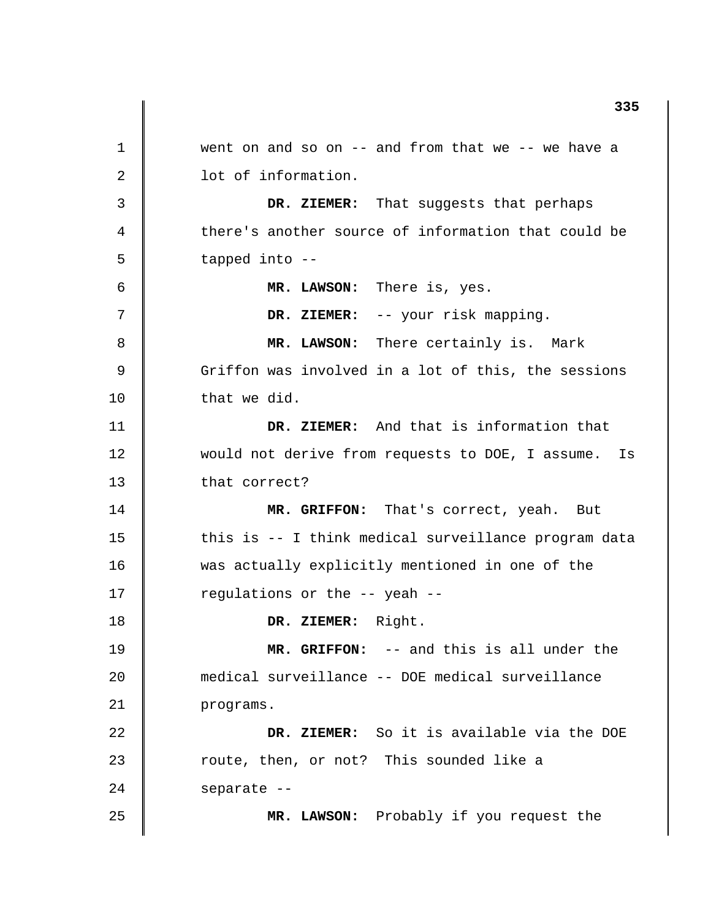went on and so on -- and from that we -- we have a lot of information.

**DR. ZIEMER:** That suggests that perhaps there's another source of information that could be tapped into --

**MR. LAWSON:** There is, yes.

**DR. ZIEMER:** -- your risk mapping.

**MR. LAWSON:** There certainly is. Mark Griffon was involved in a lot of this, the sessions that we did.

**DR. ZIEMER:** And that is information that would not derive from requests to DOE, I assume. Is that correct?

**MR. GRIFFON:** That's correct, yeah. But this is -- I think medical surveillance program data was actually explicitly mentioned in one of the regulations or the -- yeah --

**DR. ZIEMER:** Right.

**MR. GRIFFON:** -- and this is all under the medical surveillance -- DOE medical surveillance programs.

**DR. ZIEMER:** So it is available via the DOE route, then, or not? This sounded like a separate --

**MR. LAWSON:** Probably if you request the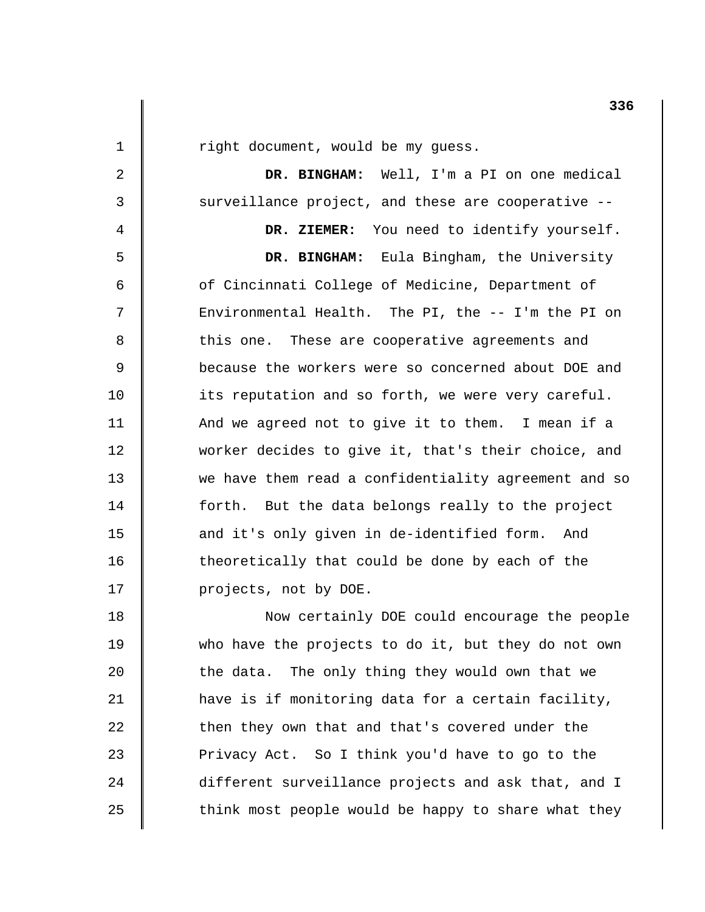right document, would be my guess.

**DR. BINGHAM:** Well, I'm a PI on one medical surveillance project, and these are cooperative --

**DR. ZIEMER:** You need to identify yourself.

**DR. BINGHAM:** Eula Bingham, the University of Cincinnati College of Medicine, Department of Environmental Health. The PI, the -- I'm the PI on this one. These are cooperative agreements and because the workers were so concerned about DOE and its reputation and so forth, we were very careful. And we agreed not to give it to them. I mean if a worker decides to give it, that's their choice, and we have them read a confidentiality agreement and so forth. But the data belongs really to the project and it's only given in de-identified form. And theoretically that could be done by each of the projects, not by DOE.

Now certainly DOE could encourage the people who have the projects to do it, but they do not own the data. The only thing they would own that we have is if monitoring data for a certain facility, then they own that and that's covered under the Privacy Act. So I think you'd have to go to the different surveillance projects and ask that, and I think most people would be happy to share what they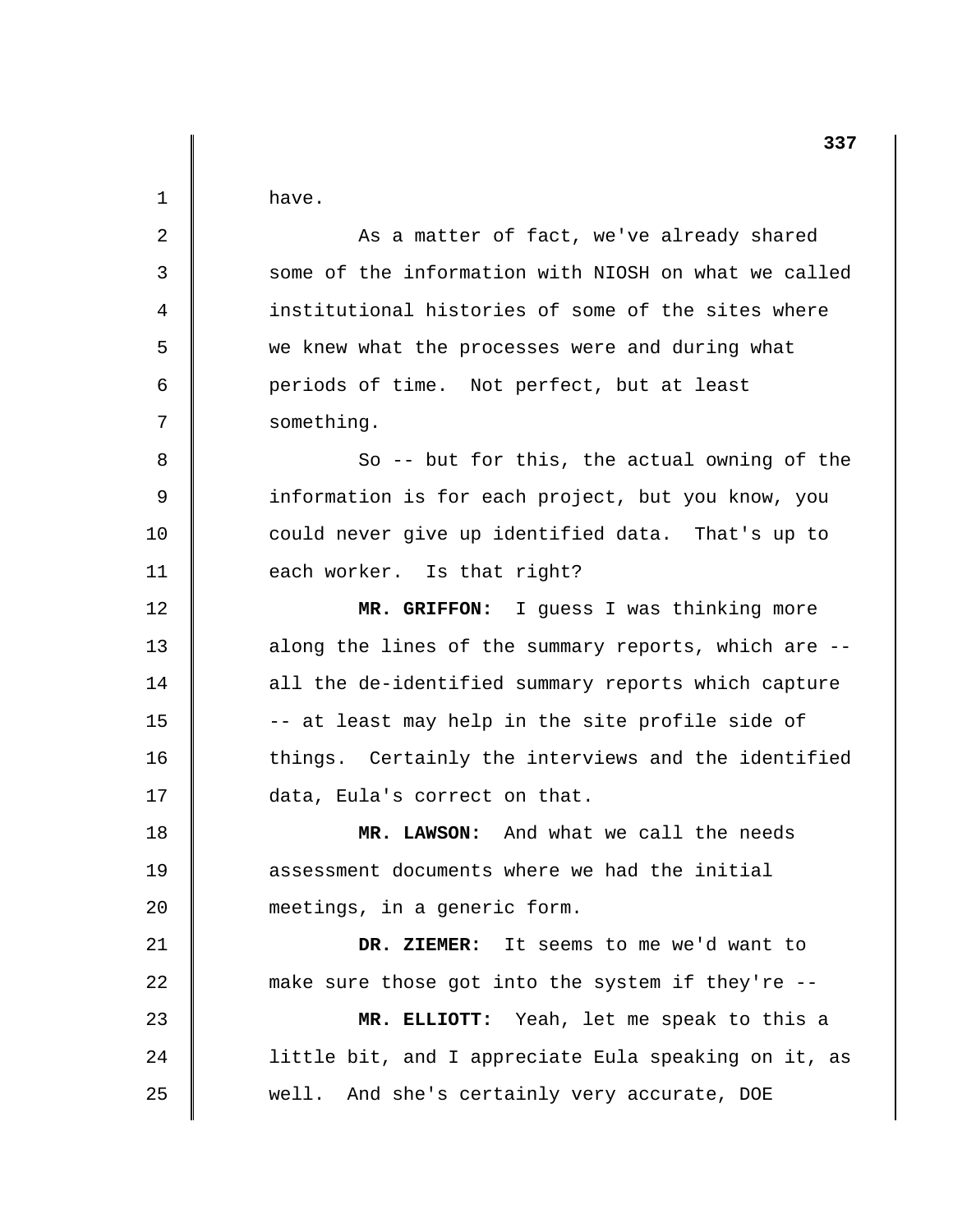have.

As a matter of fact, we've already shared some of the information with NIOSH on what we called institutional histories of some of the sites where we knew what the processes were and during what periods of time. Not perfect, but at least something.

So -- but for this, the actual owning of the information is for each project, but you know, you could never give up identified data. That's up to each worker. Is that right?

**MR. GRIFFON:** I guess I was thinking more along the lines of the summary reports, which are -- all the de-identified summary reports which capture -- at least may help in the site profile side of things. Certainly the interviews and the identified data, Eula's correct on that.

**MR. LAWSON:** And what we call the needs assessment documents where we had the initial meetings, in a generic form.

**DR. ZIEMER:** It seems to me we'd want to make sure those got into the system if they're --

**MR. ELLIOTT:** Yeah, let me speak to this a little bit, and I appreciate Eula speaking on it, as well. And she's certainly very accurate, DOE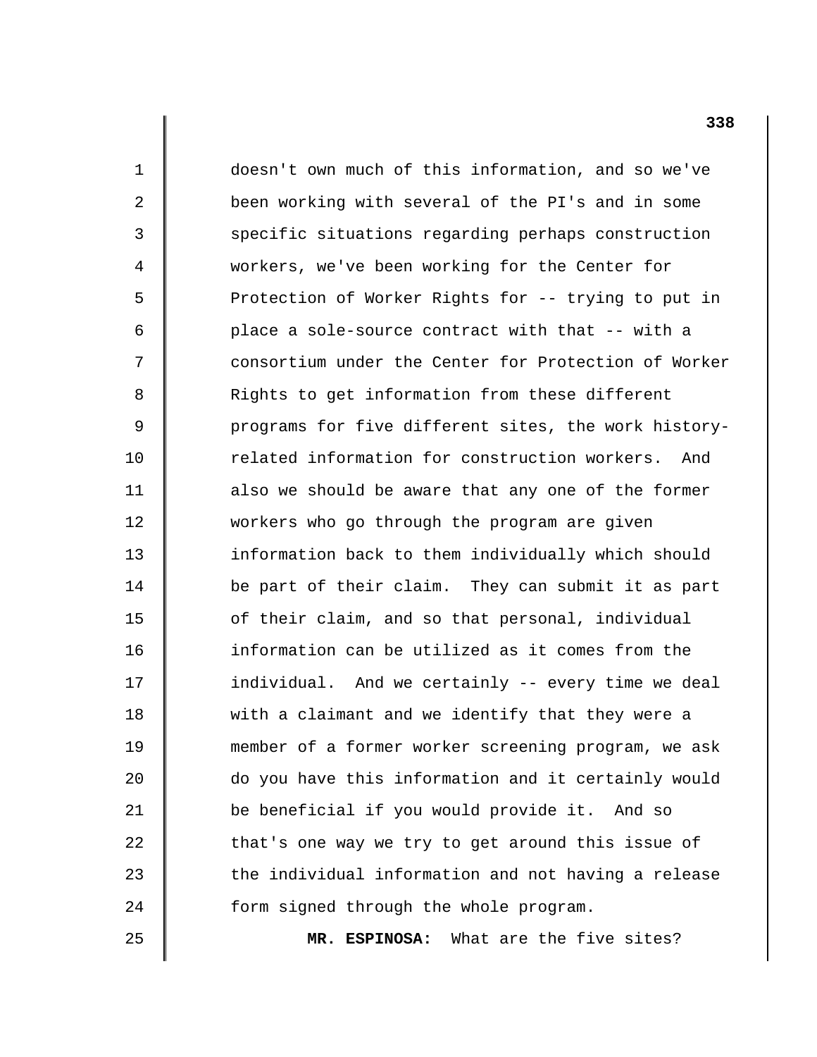doesn't own much of this information, and so we've been working with several of the PI's and in some specific situations regarding perhaps construction workers, we've been working for the Center for Protection of Worker Rights for -- trying to put in place a sole-source contract with that -- with a consortium under the Center for Protection of Worker Rights to get information from these different programs for five different sites, the work history-related information for construction workers. And also we should be aware that any one of the former workers who go through the program are given information back to them individually which should be part of their claim. They can submit it as part of their claim, and so that personal, individual information can be utilized as it comes from the individual. And we certainly -- every time we deal with a claimant and we identify that they were a member of a former worker screening program, we ask do you have this information and it certainly would be beneficial if you would provide it. And so that's one way we try to get around this issue of the individual information and not having a release form signed through the whole program.

**MR. ESPINOSA:** What are the five sites?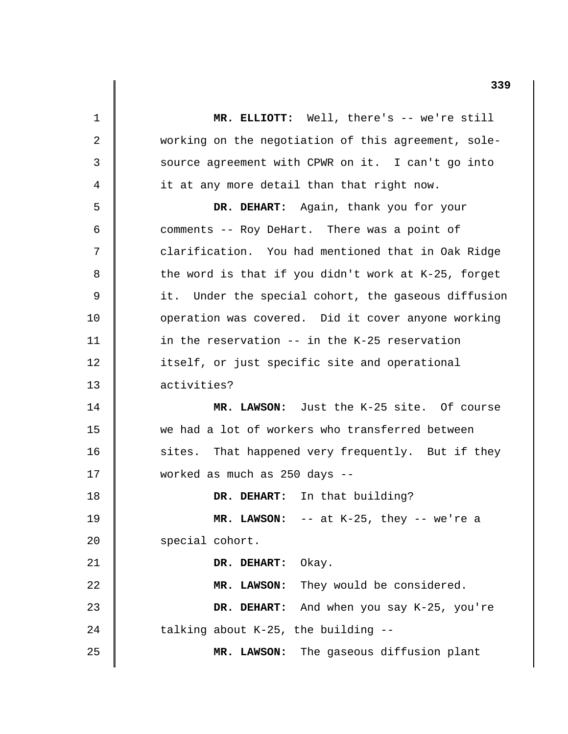**MR. ELLIOTT:** Well, there's -- we're still working on the negotiation of this agreement, sole-source agreement with CPWR on it. I can't go into it at any more detail than that right now.

**DR. DEHART:** Again, thank you for your comments -- Roy DeHart. There was a point of clarification. You had mentioned that in Oak Ridge the word is that if you didn't work at K-25, forget it. Under the special cohort, the gaseous diffusion operation was covered. Did it cover anyone working in the reservation -- in the K-25 reservation itself, or just specific site and operational activities?

**MR. LAWSON:** Just the K-25 site. Of course we had a lot of workers who transferred between sites. That happened very frequently. But if they worked as much as 250 days --

**DR. DEHART:** In that building?

**MR. LAWSON:** -- at K-25, they -- we're a special cohort.

**DR. DEHART:** Okay.

**MR. LAWSON:** They would be considered.

**DR. DEHART:** And when you say K-25, you're talking about K-25, the building --

**MR. LAWSON:** The gaseous diffusion plant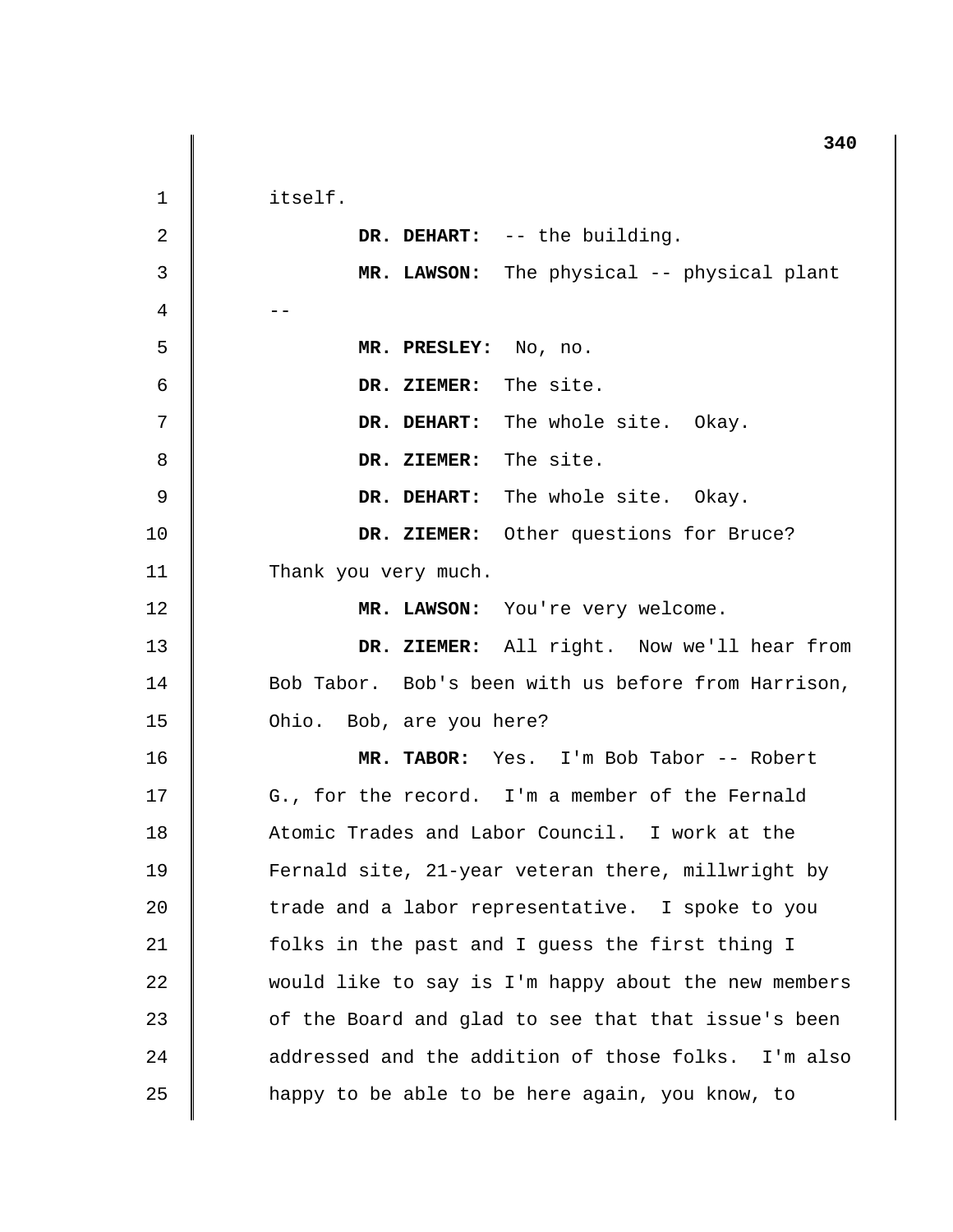itself.

**DR. DEHART:** -- the building.

**MR. LAWSON:** The physical -- physical plant --

**MR. PRESLEY:** No, no.

**DR. ZIEMER:** The site.

**DR. DEHART:** The whole site. Okay.

**DR. ZIEMER:** The site.

**DR. DEHART:** The whole site. Okay.

**DR. ZIEMER:** Other questions for Bruce? Thank you very much.

**MR. LAWSON:** You're very welcome.

**DR. ZIEMER:** All right. Now we'll hear from Bob Tabor. Bob's been with us before from Harrison, Ohio. Bob, are you here?

**MR. TABOR:** Yes. I'm Bob Tabor -- Robert G., for the record. I'm a member of the Fernald Atomic Trades and Labor Council. I work at the Fernald site, 21-year veteran there, millwright by trade and a labor representative. I spoke to you folks in the past and I guess the first thing I would like to say is I'm happy about the new members of the Board and glad to see that that issue's been addressed and the addition of those folks. I'm also happy to be able to be here again, you know, to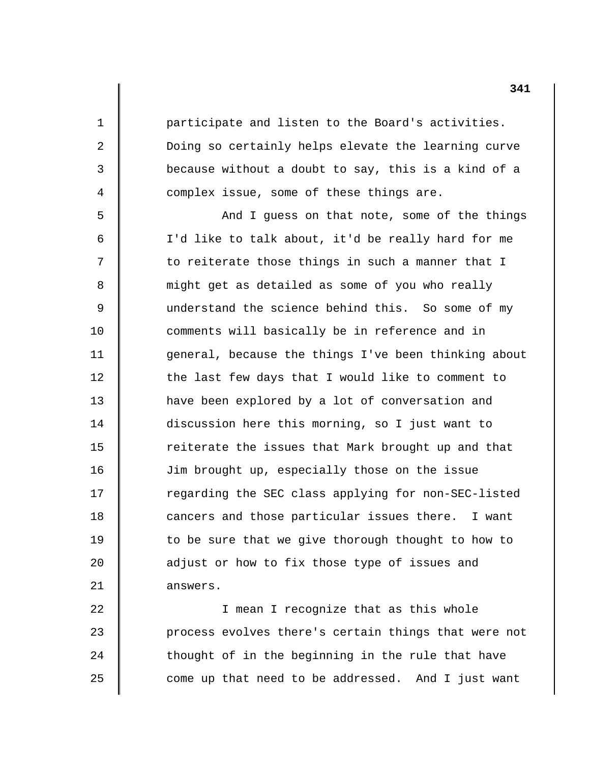participate and listen to the Board's activities. Doing so certainly helps elevate the learning curve because without a doubt to say, this is a kind of a complex issue, some of these things are.

And I guess on that note, some of the things I'd like to talk about, it'd be really hard for me to reiterate those things in such a manner that I might get as detailed as some of you who really understand the science behind this. So some of my comments will basically be in reference and in general, because the things I've been thinking about the last few days that I would like to comment to have been explored by a lot of conversation and discussion here this morning, so I just want to reiterate the issues that Mark brought up and that Jim brought up, especially those on the issue regarding the SEC class applying for non-SEC-listed cancers and those particular issues there. I want to be sure that we give thorough thought to how to adjust or how to fix those type of issues and answers.

I mean I recognize that as this whole process evolves there's certain things that were not thought of in the beginning in the rule that have come up that need to be addressed. And I just want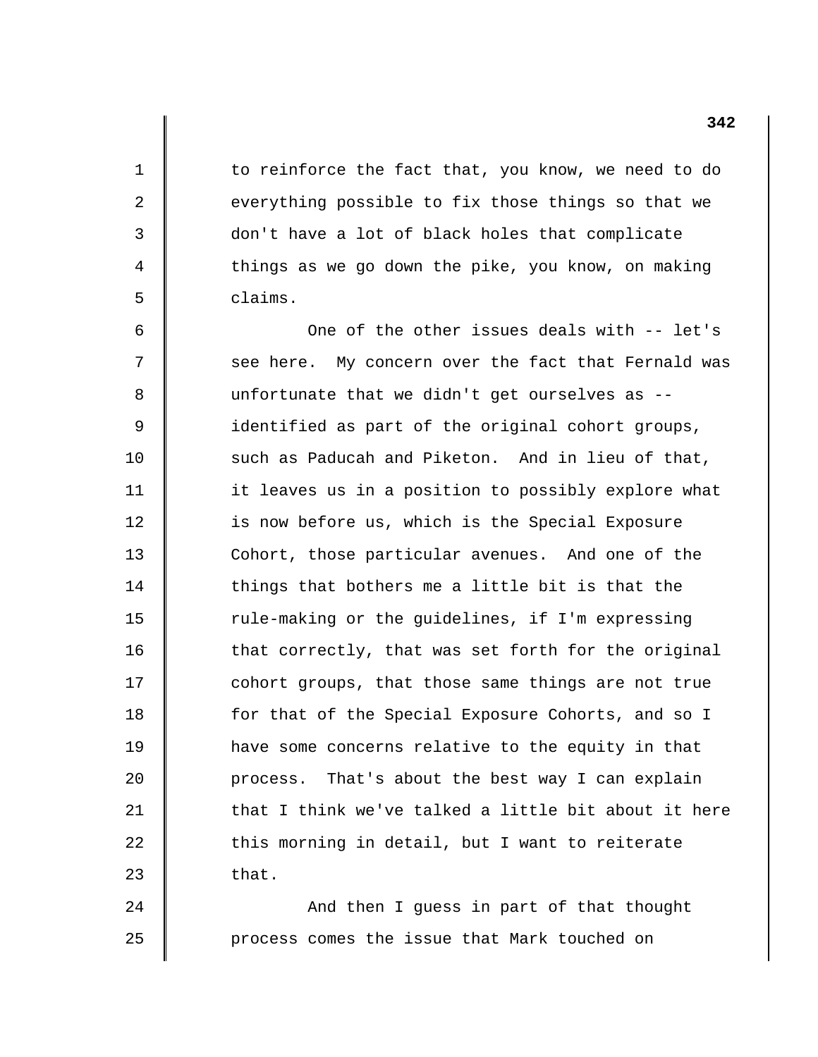to reinforce the fact that, you know, we need to do everything possible to fix those things so that we don't have a lot of black holes that complicate things as we go down the pike, you know, on making claims.

One of the other issues deals with -- let's see here. My concern over the fact that Fernald was unfortunate that we didn't get ourselves as -- identified as part of the original cohort groups, such as Paducah and Piketon. And in lieu of that, it leaves us in a position to possibly explore what is now before us, which is the Special Exposure Cohort, those particular avenues. And one of the things that bothers me a little bit is that the rule-making or the guidelines, if I'm expressing that correctly, that was set forth for the original cohort groups, that those same things are not true for that of the Special Exposure Cohorts, and so I have some concerns relative to the equity in that process. That's about the best way I can explain that I think we've talked a little bit about it here this morning in detail, but I want to reiterate that.

And then I guess in part of that thought process comes the issue that Mark touched on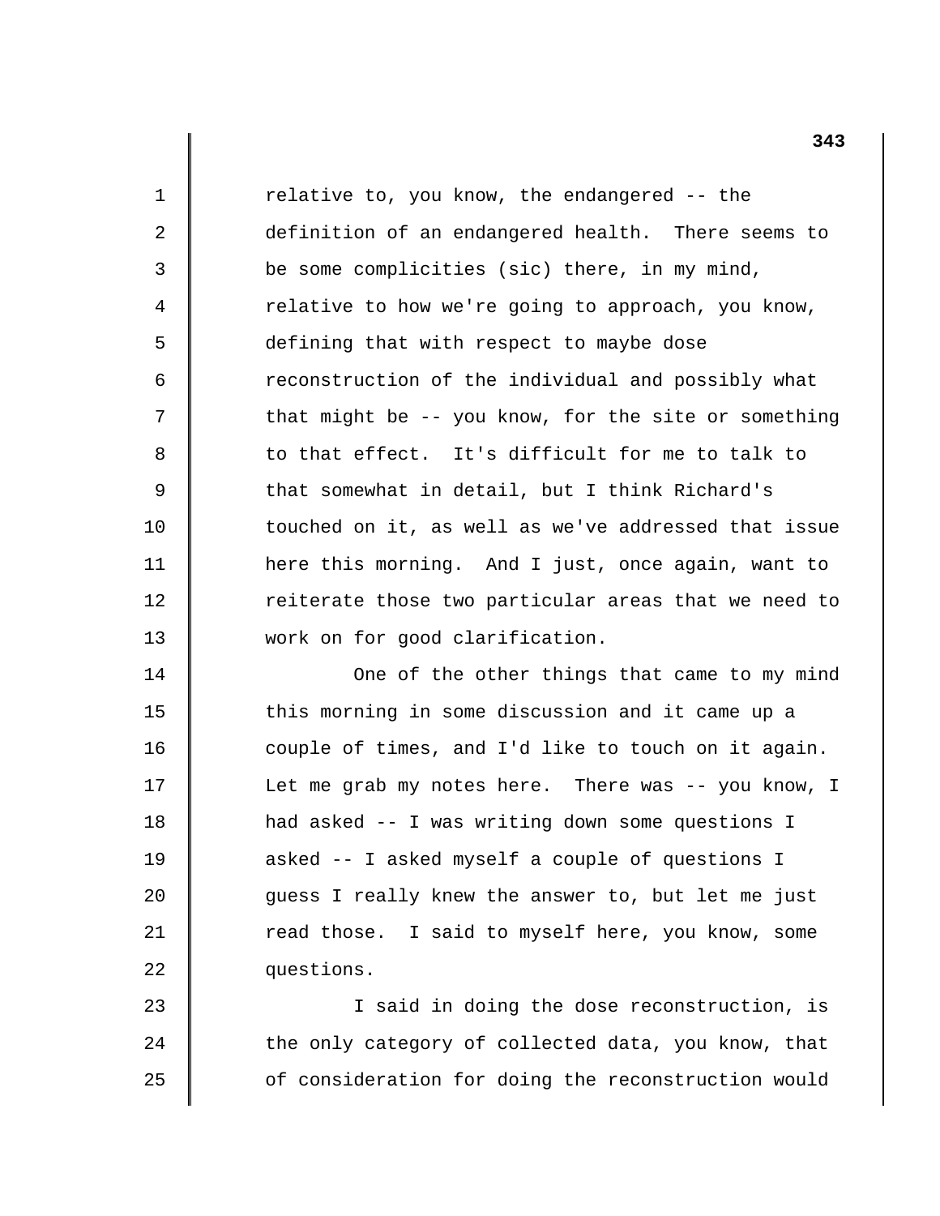relative to, you know, the endangered -- the definition of an endangered health. There seems to be some complicities (sic) there, in my mind, relative to how we're going to approach, you know, defining that with respect to maybe dose reconstruction of the individual and possibly what that might be -- you know, for the site or something to that effect. It's difficult for me to talk to that somewhat in detail, but I think Richard's touched on it, as well as we've addressed that issue here this morning. And I just, once again, want to reiterate those two particular areas that we need to work on for good clarification.

One of the other things that came to my mind this morning in some discussion and it came up a couple of times, and I'd like to touch on it again. Let me grab my notes here. There was -- you know, I had asked -- I was writing down some questions I asked -- I asked myself a couple of questions I guess I really knew the answer to, but let me just read those. I said to myself here, you know, some questions.

I said in doing the dose reconstruction, is the only category of collected data, you know, that of consideration for doing the reconstruction would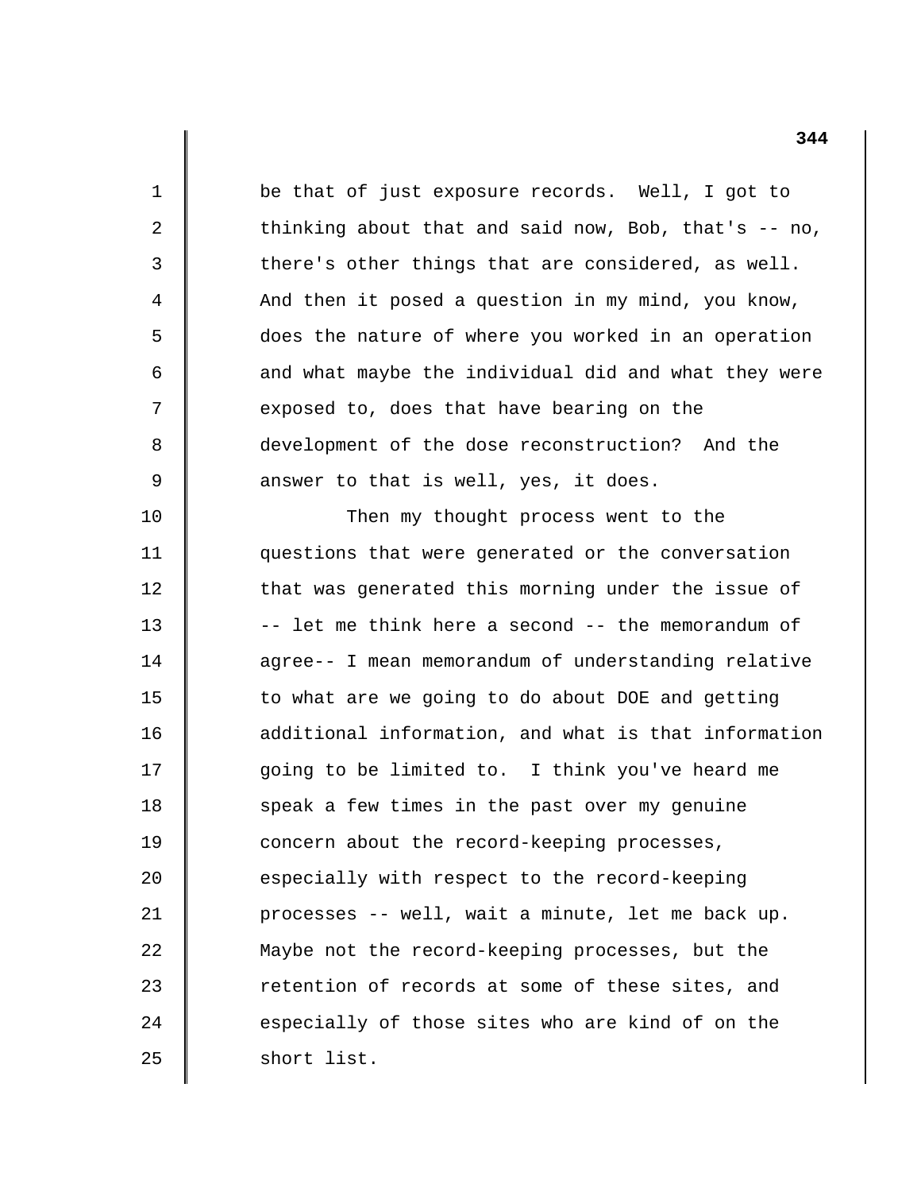be that of just exposure records. Well, I got to thinking about that and said now, Bob, that's -- no, there's other things that are considered, as well. And then it posed a question in my mind, you know, does the nature of where you worked in an operation and what maybe the individual did and what they were exposed to, does that have bearing on the development of the dose reconstruction? And the answer to that is well, yes, it does.

Then my thought process went to the questions that were generated or the conversation that was generated this morning under the issue of -- let me think here a second -- the memorandum of agree-- I mean memorandum of understanding relative to what are we going to do about DOE and getting additional information, and what is that information going to be limited to. I think you've heard me speak a few times in the past over my genuine concern about the record-keeping processes, especially with respect to the record-keeping processes -- well, wait a minute, let me back up. Maybe not the record-keeping processes, but the retention of records at some of these sites, and especially of those sites who are kind of on the short list.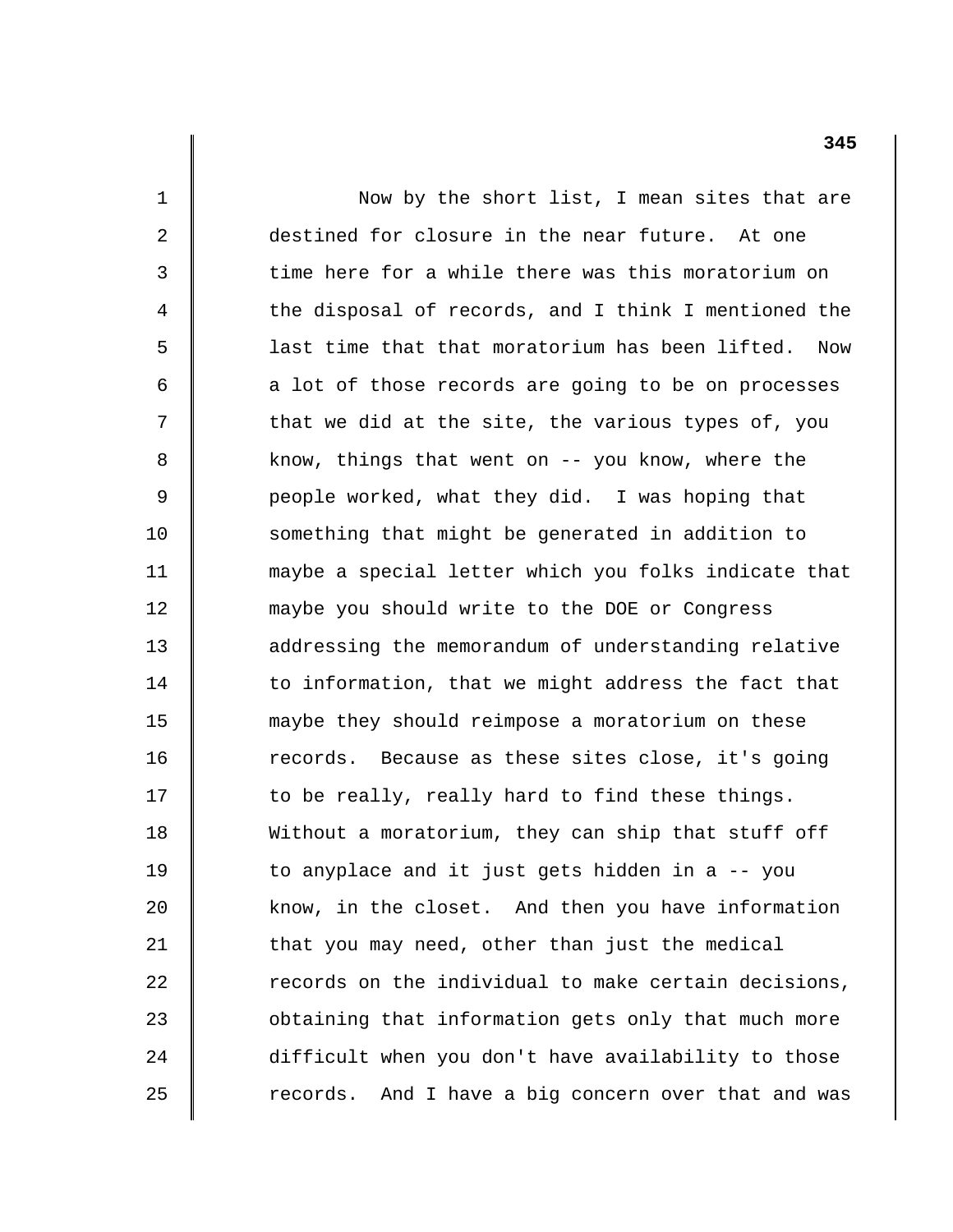Now by the short list, I mean sites that are destined for closure in the near future. At one time here for a while there was this moratorium on the disposal of records, and I think I mentioned the last time that that moratorium has been lifted. Now a lot of those records are going to be on processes that we did at the site, the various types of, you know, things that went on -- you know, where the people worked, what they did. I was hoping that something that might be generated in addition to maybe a special letter which you folks indicate that maybe you should write to the DOE or Congress addressing the memorandum of understanding relative to information, that we might address the fact that maybe they should reimpose a moratorium on these records. Because as these sites close, it's going to be really, really hard to find these things. Without a moratorium, they can ship that stuff off to anyplace and it just gets hidden in a -- you know, in the closet. And then you have information that you may need, other than just the medical records on the individual to make certain decisions, obtaining that information gets only that much more difficult when you don't have availability to those records. And I have a big concern over that and was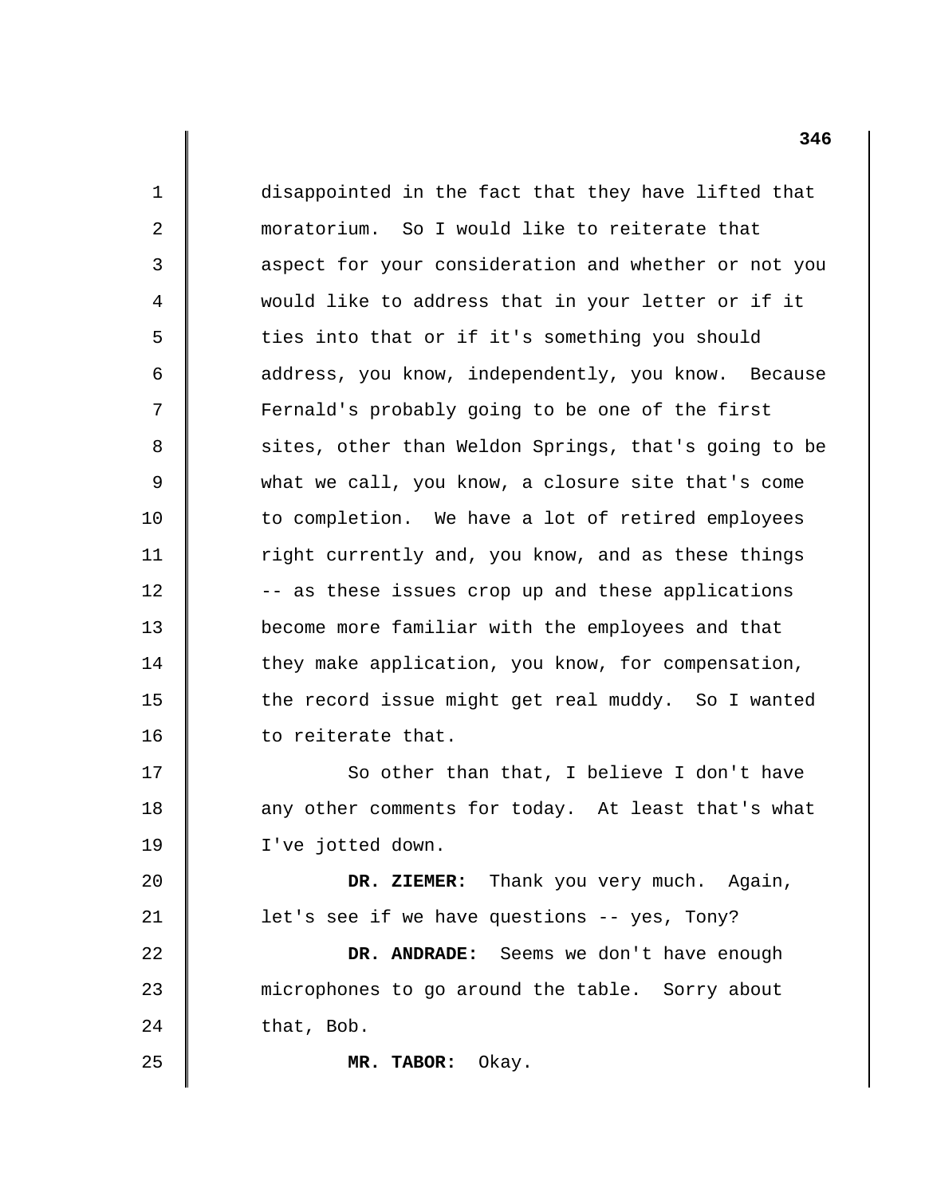disappointed in the fact that they have lifted that moratorium. So I would like to reiterate that aspect for your consideration and whether or not you would like to address that in your letter or if it ties into that or if it's something you should address, you know, independently, you know. Because Fernald's probably going to be one of the first sites, other than Weldon Springs, that's going to be what we call, you know, a closure site that's come to completion. We have a lot of retired employees right currently and, you know, and as these things -- as these issues crop up and these applications become more familiar with the employees and that they make application, you know, for compensation, the record issue might get real muddy. So I wanted to reiterate that.

So other than that, I believe I don't have any other comments for today. At least that's what I've jotted down.

**DR. ZIEMER:** Thank you very much. Again, let's see if we have questions -- yes, Tony?

**DR. ANDRADE:** Seems we don't have enough microphones to go around the table. Sorry about that, Bob.

**MR. TABOR:** Okay.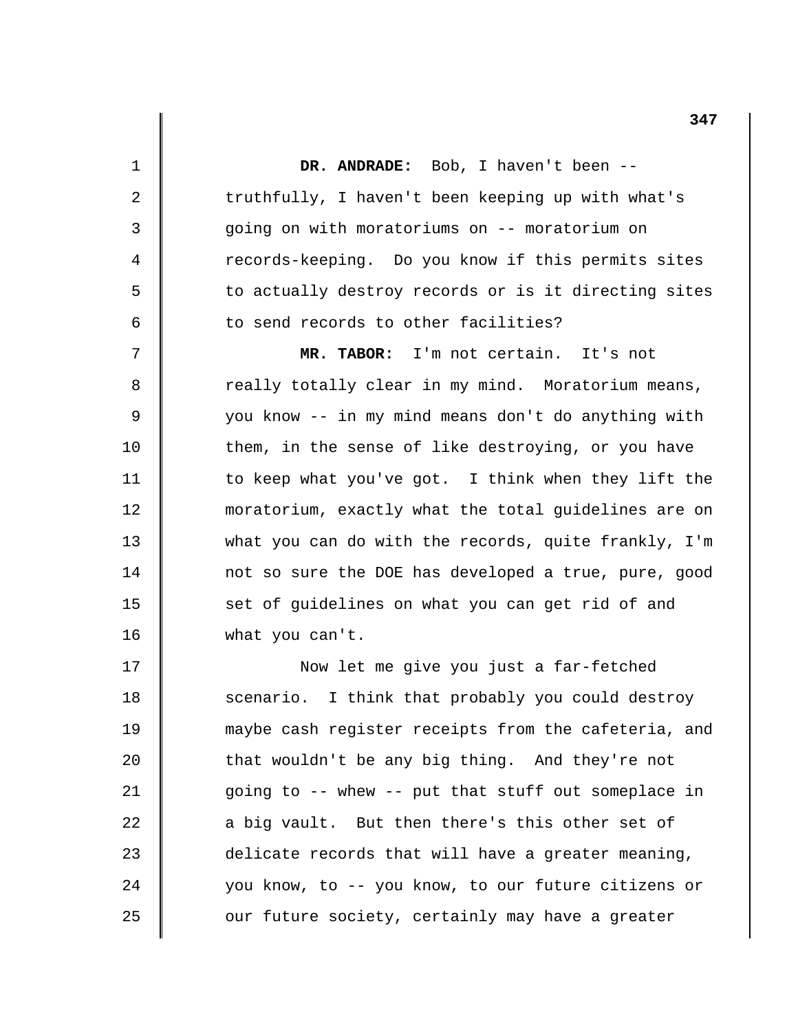**DR. ANDRADE:** Bob, I haven't been -- truthfully, I haven't been keeping up with what's going on with moratoriums on -- moratorium on records-keeping. Do you know if this permits sites to actually destroy records or is it directing sites to send records to other facilities?

**MR. TABOR:** I'm not certain. It's not really totally clear in my mind. Moratorium means, you know -- in my mind means don't do anything with them, in the sense of like destroying, or you have to keep what you've got. I think when they lift the moratorium, exactly what the total guidelines are on what you can do with the records, quite frankly, I'm not so sure the DOE has developed a true, pure, good set of guidelines on what you can get rid of and what you can't.

Now let me give you just a far-fetched scenario. I think that probably you could destroy maybe cash register receipts from the cafeteria, and that wouldn't be any big thing. And they're not going to -- whew -- put that stuff out someplace in a big vault. But then there's this other set of delicate records that will have a greater meaning, you know, to -- you know, to our future citizens or our future society, certainly may have a greater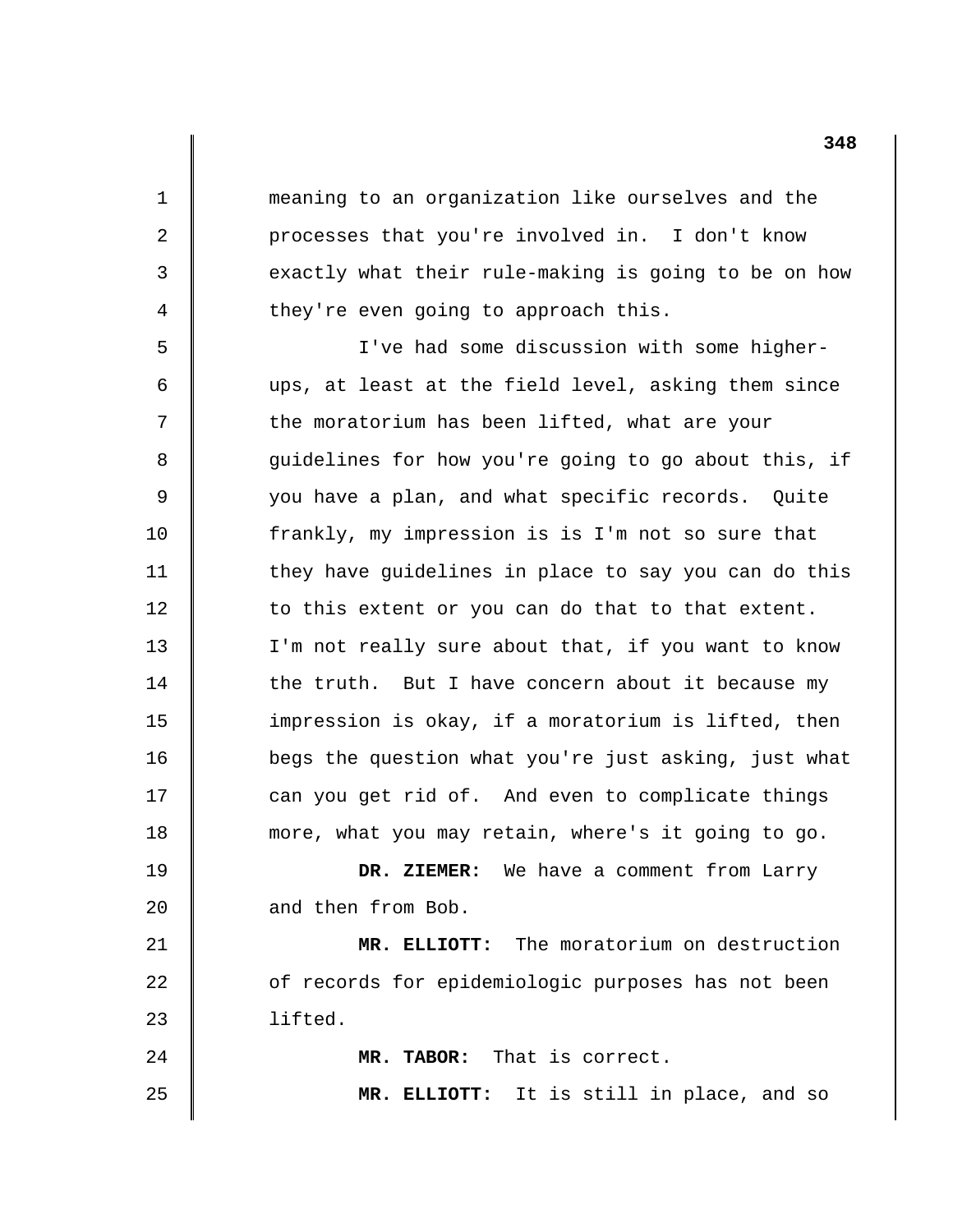meaning to an organization like ourselves and the processes that you're involved in. I don't know exactly what their rule-making is going to be on how they're even going to approach this.

I've had some discussion with some higher-ups, at least at the field level, asking them since the moratorium has been lifted, what are your guidelines for how you're going to go about this, if you have a plan, and what specific records. Quite frankly, my impression is is I'm not so sure that they have guidelines in place to say you can do this to this extent or you can do that to that extent. I'm not really sure about that, if you want to know the truth. But I have concern about it because my impression is okay, if a moratorium is lifted, then begs the question what you're just asking, just what can you get rid of. And even to complicate things more, what you may retain, where's it going to go.

**DR. ZIEMER:** We have a comment from Larry and then from Bob.

**MR. ELLIOTT:** The moratorium on destruction of records for epidemiologic purposes has not been lifted.

**MR. TABOR:** That is correct.

**MR. ELLIOTT:** It is still in place, and so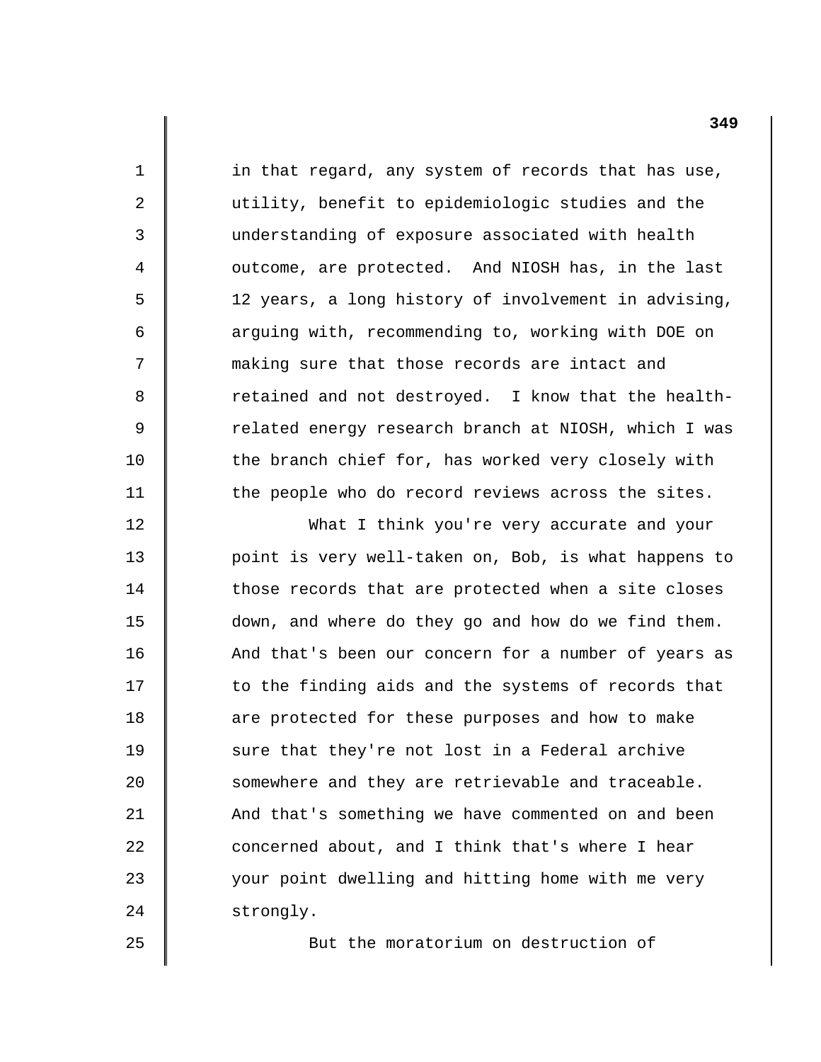in that regard, any system of records that has use, utility, benefit to epidemiologic studies and the understanding of exposure associated with health outcome, are protected. And NIOSH has, in the last 12 years, a long history of involvement in advising, arguing with, recommending to, working with DOE on making sure that those records are intact and retained and not destroyed. I know that the health-related energy research branch at NIOSH, which I was the branch chief for, has worked very closely with the people who do record reviews across the sites.

What I think you're very accurate and your point is very well-taken on, Bob, is what happens to those records that are protected when a site closes down, and where do they go and how do we find them. And that's been our concern for a number of years as to the finding aids and the systems of records that are protected for these purposes and how to make sure that they're not lost in a Federal archive somewhere and they are retrievable and traceable. And that's something we have commented on and been concerned about, and I think that's where I hear your point dwelling and hitting home with me very strongly.

But the moratorium on destruction of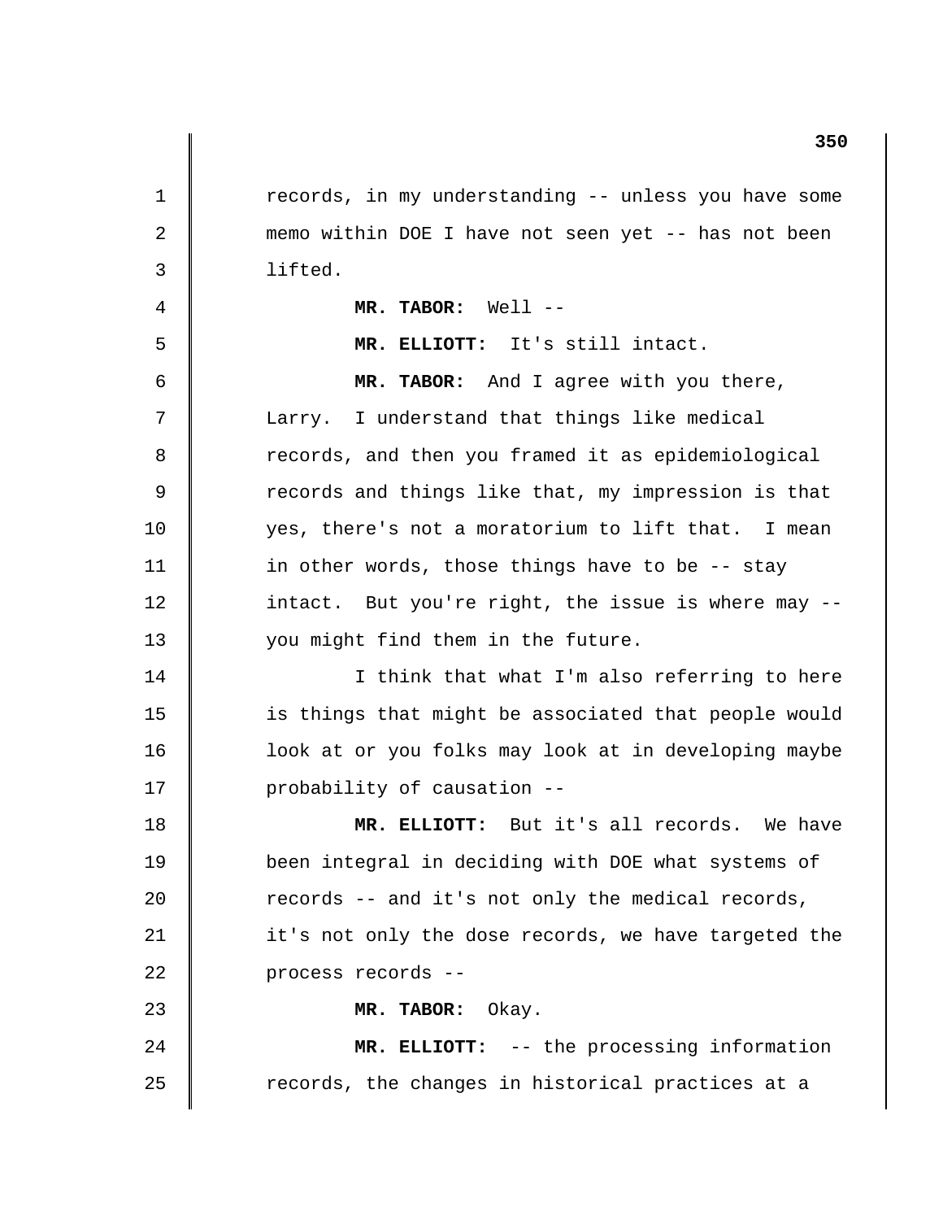records, in my understanding -- unless you have some memo within DOE I have not seen yet -- has not been lifted.

**MR. TABOR:** Well --

**MR. ELLIOTT:** It's still intact.

**MR. TABOR:** And I agree with you there, Larry. I understand that things like medical records, and then you framed it as epidemiological records and things like that, my impression is that yes, there's not a moratorium to lift that. I mean in other words, those things have to be -- stay intact. But you're right, the issue is where may -- you might find them in the future.

I think that what I'm also referring to here is things that might be associated that people would look at or you folks may look at in developing maybe probability of causation --

**MR. ELLIOTT:** But it's all records. We have been integral in deciding with DOE what systems of records -- and it's not only the medical records, it's not only the dose records, we have targeted the process records --

**MR. TABOR:** Okay.

**MR. ELLIOTT:** -- the processing information records, the changes in historical practices at a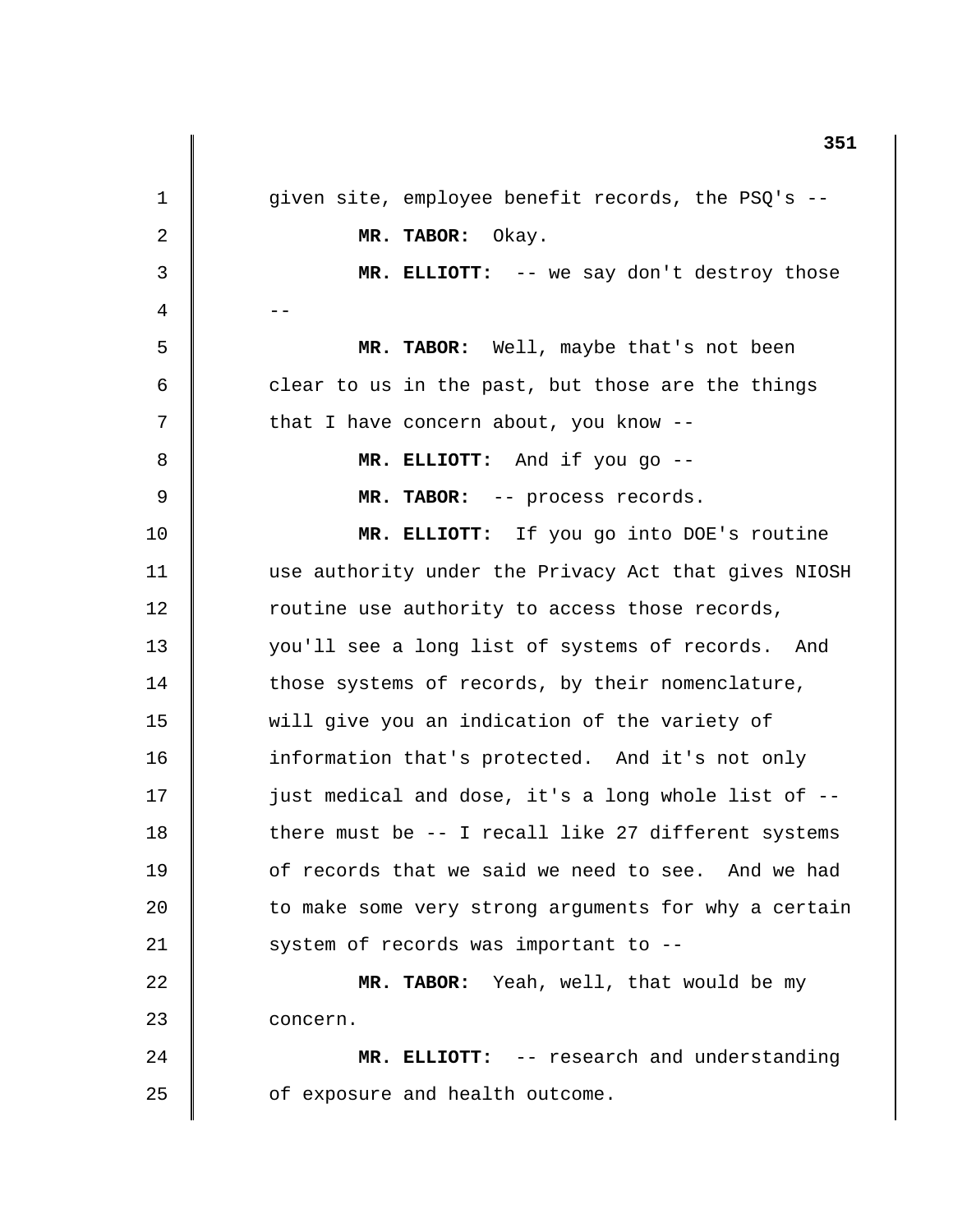given site, employee benefit records, the PSQ's --

**MR. TABOR:** Okay.

**MR. ELLIOTT:** -- we say don't destroy those --

**MR. TABOR:** Well, maybe that's not been clear to us in the past, but those are the things that I have concern about, you know --

**MR. ELLIOTT:** And if you go --

**MR. TABOR:** -- process records.

**MR. ELLIOTT:** If you go into DOE's routine use authority under the Privacy Act that gives NIOSH routine use authority to access those records, you'll see a long list of systems of records. And those systems of records, by their nomenclature, will give you an indication of the variety of information that's protected. And it's not only just medical and dose, it's a long whole list of -- there must be -- I recall like 27 different systems of records that we said we need to see. And we had to make some very strong arguments for why a certain system of records was important to --

**MR. TABOR:** Yeah, well, that would be my concern.

**MR. ELLIOTT:** -- research and understanding of exposure and health outcome.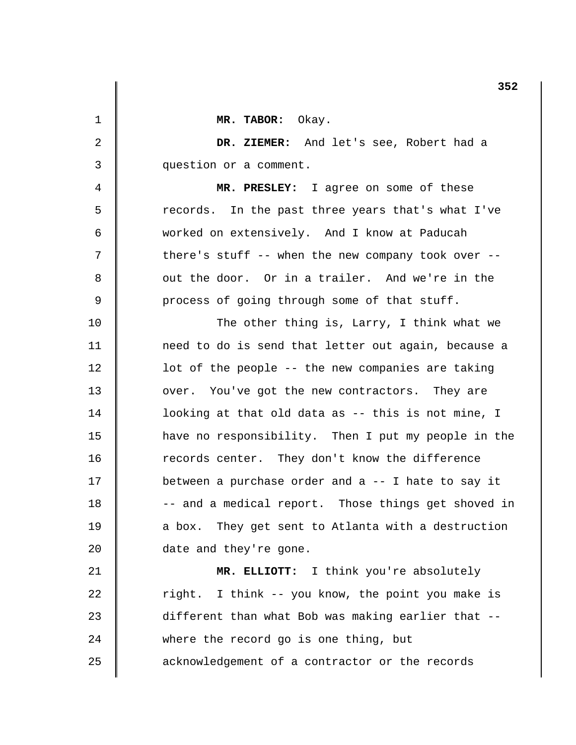**MR. TABOR:** Okay.

**DR. ZIEMER:** And let's see, Robert had a question or a comment.

**MR. PRESLEY:** I agree on some of these records. In the past three years that's what I've worked on extensively. And I know at Paducah there's stuff -- when the new company took over -- out the door. Or in a trailer. And we're in the process of going through some of that stuff.

The other thing is, Larry, I think what we need to do is send that letter out again, because a lot of the people -- the new companies are taking over. You've got the new contractors. They are looking at that old data as -- this is not mine, I have no responsibility. Then I put my people in the records center. They don't know the difference between a purchase order and a -- I hate to say it -- and a medical report. Those things get shoved in a box. They get sent to Atlanta with a destruction date and they're gone.

**MR. ELLIOTT:** I think you're absolutely right. I think -- you know, the point you make is different than what Bob was making earlier that -- where the record go is one thing, but acknowledgement of a contractor or the records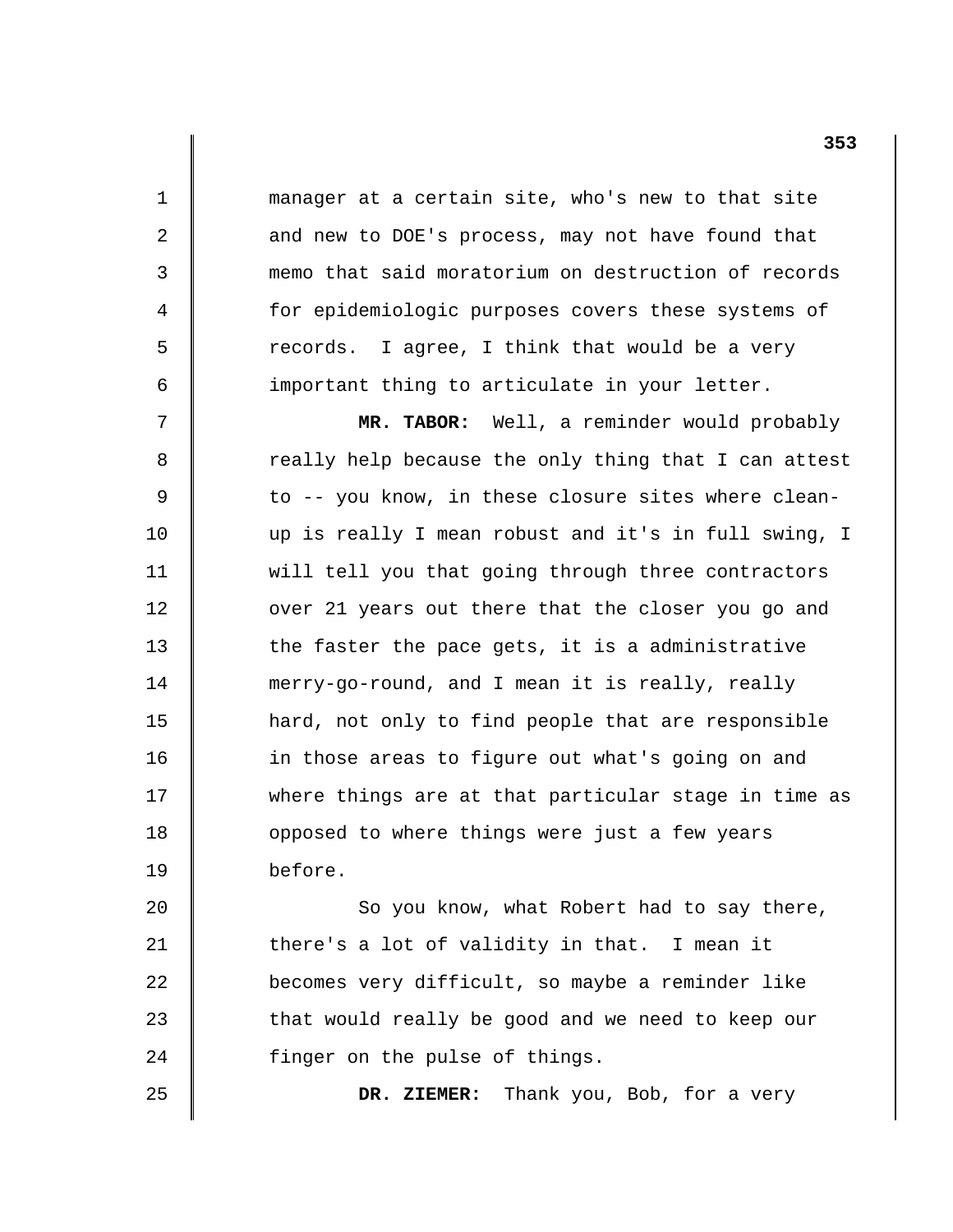manager at a certain site, who's new to that site and new to DOE's process, may not have found that memo that said moratorium on destruction of records for epidemiologic purposes covers these systems of records. I agree, I think that would be a very important thing to articulate in your letter.

**MR. TABOR:** Well, a reminder would probably really help because the only thing that I can attest to -- you know, in these closure sites where clean-up is really I mean robust and it's in full swing, I will tell you that going through three contractors over 21 years out there that the closer you go and the faster the pace gets, it is a administrative merry-go-round, and I mean it is really, really hard, not only to find people that are responsible in those areas to figure out what's going on and where things are at that particular stage in time as opposed to where things were just a few years before.

So you know, what Robert had to say there, there's a lot of validity in that. I mean it becomes very difficult, so maybe a reminder like that would really be good and we need to keep our finger on the pulse of things.

**DR. ZIEMER:** Thank you, Bob, for a very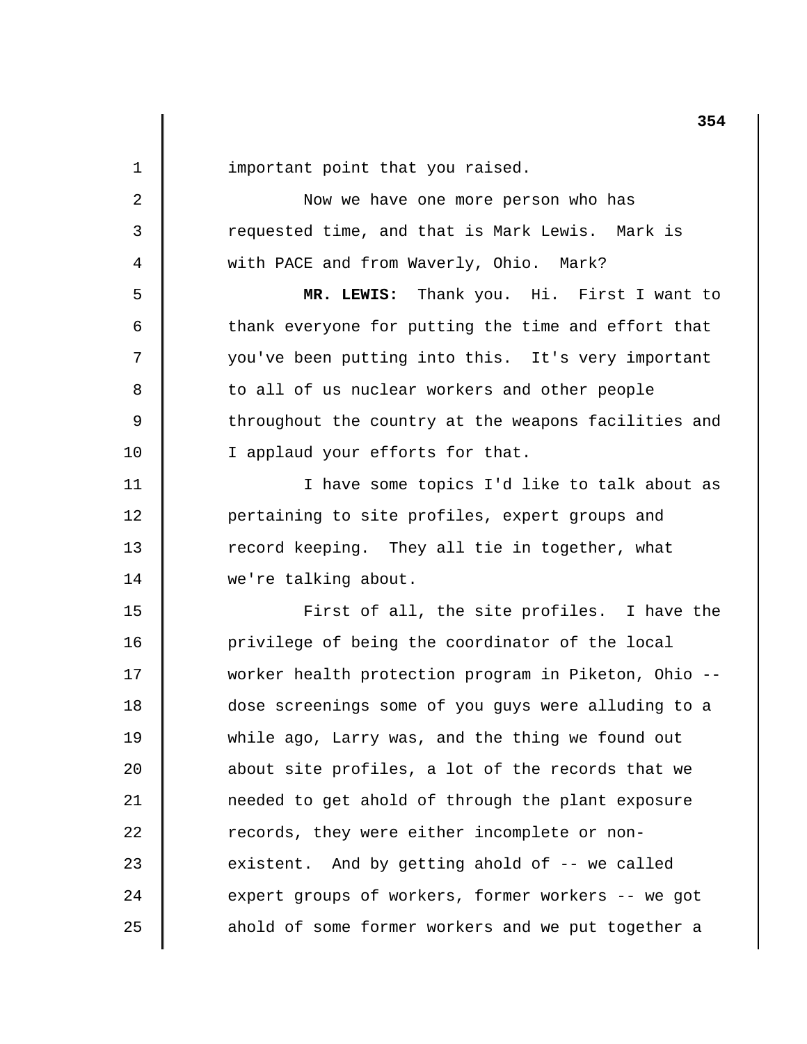important point that you raised.

Now we have one more person who has requested time, and that is Mark Lewis. Mark is with PACE and from Waverly, Ohio. Mark?

**MR. LEWIS:** Thank you. Hi. First I want to thank everyone for putting the time and effort that you've been putting into this. It's very important to all of us nuclear workers and other people throughout the country at the weapons facilities and I applaud your efforts for that.

I have some topics I'd like to talk about as pertaining to site profiles, expert groups and record keeping. They all tie in together, what we're talking about.

First of all, the site profiles. I have the privilege of being the coordinator of the local worker health protection program in Piketon, Ohio -- dose screenings some of you guys were alluding to a while ago, Larry was, and the thing we found out about site profiles, a lot of the records that we needed to get ahold of through the plant exposure records, they were either incomplete or non-existent. And by getting ahold of -- we called expert groups of workers, former workers -- we got ahold of some former workers and we put together a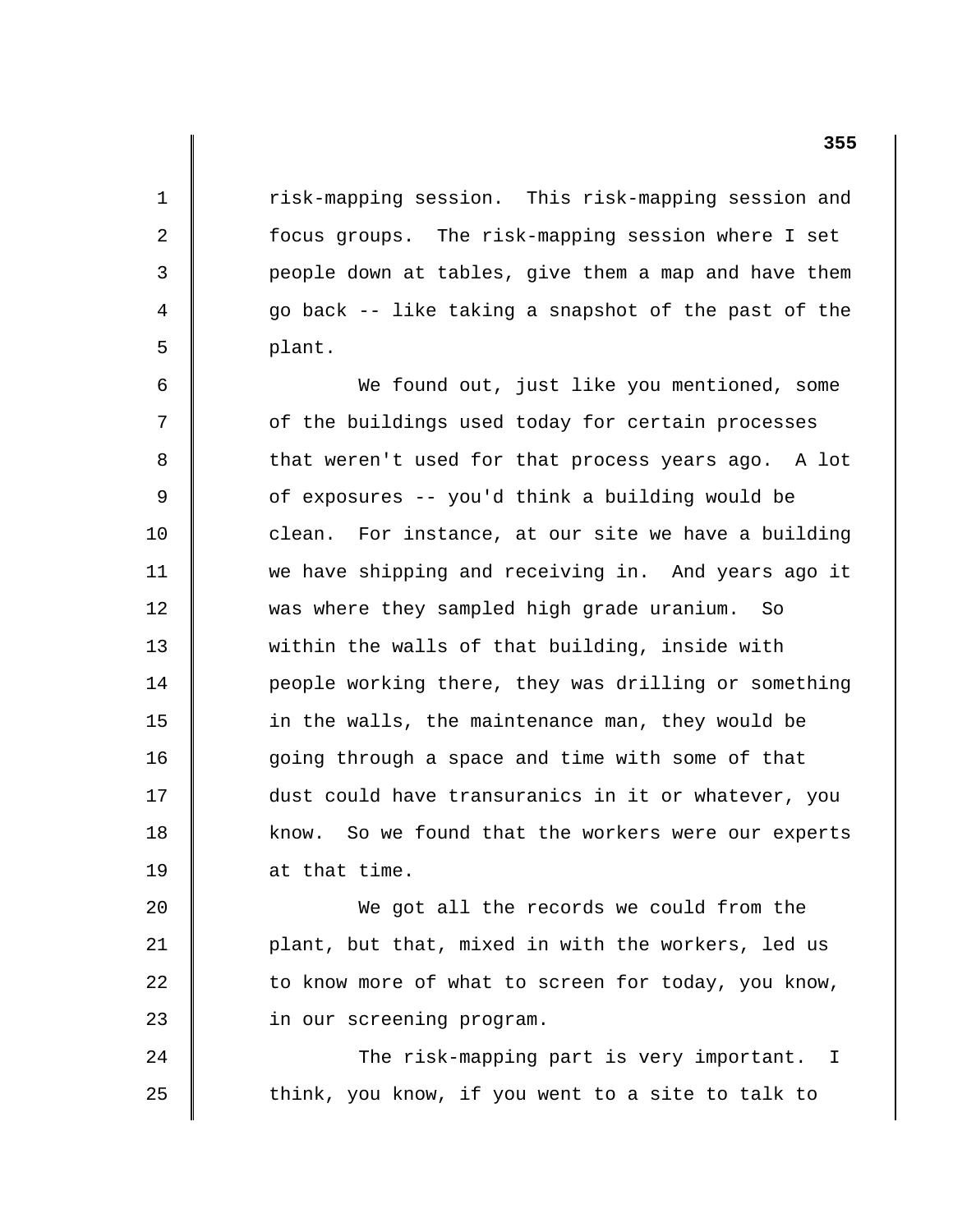risk-mapping session. This risk-mapping session and focus groups. The risk-mapping session where I set people down at tables, give them a map and have them go back -- like taking a snapshot of the past of the plant.

We found out, just like you mentioned, some of the buildings used today for certain processes that weren't used for that process years ago. A lot of exposures -- you'd think a building would be clean. For instance, at our site we have a building we have shipping and receiving in. And years ago it was where they sampled high grade uranium. So within the walls of that building, inside with people working there, they was drilling or something in the walls, the maintenance man, they would be going through a space and time with some of that dust could have transuranics in it or whatever, you know. So we found that the workers were our experts at that time.

We got all the records we could from the plant, but that, mixed in with the workers, led us to know more of what to screen for today, you know, in our screening program.

The risk-mapping part is very important. I think, you know, if you went to a site to talk to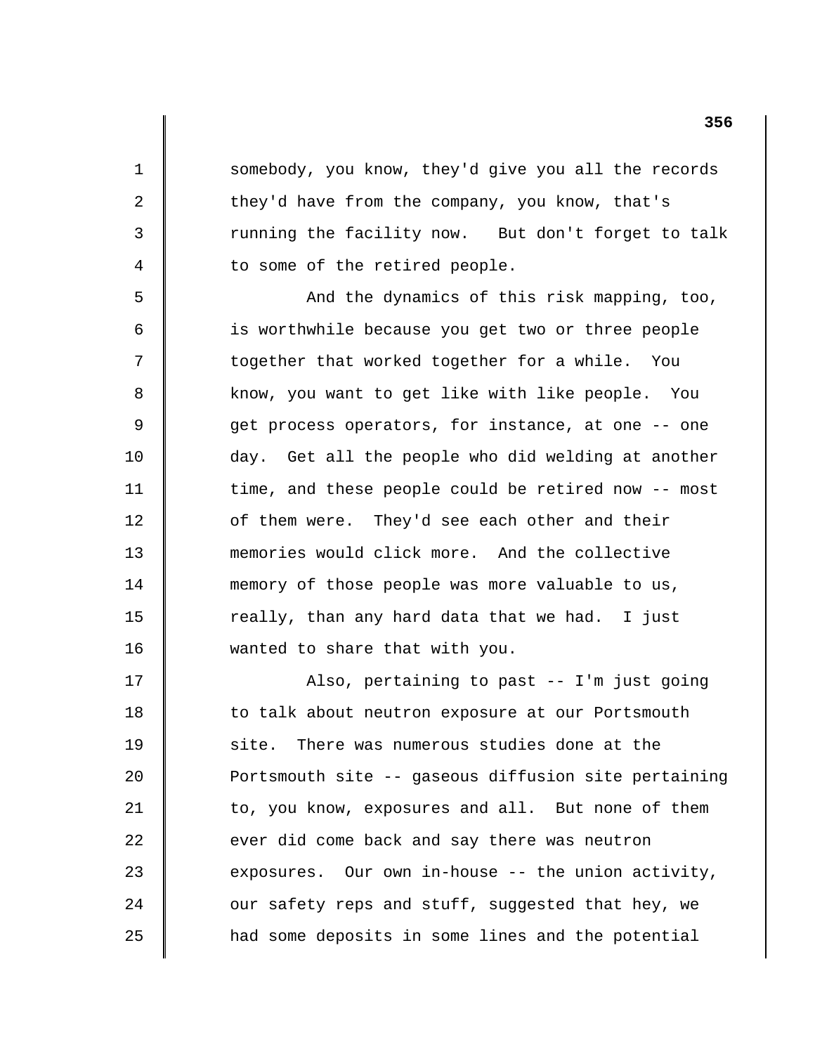somebody, you know, they'd give you all the records they'd have from the company, you know, that's running the facility now. But don't forget to talk to some of the retired people.

And the dynamics of this risk mapping, too, is worthwhile because you get two or three people together that worked together for a while. You know, you want to get like with like people. You get process operators, for instance, at one -- one day. Get all the people who did welding at another time, and these people could be retired now -- most of them were. They'd see each other and their memories would click more. And the collective memory of those people was more valuable to us, really, than any hard data that we had. I just wanted to share that with you.

Also, pertaining to past -- I'm just going to talk about neutron exposure at our Portsmouth site. There was numerous studies done at the Portsmouth site -- gaseous diffusion site pertaining to, you know, exposures and all. But none of them ever did come back and say there was neutron exposures. Our own in-house -- the union activity, our safety reps and stuff, suggested that hey, we had some deposits in some lines and the potential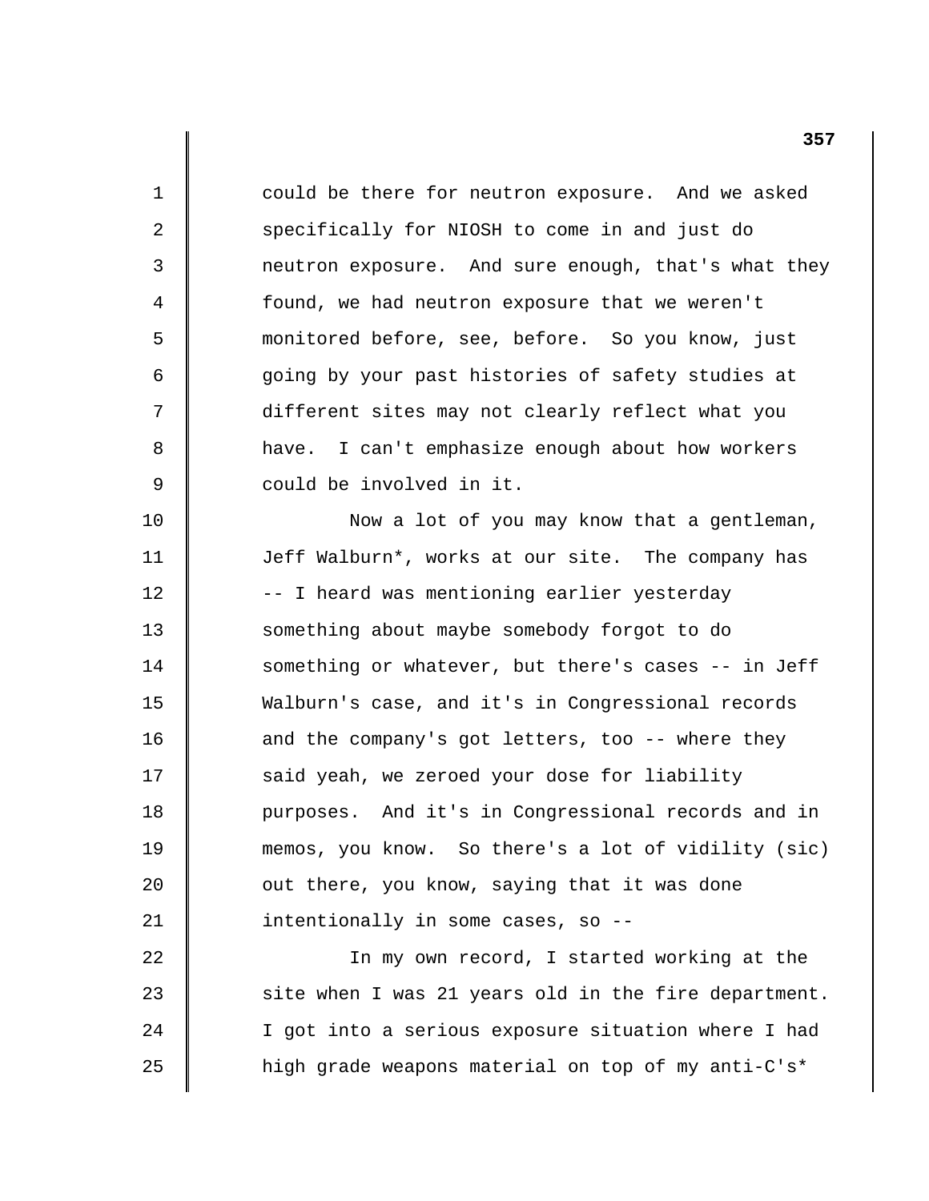could be there for neutron exposure. And we asked specifically for NIOSH to come in and just do neutron exposure. And sure enough, that's what they found, we had neutron exposure that we weren't monitored before, see, before. So you know, just going by your past histories of safety studies at different sites may not clearly reflect what you have. I can't emphasize enough about how workers could be involved in it.

Now a lot of you may know that a gentleman, Jeff Walburn*, works at our site. The company has -- I heard was mentioning earlier yesterday something about maybe somebody forgot to do something or whatever, but there's cases -- in Jeff Walburn's case, and it's in Congressional records and the company's got letters, too -- where they said yeah, we zeroed your dose for liability purposes. And it's in Congressional records and in memos, you know. So there's a lot of vidility (sic) out there, you know, saying that it was done intentionally in some cases, so --

In my own record, I started working at the site when I was 21 years old in the fire department. I got into a serious exposure situation where I had high grade weapons material on top of my anti-C's*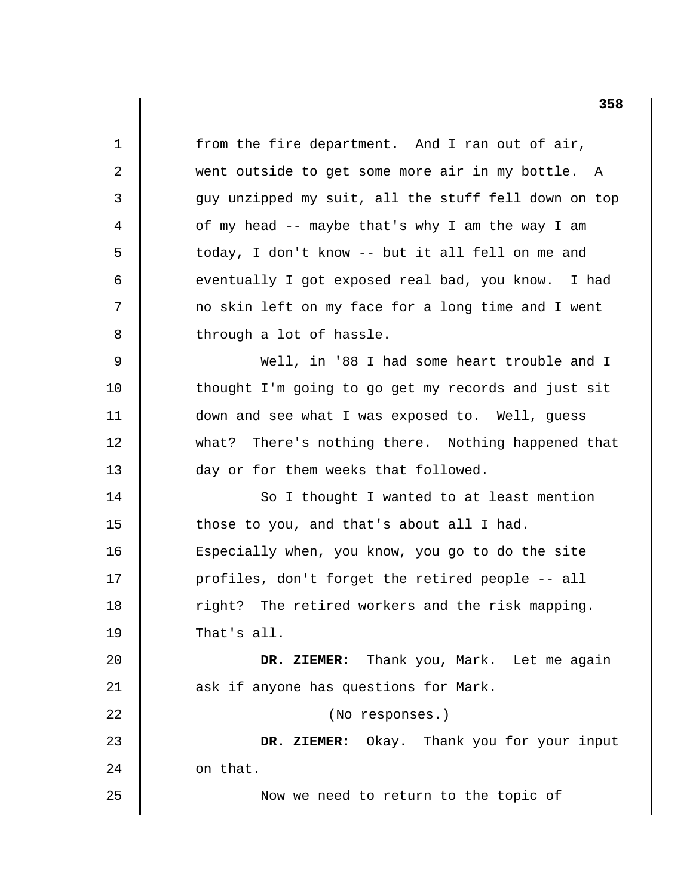from the fire department. And I ran out of air, went outside to get some more air in my bottle. A guy unzipped my suit, all the stuff fell down on top of my head -- maybe that's why I am the way I am today, I don't know -- but it all fell on me and eventually I got exposed real bad, you know. I had no skin left on my face for a long time and I went through a lot of hassle.

Well, in '88 I had some heart trouble and I thought I'm going to go get my records and just sit down and see what I was exposed to. Well, guess what? There's nothing there. Nothing happened that day or for them weeks that followed.

So I thought I wanted to at least mention those to you, and that's about all I had. Especially when, you know, you go to do the site profiles, don't forget the retired people -- all right? The retired workers and the risk mapping. That's all.

**DR. ZIEMER:** Thank you, Mark. Let me again ask if anyone has questions for Mark.

(No responses.)

**DR. ZIEMER:** Okay. Thank you for your input on that.

Now we need to return to the topic of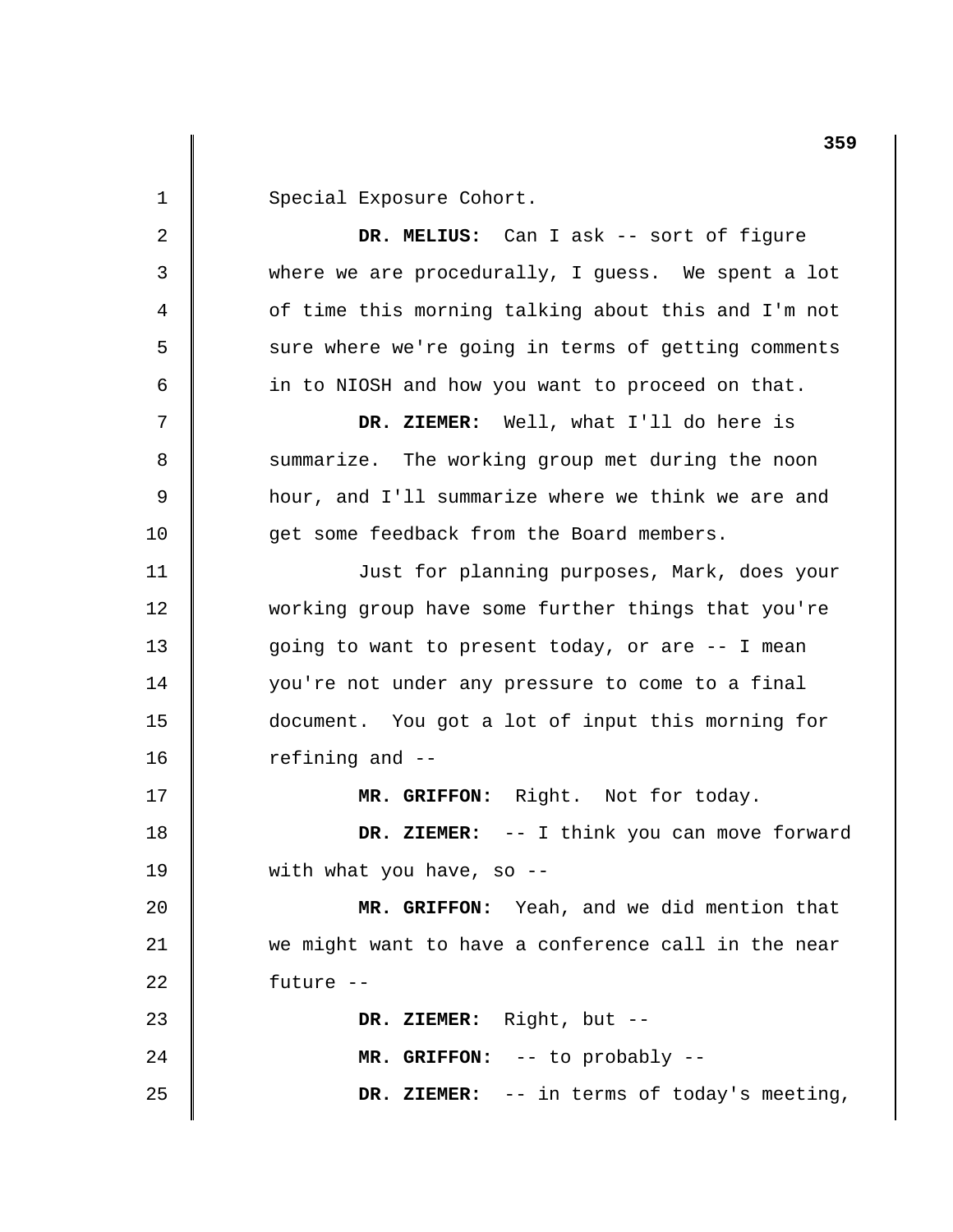Special Exposure Cohort.

**DR. MELIUS:** Can I ask -- sort of figure where we are procedurally, I guess. We spent a lot of time this morning talking about this and I'm not sure where we're going in terms of getting comments in to NIOSH and how you want to proceed on that.

**DR. ZIEMER:** Well, what I'll do here is summarize. The working group met during the noon hour, and I'll summarize where we think we are and get some feedback from the Board members.

Just for planning purposes, Mark, does your working group have some further things that you're going to want to present today, or are -- I mean you're not under any pressure to come to a final document. You got a lot of input this morning for refining and --

**MR. GRIFFON:** Right. Not for today.

**DR. ZIEMER:** -- I think you can move forward with what you have, so --

**MR. GRIFFON:** Yeah, and we did mention that we might want to have a conference call in the near future --

**DR. ZIEMER:** Right, but --

**MR. GRIFFON:** -- to probably --

**DR. ZIEMER:** -- in terms of today's meeting,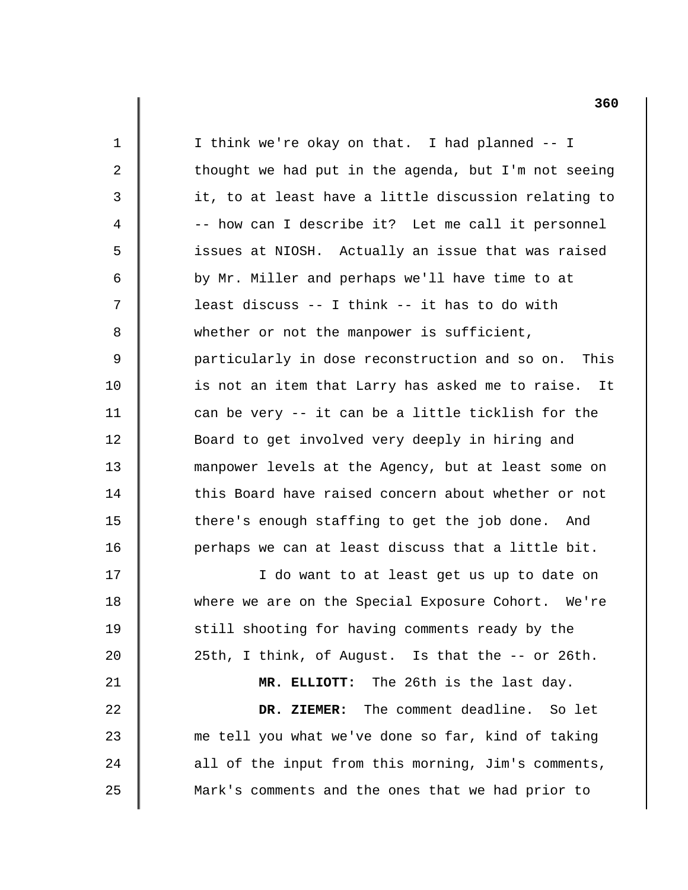I think we're okay on that. I had planned -- I thought we had put in the agenda, but I'm not seeing it, to at least have a little discussion relating to -- how can I describe it? Let me call it personnel issues at NIOSH. Actually an issue that was raised by Mr. Miller and perhaps we'll have time to at least discuss -- I think -- it has to do with whether or not the manpower is sufficient, particularly in dose reconstruction and so on. This is not an item that Larry has asked me to raise. It can be very -- it can be a little ticklish for the Board to get involved very deeply in hiring and manpower levels at the Agency, but at least some on this Board have raised concern about whether or not there's enough staffing to get the job done. And perhaps we can at least discuss that a little bit.

I do want to at least get us up to date on where we are on the Special Exposure Cohort. We're still shooting for having comments ready by the 25th, I think, of August. Is that the -- or 26th.

**MR. ELLIOTT:** The 26th is the last day.

**DR. ZIEMER:** The comment deadline. So let me tell you what we've done so far, kind of taking all of the input from this morning, Jim's comments, Mark's comments and the ones that we had prior to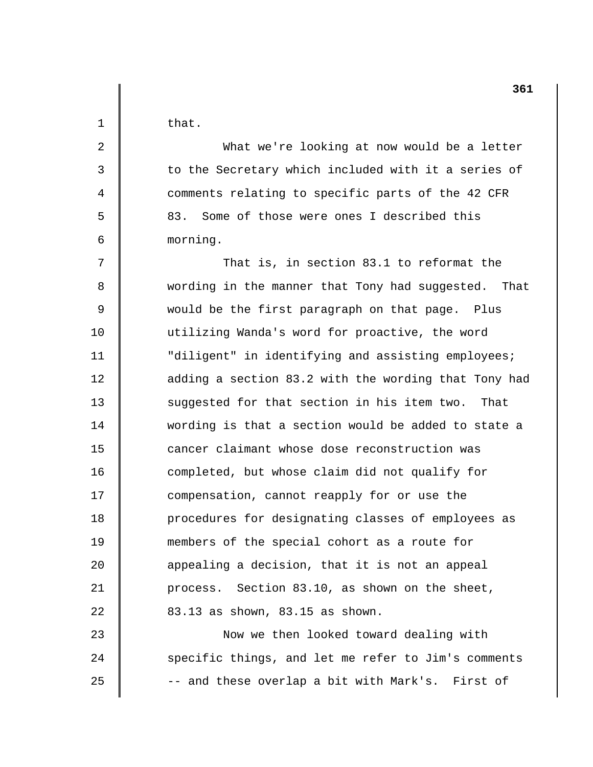that.

What we're looking at now would be a letter to the Secretary which included with it a series of comments relating to specific parts of the 42 CFR 83. Some of those were ones I described this morning.

That is, in section 83.1 to reformat the wording in the manner that Tony had suggested. That would be the first paragraph on that page. Plus utilizing Wanda's word for proactive, the word "diligent" in identifying and assisting employees; adding a section 83.2 with the wording that Tony had suggested for that section in his item two. That wording is that a section would be added to state a cancer claimant whose dose reconstruction was completed, but whose claim did not qualify for compensation, cannot reapply for or use the procedures for designating classes of employees as members of the special cohort as a route for appealing a decision, that it is not an appeal process. Section 83.10, as shown on the sheet, 83.13 as shown, 83.15 as shown.

Now we then looked toward dealing with specific things, and let me refer to Jim's comments -- and these overlap a bit with Mark's. First of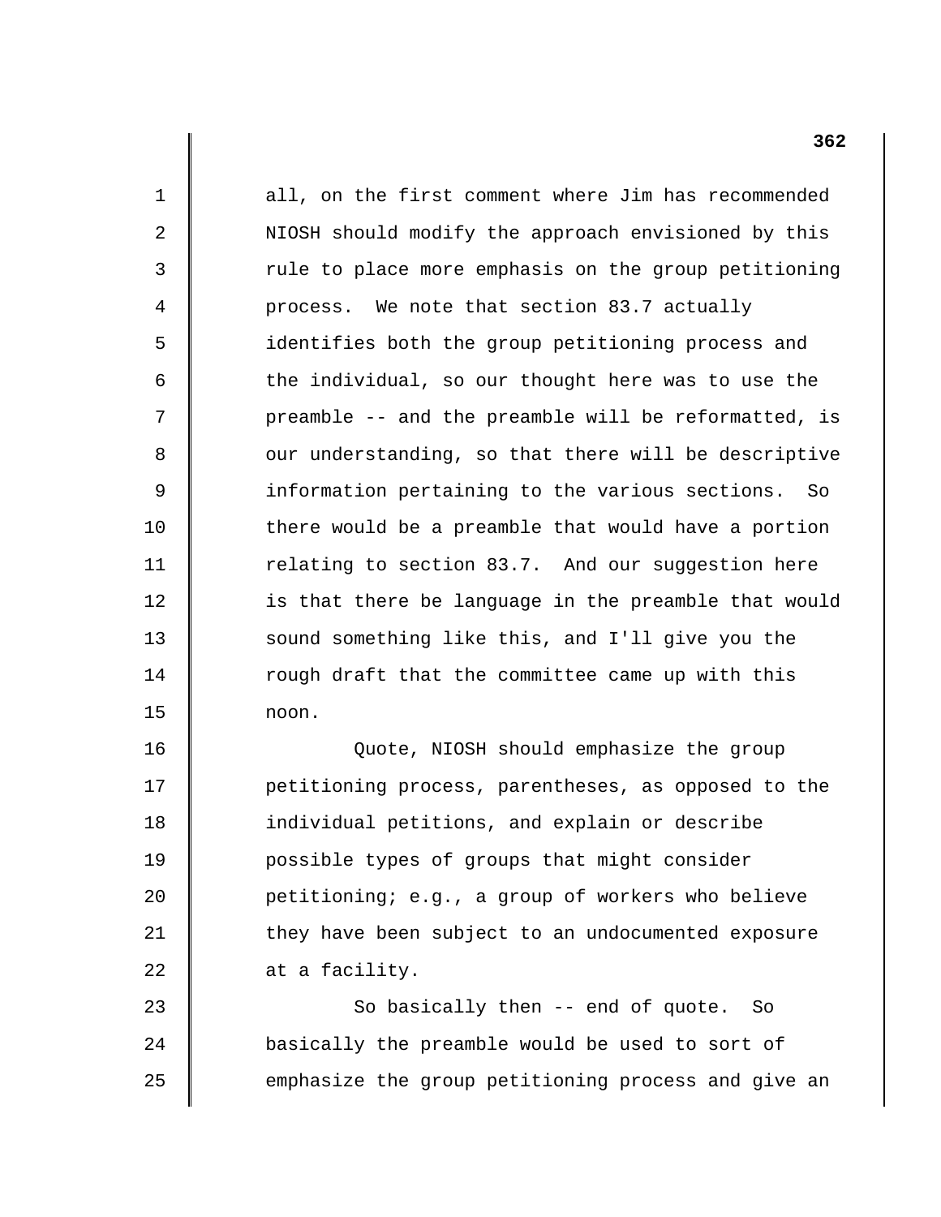all, on the first comment where Jim has recommended NIOSH should modify the approach envisioned by this rule to place more emphasis on the group petitioning process. We note that section 83.7 actually identifies both the group petitioning process and the individual, so our thought here was to use the preamble -- and the preamble will be reformatted, is our understanding, so that there will be descriptive information pertaining to the various sections. So there would be a preamble that would have a portion relating to section 83.7. And our suggestion here is that there be language in the preamble that would sound something like this, and I'll give you the rough draft that the committee came up with this noon.

Quote, NIOSH should emphasize the group petitioning process, parentheses, as opposed to the individual petitions, and explain or describe possible types of groups that might consider petitioning; e.g., a group of workers who believe they have been subject to an undocumented exposure at a facility.

So basically then -- end of quote. So basically the preamble would be used to sort of emphasize the group petitioning process and give an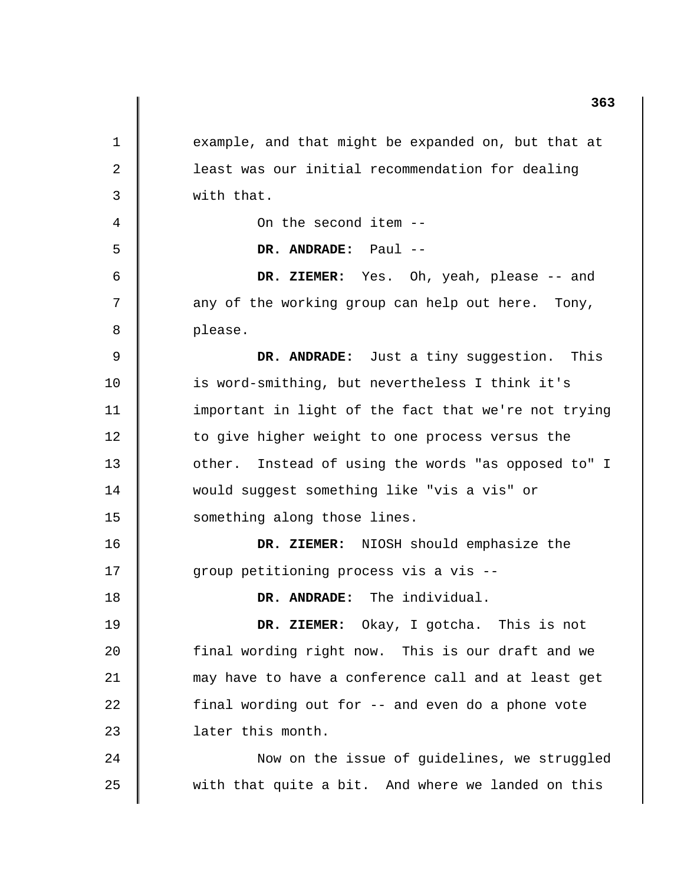example, and that might be expanded on, but that at least was our initial recommendation for dealing with that.

On the second item --

**DR. ANDRADE:** Paul --

**DR. ZIEMER:** Yes. Oh, yeah, please -- and any of the working group can help out here. Tony, please.

**DR. ANDRADE:** Just a tiny suggestion. This is word-smithing, but nevertheless I think it's important in light of the fact that we're not trying to give higher weight to one process versus the other. Instead of using the words "as opposed to" I would suggest something like "vis a vis" or something along those lines.

**DR. ZIEMER:** NIOSH should emphasize the group petitioning process vis a vis --

**DR. ANDRADE:** The individual.

**DR. ZIEMER:** Okay, I gotcha. This is not final wording right now. This is our draft and we may have to have a conference call and at least get final wording out for -- and even do a phone vote later this month.

Now on the issue of guidelines, we struggled with that quite a bit. And where we landed on this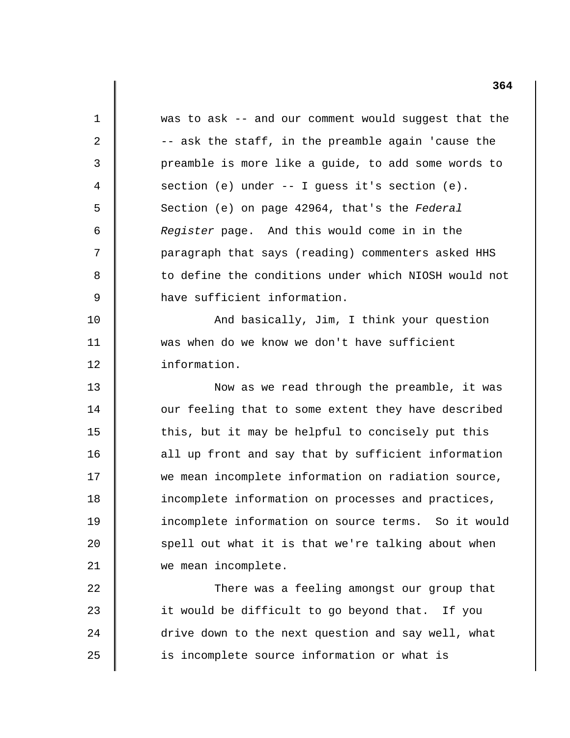was to ask -- and our comment would suggest that the -- ask the staff, in the preamble again 'cause the preamble is more like a guide, to add some words to section (e) under -- I guess it's section (e). Section (e) on page 42964, that's the *Federal Register* page. And this would come in in the paragraph that says (reading) commenters asked HHS to define the conditions under which NIOSH would not have sufficient information.

And basically, Jim, I think your question was when do we know we don't have sufficient information.

Now as we read through the preamble, it was our feeling that to some extent they have described this, but it may be helpful to concisely put this all up front and say that by sufficient information we mean incomplete information on radiation source, incomplete information on processes and practices, incomplete information on source terms. So it would spell out what it is that we're talking about when we mean incomplete.

There was a feeling amongst our group that it would be difficult to go beyond that. If you drive down to the next question and say well, what is incomplete source information or what is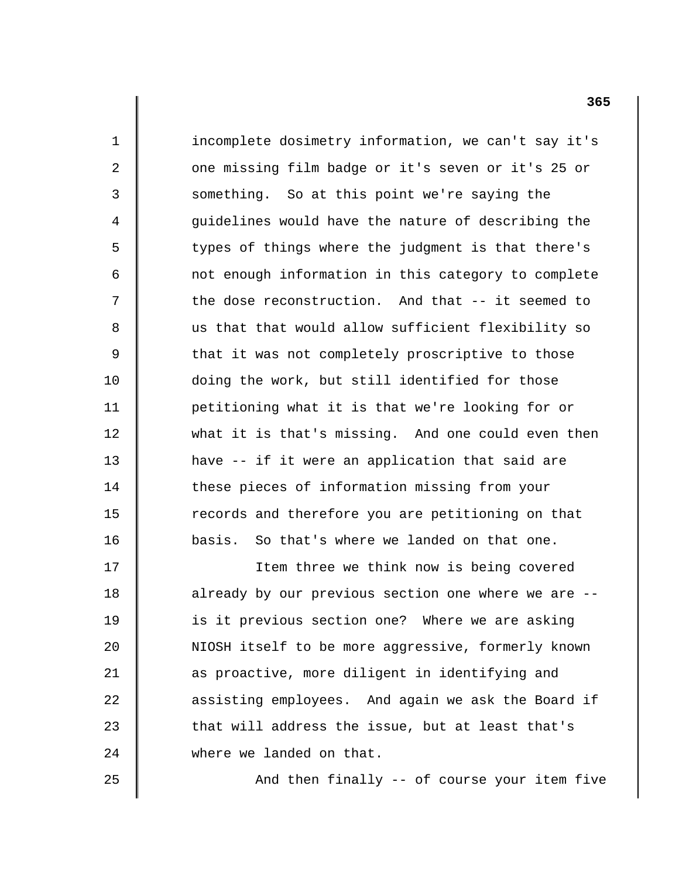incomplete dosimetry information, we can't say it's one missing film badge or it's seven or it's 25 or something. So at this point we're saying the guidelines would have the nature of describing the types of things where the judgment is that there's not enough information in this category to complete the dose reconstruction. And that -- it seemed to us that that would allow sufficient flexibility so that it was not completely proscriptive to those doing the work, but still identified for those petitioning what it is that we're looking for or what it is that's missing. And one could even then have -- if it were an application that said are these pieces of information missing from your records and therefore you are petitioning on that basis. So that's where we landed on that one.

Item three we think now is being covered already by our previous section one where we are -- is it previous section one? Where we are asking NIOSH itself to be more aggressive, formerly known as proactive, more diligent in identifying and assisting employees. And again we ask the Board if that will address the issue, but at least that's where we landed on that.

And then finally -- of course your item five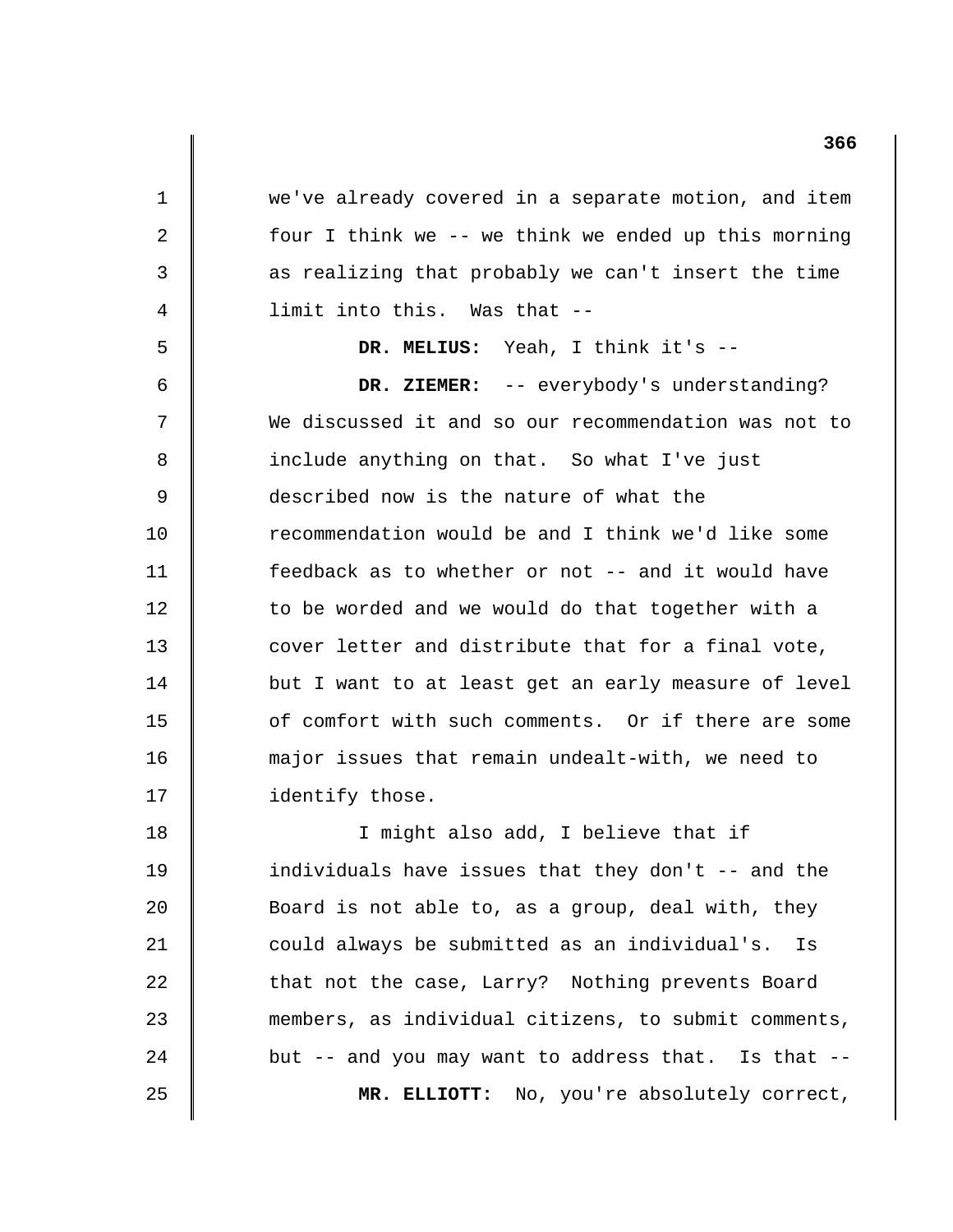we've already covered in a separate motion, and item four I think we -- we think we ended up this morning as realizing that probably we can't insert the time limit into this. Was that --

**DR. MELIUS:** Yeah, I think it's --

**DR. ZIEMER:** -- everybody's understanding? We discussed it and so our recommendation was not to include anything on that. So what I've just described now is the nature of what the recommendation would be and I think we'd like some feedback as to whether or not -- and it would have to be worded and we would do that together with a cover letter and distribute that for a final vote, but I want to at least get an early measure of level of comfort with such comments. Or if there are some major issues that remain undealt-with, we need to identify those.

I might also add, I believe that if individuals have issues that they don't -- and the Board is not able to, as a group, deal with, they could always be submitted as an individual's. Is that not the case, Larry? Nothing prevents Board members, as individual citizens, to submit comments, but -- and you may want to address that. Is that --

**MR. ELLIOTT:** No, you're absolutely correct,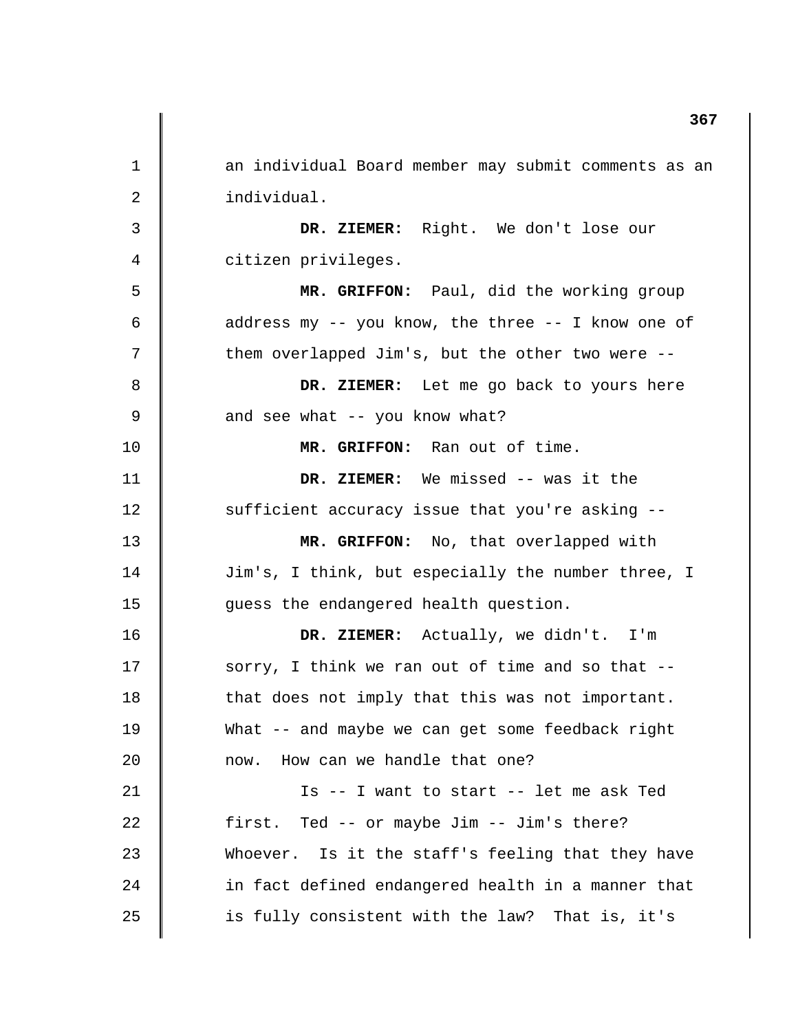an individual Board member may submit comments as an individual.

**DR. ZIEMER:** Right. We don't lose our citizen privileges.

**MR. GRIFFON:** Paul, did the working group address my -- you know, the three -- I know one of them overlapped Jim's, but the other two were --

**DR. ZIEMER:** Let me go back to yours here and see what -- you know what?

**MR. GRIFFON:** Ran out of time.

**DR. ZIEMER:** We missed -- was it the sufficient accuracy issue that you're asking --

**MR. GRIFFON:** No, that overlapped with Jim's, I think, but especially the number three, I guess the endangered health question.

**DR. ZIEMER:** Actually, we didn't. I'm sorry, I think we ran out of time and so that -- that does not imply that this was not important. What -- and maybe we can get some feedback right now. How can we handle that one?

Is -- I want to start -- let me ask Ted first. Ted -- or maybe Jim -- Jim's there? Whoever. Is it the staff's feeling that they have in fact defined endangered health in a manner that is fully consistent with the law? That is, it's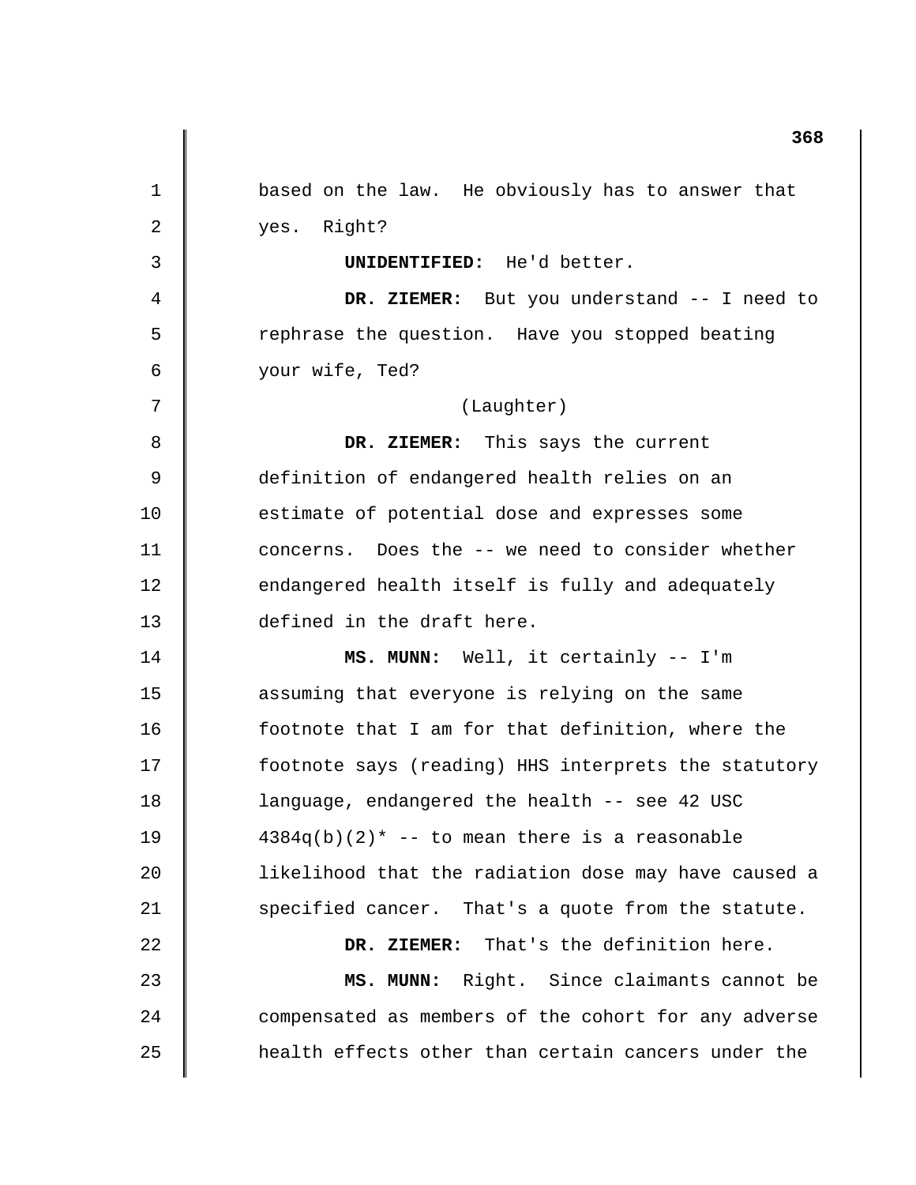based on the law. He obviously has to answer that yes. Right?

**UNIDENTIFIED:** He'd better.

**DR. ZIEMER:** But you understand -- I need to rephrase the question. Have you stopped beating your wife, Ted?

(Laughter)

**DR. ZIEMER:** This says the current definition of endangered health relies on an estimate of potential dose and expresses some concerns. Does the -- we need to consider whether endangered health itself is fully and adequately defined in the draft here.

**MS. MUNN:** Well, it certainly -- I'm assuming that everyone is relying on the same footnote that I am for that definition, where the footnote says (reading) HHS interprets the statutory language, endangered the health -- see 42 USC 4384q(b)(2)* -- to mean there is a reasonable likelihood that the radiation dose may have caused a specified cancer. That's a quote from the statute.

**DR. ZIEMER:** That's the definition here.

**MS. MUNN:** Right. Since claimants cannot be compensated as members of the cohort for any adverse health effects other than certain cancers under the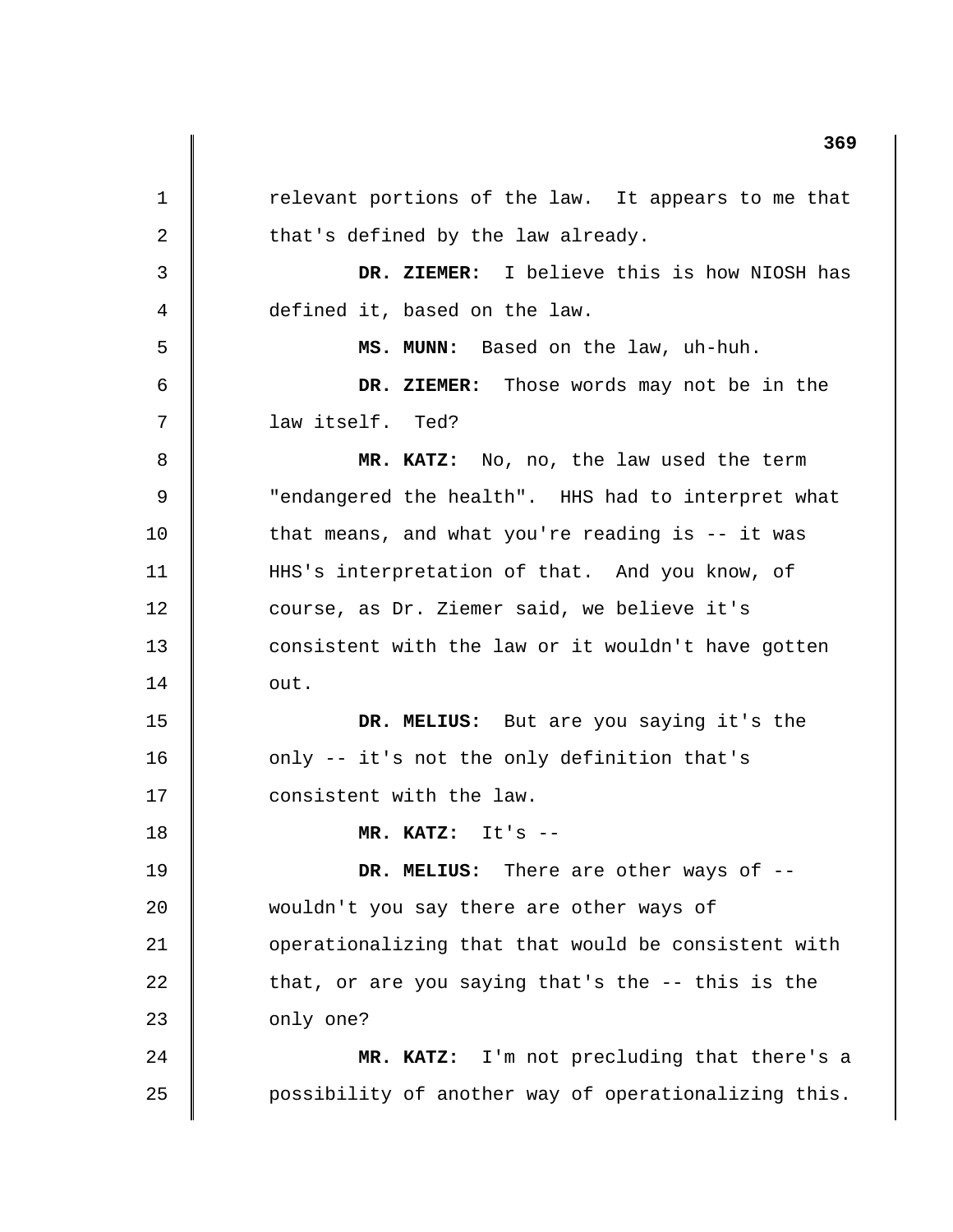relevant portions of the law. It appears to me that that's defined by the law already.

**DR. ZIEMER:** I believe this is how NIOSH has defined it, based on the law.

**MS. MUNN:** Based on the law, uh-huh.

**DR. ZIEMER:** Those words may not be in the law itself. Ted?

**MR. KATZ:** No, no, the law used the term "endangered the health". HHS had to interpret what that means, and what you're reading is -- it was HHS's interpretation of that. And you know, of course, as Dr. Ziemer said, we believe it's consistent with the law or it wouldn't have gotten out.

**DR. MELIUS:** But are you saying it's the only -- it's not the only definition that's consistent with the law.

**MR. KATZ:** It's --

**DR. MELIUS:** There are other ways of -- wouldn't you say there are other ways of operationalizing that that would be consistent with that, or are you saying that's the -- this is the only one?

**MR. KATZ:** I'm not precluding that there's a possibility of another way of operationalizing this.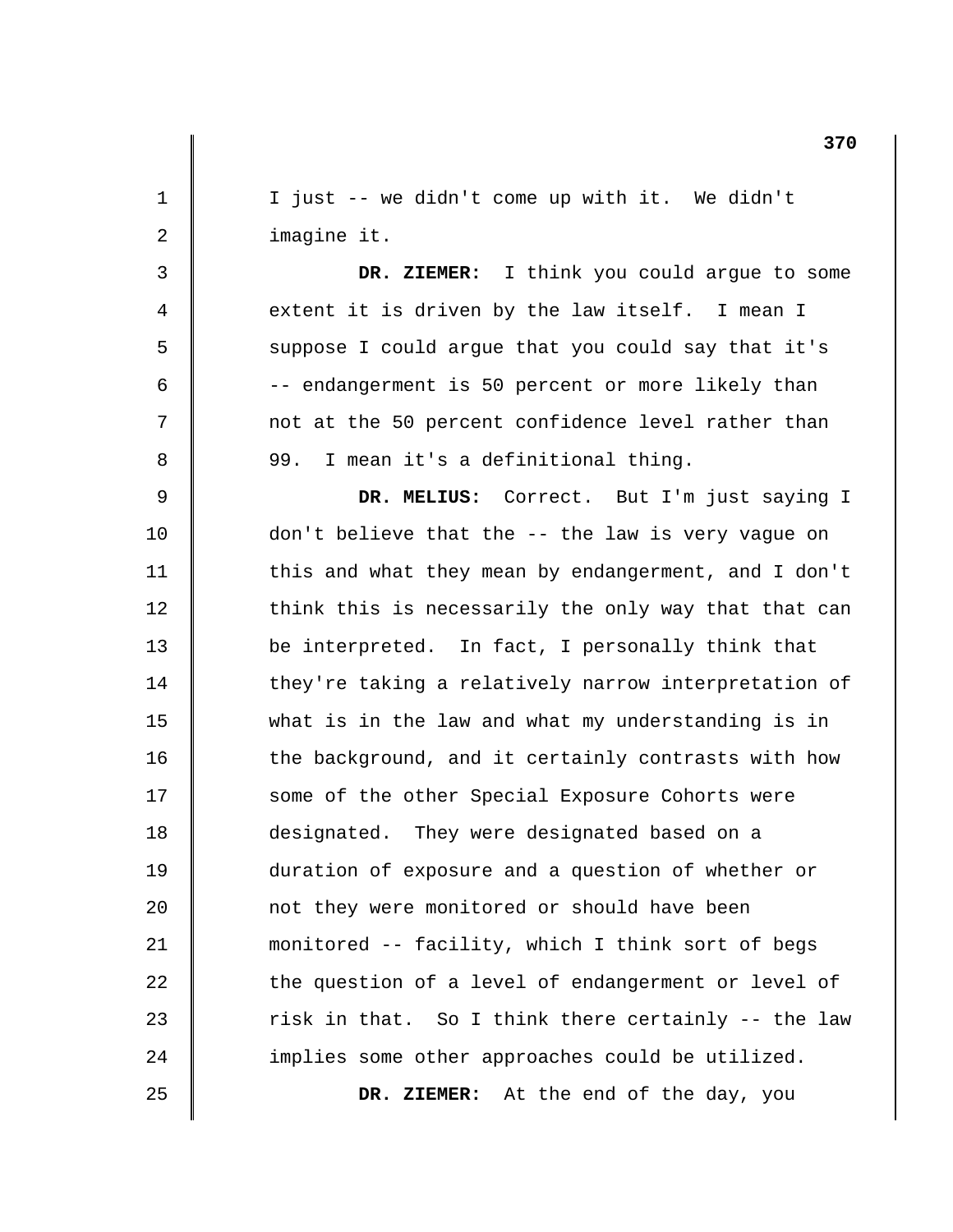I just -- we didn't come up with it. We didn't imagine it.

**DR. ZIEMER:** I think you could argue to some extent it is driven by the law itself. I mean I suppose I could argue that you could say that it's -- endangerment is 50 percent or more likely than not at the 50 percent confidence level rather than 99. I mean it's a definitional thing.

**DR. MELIUS:** Correct. But I'm just saying I don't believe that the -- the law is very vague on this and what they mean by endangerment, and I don't think this is necessarily the only way that that can be interpreted. In fact, I personally think that they're taking a relatively narrow interpretation of what is in the law and what my understanding is in the background, and it certainly contrasts with how some of the other Special Exposure Cohorts were designated. They were designated based on a duration of exposure and a question of whether or not they were monitored or should have been monitored -- facility, which I think sort of begs the question of a level of endangerment or level of risk in that. So I think there certainly -- the law implies some other approaches could be utilized.

**DR. ZIEMER:** At the end of the day, you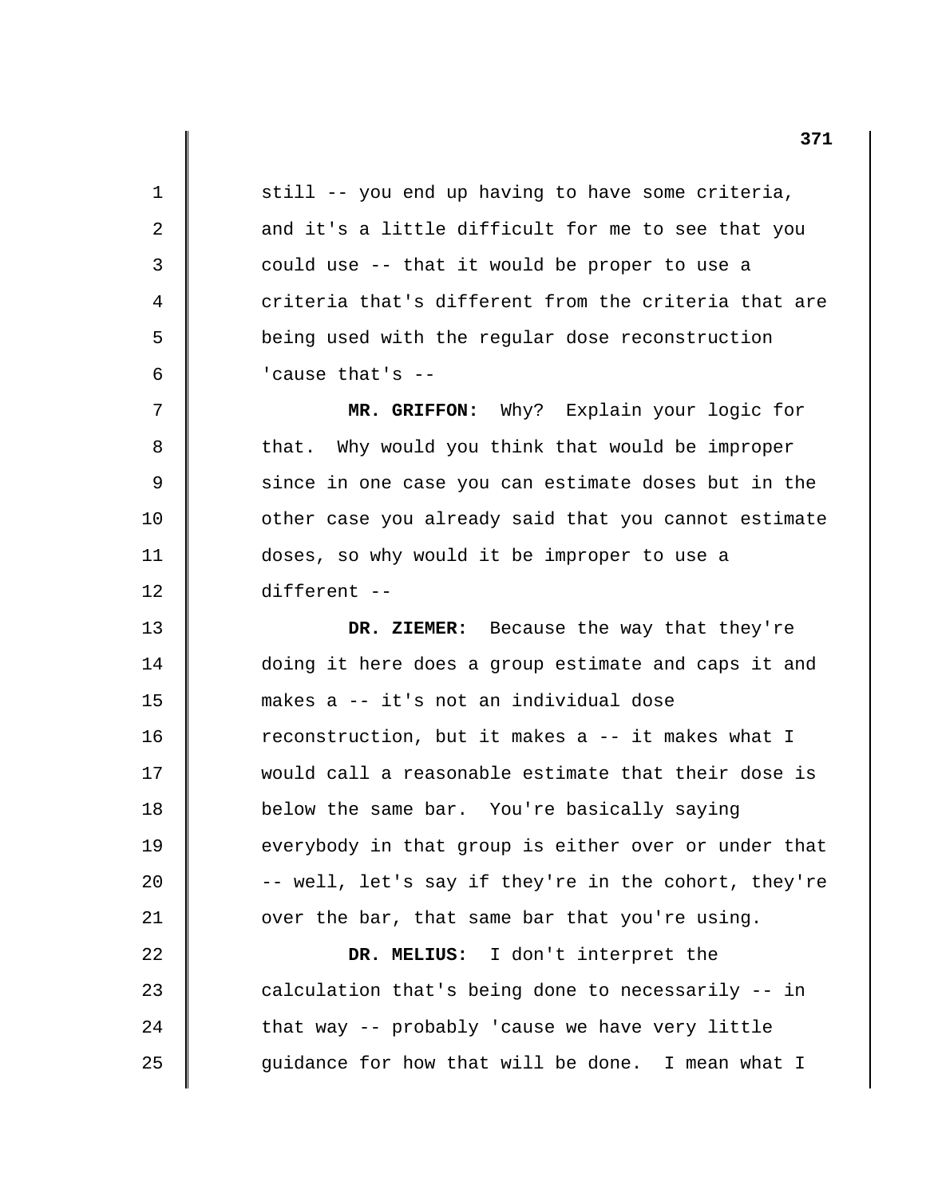still -- you end up having to have some criteria, and it's a little difficult for me to see that you could use -- that it would be proper to use a criteria that's different from the criteria that are being used with the regular dose reconstruction 'cause that's --

**MR. GRIFFON:** Why? Explain your logic for that. Why would you think that would be improper since in one case you can estimate doses but in the other case you already said that you cannot estimate doses, so why would it be improper to use a different --

**DR. ZIEMER:** Because the way that they're doing it here does a group estimate and caps it and makes a -- it's not an individual dose reconstruction, but it makes a -- it makes what I would call a reasonable estimate that their dose is below the same bar. You're basically saying everybody in that group is either over or under that -- well, let's say if they're in the cohort, they're over the bar, that same bar that you're using.

**DR. MELIUS:** I don't interpret the calculation that's being done to necessarily -- in that way -- probably 'cause we have very little guidance for how that will be done. I mean what I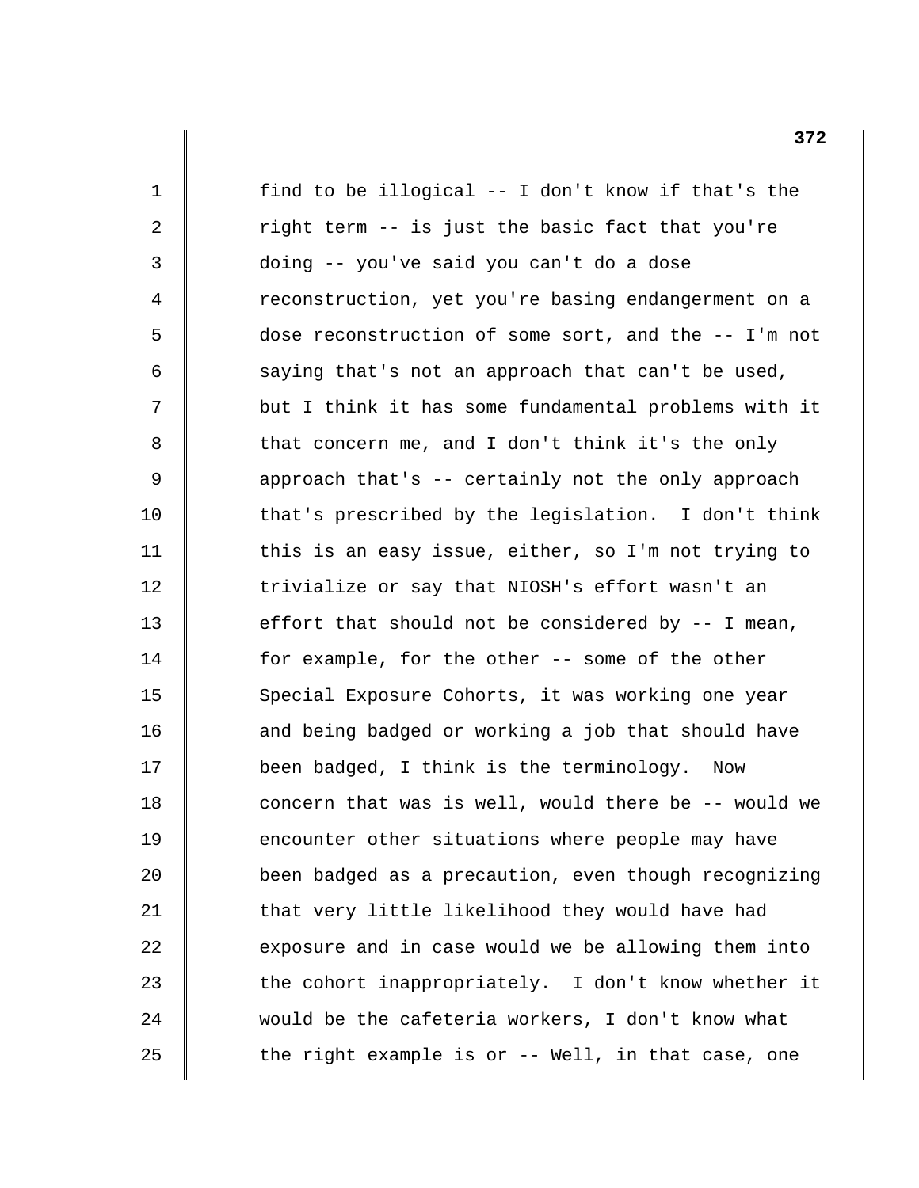find to be illogical -- I don't know if that's the right term -- is just the basic fact that you're doing -- you've said you can't do a dose reconstruction, yet you're basing endangerment on a dose reconstruction of some sort, and the -- I'm not saying that's not an approach that can't be used, but I think it has some fundamental problems with it that concern me, and I don't think it's the only approach that's -- certainly not the only approach that's prescribed by the legislation. I don't think this is an easy issue, either, so I'm not trying to trivialize or say that NIOSH's effort wasn't an effort that should not be considered by -- I mean, for example, for the other -- some of the other Special Exposure Cohorts, it was working one year and being badged or working a job that should have been badged, I think is the terminology. Now concern that was is well, would there be -- would we encounter other situations where people may have been badged as a precaution, even though recognizing that very little likelihood they would have had exposure and in case would we be allowing them into the cohort inappropriately. I don't know whether it would be the cafeteria workers, I don't know what the right example is or -- Well, in that case, one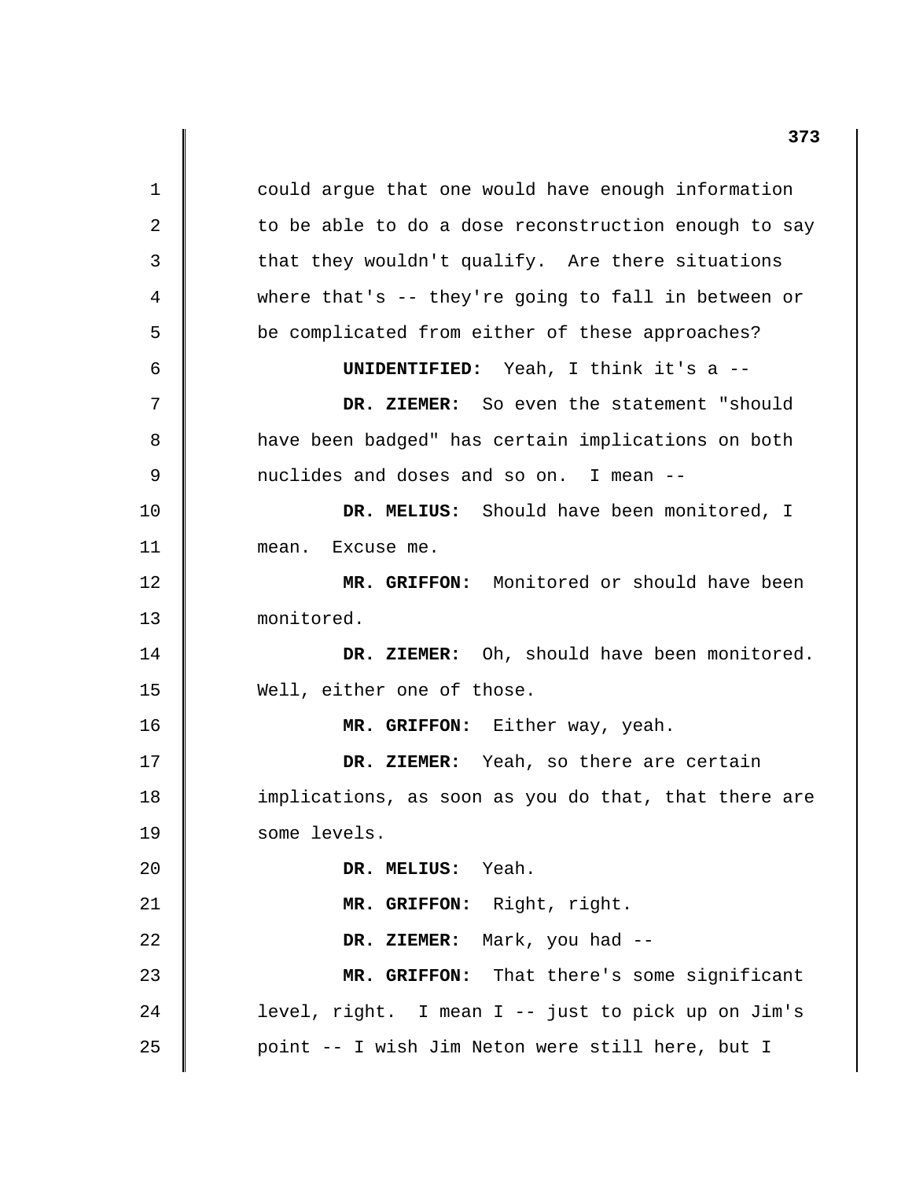could argue that one would have enough information to be able to do a dose reconstruction enough to say that they wouldn't qualify. Are there situations where that's -- they're going to fall in between or be complicated from either of these approaches?

**UNIDENTIFIED:** Yeah, I think it's a --

**DR. ZIEMER:** So even the statement "should have been badged" has certain implications on both nuclides and doses and so on. I mean --

**DR. MELIUS:** Should have been monitored, I mean. Excuse me.

**MR. GRIFFON:** Monitored or should have been monitored.

**DR. ZIEMER:** Oh, should have been monitored. Well, either one of those.

**MR. GRIFFON:** Either way, yeah.

**DR. ZIEMER:** Yeah, so there are certain implications, as soon as you do that, that there are some levels.

**DR. MELIUS:** Yeah.

**MR. GRIFFON:** Right, right.

**DR. ZIEMER:** Mark, you had --

**MR. GRIFFON:** That there's some significant level, right. I mean I -- just to pick up on Jim's point -- I wish Jim Neton were still here, but I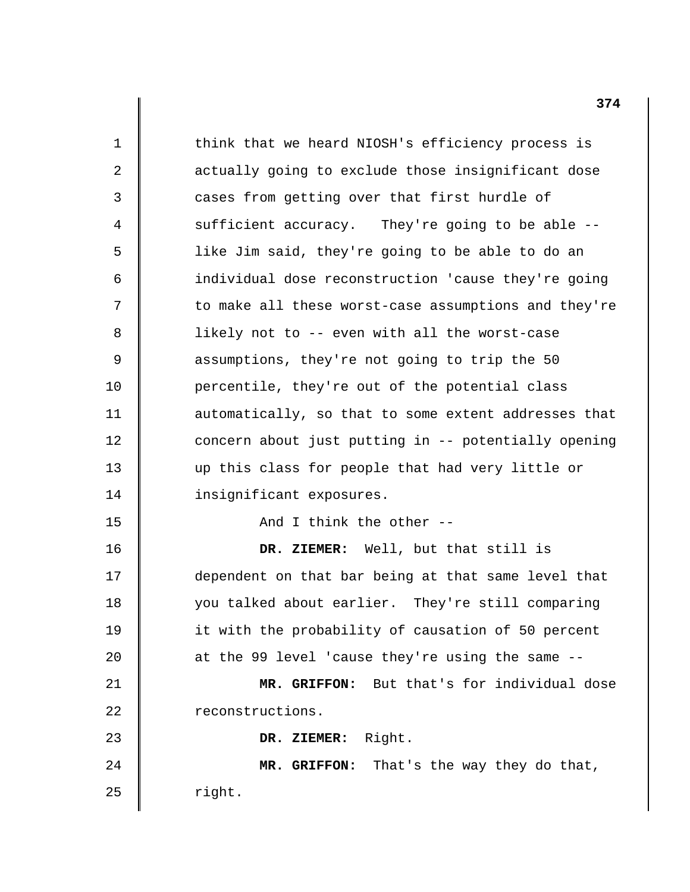think that we heard NIOSH's efficiency process is actually going to exclude those insignificant dose cases from getting over that first hurdle of sufficient accuracy. They're going to be able -- like Jim said, they're going to be able to do an individual dose reconstruction 'cause they're going to make all these worst-case assumptions and they're likely not to -- even with all the worst-case assumptions, they're not going to trip the 50 percentile, they're out of the potential class automatically, so that to some extent addresses that concern about just putting in -- potentially opening up this class for people that had very little or insignificant exposures.

And I think the other --

**DR. ZIEMER:** Well, but that still is dependent on that bar being at that same level that you talked about earlier. They're still comparing it with the probability of causation of 50 percent at the 99 level 'cause they're using the same --

**MR. GRIFFON:** But that's for individual dose reconstructions.

**DR. ZIEMER:** Right.

**MR. GRIFFON:** That's the way they do that, right.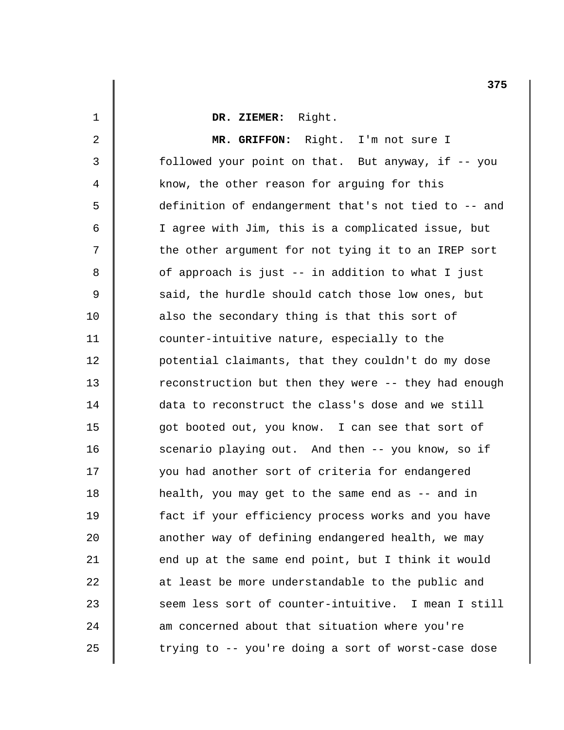**DR. ZIEMER:** Right.

**MR. GRIFFON:** Right. I'm not sure I followed your point on that. But anyway, if -- you know, the other reason for arguing for this definition of endangerment that's not tied to -- and I agree with Jim, this is a complicated issue, but the other argument for not tying it to an IREP sort of approach is just -- in addition to what I just said, the hurdle should catch those low ones, but also the secondary thing is that this sort of counter-intuitive nature, especially to the potential claimants, that they couldn't do my dose reconstruction but then they were -- they had enough data to reconstruct the class's dose and we still got booted out, you know. I can see that sort of scenario playing out. And then -- you know, so if you had another sort of criteria for endangered health, you may get to the same end as -- and in fact if your efficiency process works and you have another way of defining endangered health, we may end up at the same end point, but I think it would at least be more understandable to the public and seem less sort of counter-intuitive. I mean I still am concerned about that situation where you're trying to -- you're doing a sort of worst-case dose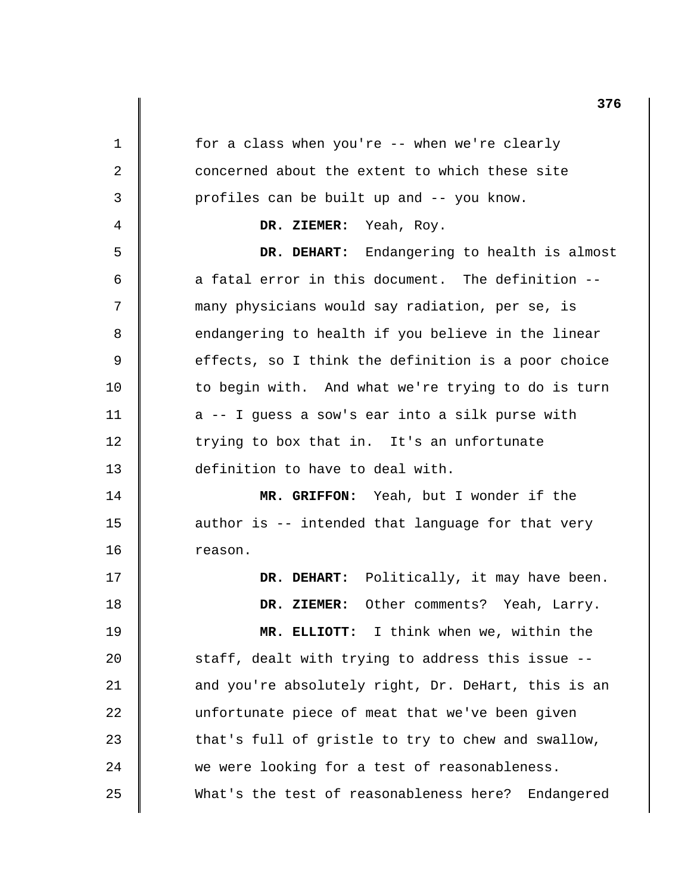for a class when you're -- when we're clearly concerned about the extent to which these site profiles can be built up and -- you know.

**DR. ZIEMER:** Yeah, Roy.

**DR. DEHART:** Endangering to health is almost a fatal error in this document. The definition -- many physicians would say radiation, per se, is endangering to health if you believe in the linear effects, so I think the definition is a poor choice to begin with. And what we're trying to do is turn a -- I guess a sow's ear into a silk purse with trying to box that in. It's an unfortunate definition to have to deal with.

**MR. GRIFFON:** Yeah, but I wonder if the author is -- intended that language for that very reason.

**DR. DEHART:** Politically, it may have been.

**DR. ZIEMER:** Other comments? Yeah, Larry.

**MR. ELLIOTT:** I think when we, within the staff, dealt with trying to address this issue -- and you're absolutely right, Dr. DeHart, this is an unfortunate piece of meat that we've been given that's full of gristle to try to chew and swallow, we were looking for a test of reasonableness. What's the test of reasonableness here? Endangered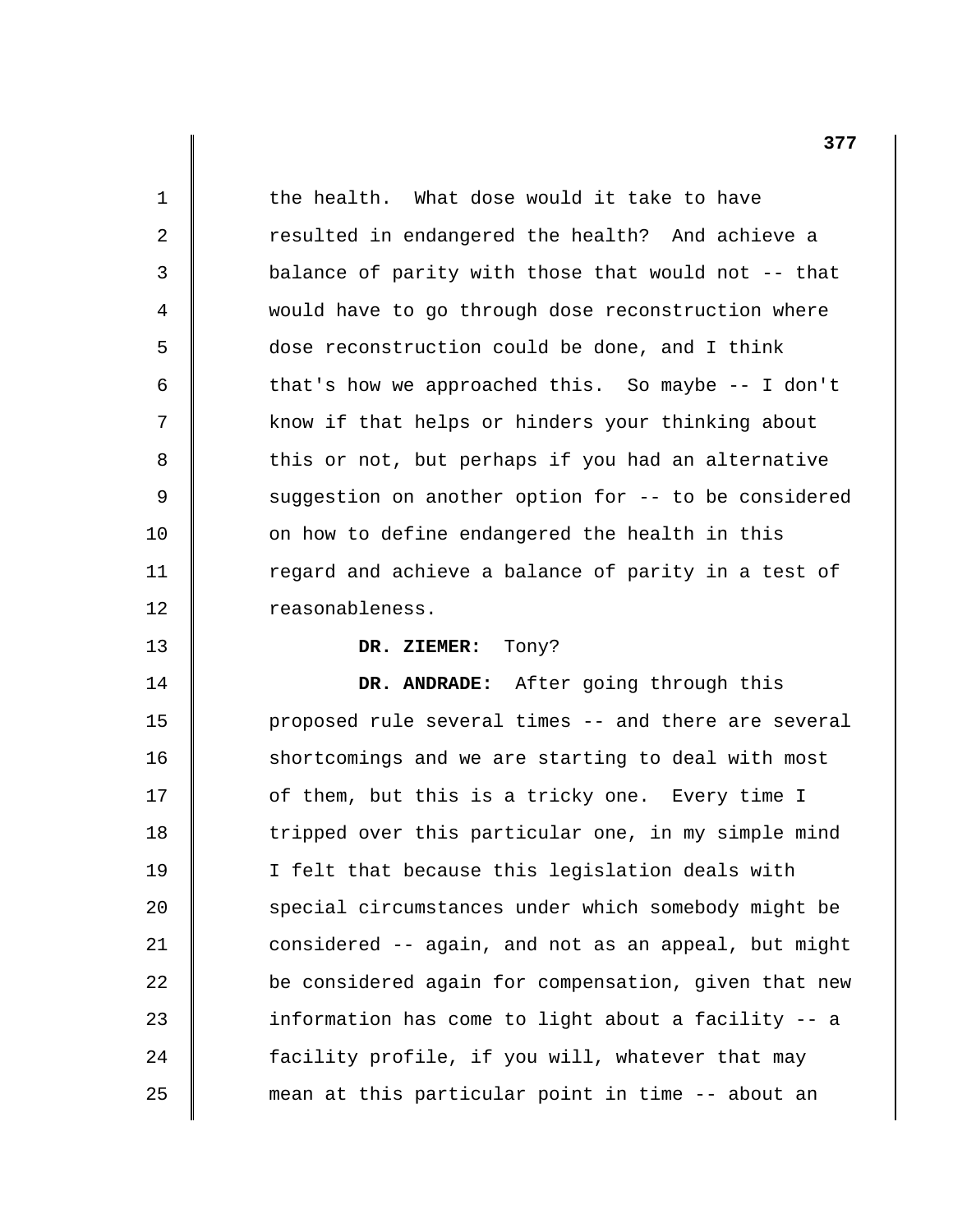the health. What dose would it take to have resulted in endangered the health? And achieve a balance of parity with those that would not -- that would have to go through dose reconstruction where dose reconstruction could be done, and I think that's how we approached this. So maybe -- I don't know if that helps or hinders your thinking about this or not, but perhaps if you had an alternative suggestion on another option for -- to be considered on how to define endangered the health in this regard and achieve a balance of parity in a test of reasonableness.

**DR. ZIEMER:** Tony?

**DR. ANDRADE:** After going through this proposed rule several times -- and there are several shortcomings and we are starting to deal with most of them, but this is a tricky one. Every time I tripped over this particular one, in my simple mind I felt that because this legislation deals with special circumstances under which somebody might be considered -- again, and not as an appeal, but might be considered again for compensation, given that new information has come to light about a facility -- a facility profile, if you will, whatever that may mean at this particular point in time -- about an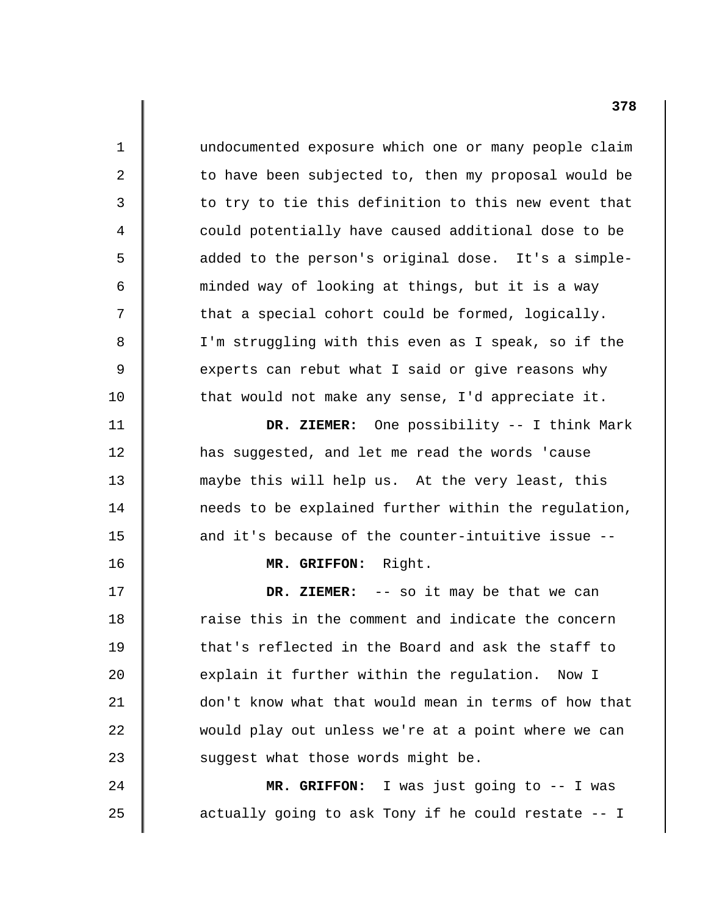undocumented exposure which one or many people claim to have been subjected to, then my proposal would be to try to tie this definition to this new event that could potentially have caused additional dose to be added to the person's original dose. It's a simple-minded way of looking at things, but it is a way that a special cohort could be formed, logically. I'm struggling with this even as I speak, so if the experts can rebut what I said or give reasons why that would not make any sense, I'd appreciate it.

**DR. ZIEMER:** One possibility -- I think Mark has suggested, and let me read the words 'cause maybe this will help us. At the very least, this needs to be explained further within the regulation, and it's because of the counter-intuitive issue --

**MR. GRIFFON:** Right.

**DR. ZIEMER:** -- so it may be that we can raise this in the comment and indicate the concern that's reflected in the Board and ask the staff to explain it further within the regulation. Now I don't know what that would mean in terms of how that would play out unless we're at a point where we can suggest what those words might be.

**MR. GRIFFON:** I was just going to -- I was actually going to ask Tony if he could restate -- I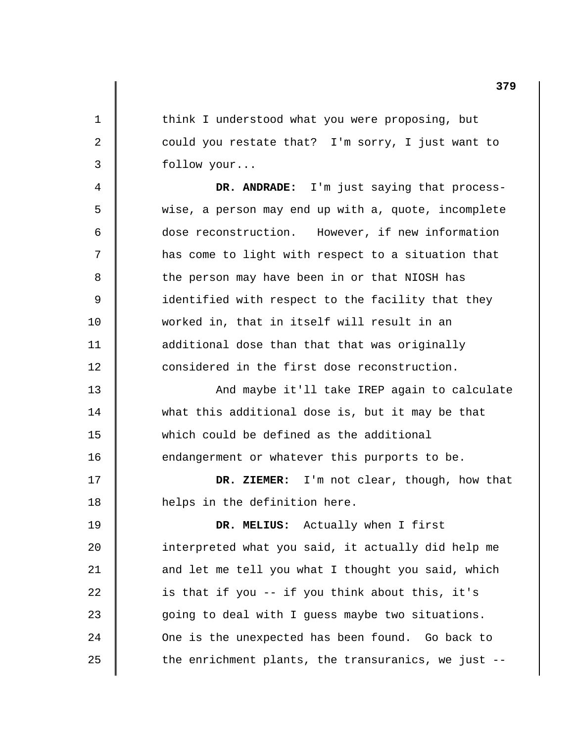think I understood what you were proposing, but could you restate that? I'm sorry, I just want to follow your...

**DR. ANDRADE:** I'm just saying that process-wise, a person may end up with a, quote, incomplete dose reconstruction. However, if new information has come to light with respect to a situation that the person may have been in or that NIOSH has identified with respect to the facility that they worked in, that in itself will result in an additional dose than that that was originally considered in the first dose reconstruction.

And maybe it'll take IREP again to calculate what this additional dose is, but it may be that which could be defined as the additional endangerment or whatever this purports to be.

**DR. ZIEMER:** I'm not clear, though, how that helps in the definition here.

**DR. MELIUS:** Actually when I first interpreted what you said, it actually did help me and let me tell you what I thought you said, which is that if you -- if you think about this, it's going to deal with I guess maybe two situations. One is the unexpected has been found. Go back to the enrichment plants, the transuranics, we just --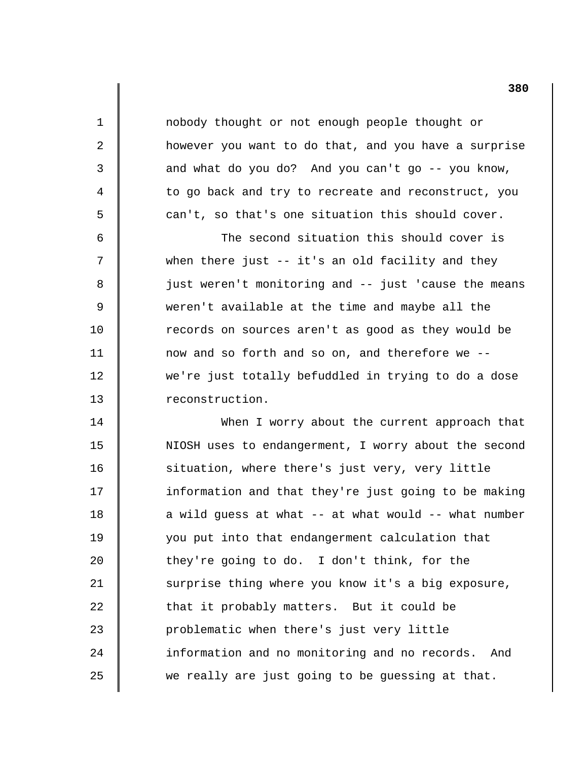nobody thought or not enough people thought or however you want to do that, and you have a surprise and what do you do? And you can't go -- you know, to go back and try to recreate and reconstruct, you can't, so that's one situation this should cover.

The second situation this should cover is when there just -- it's an old facility and they just weren't monitoring and -- just 'cause the means weren't available at the time and maybe all the records on sources aren't as good as they would be now and so forth and so on, and therefore we -- we're just totally befuddled in trying to do a dose reconstruction.

When I worry about the current approach that NIOSH uses to endangerment, I worry about the second situation, where there's just very, very little information and that they're just going to be making a wild guess at what -- at what would -- what number you put into that endangerment calculation that they're going to do. I don't think, for the surprise thing where you know it's a big exposure, that it probably matters. But it could be problematic when there's just very little information and no monitoring and no records. And we really are just going to be guessing at that.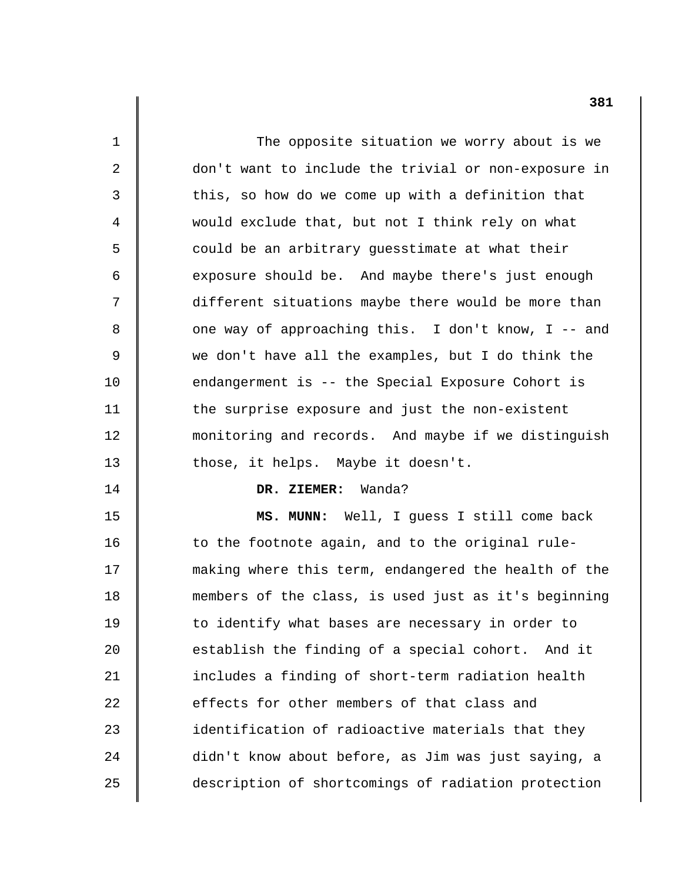The opposite situation we worry about is we don't want to include the trivial or non-exposure in this, so how do we come up with a definition that would exclude that, but not I think rely on what could be an arbitrary guesstimate at what their exposure should be. And maybe there's just enough different situations maybe there would be more than one way of approaching this. I don't know, I -- and we don't have all the examples, but I do think the endangerment is -- the Special Exposure Cohort is the surprise exposure and just the non-existent monitoring and records. And maybe if we distinguish those, it helps. Maybe it doesn't.

**DR. ZIEMER:** Wanda?

**MS. MUNN:** Well, I guess I still come back to the footnote again, and to the original rule-making where this term, endangered the health of the members of the class, is used just as it's beginning to identify what bases are necessary in order to establish the finding of a special cohort. And it includes a finding of short-term radiation health effects for other members of that class and identification of radioactive materials that they didn't know about before, as Jim was just saying, a description of shortcomings of radiation protection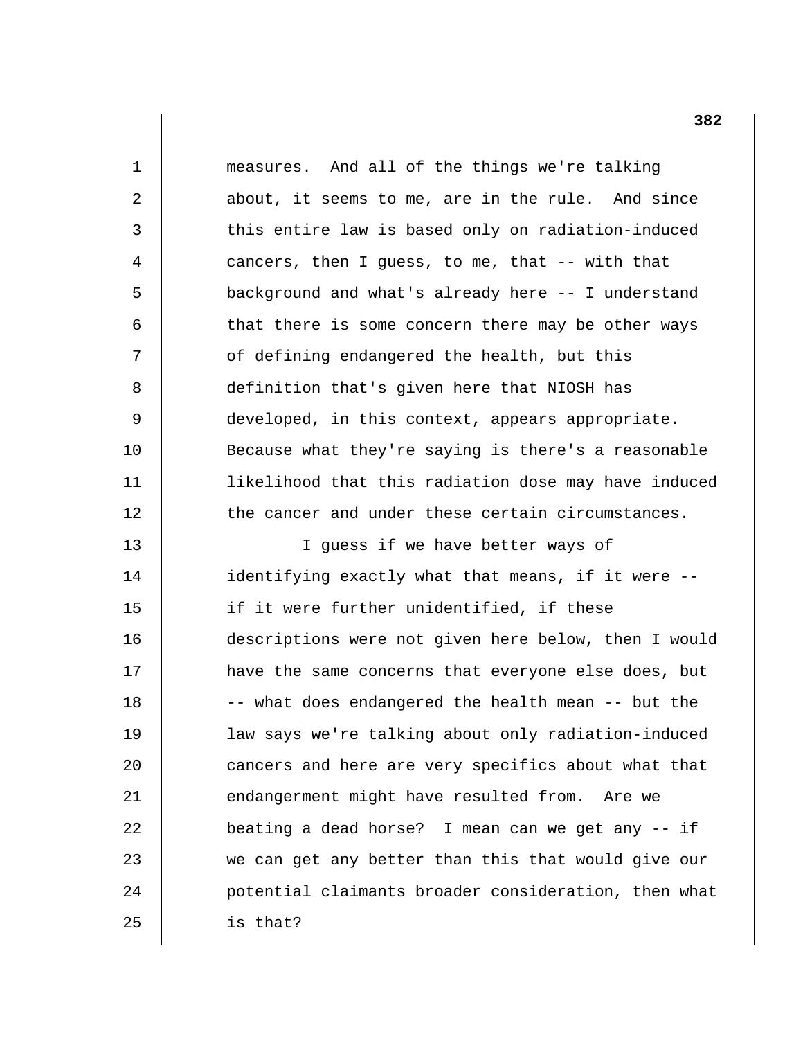measures. And all of the things we're talking about, it seems to me, are in the rule. And since this entire law is based only on radiation-induced cancers, then I guess, to me, that -- with that background and what's already here -- I understand that there is some concern there may be other ways of defining endangered the health, but this definition that's given here that NIOSH has developed, in this context, appears appropriate. Because what they're saying is there's a reasonable likelihood that this radiation dose may have induced the cancer and under these certain circumstances.

I guess if we have better ways of identifying exactly what that means, if it were -- if it were further unidentified, if these descriptions were not given here below, then I would have the same concerns that everyone else does, but -- what does endangered the health mean -- but the law says we're talking about only radiation-induced cancers and here are very specifics about what that endangerment might have resulted from. Are we beating a dead horse? I mean can we get any -- if we can get any better than this that would give our potential claimants broader consideration, then what is that?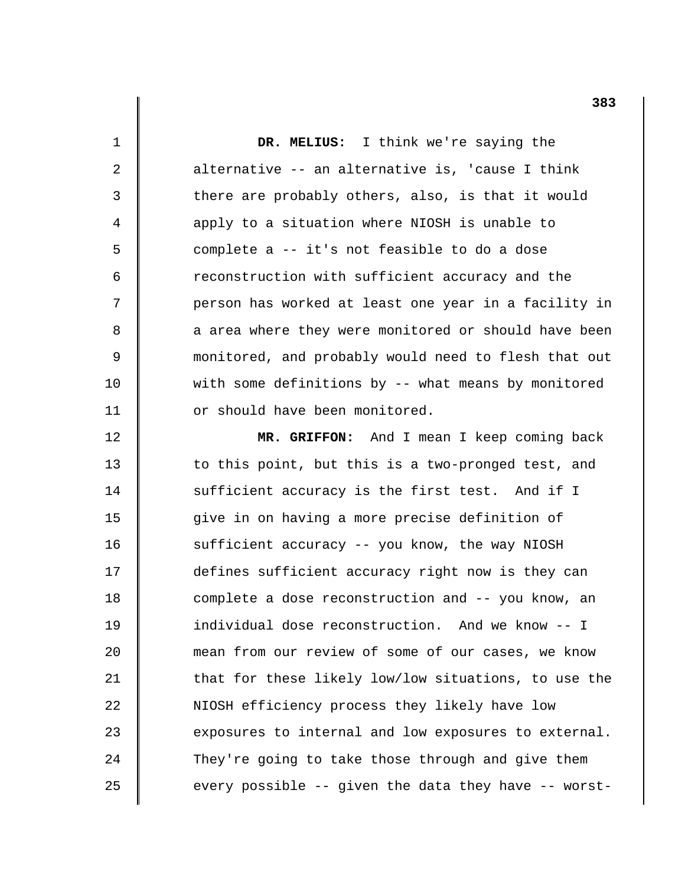**DR. MELIUS:** I think we're saying the alternative -- an alternative is, 'cause I think there are probably others, also, is that it would apply to a situation where NIOSH is unable to complete a -- it's not feasible to do a dose reconstruction with sufficient accuracy and the person has worked at least one year in a facility in a area where they were monitored or should have been monitored, and probably would need to flesh that out with some definitions by -- what means by monitored or should have been monitored.

**MR. GRIFFON:** And I mean I keep coming back to this point, but this is a two-pronged test, and sufficient accuracy is the first test. And if I give in on having a more precise definition of sufficient accuracy -- you know, the way NIOSH defines sufficient accuracy right now is they can complete a dose reconstruction and -- you know, an individual dose reconstruction. And we know -- I mean from our review of some of our cases, we know that for these likely low/low situations, to use the NIOSH efficiency process they likely have low exposures to internal and low exposures to external. They're going to take those through and give them every possible -- given the data they have -- worst-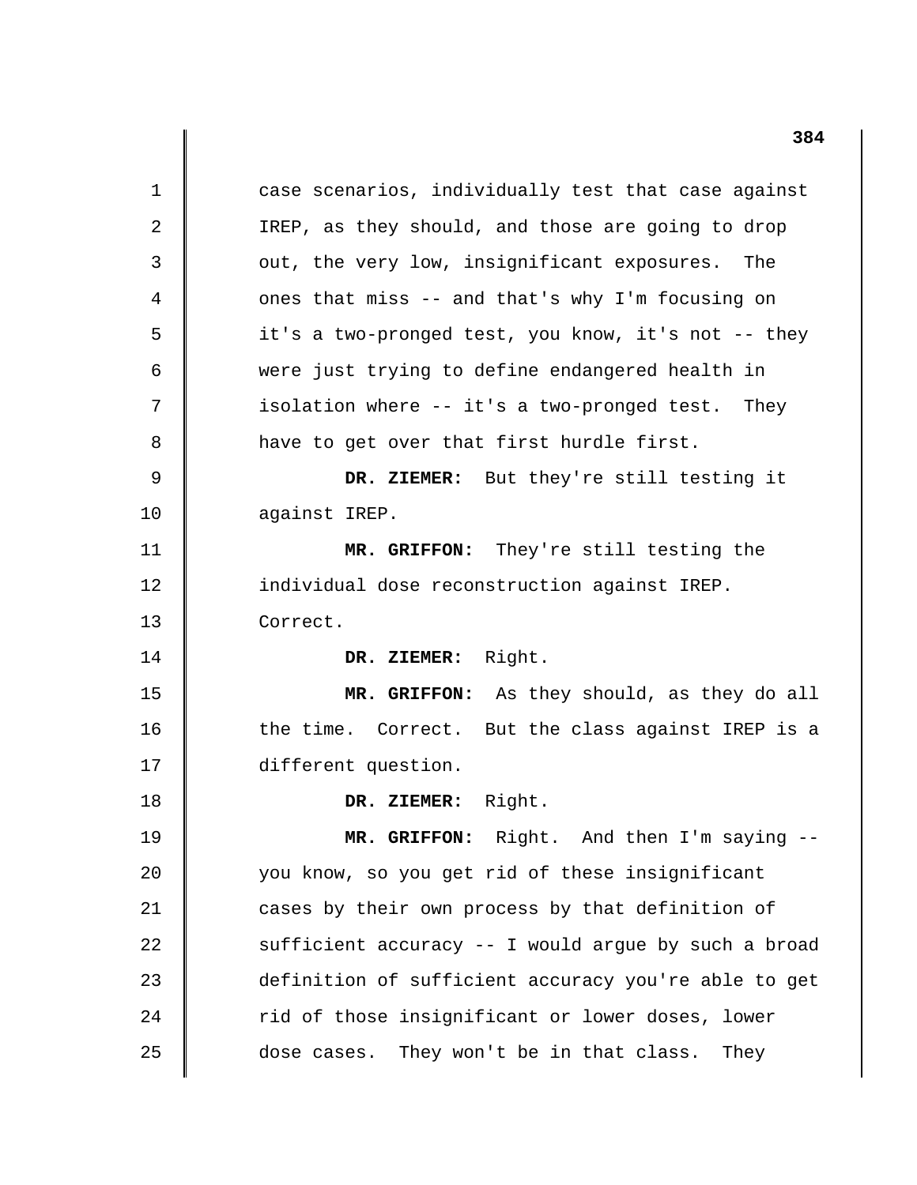case scenarios, individually test that case against IREP, as they should, and those are going to drop out, the very low, insignificant exposures. The ones that miss -- and that's why I'm focusing on it's a two-pronged test, you know, it's not -- they were just trying to define endangered health in isolation where -- it's a two-pronged test. They have to get over that first hurdle first.

**DR. ZIEMER:** But they're still testing it against IREP.

**MR. GRIFFON:** They're still testing the individual dose reconstruction against IREP. Correct.

**DR. ZIEMER:** Right.

**MR. GRIFFON:** As they should, as they do all the time. Correct. But the class against IREP is a different question.

**DR. ZIEMER:** Right.

**MR. GRIFFON:** Right. And then I'm saying -- you know, so you get rid of these insignificant cases by their own process by that definition of sufficient accuracy -- I would argue by such a broad definition of sufficient accuracy you're able to get rid of those insignificant or lower doses, lower dose cases. They won't be in that class. They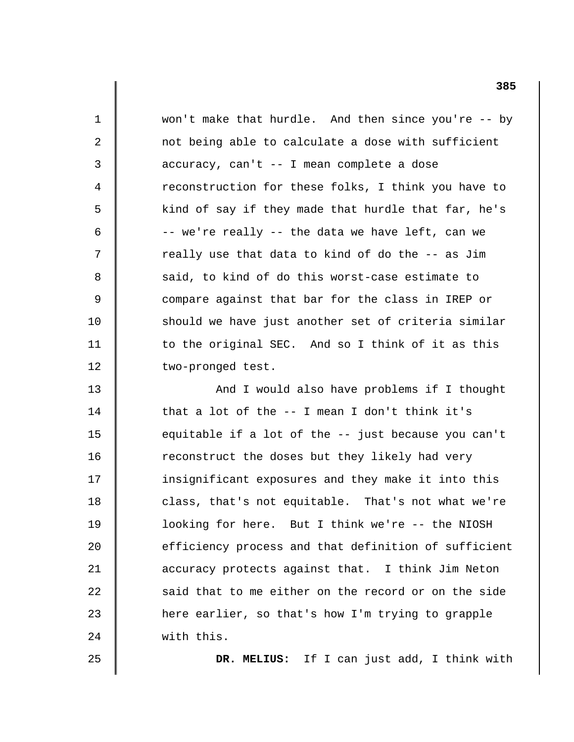won't make that hurdle. And then since you're -- by not being able to calculate a dose with sufficient accuracy, can't -- I mean complete a dose reconstruction for these folks, I think you have to kind of say if they made that hurdle that far, he's -- we're really -- the data we have left, can we really use that data to kind of do the -- as Jim said, to kind of do this worst-case estimate to compare against that bar for the class in IREP or should we have just another set of criteria similar to the original SEC. And so I think of it as this two-pronged test.

And I would also have problems if I thought that a lot of the -- I mean I don't think it's equitable if a lot of the -- just because you can't reconstruct the doses but they likely had very insignificant exposures and they make it into this class, that's not equitable. That's not what we're looking for here. But I think we're -- the NIOSH efficiency process and that definition of sufficient accuracy protects against that. I think Jim Neton said that to me either on the record or on the side here earlier, so that's how I'm trying to grapple with this.

**DR. MELIUS:** If I can just add, I think with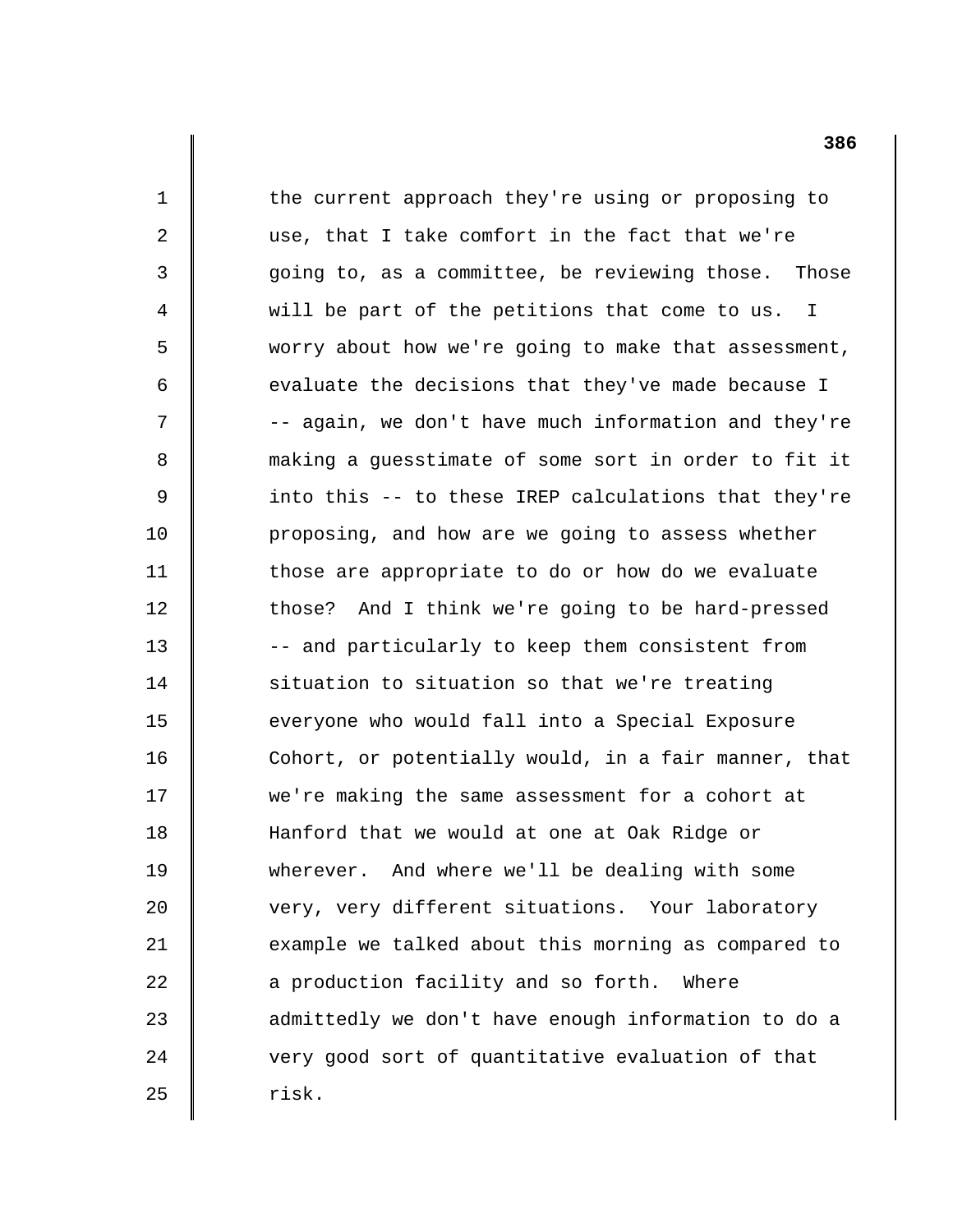the current approach they're using or proposing to use, that I take comfort in the fact that we're going to, as a committee, be reviewing those. Those will be part of the petitions that come to us. I worry about how we're going to make that assessment, evaluate the decisions that they've made because I -- again, we don't have much information and they're making a guesstimate of some sort in order to fit it into this -- to these IREP calculations that they're proposing, and how are we going to assess whether those are appropriate to do or how do we evaluate those? And I think we're going to be hard-pressed -- and particularly to keep them consistent from situation to situation so that we're treating everyone who would fall into a Special Exposure Cohort, or potentially would, in a fair manner, that we're making the same assessment for a cohort at Hanford that we would at one at Oak Ridge or wherever. And where we'll be dealing with some very, very different situations. Your laboratory example we talked about this morning as compared to a production facility and so forth. Where admittedly we don't have enough information to do a very good sort of quantitative evaluation of that risk.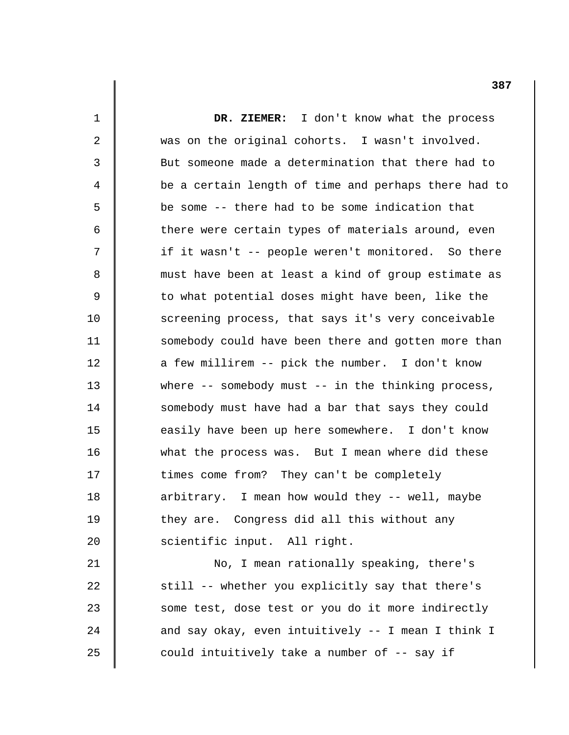**DR. ZIEMER:** I don't know what the process was on the original cohorts. I wasn't involved. But someone made a determination that there had to be a certain length of time and perhaps there had to be some -- there had to be some indication that there were certain types of materials around, even if it wasn't -- people weren't monitored. So there must have been at least a kind of group estimate as to what potential doses might have been, like the screening process, that says it's very conceivable somebody could have been there and gotten more than a few millirem -- pick the number. I don't know where -- somebody must -- in the thinking process, somebody must have had a bar that says they could easily have been up here somewhere. I don't know what the process was. But I mean where did these times come from? They can't be completely arbitrary. I mean how would they -- well, maybe they are. Congress did all this without any scientific input. All right.

No, I mean rationally speaking, there's still -- whether you explicitly say that there's some test, dose test or you do it more indirectly and say okay, even intuitively -- I mean I think I could intuitively take a number of -- say if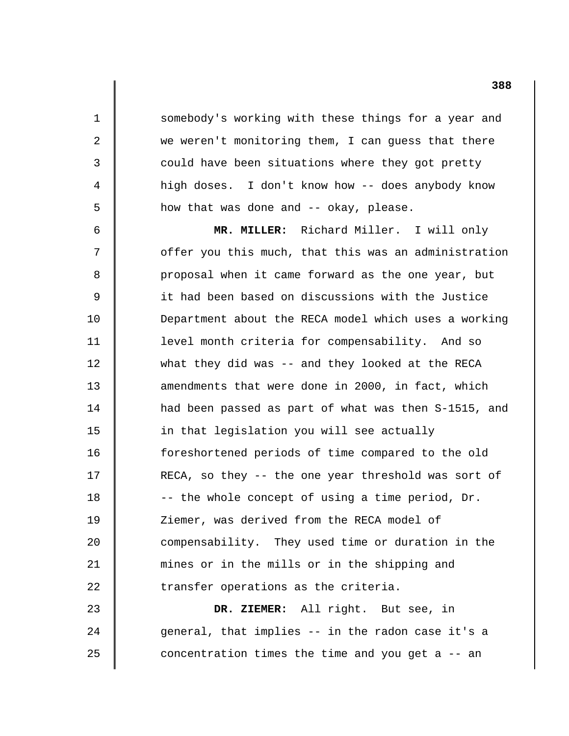somebody's working with these things for a year and we weren't monitoring them, I can guess that there could have been situations where they got pretty high doses. I don't know how -- does anybody know how that was done and -- okay, please.

**MR. MILLER:** Richard Miller. I will only offer you this much, that this was an administration proposal when it came forward as the one year, but it had been based on discussions with the Justice Department about the RECA model which uses a working level month criteria for compensability. And so what they did was -- and they looked at the RECA amendments that were done in 2000, in fact, which had been passed as part of what was then S-1515, and in that legislation you will see actually foreshortened periods of time compared to the old RECA, so they -- the one year threshold was sort of -- the whole concept of using a time period, Dr. Ziemer, was derived from the RECA model of compensability. They used time or duration in the mines or in the mills or in the shipping and transfer operations as the criteria.

**DR. ZIEMER:** All right. But see, in general, that implies -- in the radon case it's a concentration times the time and you get a -- an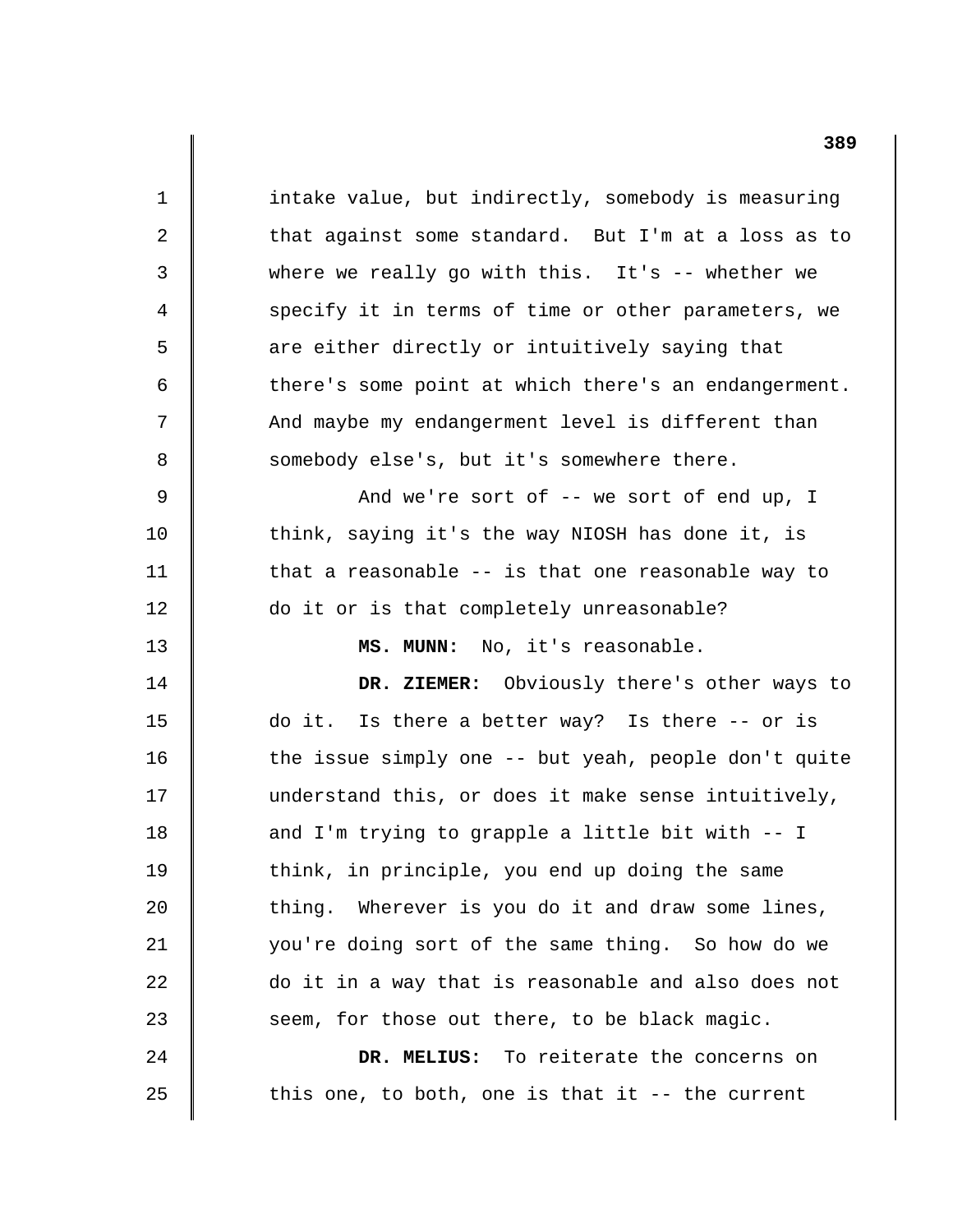intake value, but indirectly, somebody is measuring that against some standard. But I'm at a loss as to where we really go with this. It's -- whether we specify it in terms of time or other parameters, we are either directly or intuitively saying that there's some point at which there's an endangerment. And maybe my endangerment level is different than somebody else's, but it's somewhere there.

And we're sort of -- we sort of end up, I think, saying it's the way NIOSH has done it, is that a reasonable -- is that one reasonable way to do it or is that completely unreasonable?

**MS. MUNN:** No, it's reasonable.

**DR. ZIEMER:** Obviously there's other ways to do it. Is there a better way? Is there -- or is the issue simply one -- but yeah, people don't quite understand this, or does it make sense intuitively, and I'm trying to grapple a little bit with -- I think, in principle, you end up doing the same thing. Wherever is you do it and draw some lines, you're doing sort of the same thing. So how do we do it in a way that is reasonable and also does not seem, for those out there, to be black magic.

**DR. MELIUS:** To reiterate the concerns on this one, to both, one is that it -- the current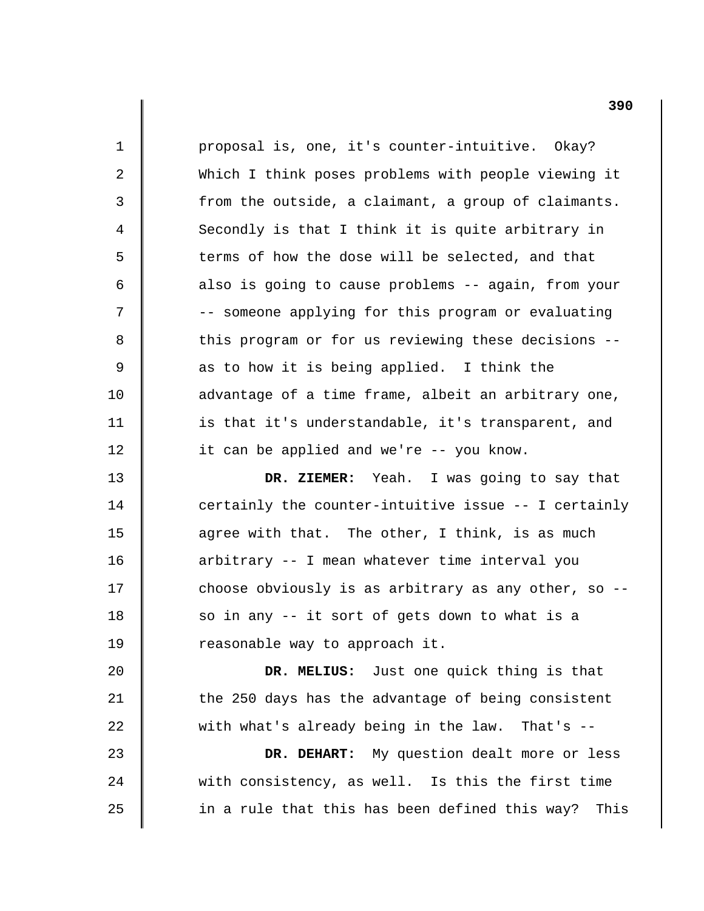proposal is, one, it's counter-intuitive. Okay? Which I think poses problems with people viewing it from the outside, a claimant, a group of claimants. Secondly is that I think it is quite arbitrary in terms of how the dose will be selected, and that also is going to cause problems -- again, from your -- someone applying for this program or evaluating this program or for us reviewing these decisions -- as to how it is being applied. I think the advantage of a time frame, albeit an arbitrary one, is that it's understandable, it's transparent, and it can be applied and we're -- you know.

**DR. ZIEMER:** Yeah. I was going to say that certainly the counter-intuitive issue -- I certainly agree with that. The other, I think, is as much arbitrary -- I mean whatever time interval you choose obviously is as arbitrary as any other, so -- so in any -- it sort of gets down to what is a reasonable way to approach it.

**DR. MELIUS:** Just one quick thing is that the 250 days has the advantage of being consistent with what's already being in the law. That's --

**DR. DEHART:** My question dealt more or less with consistency, as well. Is this the first time in a rule that this has been defined this way? This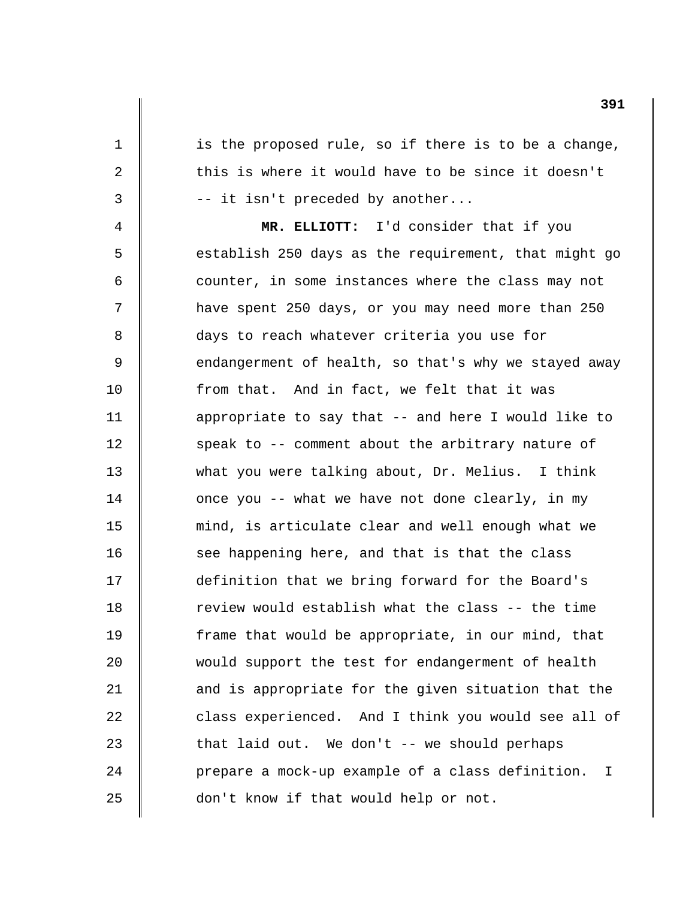is the proposed rule, so if there is to be a change, this is where it would have to be since it doesn't -- it isn't preceded by another...

**MR. ELLIOTT:** I'd consider that if you establish 250 days as the requirement, that might go counter, in some instances where the class may not have spent 250 days, or you may need more than 250 days to reach whatever criteria you use for endangerment of health, so that's why we stayed away from that. And in fact, we felt that it was appropriate to say that -- and here I would like to speak to -- comment about the arbitrary nature of what you were talking about, Dr. Melius. I think once you -- what we have not done clearly, in my mind, is articulate clear and well enough what we see happening here, and that is that the class definition that we bring forward for the Board's review would establish what the class -- the time frame that would be appropriate, in our mind, that would support the test for endangerment of health and is appropriate for the given situation that the class experienced. And I think you would see all of that laid out. We don't -- we should perhaps prepare a mock-up example of a class definition. I don't know if that would help or not.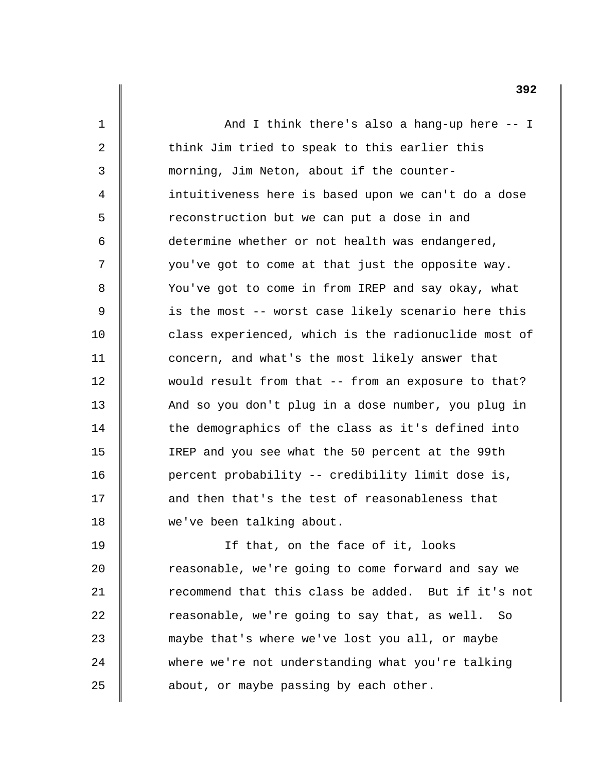And I think there's also a hang-up here -- I think Jim tried to speak to this earlier this morning, Jim Neton, about if the counter-intuitiveness here is based upon we can't do a dose reconstruction but we can put a dose in and determine whether or not health was endangered, you've got to come at that just the opposite way. You've got to come in from IREP and say okay, what is the most -- worst case likely scenario here this class experienced, which is the radionuclide most of concern, and what's the most likely answer that would result from that -- from an exposure to that? And so you don't plug in a dose number, you plug in the demographics of the class as it's defined into IREP and you see what the 50 percent at the 99th percent probability -- credibility limit dose is, and then that's the test of reasonableness that we've been talking about.

If that, on the face of it, looks reasonable, we're going to come forward and say we recommend that this class be added. But if it's not reasonable, we're going to say that, as well. So maybe that's where we've lost you all, or maybe where we're not understanding what you're talking about, or maybe passing by each other.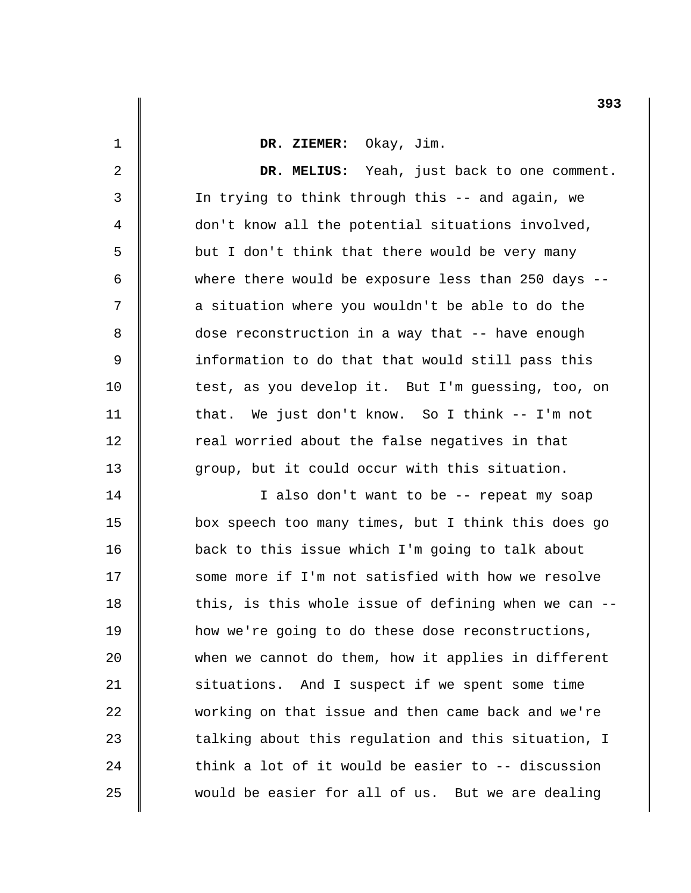**DR. ZIEMER:** Okay, Jim.

**DR. MELIUS:** Yeah, just back to one comment. In trying to think through this -- and again, we don't know all the potential situations involved, but I don't think that there would be very many where there would be exposure less than 250 days -- a situation where you wouldn't be able to do the dose reconstruction in a way that -- have enough information to do that that would still pass this test, as you develop it. But I'm guessing, too, on that. We just don't know. So I think -- I'm not real worried about the false negatives in that group, but it could occur with this situation.

I also don't want to be -- repeat my soap box speech too many times, but I think this does go back to this issue which I'm going to talk about some more if I'm not satisfied with how we resolve this, is this whole issue of defining when we can -- how we're going to do these dose reconstructions, when we cannot do them, how it applies in different situations. And I suspect if we spent some time working on that issue and then came back and we're talking about this regulation and this situation, I think a lot of it would be easier to -- discussion would be easier for all of us. But we are dealing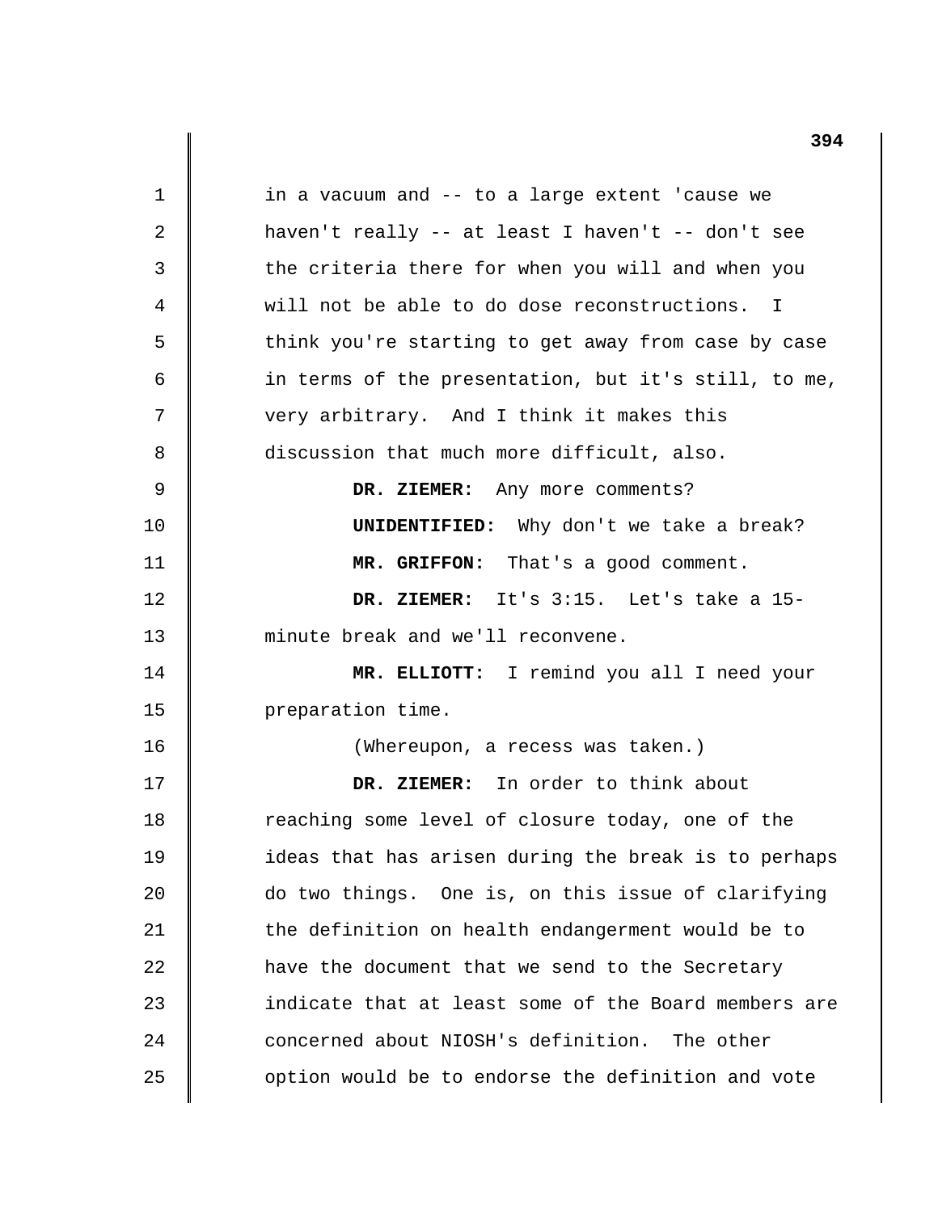in a vacuum and -- to a large extent 'cause we haven't really -- at least I haven't -- don't see the criteria there for when you will and when you will not be able to do dose reconstructions. I think you're starting to get away from case by case in terms of the presentation, but it's still, to me, very arbitrary. And I think it makes this discussion that much more difficult, also.

**DR. ZIEMER:** Any more comments?

**UNIDENTIFIED:** Why don't we take a break?

**MR. GRIFFON:** That's a good comment.

**DR. ZIEMER:** It's 3:15. Let's take a 15-minute break and we'll reconvene.

**MR. ELLIOTT:** I remind you all I need your preparation time.

(Whereupon, a recess was taken.)

**DR. ZIEMER:** In order to think about reaching some level of closure today, one of the ideas that has arisen during the break is to perhaps do two things. One is, on this issue of clarifying the definition on health endangerment would be to have the document that we send to the Secretary indicate that at least some of the Board members are concerned about NIOSH's definition. The other option would be to endorse the definition and vote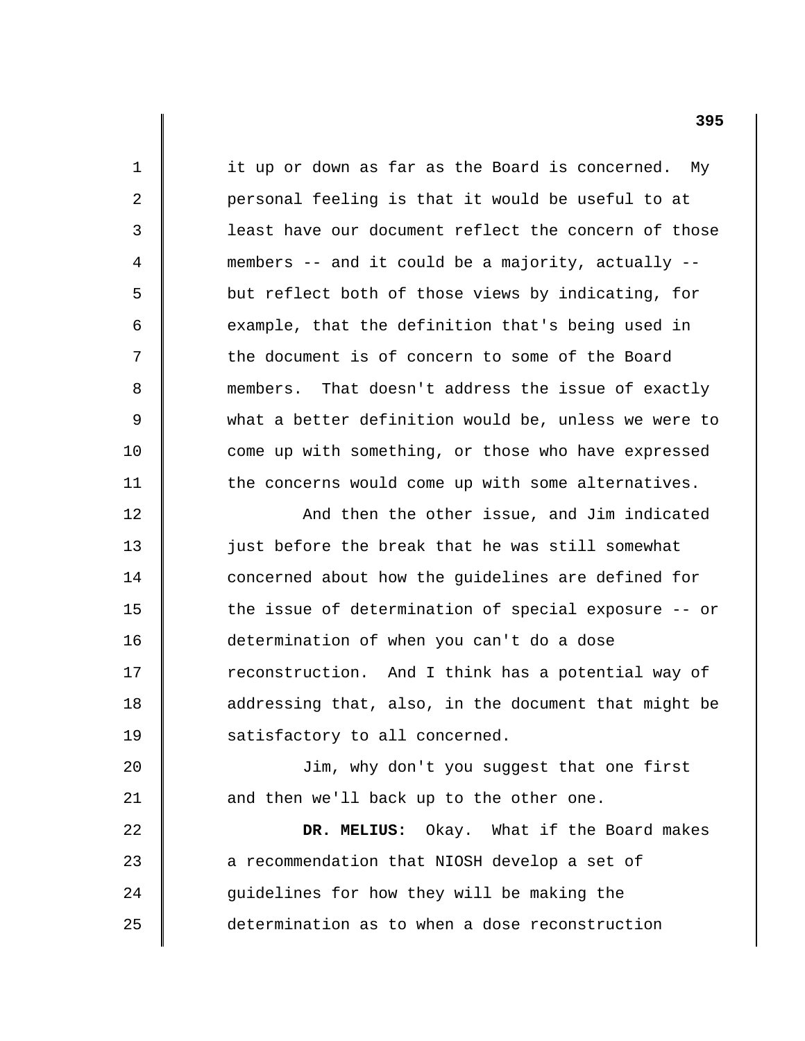it up or down as far as the Board is concerned. My personal feeling is that it would be useful to at least have our document reflect the concern of those members -- and it could be a majority, actually -- but reflect both of those views by indicating, for example, that the definition that's being used in the document is of concern to some of the Board members. That doesn't address the issue of exactly what a better definition would be, unless we were to come up with something, or those who have expressed the concerns would come up with some alternatives.

And then the other issue, and Jim indicated just before the break that he was still somewhat concerned about how the guidelines are defined for the issue of determination of special exposure -- or determination of when you can't do a dose reconstruction. And I think has a potential way of addressing that, also, in the document that might be satisfactory to all concerned.

Jim, why don't you suggest that one first and then we'll back up to the other one.

**DR. MELIUS:** Okay. What if the Board makes a recommendation that NIOSH develop a set of guidelines for how they will be making the determination as to when a dose reconstruction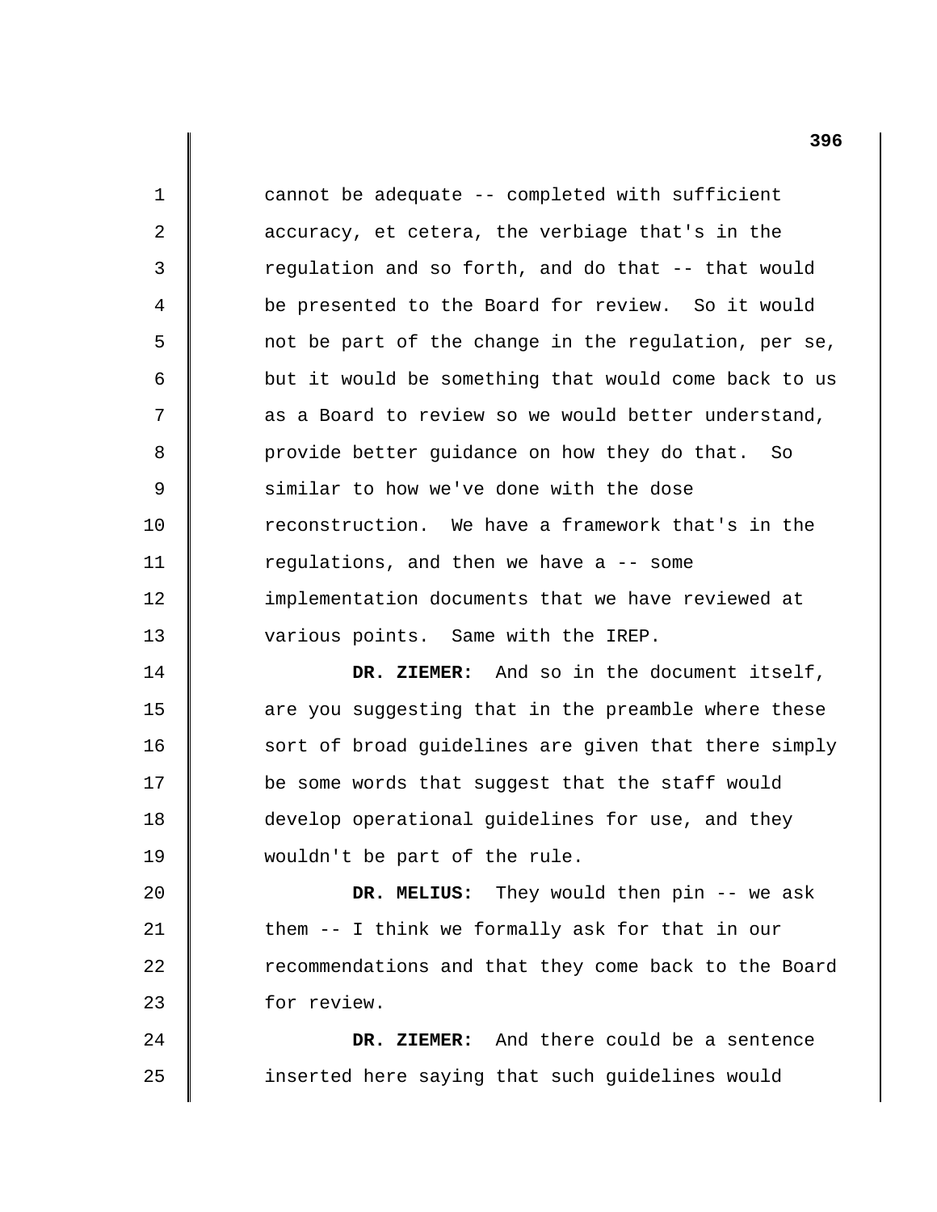cannot be adequate -- completed with sufficient accuracy, et cetera, the verbiage that's in the regulation and so forth, and do that -- that would be presented to the Board for review. So it would not be part of the change in the regulation, per se, but it would be something that would come back to us as a Board to review so we would better understand, provide better guidance on how they do that. So similar to how we've done with the dose reconstruction. We have a framework that's in the regulations, and then we have a -- some implementation documents that we have reviewed at various points. Same with the IREP.

**DR. ZIEMER:** And so in the document itself, are you suggesting that in the preamble where these sort of broad guidelines are given that there simply be some words that suggest that the staff would develop operational guidelines for use, and they wouldn't be part of the rule.

**DR. MELIUS:** They would then pin -- we ask them -- I think we formally ask for that in our recommendations and that they come back to the Board for review.

**DR. ZIEMER:** And there could be a sentence inserted here saying that such guidelines would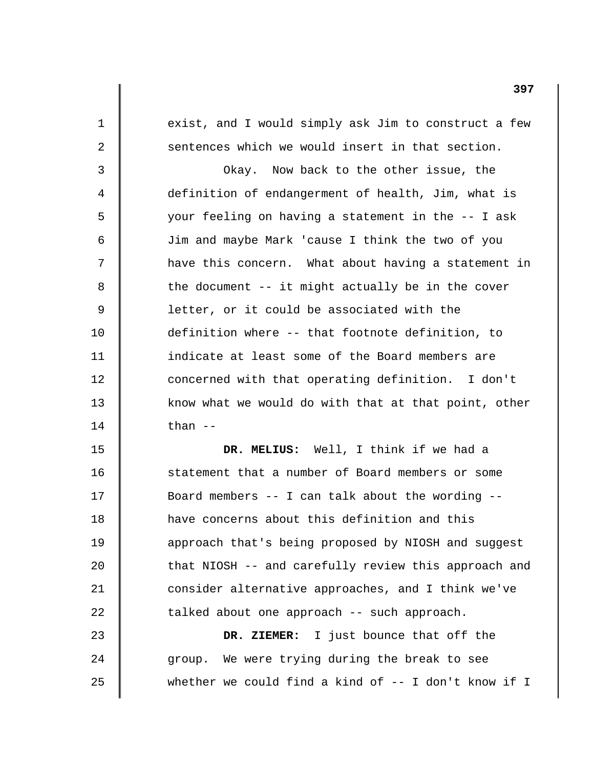exist, and I would simply ask Jim to construct a few sentences which we would insert in that section.

Okay. Now back to the other issue, the definition of endangerment of health, Jim, what is your feeling on having a statement in the -- I ask Jim and maybe Mark 'cause I think the two of you have this concern. What about having a statement in the document -- it might actually be in the cover letter, or it could be associated with the definition where -- that footnote definition, to indicate at least some of the Board members are concerned with that operating definition. I don't know what we would do with that at that point, other than --

**DR. MELIUS:** Well, I think if we had a statement that a number of Board members or some Board members -- I can talk about the wording -- have concerns about this definition and this approach that's being proposed by NIOSH and suggest that NIOSH -- and carefully review this approach and consider alternative approaches, and I think we've talked about one approach -- such approach.

**DR. ZIEMER:** I just bounce that off the group. We were trying during the break to see whether we could find a kind of -- I don't know if I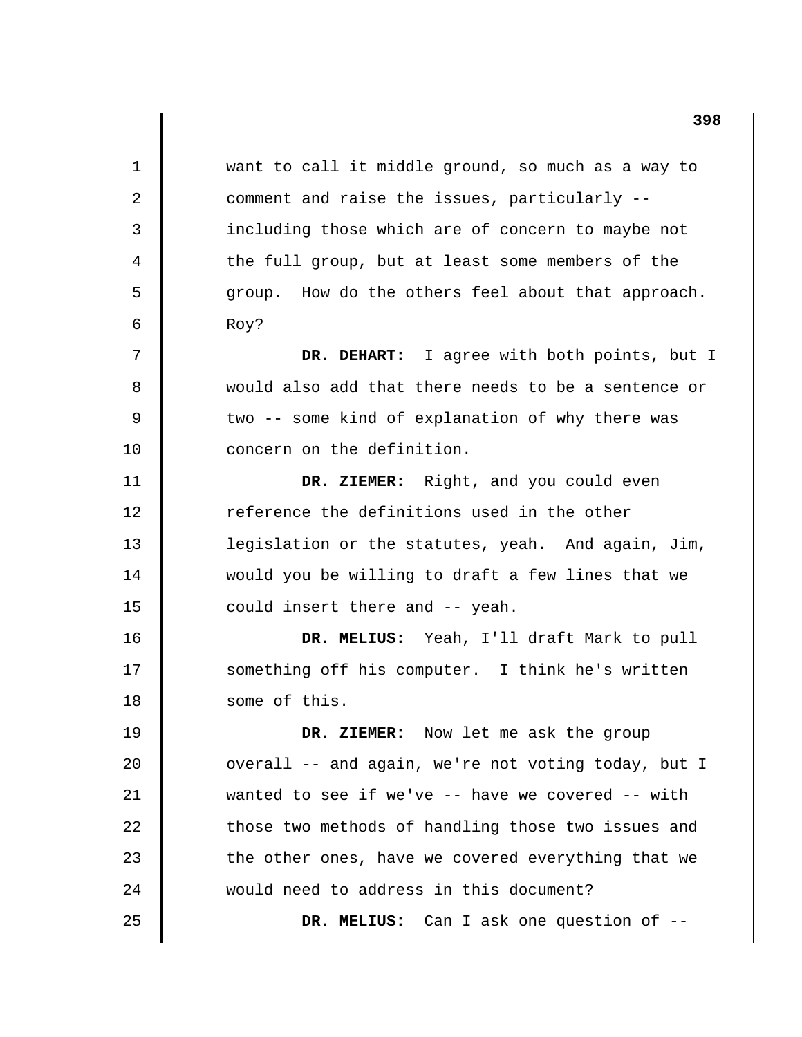want to call it middle ground, so much as a way to comment and raise the issues, particularly -- including those which are of concern to maybe not the full group, but at least some members of the group. How do the others feel about that approach. Roy?

**DR. DEHART:** I agree with both points, but I would also add that there needs to be a sentence or two -- some kind of explanation of why there was concern on the definition.

**DR. ZIEMER:** Right, and you could even reference the definitions used in the other legislation or the statutes, yeah. And again, Jim, would you be willing to draft a few lines that we could insert there and -- yeah.

**DR. MELIUS:** Yeah, I'll draft Mark to pull something off his computer. I think he's written some of this.

**DR. ZIEMER:** Now let me ask the group overall -- and again, we're not voting today, but I wanted to see if we've -- have we covered -- with those two methods of handling those two issues and the other ones, have we covered everything that we would need to address in this document?

**DR. MELIUS:** Can I ask one question of --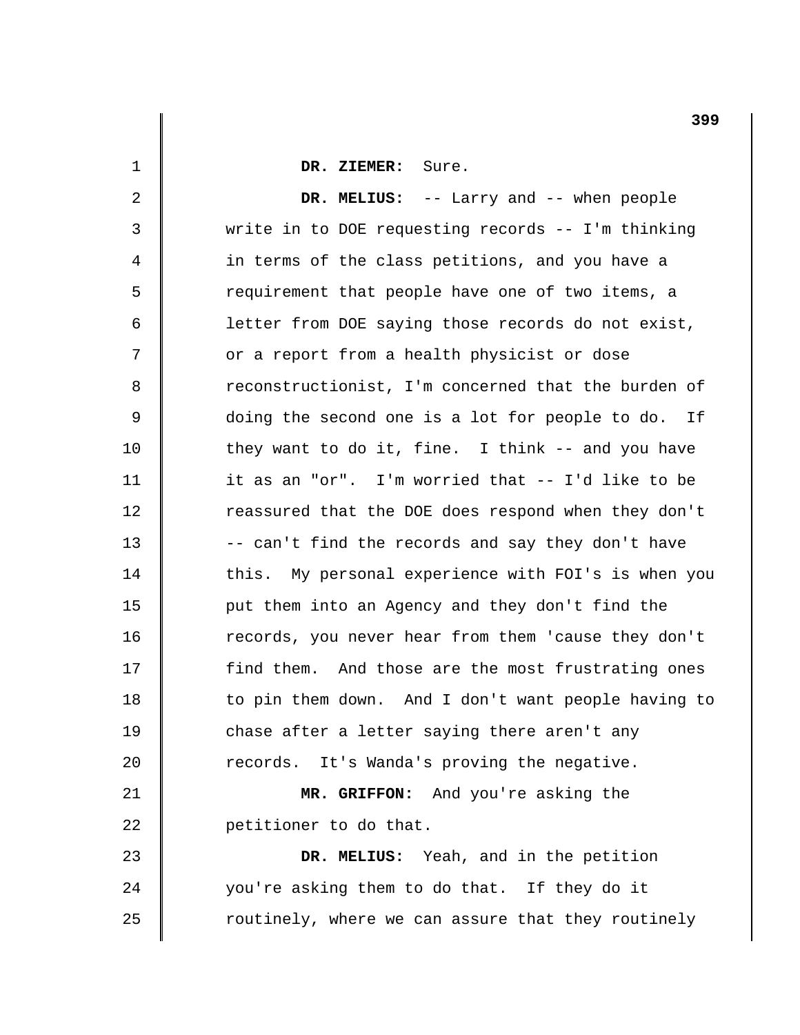**DR. ZIEMER:** Sure.

**DR. MELIUS:** -- Larry and -- when people write in to DOE requesting records -- I'm thinking in terms of the class petitions, and you have a requirement that people have one of two items, a letter from DOE saying those records do not exist, or a report from a health physicist or dose reconstructionist, I'm concerned that the burden of doing the second one is a lot for people to do. If they want to do it, fine. I think -- and you have it as an "or". I'm worried that -- I'd like to be reassured that the DOE does respond when they don't -- can't find the records and say they don't have this. My personal experience with FOI's is when you put them into an Agency and they don't find the records, you never hear from them 'cause they don't find them. And those are the most frustrating ones to pin them down. And I don't want people having to chase after a letter saying there aren't any records. It's Wanda's proving the negative.

**MR. GRIFFON:** And you're asking the petitioner to do that.

**DR. MELIUS:** Yeah, and in the petition you're asking them to do that. If they do it routinely, where we can assure that they routinely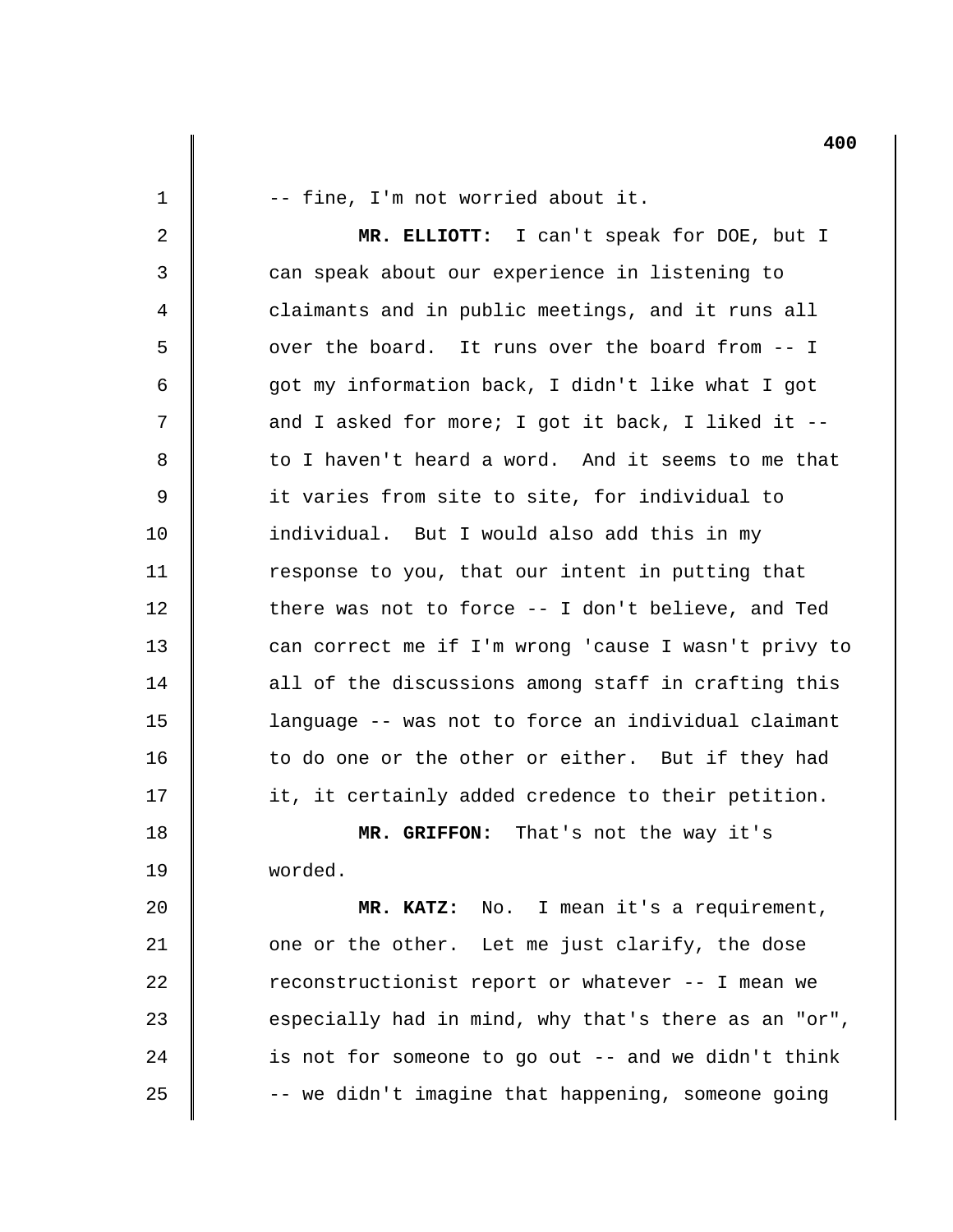-- fine, I'm not worried about it.

**MR. ELLIOTT:** I can't speak for DOE, but I can speak about our experience in listening to claimants and in public meetings, and it runs all over the board. It runs over the board from -- I got my information back, I didn't like what I got and I asked for more; I got it back, I liked it -- to I haven't heard a word. And it seems to me that it varies from site to site, for individual to individual. But I would also add this in my response to you, that our intent in putting that there was not to force -- I don't believe, and Ted can correct me if I'm wrong 'cause I wasn't privy to all of the discussions among staff in crafting this language -- was not to force an individual claimant to do one or the other or either. But if they had it, it certainly added credence to their petition.

**MR. GRIFFON:** That's not the way it's worded.

**MR. KATZ:** No. I mean it's a requirement, one or the other. Let me just clarify, the dose reconstructionist report or whatever -- I mean we especially had in mind, why that's there as an "or", is not for someone to go out -- and we didn't think -- we didn't imagine that happening, someone going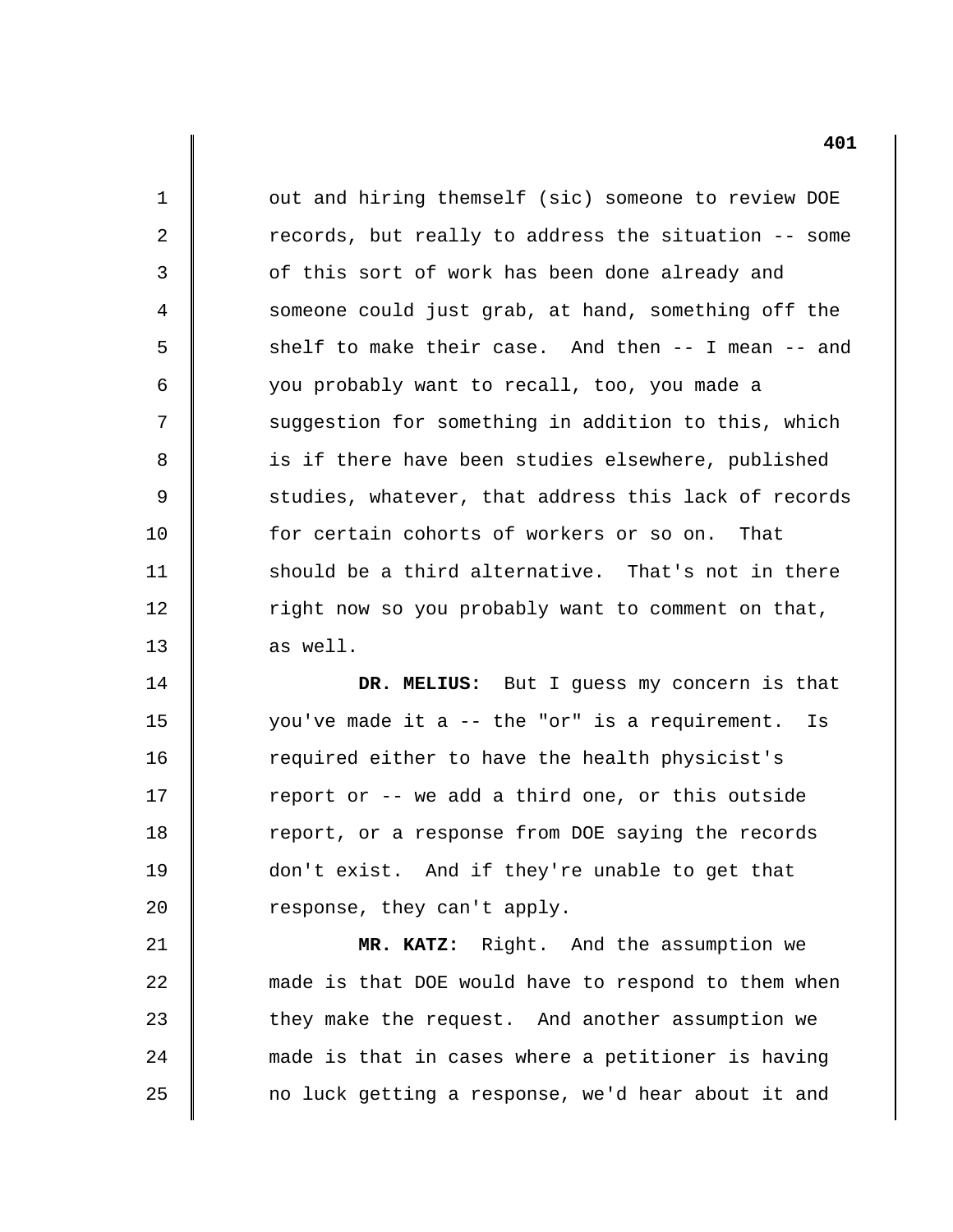out and hiring themself (sic) someone to review DOE records, but really to address the situation -- some of this sort of work has been done already and someone could just grab, at hand, something off the shelf to make their case. And then -- I mean -- and you probably want to recall, too, you made a suggestion for something in addition to this, which is if there have been studies elsewhere, published studies, whatever, that address this lack of records for certain cohorts of workers or so on. That should be a third alternative. That's not in there right now so you probably want to comment on that, as well.

**DR. MELIUS:** But I guess my concern is that you've made it a -- the "or" is a requirement. Is required either to have the health physicist's report or -- we add a third one, or this outside report, or a response from DOE saying the records don't exist. And if they're unable to get that response, they can't apply.

**MR. KATZ:** Right. And the assumption we made is that DOE would have to respond to them when they make the request. And another assumption we made is that in cases where a petitioner is having no luck getting a response, we'd hear about it and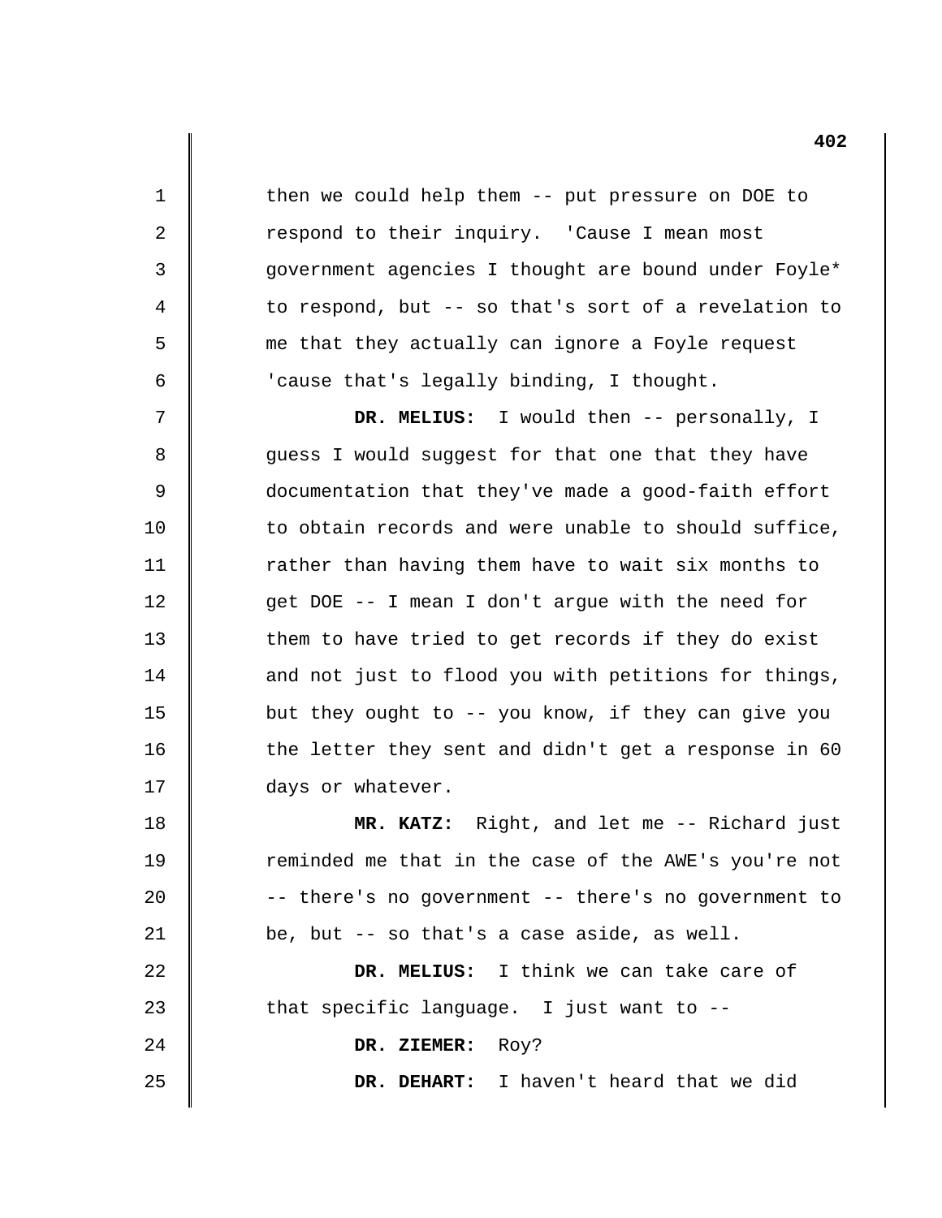then we could help them -- put pressure on DOE to respond to their inquiry. 'Cause I mean most government agencies I thought are bound under Foyle* to respond, but -- so that's sort of a revelation to me that they actually can ignore a Foyle request 'cause that's legally binding, I thought.

**DR. MELIUS:** I would then -- personally, I guess I would suggest for that one that they have documentation that they've made a good-faith effort to obtain records and were unable to should suffice, rather than having them have to wait six months to get DOE -- I mean I don't argue with the need for them to have tried to get records if they do exist and not just to flood you with petitions for things, but they ought to -- you know, if they can give you the letter they sent and didn't get a response in 60 days or whatever.

**MR. KATZ:** Right, and let me -- Richard just reminded me that in the case of the AWE's you're not -- there's no government -- there's no government to be, but -- so that's a case aside, as well.

**DR. MELIUS:** I think we can take care of that specific language. I just want to --

**DR. ZIEMER:** Roy?

**DR. DEHART:** I haven't heard that we did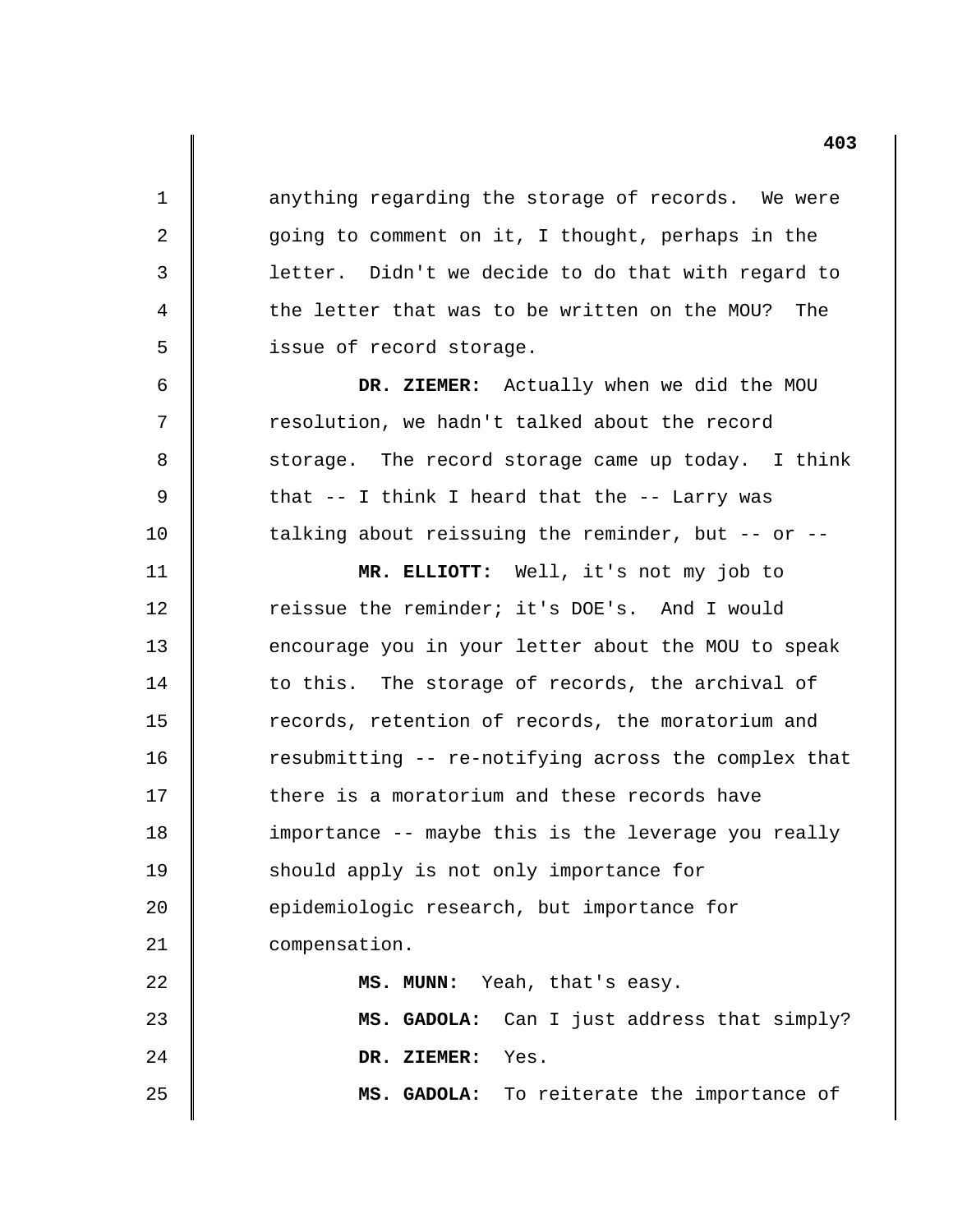anything regarding the storage of records. We were going to comment on it, I thought, perhaps in the letter. Didn't we decide to do that with regard to the letter that was to be written on the MOU? The issue of record storage.

**DR. ZIEMER:** Actually when we did the MOU resolution, we hadn't talked about the record storage. The record storage came up today. I think that -- I think I heard that the -- Larry was talking about reissuing the reminder, but -- or --

**MR. ELLIOTT:** Well, it's not my job to reissue the reminder; it's DOE's. And I would encourage you in your letter about the MOU to speak to this. The storage of records, the archival of records, retention of records, the moratorium and resubmitting -- re-notifying across the complex that there is a moratorium and these records have importance -- maybe this is the leverage you really should apply is not only importance for epidemiologic research, but importance for compensation.

**MS. MUNN:** Yeah, that's easy.

**MS. GADOLA:** Can I just address that simply?

**DR. ZIEMER:** Yes.

**MS. GADOLA:** To reiterate the importance of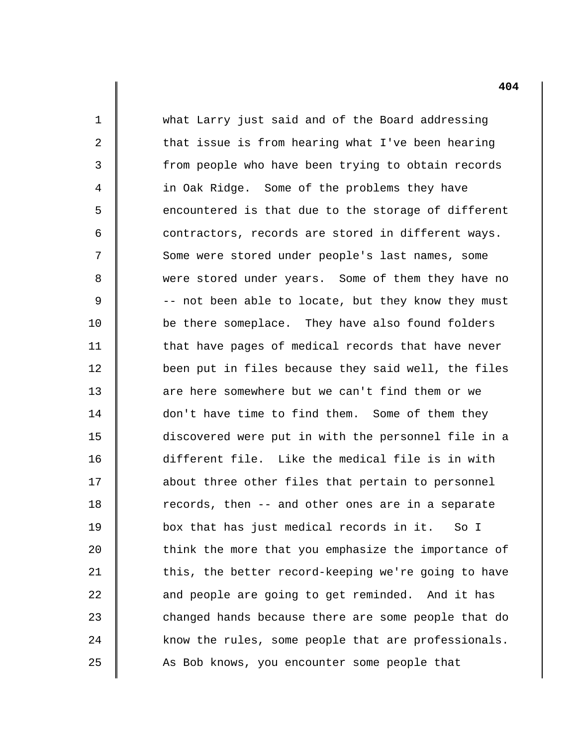what Larry just said and of the Board addressing that issue is from hearing what I've been hearing from people who have been trying to obtain records in Oak Ridge. Some of the problems they have encountered is that due to the storage of different contractors, records are stored in different ways. Some were stored under people's last names, some were stored under years. Some of them they have no -- not been able to locate, but they know they must be there someplace. They have also found folders that have pages of medical records that have never been put in files because they said well, the files are here somewhere but we can't find them or we don't have time to find them. Some of them they discovered were put in with the personnel file in a different file. Like the medical file is in with about three other files that pertain to personnel records, then -- and other ones are in a separate box that has just medical records in it. So I think the more that you emphasize the importance of this, the better record-keeping we're going to have and people are going to get reminded. And it has changed hands because there are some people that do know the rules, some people that are professionals. As Bob knows, you encounter some people that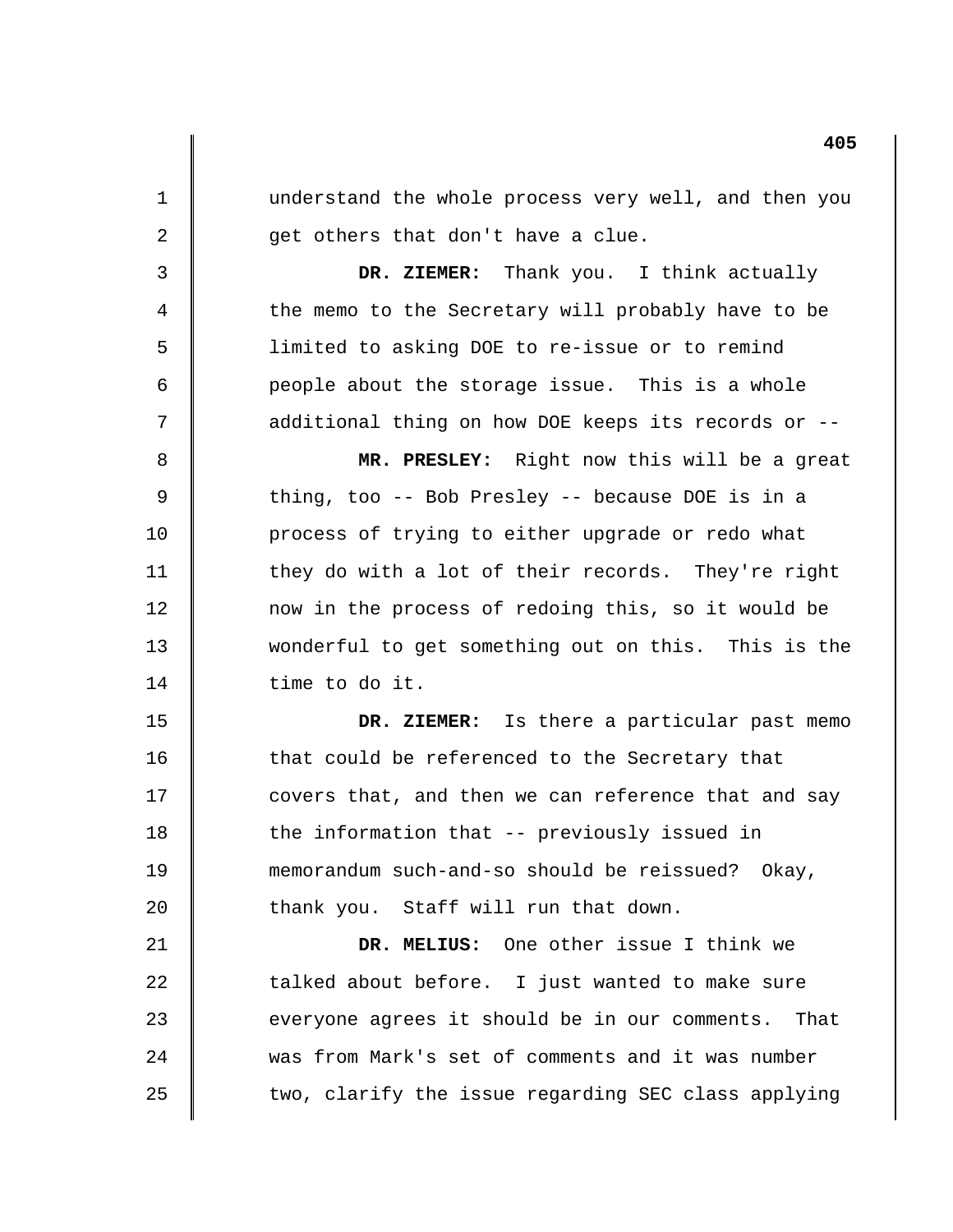understand the whole process very well, and then you get others that don't have a clue.

**DR. ZIEMER:** Thank you. I think actually the memo to the Secretary will probably have to be limited to asking DOE to re-issue or to remind people about the storage issue. This is a whole additional thing on how DOE keeps its records or --

**MR. PRESLEY:** Right now this will be a great thing, too -- Bob Presley -- because DOE is in a process of trying to either upgrade or redo what they do with a lot of their records. They're right now in the process of redoing this, so it would be wonderful to get something out on this. This is the time to do it.

**DR. ZIEMER:** Is there a particular past memo that could be referenced to the Secretary that covers that, and then we can reference that and say the information that -- previously issued in memorandum such-and-so should be reissued? Okay, thank you. Staff will run that down.

**DR. MELIUS:** One other issue I think we talked about before. I just wanted to make sure everyone agrees it should be in our comments. That was from Mark's set of comments and it was number two, clarify the issue regarding SEC class applying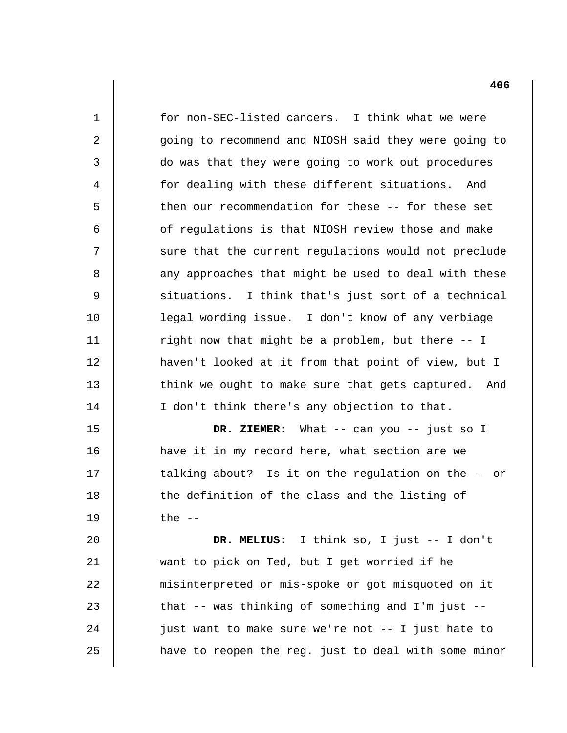for non-SEC-listed cancers. I think what we were going to recommend and NIOSH said they were going to do was that they were going to work out procedures for dealing with these different situations. And then our recommendation for these -- for these set of regulations is that NIOSH review those and make sure that the current regulations would not preclude any approaches that might be used to deal with these situations. I think that's just sort of a technical legal wording issue. I don't know of any verbiage right now that might be a problem, but there -- I haven't looked at it from that point of view, but I think we ought to make sure that gets captured. And I don't think there's any objection to that.

**DR. ZIEMER:** What -- can you -- just so I have it in my record here, what section are we talking about? Is it on the regulation on the -- or the definition of the class and the listing of the --

**DR. MELIUS:** I think so, I just -- I don't want to pick on Ted, but I get worried if he misinterpreted or mis-spoke or got misquoted on it that -- was thinking of something and I'm just -- just want to make sure we're not -- I just hate to have to reopen the reg. just to deal with some minor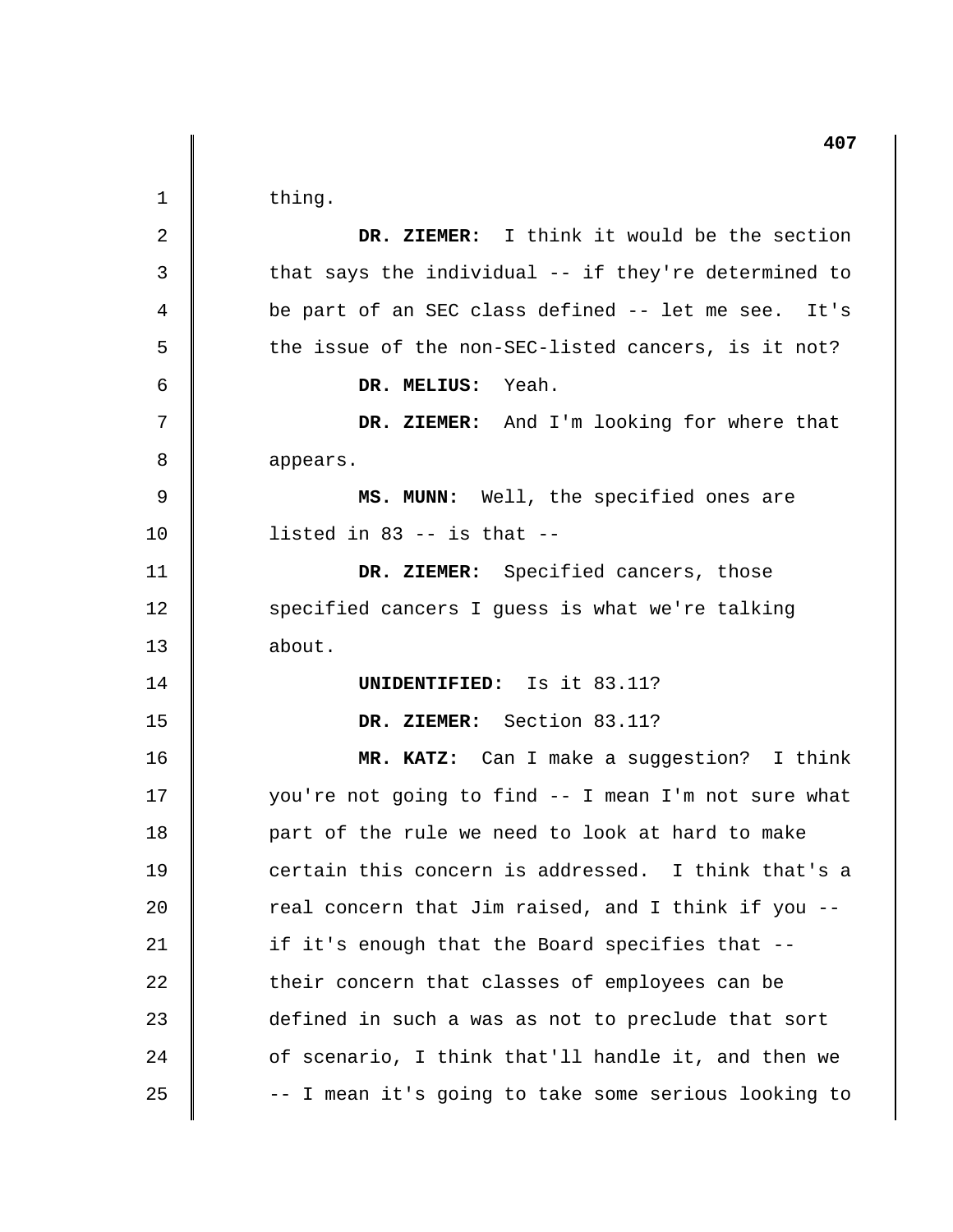thing.

**DR. ZIEMER:** I think it would be the section that says the individual -- if they're determined to be part of an SEC class defined -- let me see. It's the issue of the non-SEC-listed cancers, is it not?

**DR. MELIUS:** Yeah.

**DR. ZIEMER:** And I'm looking for where that appears.

**MS. MUNN:** Well, the specified ones are listed in 83 -- is that --

**DR. ZIEMER:** Specified cancers, those specified cancers I guess is what we're talking about.

**UNIDENTIFIED:** Is it 83.11?

**DR. ZIEMER:** Section 83.11?

**MR. KATZ:** Can I make a suggestion? I think you're not going to find -- I mean I'm not sure what part of the rule we need to look at hard to make certain this concern is addressed. I think that's a real concern that Jim raised, and I think if you -- if it's enough that the Board specifies that -- their concern that classes of employees can be defined in such a was as not to preclude that sort of scenario, I think that'll handle it, and then we -- I mean it's going to take some serious looking to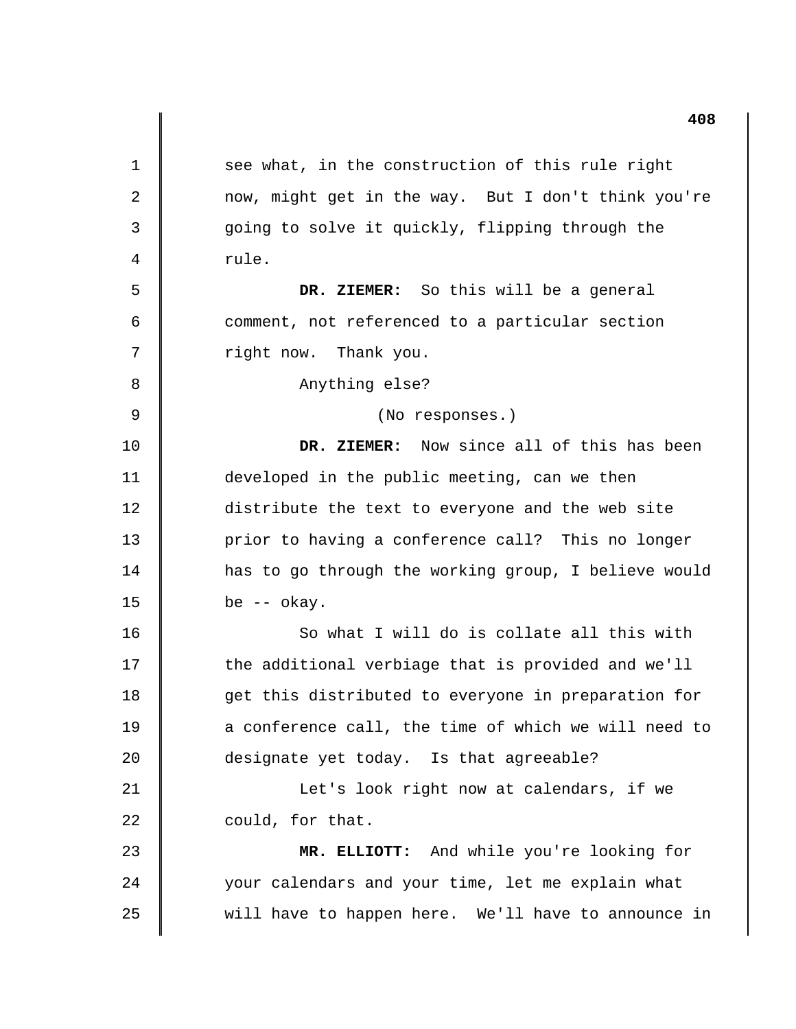see what, in the construction of this rule right now, might get in the way. But I don't think you're going to solve it quickly, flipping through the rule.

**DR. ZIEMER:** So this will be a general comment, not referenced to a particular section right now. Thank you.

Anything else?

(No responses.)

**DR. ZIEMER:** Now since all of this has been developed in the public meeting, can we then distribute the text to everyone and the web site prior to having a conference call? This no longer has to go through the working group, I believe would be -- okay.

So what I will do is collate all this with the additional verbiage that is provided and we'll get this distributed to everyone in preparation for a conference call, the time of which we will need to designate yet today. Is that agreeable?

Let's look right now at calendars, if we could, for that.

**MR. ELLIOTT:** And while you're looking for your calendars and your time, let me explain what will have to happen here. We'll have to announce in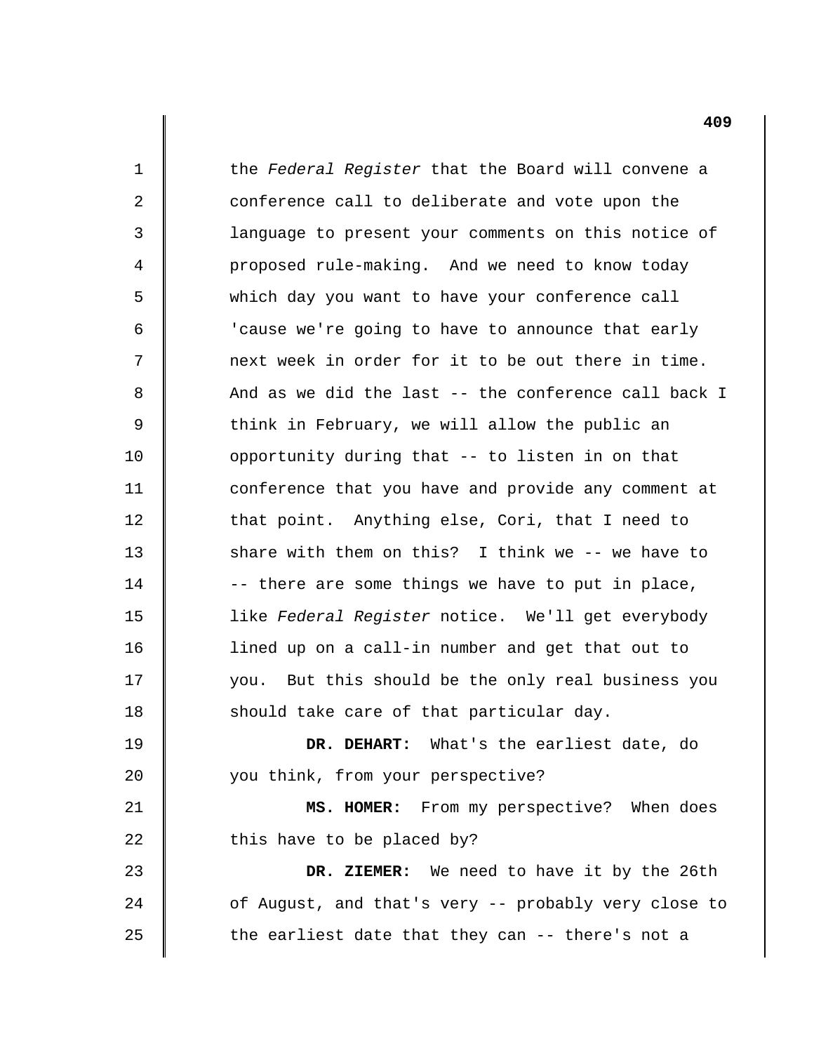the *Federal Register* that the Board will convene a conference call to deliberate and vote upon the language to present your comments on this notice of proposed rule-making. And we need to know today which day you want to have your conference call 'cause we're going to have to announce that early next week in order for it to be out there in time. And as we did the last -- the conference call back I think in February, we will allow the public an opportunity during that -- to listen in on that conference that you have and provide any comment at that point. Anything else, Cori, that I need to share with them on this? I think we -- we have to -- there are some things we have to put in place, like *Federal Register* notice. We'll get everybody lined up on a call-in number and get that out to you. But this should be the only real business you should take care of that particular day.

**DR. DEHART:** What's the earliest date, do you think, from your perspective?

**MS. HOMER:** From my perspective? When does this have to be placed by?

**DR. ZIEMER:** We need to have it by the 26th of August, and that's very -- probably very close to the earliest date that they can -- there's not a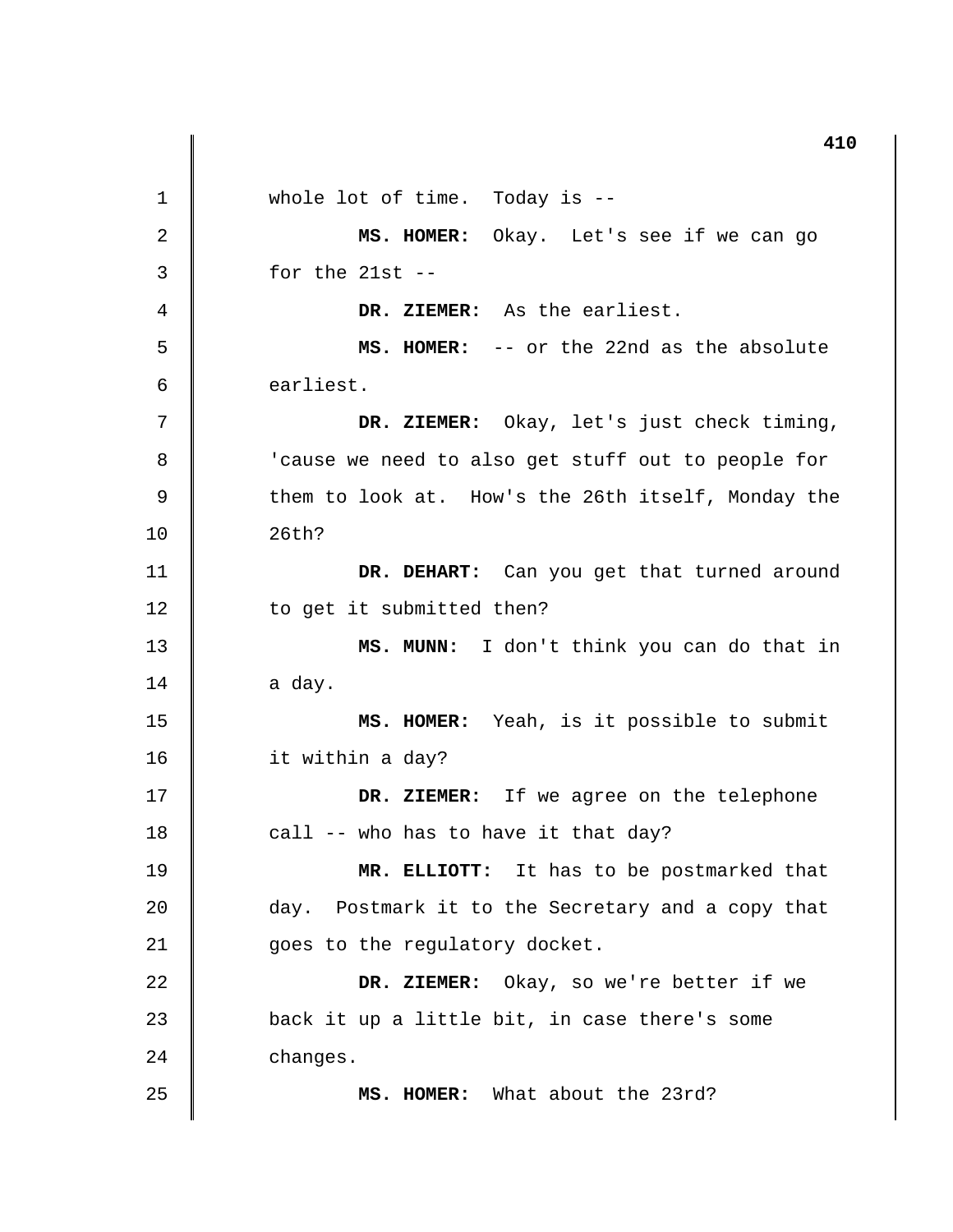whole lot of time. Today is --

**MS. HOMER:** Okay. Let's see if we can go for the 21st --

**DR. ZIEMER:** As the earliest.

**MS. HOMER:** -- or the 22nd as the absolute earliest.

**DR. ZIEMER:** Okay, let's just check timing, 'cause we need to also get stuff out to people for them to look at. How's the 26th itself, Monday the 26th?

**DR. DEHART:** Can you get that turned around to get it submitted then?

**MS. MUNN:** I don't think you can do that in a day.

**MS. HOMER:** Yeah, is it possible to submit it within a day?

**DR. ZIEMER:** If we agree on the telephone call -- who has to have it that day?

**MR. ELLIOTT:** It has to be postmarked that day. Postmark it to the Secretary and a copy that goes to the regulatory docket.

**DR. ZIEMER:** Okay, so we're better if we back it up a little bit, in case there's some changes.

**MS. HOMER:** What about the 23rd?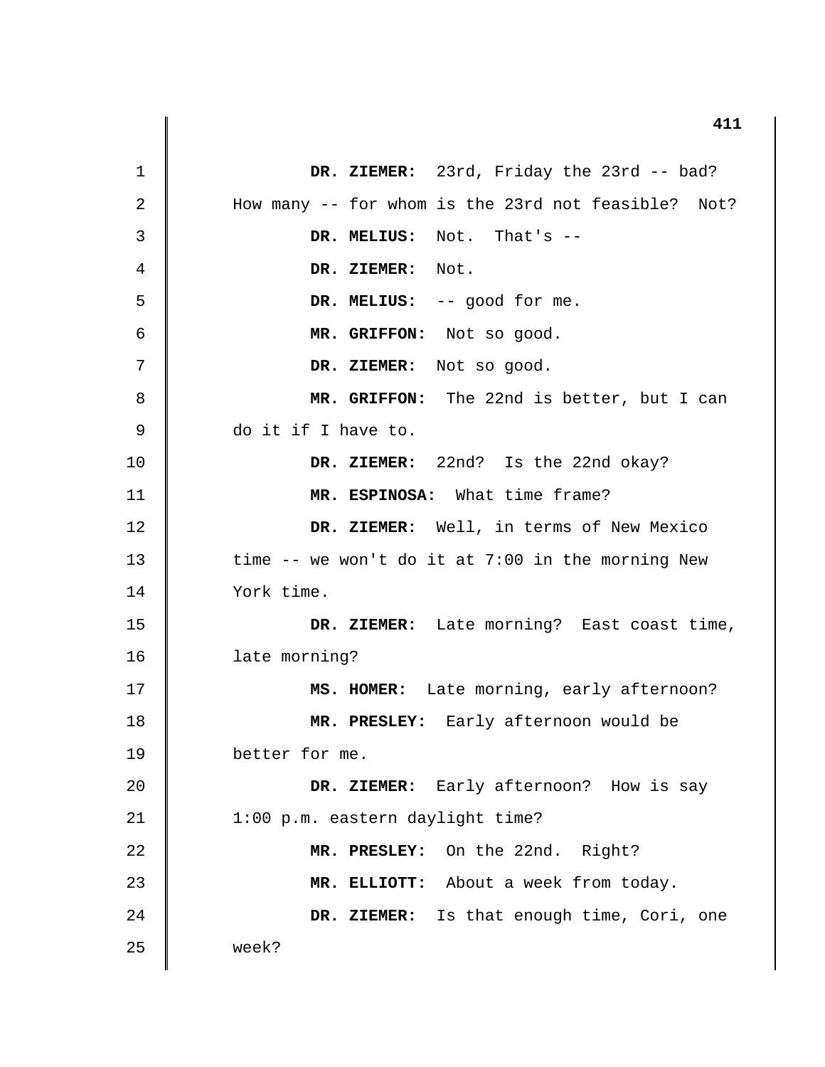**DR. ZIEMER:** 23rd, Friday the 23rd -- bad? How many -- for whom is the 23rd not feasible? Not?

**DR. MELIUS:** Not. That's --

**DR. ZIEMER:** Not.

**DR. MELIUS:** -- good for me.

**MR. GRIFFON:** Not so good.

**DR. ZIEMER:** Not so good.

**MR. GRIFFON:** The 22nd is better, but I can do it if I have to.

**DR. ZIEMER:** 22nd? Is the 22nd okay?

**MR. ESPINOSA:** What time frame?

**DR. ZIEMER:** Well, in terms of New Mexico time -- we won't do it at 7:00 in the morning New York time.

**DR. ZIEMER:** Late morning? East coast time, late morning?

**MS. HOMER:** Late morning, early afternoon?

**MR. PRESLEY:** Early afternoon would be better for me.

**DR. ZIEMER:** Early afternoon? How is say 1:00 p.m. eastern daylight time?

**MR. PRESLEY:** On the 22nd. Right?

**MR. ELLIOTT:** About a week from today.

**DR. ZIEMER:** Is that enough time, Cori, one week?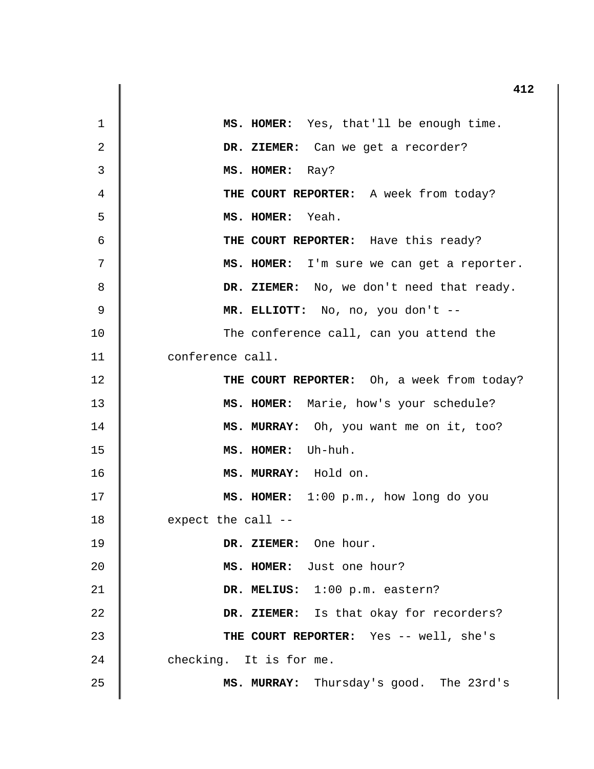**MS. HOMER:** Yes, that'll be enough time.

**DR. ZIEMER:** Can we get a recorder?

**MS. HOMER:** Ray?

**THE COURT REPORTER:** A week from today?

**MS. HOMER:** Yeah.

**THE COURT REPORTER:** Have this ready?

**MS. HOMER:** I'm sure we can get a reporter.

**DR. ZIEMER:** No, we don't need that ready.

**MR. ELLIOTT:** No, no, you don't --

The conference call, can you attend the conference call.

**THE COURT REPORTER:** Oh, a week from today?

**MS. HOMER:** Marie, how's your schedule?

**MS. MURRAY:** Oh, you want me on it, too?

**MS. HOMER:** Uh-huh.

**MS. MURRAY:** Hold on.

**MS. HOMER:** 1:00 p.m., how long do you expect the call --

**DR. ZIEMER:** One hour.

**MS. HOMER:** Just one hour?

**DR. MELIUS:** 1:00 p.m. eastern?

**DR. ZIEMER:** Is that okay for recorders?

**THE COURT REPORTER:** Yes -- well, she's checking. It is for me.

**MS. MURRAY:** Thursday's good. The 23rd's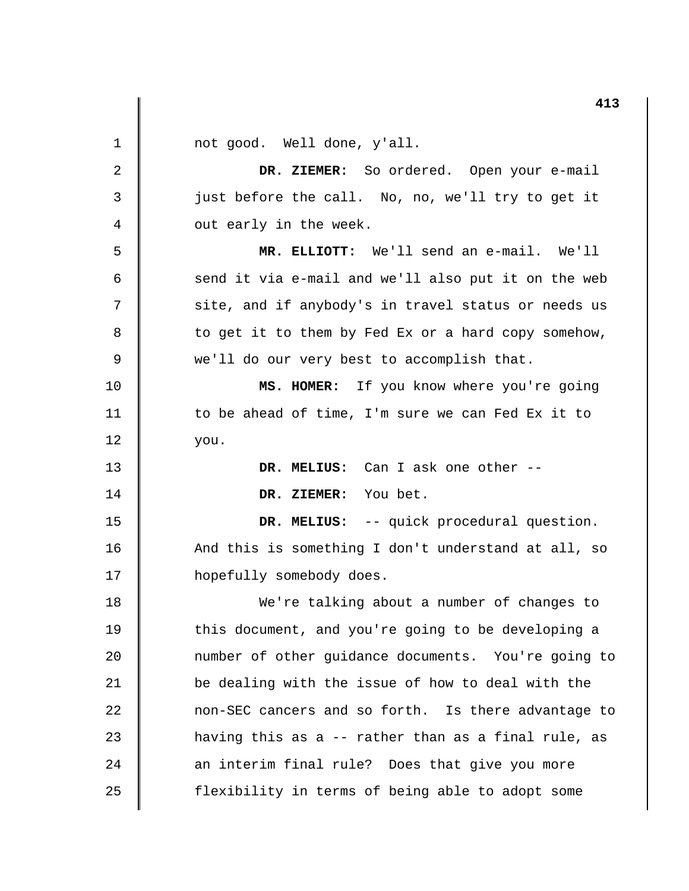not good. Well done, y'all.

**DR. ZIEMER:** So ordered. Open your e-mail just before the call. No, no, we'll try to get it out early in the week.

**MR. ELLIOTT:** We'll send an e-mail. We'll send it via e-mail and we'll also put it on the web site, and if anybody's in travel status or needs us to get it to them by Fed Ex or a hard copy somehow, we'll do our very best to accomplish that.

**MS. HOMER:** If you know where you're going to be ahead of time, I'm sure we can Fed Ex it to you.

**DR. MELIUS:** Can I ask one other --

**DR. ZIEMER:** You bet.

**DR. MELIUS:** -- quick procedural question. And this is something I don't understand at all, so hopefully somebody does.

We're talking about a number of changes to this document, and you're going to be developing a number of other guidance documents. You're going to be dealing with the issue of how to deal with the non-SEC cancers and so forth. Is there advantage to having this as a -- rather than as a final rule, as an interim final rule? Does that give you more flexibility in terms of being able to adopt some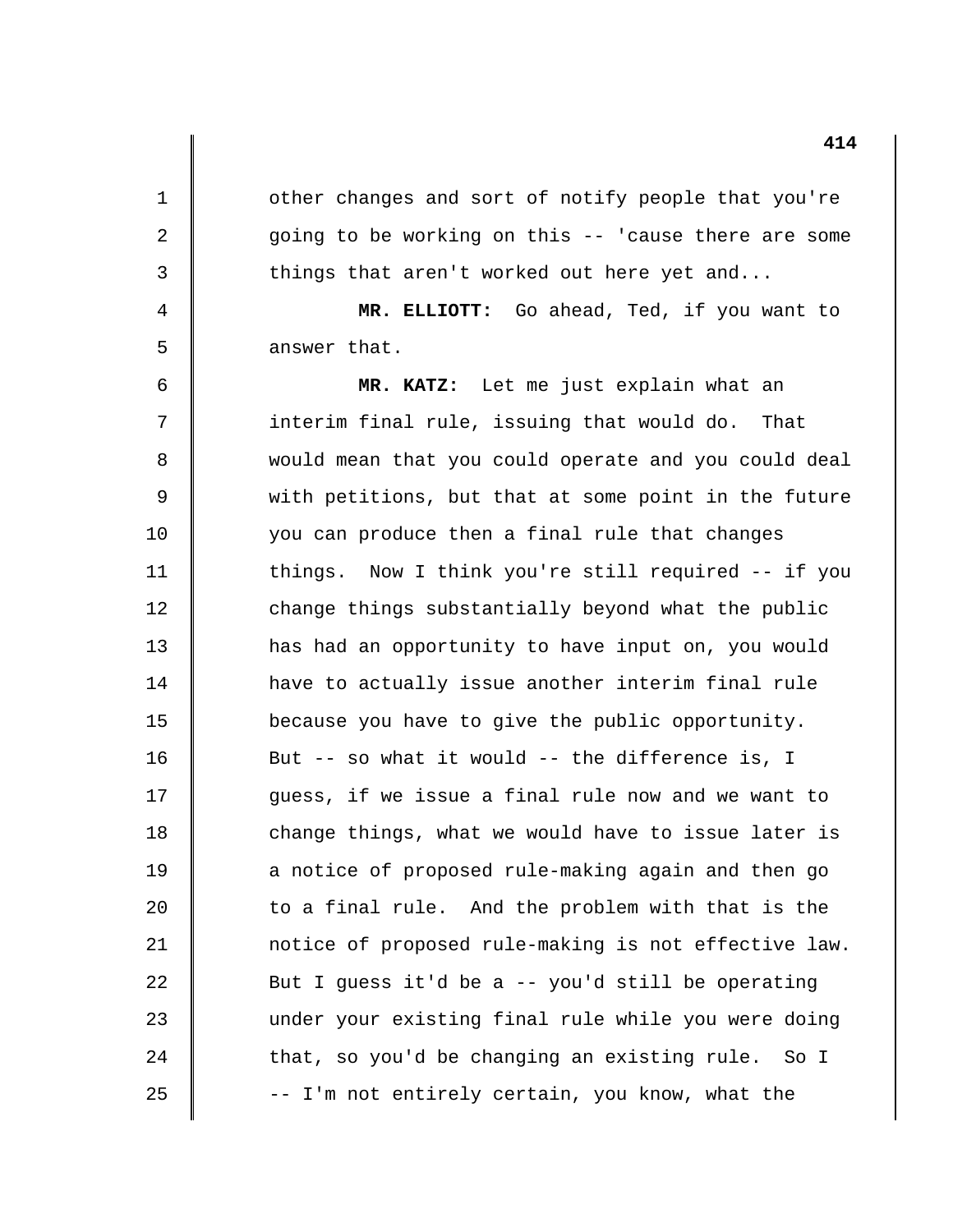other changes and sort of notify people that you're going to be working on this -- 'cause there are some things that aren't worked out here yet and...

**MR. ELLIOTT:** Go ahead, Ted, if you want to answer that.

**MR. KATZ:** Let me just explain what an interim final rule, issuing that would do. That would mean that you could operate and you could deal with petitions, but that at some point in the future you can produce then a final rule that changes things. Now I think you're still required -- if you change things substantially beyond what the public has had an opportunity to have input on, you would have to actually issue another interim final rule because you have to give the public opportunity. But -- so what it would -- the difference is, I guess, if we issue a final rule now and we want to change things, what we would have to issue later is a notice of proposed rule-making again and then go to a final rule. And the problem with that is the notice of proposed rule-making is not effective law. But I guess it'd be a -- you'd still be operating under your existing final rule while you were doing that, so you'd be changing an existing rule. So I -- I'm not entirely certain, you know, what the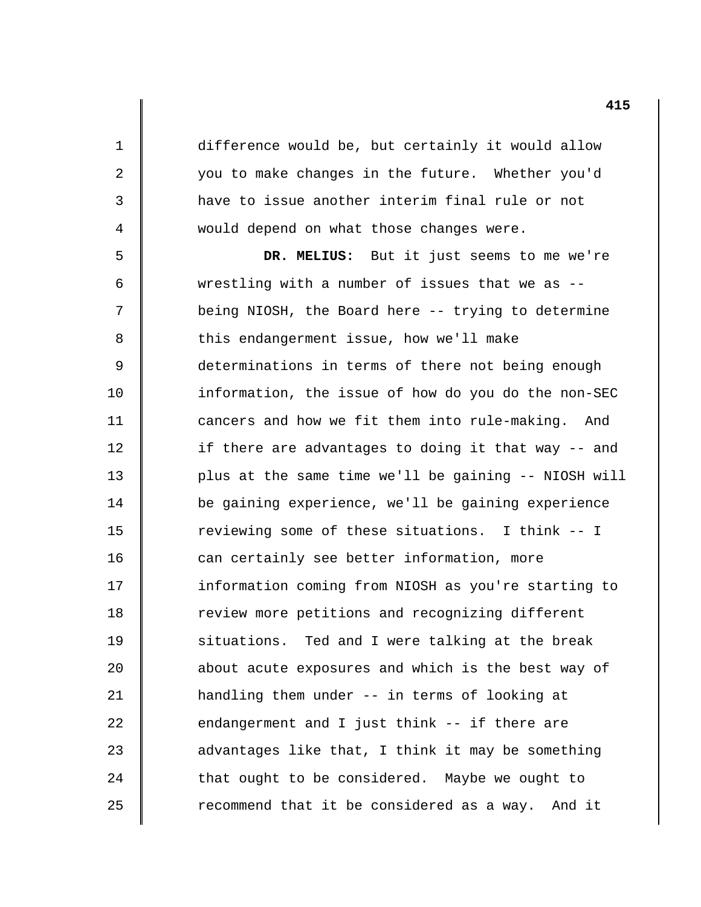difference would be, but certainly it would allow you to make changes in the future. Whether you'd have to issue another interim final rule or not would depend on what those changes were.

**DR. MELIUS:** But it just seems to me we're wrestling with a number of issues that we as -- being NIOSH, the Board here -- trying to determine this endangerment issue, how we'll make determinations in terms of there not being enough information, the issue of how do you do the non-SEC cancers and how we fit them into rule-making. And if there are advantages to doing it that way -- and plus at the same time we'll be gaining -- NIOSH will be gaining experience, we'll be gaining experience reviewing some of these situations. I think -- I can certainly see better information, more information coming from NIOSH as you're starting to review more petitions and recognizing different situations. Ted and I were talking at the break about acute exposures and which is the best way of handling them under -- in terms of looking at endangerment and I just think -- if there are advantages like that, I think it may be something that ought to be considered. Maybe we ought to recommend that it be considered as a way. And it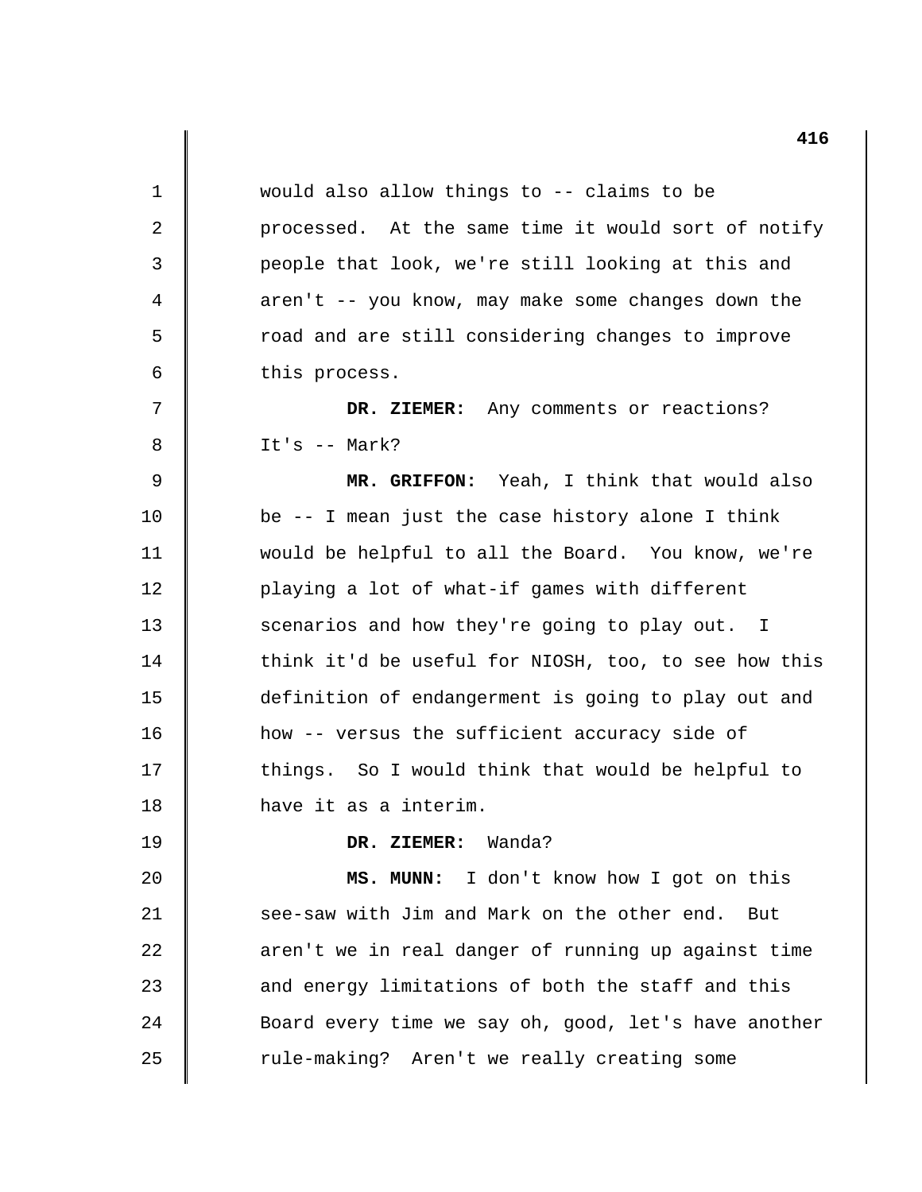would also allow things to -- claims to be processed. At the same time it would sort of notify people that look, we're still looking at this and aren't -- you know, may make some changes down the road and are still considering changes to improve this process.

**DR. ZIEMER:** Any comments or reactions? It's -- Mark?

**MR. GRIFFON:** Yeah, I think that would also be -- I mean just the case history alone I think would be helpful to all the Board. You know, we're playing a lot of what-if games with different scenarios and how they're going to play out. I think it'd be useful for NIOSH, too, to see how this definition of endangerment is going to play out and how -- versus the sufficient accuracy side of things. So I would think that would be helpful to have it as a interim.

**DR. ZIEMER:** Wanda?

**MS. MUNN:** I don't know how I got on this see-saw with Jim and Mark on the other end. But aren't we in real danger of running up against time and energy limitations of both the staff and this Board every time we say oh, good, let's have another rule-making? Aren't we really creating some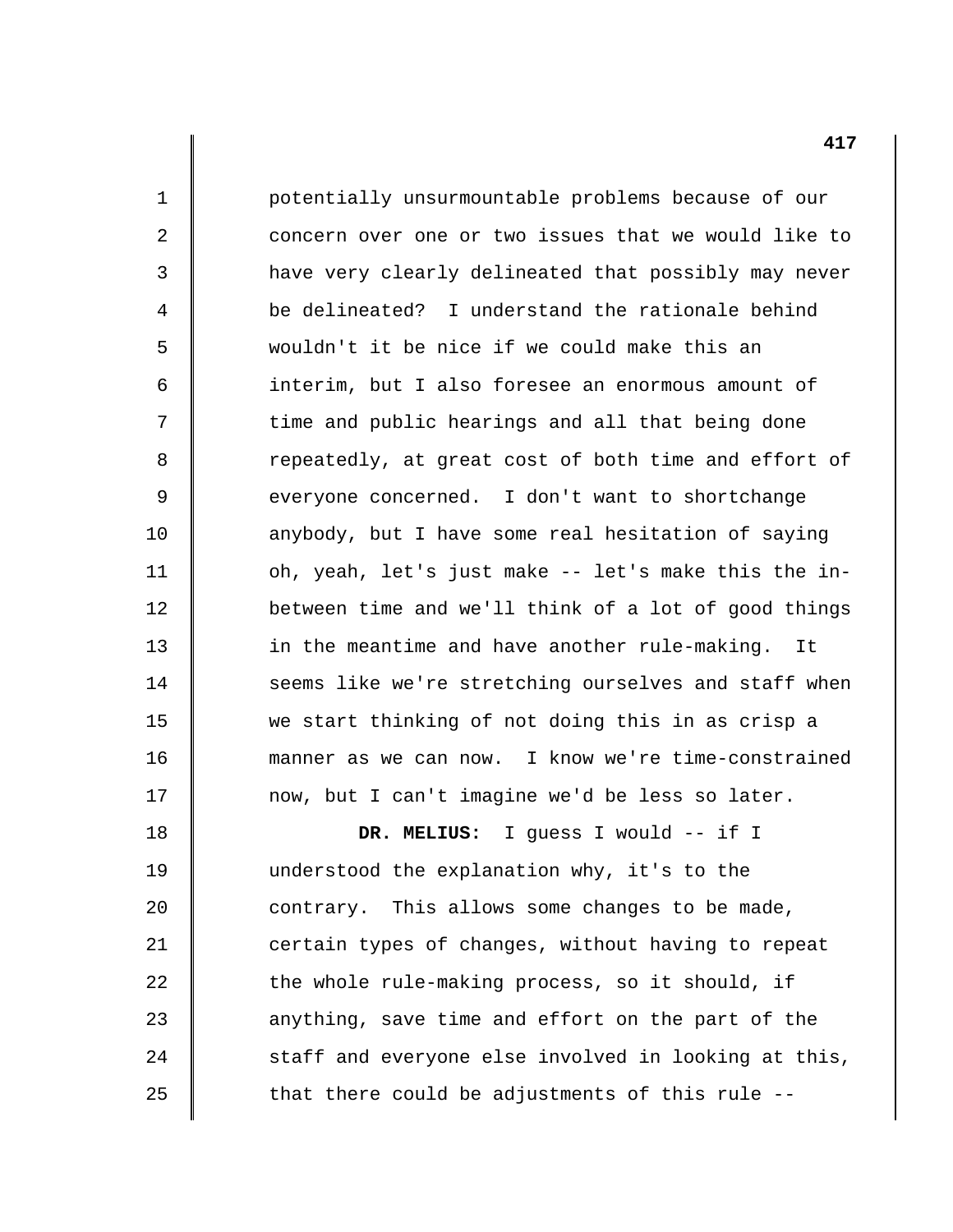potentially unsurmountable problems because of our concern over one or two issues that we would like to have very clearly delineated that possibly may never be delineated? I understand the rationale behind wouldn't it be nice if we could make this an interim, but I also foresee an enormous amount of time and public hearings and all that being done repeatedly, at great cost of both time and effort of everyone concerned. I don't want to shortchange anybody, but I have some real hesitation of saying oh, yeah, let's just make -- let's make this the in-between time and we'll think of a lot of good things in the meantime and have another rule-making. It seems like we're stretching ourselves and staff when we start thinking of not doing this in as crisp a manner as we can now. I know we're time-constrained now, but I can't imagine we'd be less so later.

**DR. MELIUS:** I guess I would -- if I understood the explanation why, it's to the contrary. This allows some changes to be made, certain types of changes, without having to repeat the whole rule-making process, so it should, if anything, save time and effort on the part of the staff and everyone else involved in looking at this, that there could be adjustments of this rule --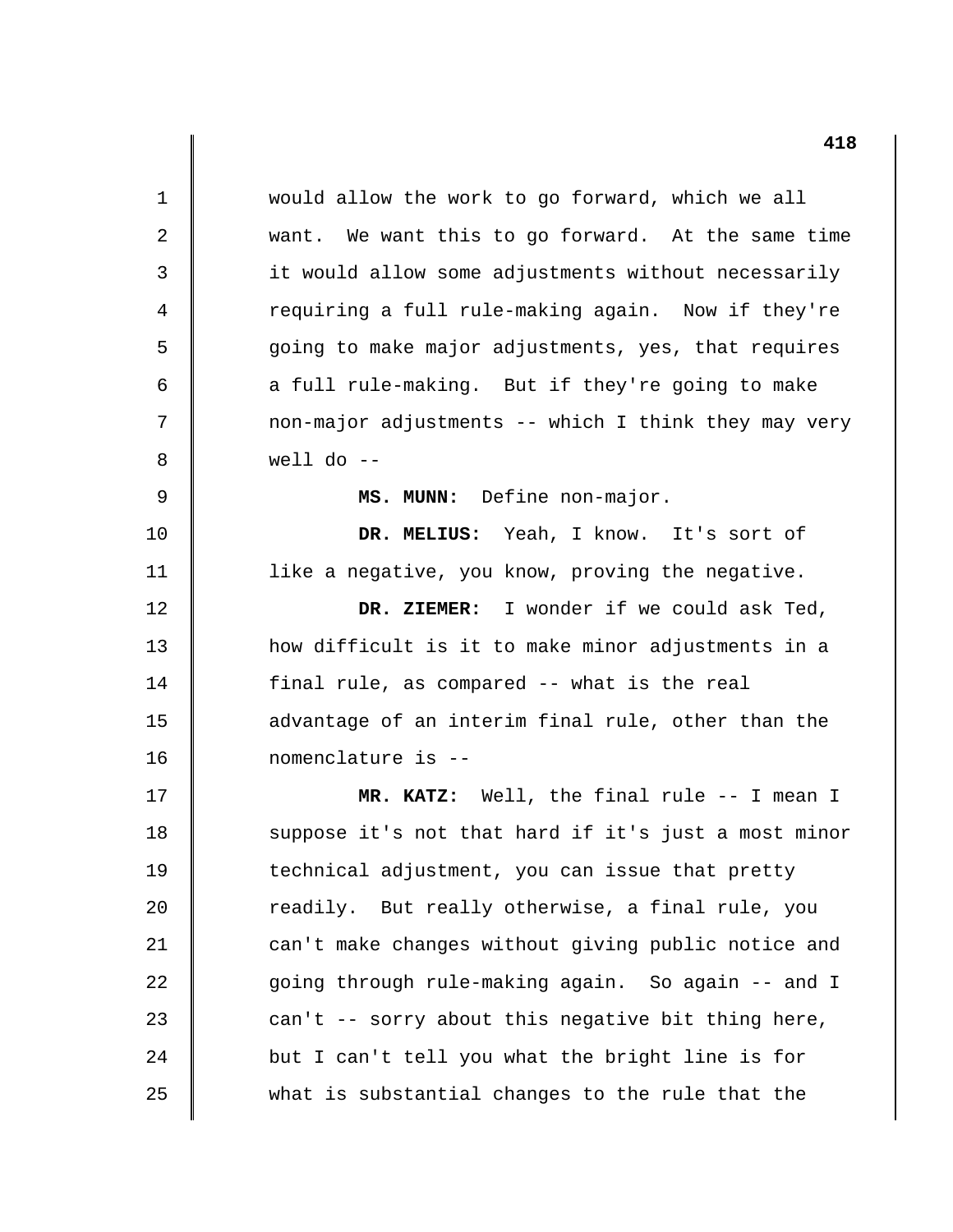would allow the work to go forward, which we all want. We want this to go forward. At the same time it would allow some adjustments without necessarily requiring a full rule-making again. Now if they're going to make major adjustments, yes, that requires a full rule-making. But if they're going to make non-major adjustments -- which I think they may very well do --

**MS. MUNN:** Define non-major.

**DR. MELIUS:** Yeah, I know. It's sort of like a negative, you know, proving the negative.

**DR. ZIEMER:** I wonder if we could ask Ted, how difficult is it to make minor adjustments in a final rule, as compared -- what is the real advantage of an interim final rule, other than the nomenclature is --

**MR. KATZ:** Well, the final rule -- I mean I suppose it's not that hard if it's just a most minor technical adjustment, you can issue that pretty readily. But really otherwise, a final rule, you can't make changes without giving public notice and going through rule-making again. So again -- and I can't -- sorry about this negative bit thing here, but I can't tell you what the bright line is for what is substantial changes to the rule that the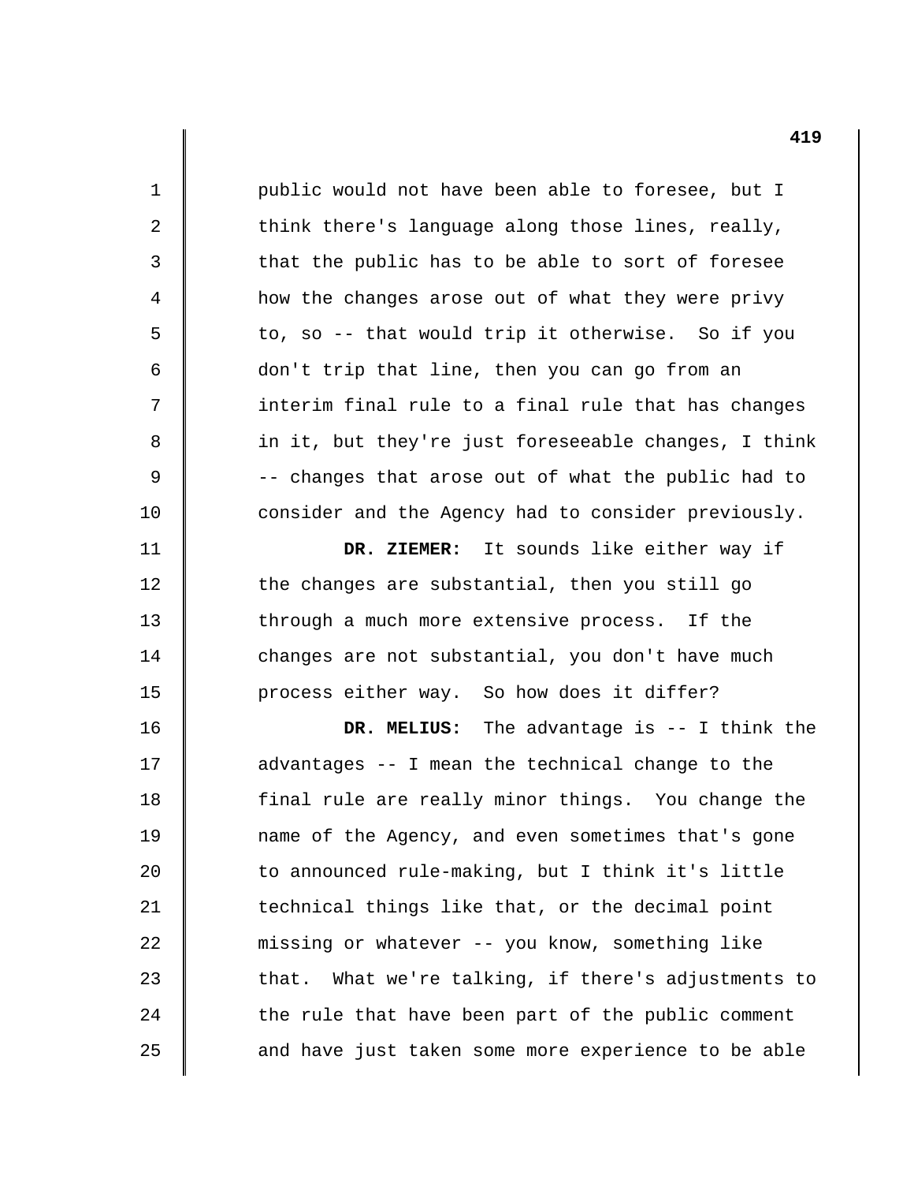public would not have been able to foresee, but I think there's language along those lines, really, that the public has to be able to sort of foresee how the changes arose out of what they were privy to, so -- that would trip it otherwise. So if you don't trip that line, then you can go from an interim final rule to a final rule that has changes in it, but they're just foreseeable changes, I think -- changes that arose out of what the public had to consider and the Agency had to consider previously.

**DR. ZIEMER:** It sounds like either way if the changes are substantial, then you still go through a much more extensive process. If the changes are not substantial, you don't have much process either way. So how does it differ?

**DR. MELIUS:** The advantage is -- I think the advantages -- I mean the technical change to the final rule are really minor things. You change the name of the Agency, and even sometimes that's gone to announced rule-making, but I think it's little technical things like that, or the decimal point missing or whatever -- you know, something like that. What we're talking, if there's adjustments to the rule that have been part of the public comment and have just taken some more experience to be able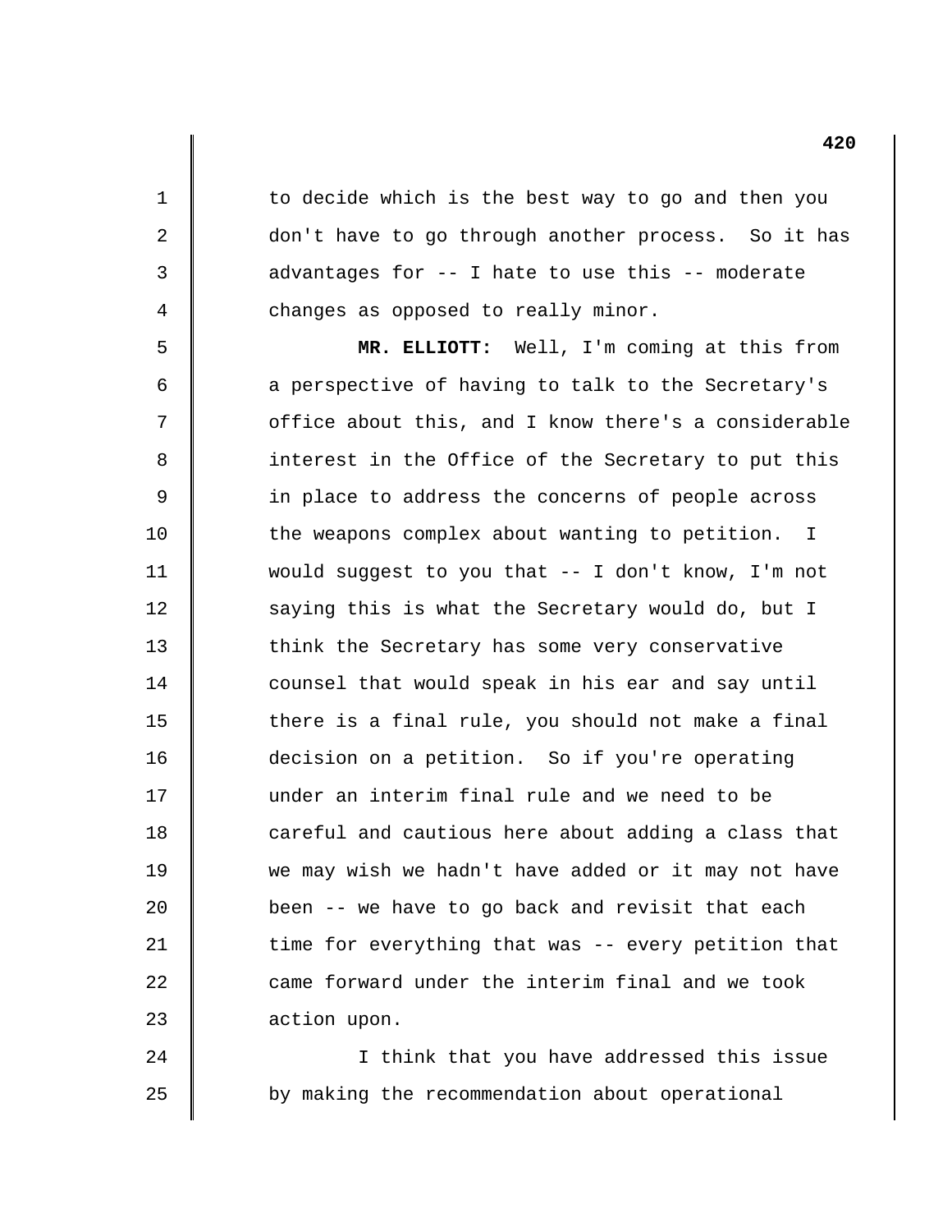to decide which is the best way to go and then you don't have to go through another process. So it has advantages for -- I hate to use this -- moderate changes as opposed to really minor.

**MR. ELLIOTT:** Well, I'm coming at this from a perspective of having to talk to the Secretary's office about this, and I know there's a considerable interest in the Office of the Secretary to put this in place to address the concerns of people across the weapons complex about wanting to petition. I would suggest to you that -- I don't know, I'm not saying this is what the Secretary would do, but I think the Secretary has some very conservative counsel that would speak in his ear and say until there is a final rule, you should not make a final decision on a petition. So if you're operating under an interim final rule and we need to be careful and cautious here about adding a class that we may wish we hadn't have added or it may not have been -- we have to go back and revisit that each time for everything that was -- every petition that came forward under the interim final and we took action upon.

I think that you have addressed this issue by making the recommendation about operational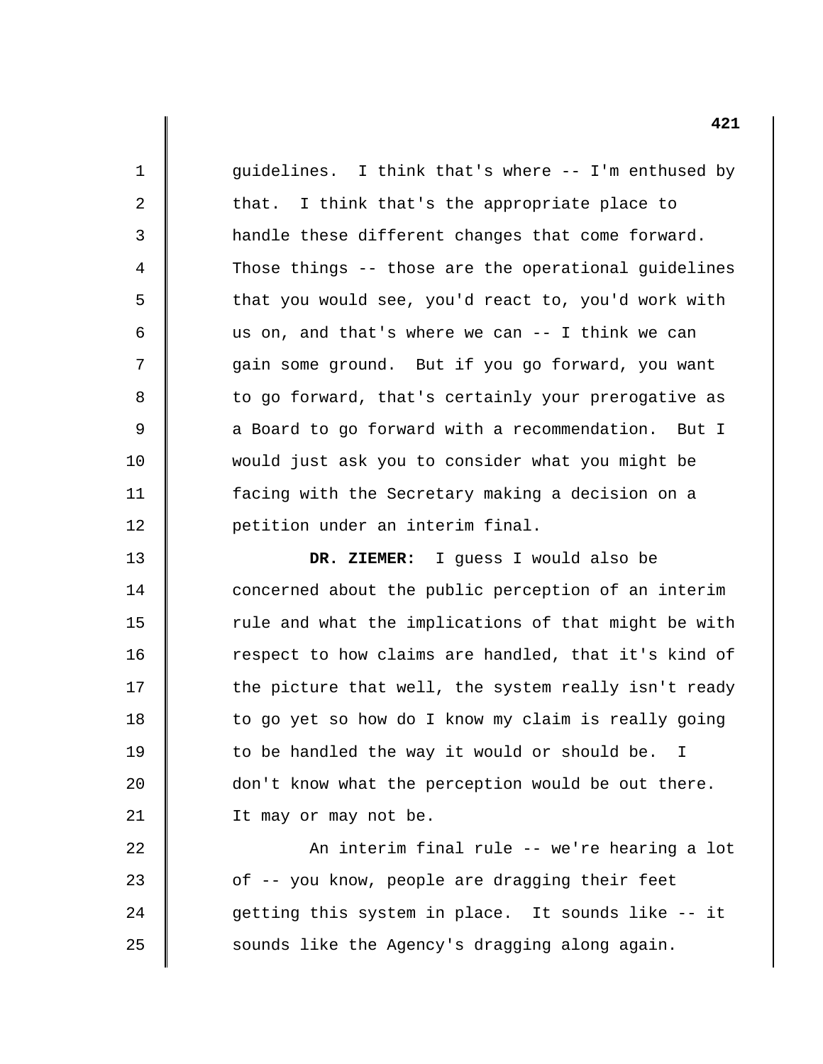guidelines. I think that's where -- I'm enthused by that. I think that's the appropriate place to handle these different changes that come forward. Those things -- those are the operational guidelines that you would see, you'd react to, you'd work with us on, and that's where we can -- I think we can gain some ground. But if you go forward, you want to go forward, that's certainly your prerogative as a Board to go forward with a recommendation. But I would just ask you to consider what you might be facing with the Secretary making a decision on a petition under an interim final.

**DR. ZIEMER:** I guess I would also be concerned about the public perception of an interim rule and what the implications of that might be with respect to how claims are handled, that it's kind of the picture that well, the system really isn't ready to go yet so how do I know my claim is really going to be handled the way it would or should be. I don't know what the perception would be out there. It may or may not be.

An interim final rule -- we're hearing a lot of -- you know, people are dragging their feet getting this system in place. It sounds like -- it sounds like the Agency's dragging along again.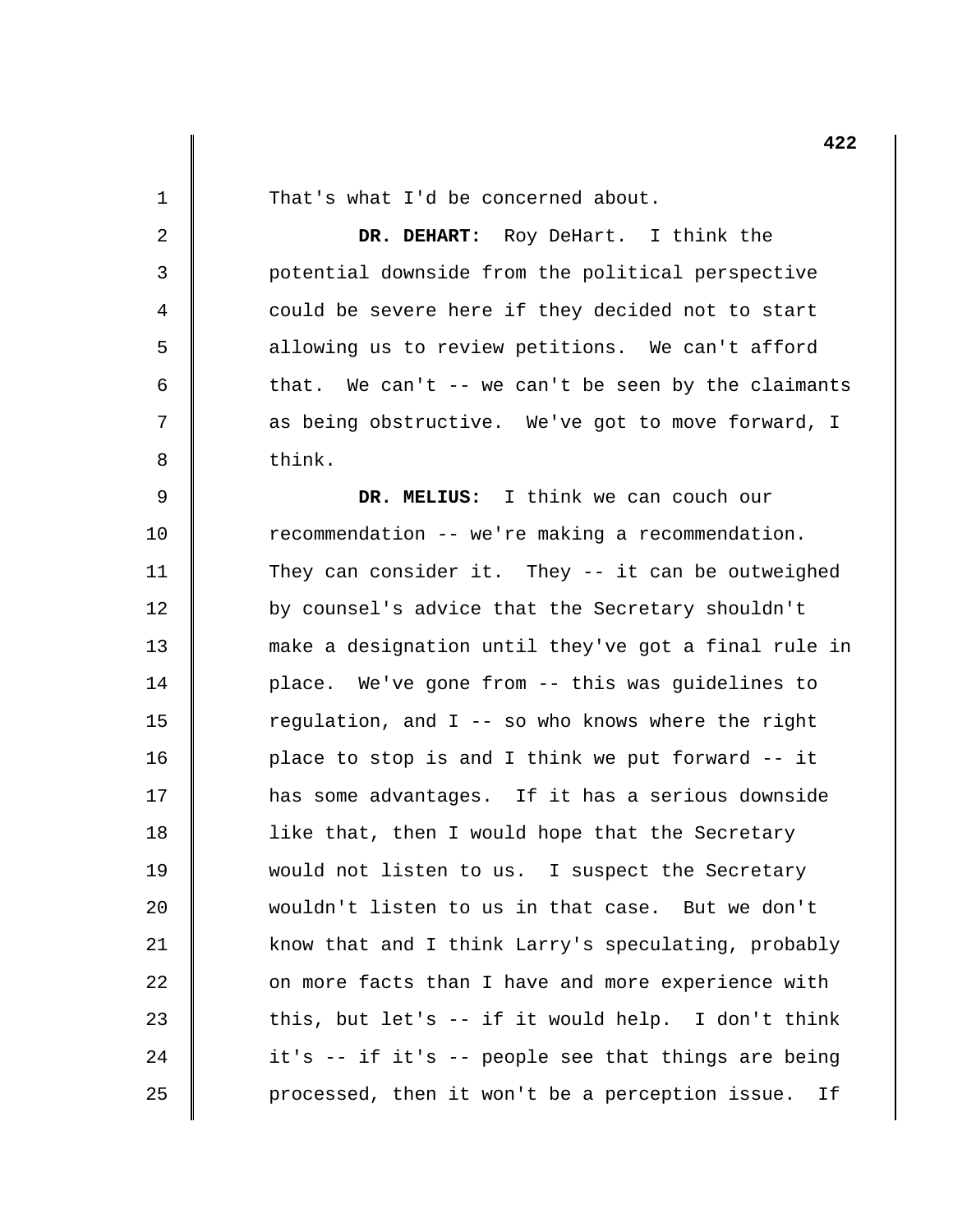That's what I'd be concerned about.

**DR. DEHART:** Roy DeHart. I think the potential downside from the political perspective could be severe here if they decided not to start allowing us to review petitions. We can't afford that. We can't -- we can't be seen by the claimants as being obstructive. We've got to move forward, I think.

**DR. MELIUS:** I think we can couch our recommendation -- we're making a recommendation. They can consider it. They -- it can be outweighed by counsel's advice that the Secretary shouldn't make a designation until they've got a final rule in place. We've gone from -- this was guidelines to regulation, and I -- so who knows where the right place to stop is and I think we put forward -- it has some advantages. If it has a serious downside like that, then I would hope that the Secretary would not listen to us. I suspect the Secretary wouldn't listen to us in that case. But we don't know that and I think Larry's speculating, probably on more facts than I have and more experience with this, but let's -- if it would help. I don't think it's -- if it's -- people see that things are being processed, then it won't be a perception issue. If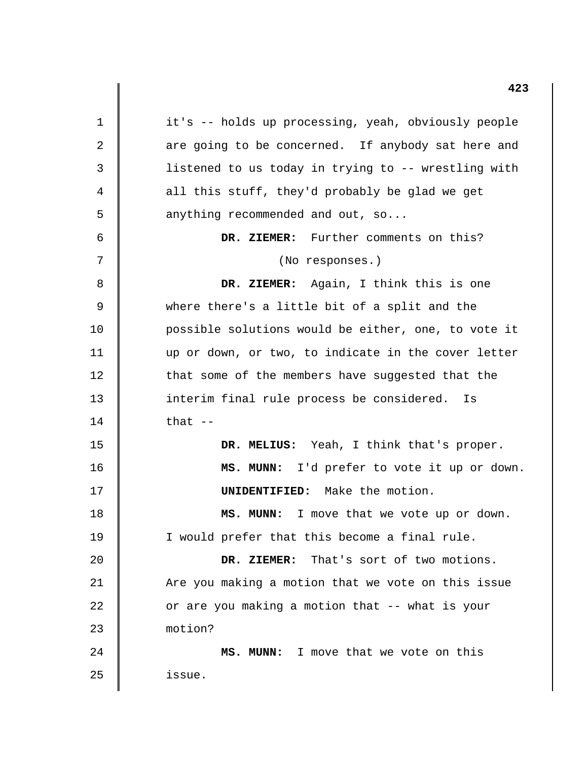it's -- holds up processing, yeah, obviously people are going to be concerned. If anybody sat here and listened to us today in trying to -- wrestling with all this stuff, they'd probably be glad we get anything recommended and out, so...

**DR. ZIEMER:** Further comments on this?

(No responses.)

**DR. ZIEMER:** Again, I think this is one where there's a little bit of a split and the possible solutions would be either, one, to vote it up or down, or two, to indicate in the cover letter that some of the members have suggested that the interim final rule process be considered. Is that --

**DR. MELIUS:** Yeah, I think that's proper.

**MS. MUNN:** I'd prefer to vote it up or down.

**UNIDENTIFIED:** Make the motion.

**MS. MUNN:** I move that we vote up or down. I would prefer that this become a final rule.

**DR. ZIEMER:** That's sort of two motions. Are you making a motion that we vote on this issue or are you making a motion that -- what is your motion?

**MS. MUNN:** I move that we vote on this issue.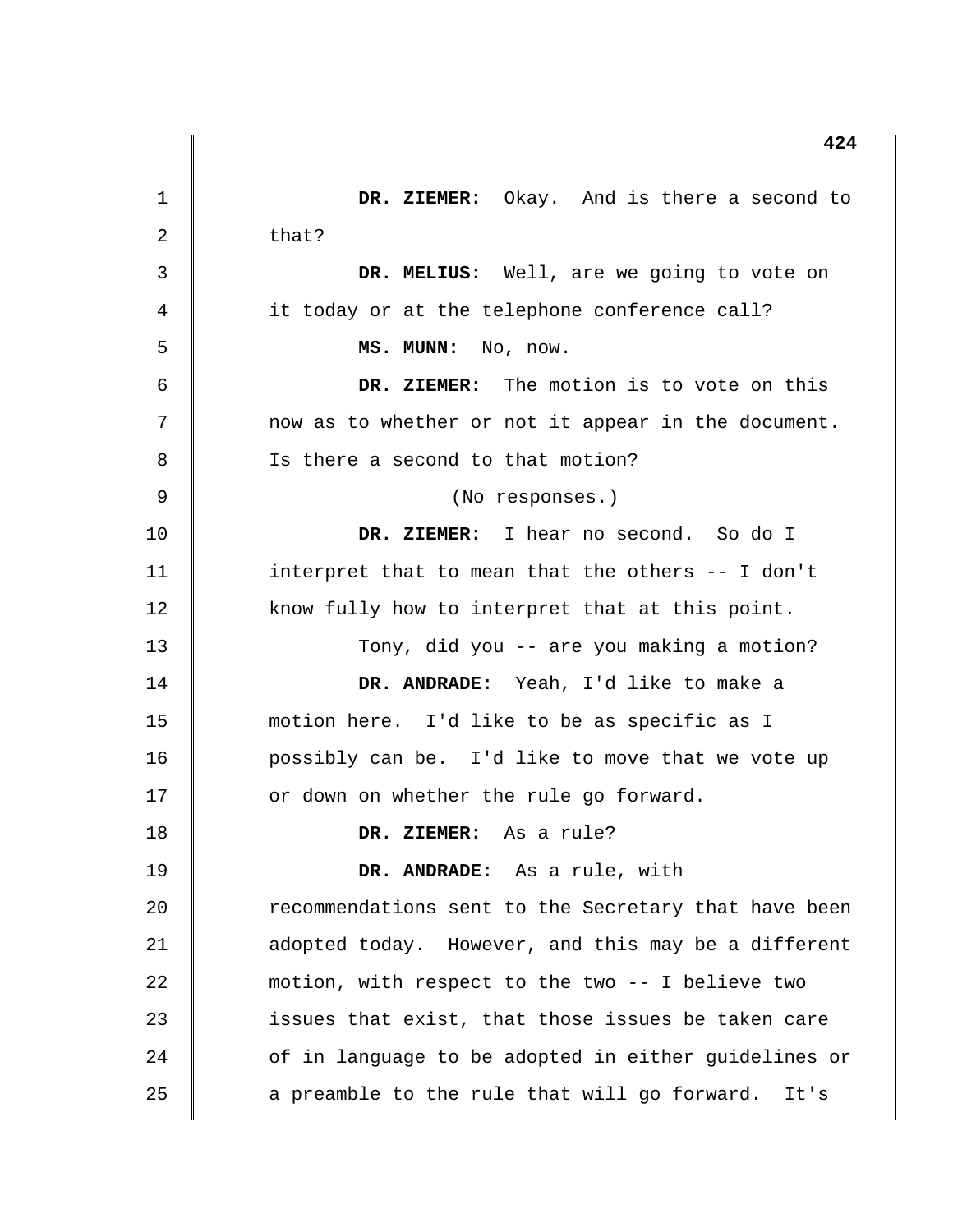**DR. ZIEMER:** Okay. And is there a second to that?

**DR. MELIUS:** Well, are we going to vote on it today or at the telephone conference call?

**MS. MUNN:** No, now.

**DR. ZIEMER:** The motion is to vote on this now as to whether or not it appear in the document. Is there a second to that motion?

(No responses.)

**DR. ZIEMER:** I hear no second. So do I interpret that to mean that the others -- I don't know fully how to interpret that at this point.

Tony, did you -- are you making a motion?

**DR. ANDRADE:** Yeah, I'd like to make a motion here. I'd like to be as specific as I possibly can be. I'd like to move that we vote up or down on whether the rule go forward.

**DR. ZIEMER:** As a rule?

**DR. ANDRADE:** As a rule, with recommendations sent to the Secretary that have been adopted today. However, and this may be a different motion, with respect to the two -- I believe two issues that exist, that those issues be taken care of in language to be adopted in either guidelines or a preamble to the rule that will go forward. It's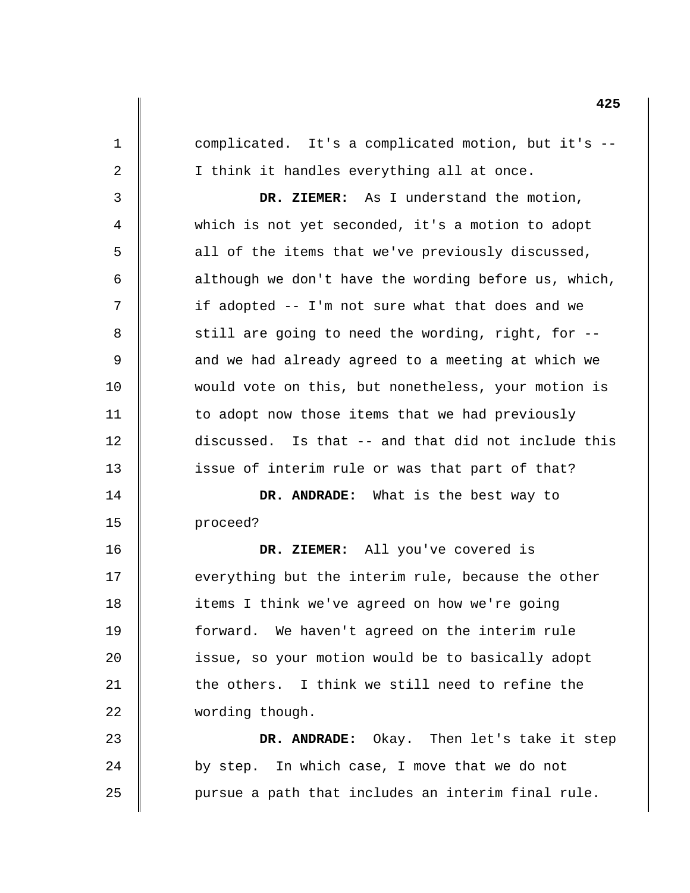complicated. It's a complicated motion, but it's -- I think it handles everything all at once.

**DR. ZIEMER:** As I understand the motion, which is not yet seconded, it's a motion to adopt all of the items that we've previously discussed, although we don't have the wording before us, which, if adopted -- I'm not sure what that does and we still are going to need the wording, right, for -- and we had already agreed to a meeting at which we would vote on this, but nonetheless, your motion is to adopt now those items that we had previously discussed. Is that -- and that did not include this issue of interim rule or was that part of that?

**DR. ANDRADE:** What is the best way to proceed?

**DR. ZIEMER:** All you've covered is everything but the interim rule, because the other items I think we've agreed on how we're going forward. We haven't agreed on the interim rule issue, so your motion would be to basically adopt the others. I think we still need to refine the wording though.

**DR. ANDRADE:** Okay. Then let's take it step by step. In which case, I move that we do not pursue a path that includes an interim final rule.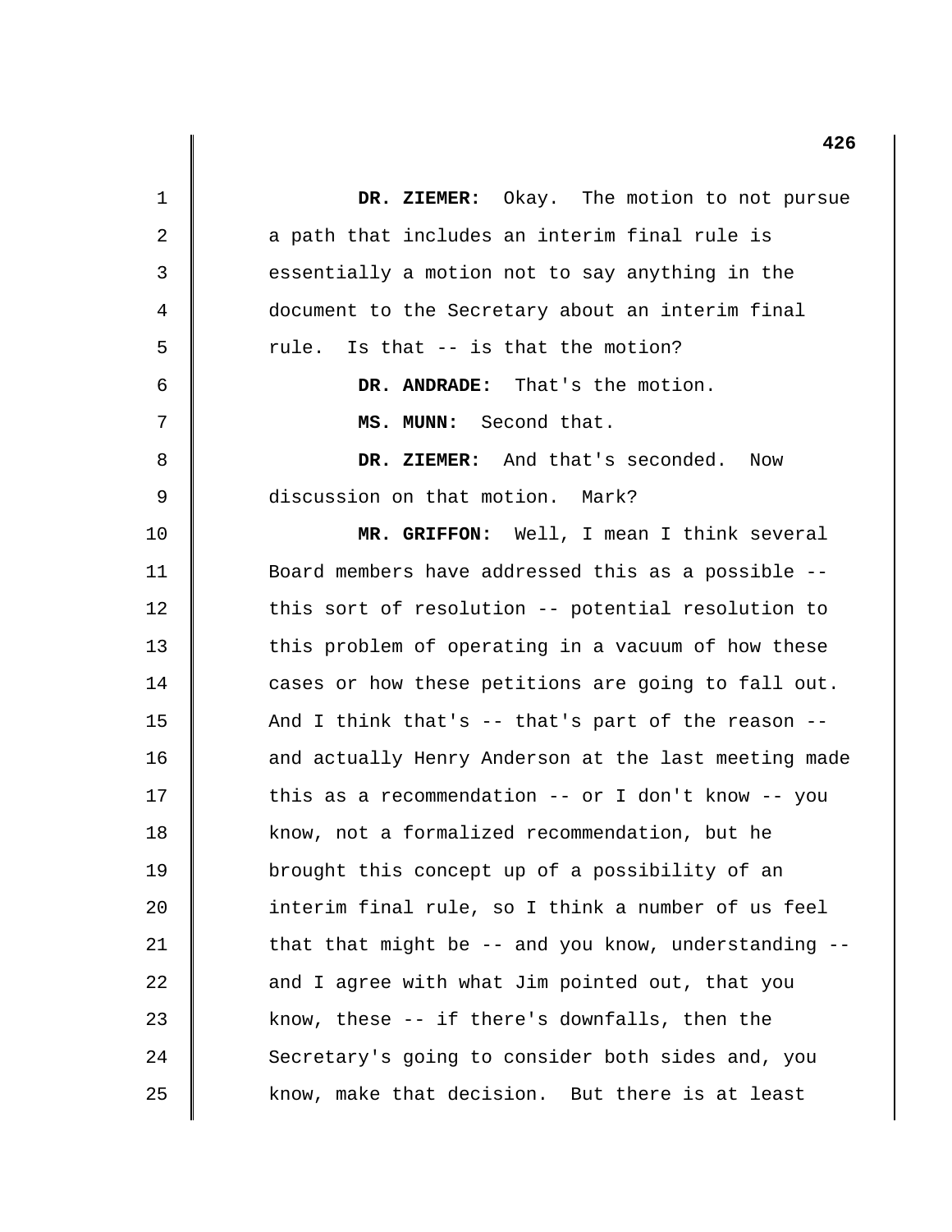**DR. ZIEMER:** Okay. The motion to not pursue a path that includes an interim final rule is essentially a motion not to say anything in the document to the Secretary about an interim final rule. Is that -- is that the motion?

**DR. ANDRADE:** That's the motion.

**MS. MUNN:** Second that.

**DR. ZIEMER:** And that's seconded. Now discussion on that motion. Mark?

**MR. GRIFFON:** Well, I mean I think several Board members have addressed this as a possible -- this sort of resolution -- potential resolution to this problem of operating in a vacuum of how these cases or how these petitions are going to fall out. And I think that's -- that's part of the reason -- and actually Henry Anderson at the last meeting made this as a recommendation -- or I don't know -- you know, not a formalized recommendation, but he brought this concept up of a possibility of an interim final rule, so I think a number of us feel that that might be -- and you know, understanding -- and I agree with what Jim pointed out, that you know, these -- if there's downfalls, then the Secretary's going to consider both sides and, you know, make that decision. But there is at least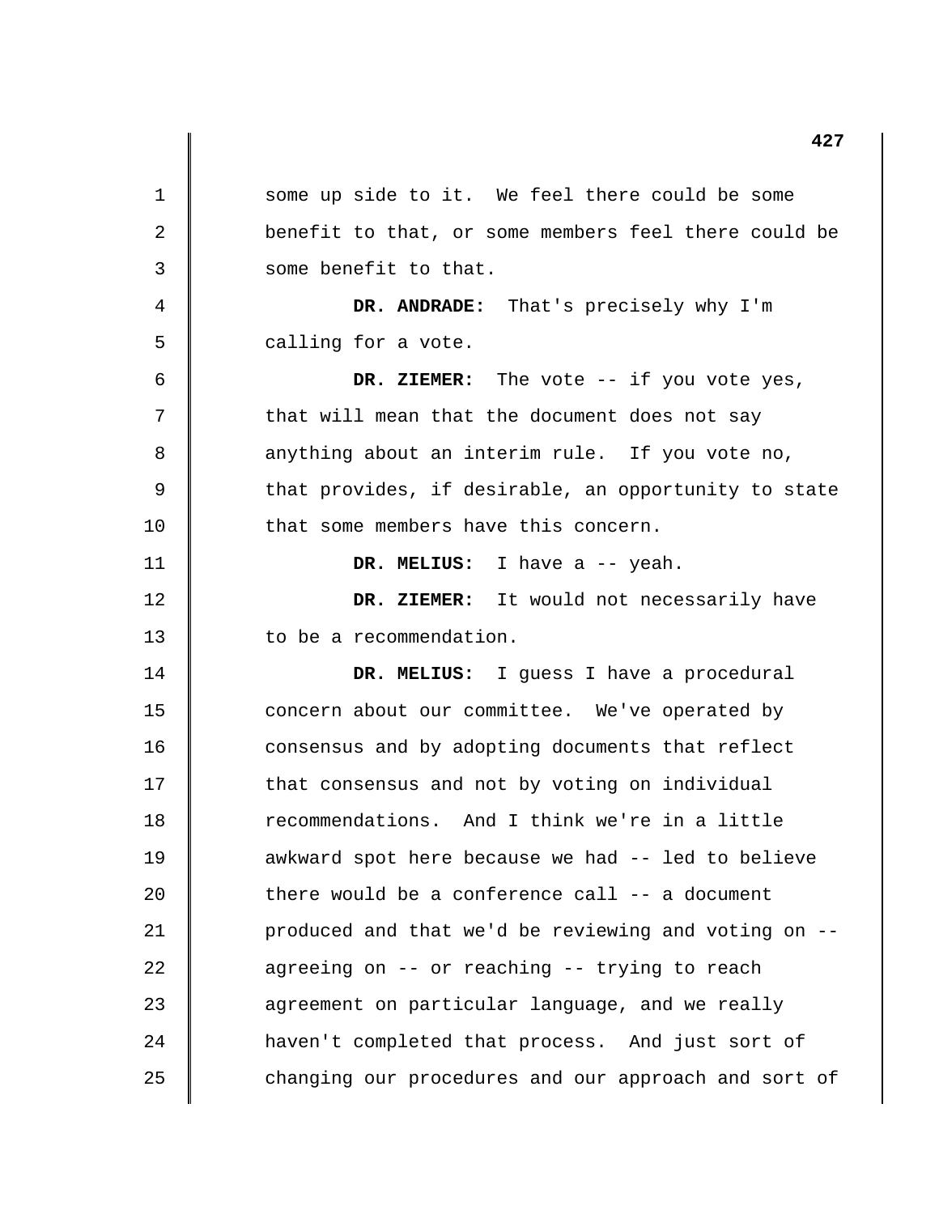some up side to it. We feel there could be some benefit to that, or some members feel there could be some benefit to that.

**DR. ANDRADE:** That's precisely why I'm calling for a vote.

**DR. ZIEMER:** The vote -- if you vote yes, that will mean that the document does not say anything about an interim rule. If you vote no, that provides, if desirable, an opportunity to state that some members have this concern.

**DR. MELIUS:** I have a -- yeah.

**DR. ZIEMER:** It would not necessarily have to be a recommendation.

**DR. MELIUS:** I guess I have a procedural concern about our committee. We've operated by consensus and by adopting documents that reflect that consensus and not by voting on individual recommendations. And I think we're in a little awkward spot here because we had -- led to believe there would be a conference call -- a document produced and that we'd be reviewing and voting on -- agreeing on -- or reaching -- trying to reach agreement on particular language, and we really haven't completed that process. And just sort of changing our procedures and our approach and sort of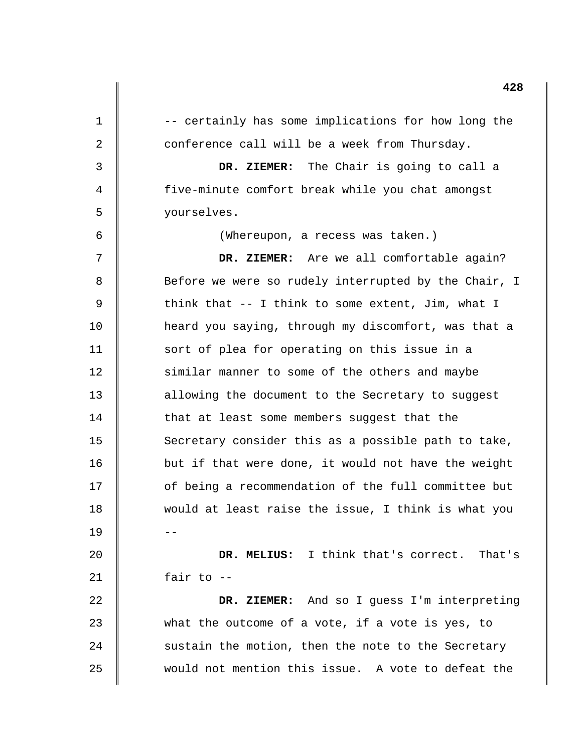-- certainly has some implications for how long the conference call will be a week from Thursday.

**DR. ZIEMER:** The Chair is going to call a five-minute comfort break while you chat amongst yourselves.

(Whereupon, a recess was taken.)

**DR. ZIEMER:** Are we all comfortable again? Before we were so rudely interrupted by the Chair, I think that -- I think to some extent, Jim, what I heard you saying, through my discomfort, was that a sort of plea for operating on this issue in a similar manner to some of the others and maybe allowing the document to the Secretary to suggest that at least some members suggest that the Secretary consider this as a possible path to take, but if that were done, it would not have the weight of being a recommendation of the full committee but would at least raise the issue, I think is what you --

**DR. MELIUS:** I think that's correct. That's fair to --

**DR. ZIEMER:** And so I guess I'm interpreting what the outcome of a vote, if a vote is yes, to sustain the motion, then the note to the Secretary would not mention this issue. A vote to defeat the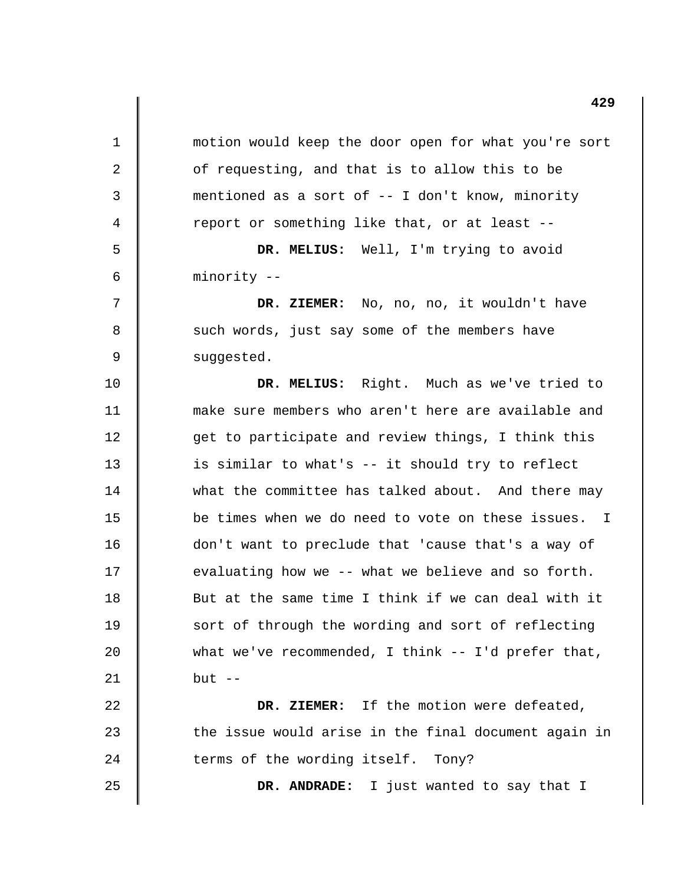motion would keep the door open for what you're sort of requesting, and that is to allow this to be mentioned as a sort of -- I don't know, minority report or something like that, or at least --

**DR. MELIUS:** Well, I'm trying to avoid minority --

**DR. ZIEMER:** No, no, no, it wouldn't have such words, just say some of the members have suggested.

**DR. MELIUS:** Right. Much as we've tried to make sure members who aren't here are available and get to participate and review things, I think this is similar to what's -- it should try to reflect what the committee has talked about. And there may be times when we do need to vote on these issues. I don't want to preclude that 'cause that's a way of evaluating how we -- what we believe and so forth. But at the same time I think if we can deal with it sort of through the wording and sort of reflecting what we've recommended, I think -- I'd prefer that, but --

**DR. ZIEMER:** If the motion were defeated, the issue would arise in the final document again in terms of the wording itself. Tony?

**DR. ANDRADE:** I just wanted to say that I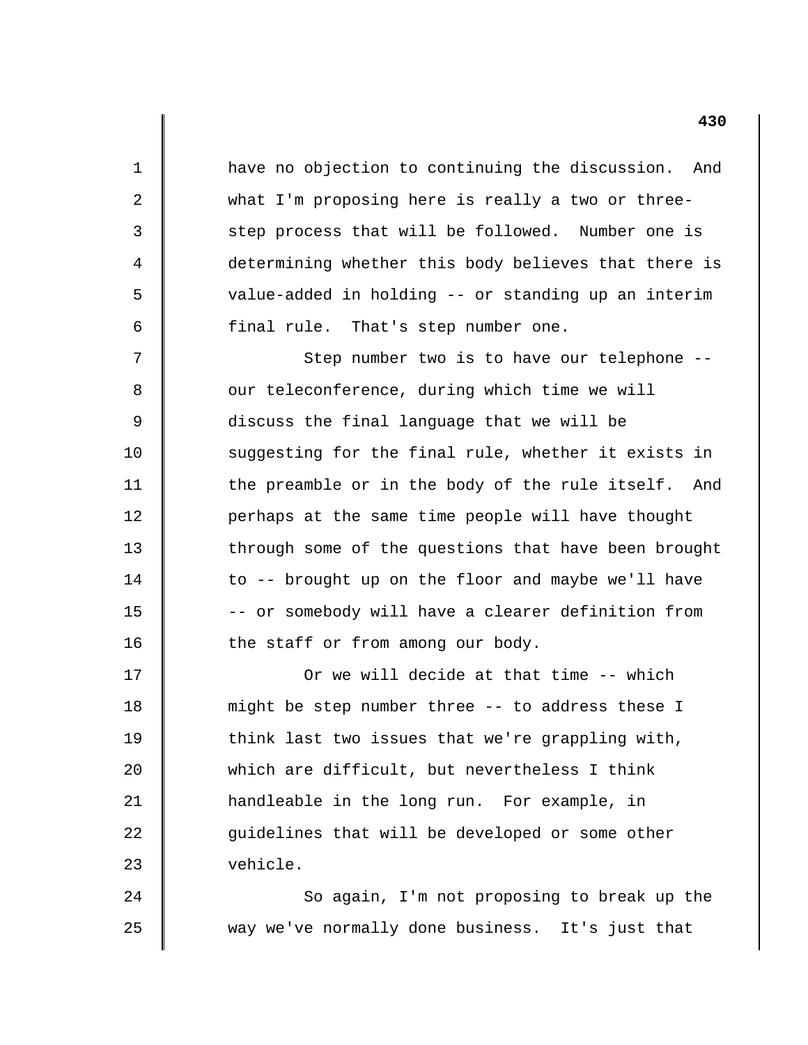have no objection to continuing the discussion. And what I'm proposing here is really a two or three-step process that will be followed. Number one is determining whether this body believes that there is value-added in holding -- or standing up an interim final rule. That's step number one.

Step number two is to have our telephone -- our teleconference, during which time we will discuss the final language that we will be suggesting for the final rule, whether it exists in the preamble or in the body of the rule itself. And perhaps at the same time people will have thought through some of the questions that have been brought to -- brought up on the floor and maybe we'll have -- or somebody will have a clearer definition from the staff or from among our body.

Or we will decide at that time -- which might be step number three -- to address these I think last two issues that we're grappling with, which are difficult, but nevertheless I think handleable in the long run. For example, in guidelines that will be developed or some other vehicle.

So again, I'm not proposing to break up the way we've normally done business. It's just that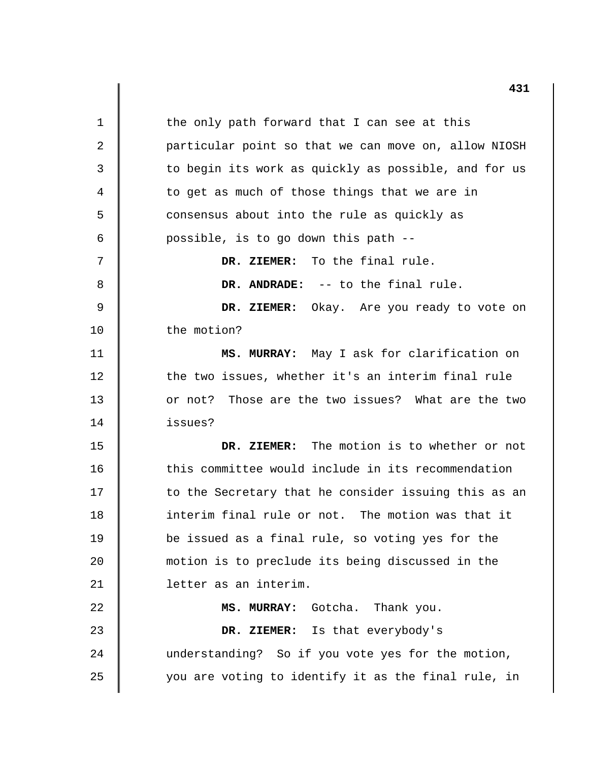the only path forward that I can see at this particular point so that we can move on, allow NIOSH to begin its work as quickly as possible, and for us to get as much of those things that we are in consensus about into the rule as quickly as possible, is to go down this path --

**DR. ZIEMER:** To the final rule.

**DR. ANDRADE:** -- to the final rule.

**DR. ZIEMER:** Okay. Are you ready to vote on the motion?

**MS. MURRAY:** May I ask for clarification on the two issues, whether it's an interim final rule or not? Those are the two issues? What are the two issues?

**DR. ZIEMER:** The motion is to whether or not this committee would include in its recommendation to the Secretary that he consider issuing this as an interim final rule or not. The motion was that it be issued as a final rule, so voting yes for the motion is to preclude its being discussed in the letter as an interim.

**MS. MURRAY:** Gotcha. Thank you.

**DR. ZIEMER:** Is that everybody's understanding? So if you vote yes for the motion, you are voting to identify it as the final rule, in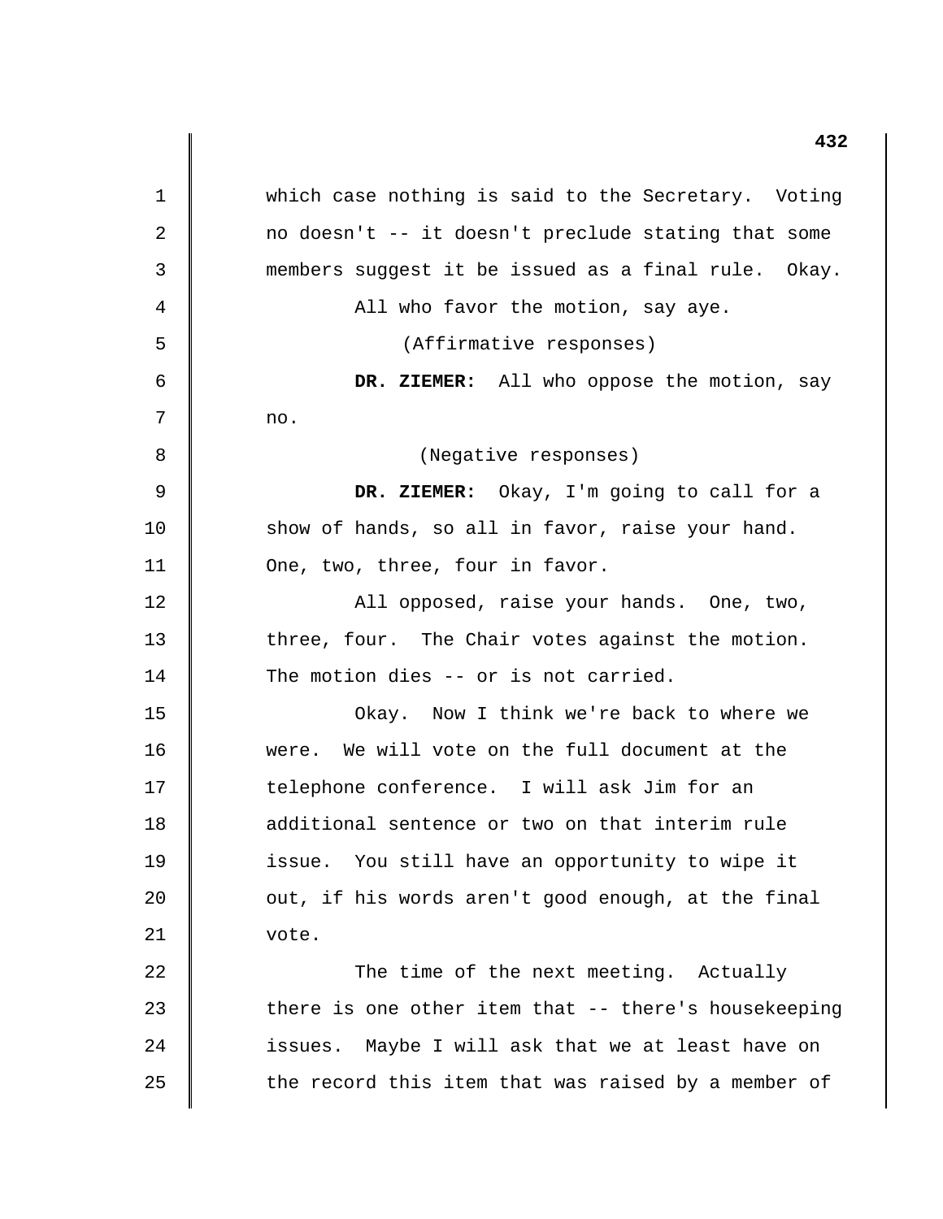which case nothing is said to the Secretary. Voting no doesn't -- it doesn't preclude stating that some members suggest it be issued as a final rule. Okay.

All who favor the motion, say aye.

(Affirmative responses)

**DR. ZIEMER:** All who oppose the motion, say no.

(Negative responses)

**DR. ZIEMER:** Okay, I'm going to call for a show of hands, so all in favor, raise your hand. One, two, three, four in favor.

All opposed, raise your hands. One, two, three, four. The Chair votes against the motion. The motion dies -- or is not carried.

Okay. Now I think we're back to where we were. We will vote on the full document at the telephone conference. I will ask Jim for an additional sentence or two on that interim rule issue. You still have an opportunity to wipe it out, if his words aren't good enough, at the final vote.

The time of the next meeting. Actually there is one other item that -- there's housekeeping issues. Maybe I will ask that we at least have on the record this item that was raised by a member of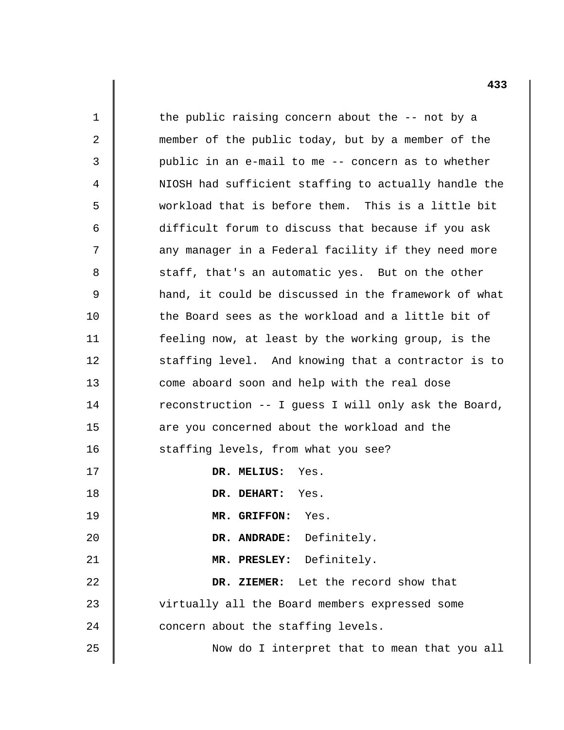the public raising concern about the -- not by a member of the public today, but by a member of the public in an e-mail to me -- concern as to whether NIOSH had sufficient staffing to actually handle the workload that is before them. This is a little bit difficult forum to discuss that because if you ask any manager in a Federal facility if they need more staff, that's an automatic yes. But on the other hand, it could be discussed in the framework of what the Board sees as the workload and a little bit of feeling now, at least by the working group, is the staffing level. And knowing that a contractor is to come aboard soon and help with the real dose reconstruction -- I guess I will only ask the Board, are you concerned about the workload and the staffing levels, from what you see?

**DR. MELIUS:** Yes.

**DR. DEHART:** Yes.

**MR. GRIFFON:** Yes.

**DR. ANDRADE:** Definitely.

**MR. PRESLEY:** Definitely.

**DR. ZIEMER:** Let the record show that virtually all the Board members expressed some concern about the staffing levels.

Now do I interpret that to mean that you all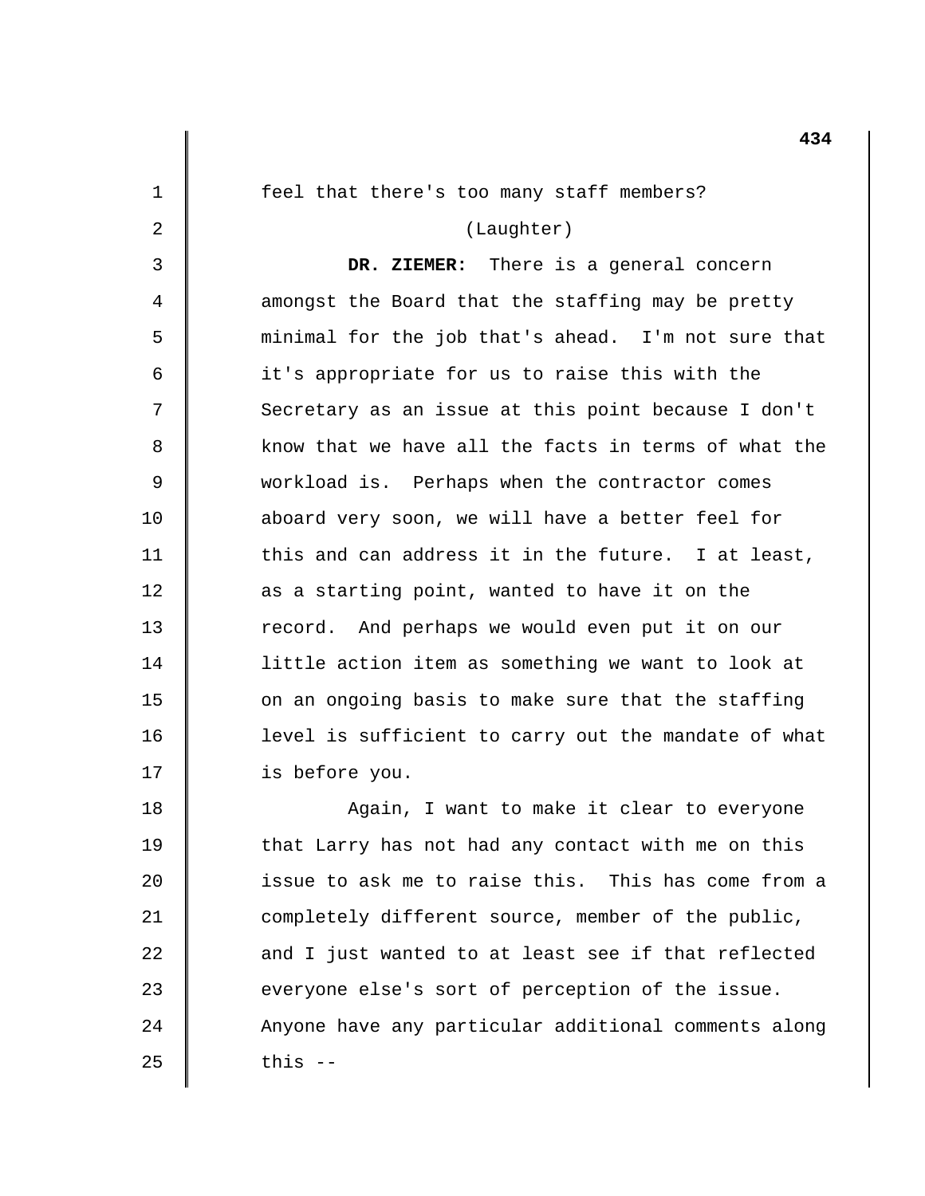feel that there's too many staff members?

(Laughter)

**DR. ZIEMER:** There is a general concern amongst the Board that the staffing may be pretty minimal for the job that's ahead. I'm not sure that it's appropriate for us to raise this with the Secretary as an issue at this point because I don't know that we have all the facts in terms of what the workload is. Perhaps when the contractor comes aboard very soon, we will have a better feel for this and can address it in the future. I at least, as a starting point, wanted to have it on the record. And perhaps we would even put it on our little action item as something we want to look at on an ongoing basis to make sure that the staffing level is sufficient to carry out the mandate of what is before you.

Again, I want to make it clear to everyone that Larry has not had any contact with me on this issue to ask me to raise this. This has come from a completely different source, member of the public, and I just wanted to at least see if that reflected everyone else's sort of perception of the issue. Anyone have any particular additional comments along this --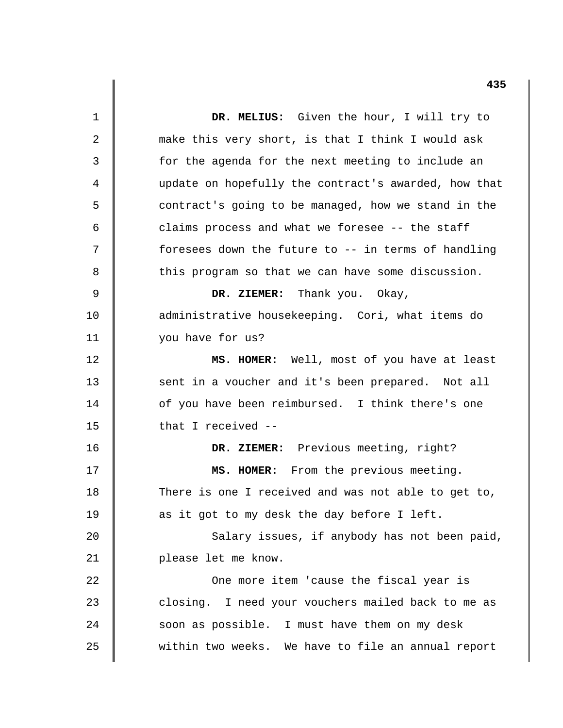**DR. MELIUS:** Given the hour, I will try to make this very short, is that I think I would ask for the agenda for the next meeting to include an update on hopefully the contract's awarded, how that contract's going to be managed, how we stand in the claims process and what we foresee -- the staff foresees down the future to -- in terms of handling this program so that we can have some discussion.

**DR. ZIEMER:** Thank you. Okay, administrative housekeeping. Cori, what items do you have for us?

**MS. HOMER:** Well, most of you have at least sent in a voucher and it's been prepared. Not all of you have been reimbursed. I think there's one that I received --

**DR. ZIEMER:** Previous meeting, right?

**MS. HOMER:** From the previous meeting. There is one I received and was not able to get to, as it got to my desk the day before I left.

Salary issues, if anybody has not been paid, please let me know.

One more item 'cause the fiscal year is closing. I need your vouchers mailed back to me as soon as possible. I must have them on my desk within two weeks. We have to file an annual report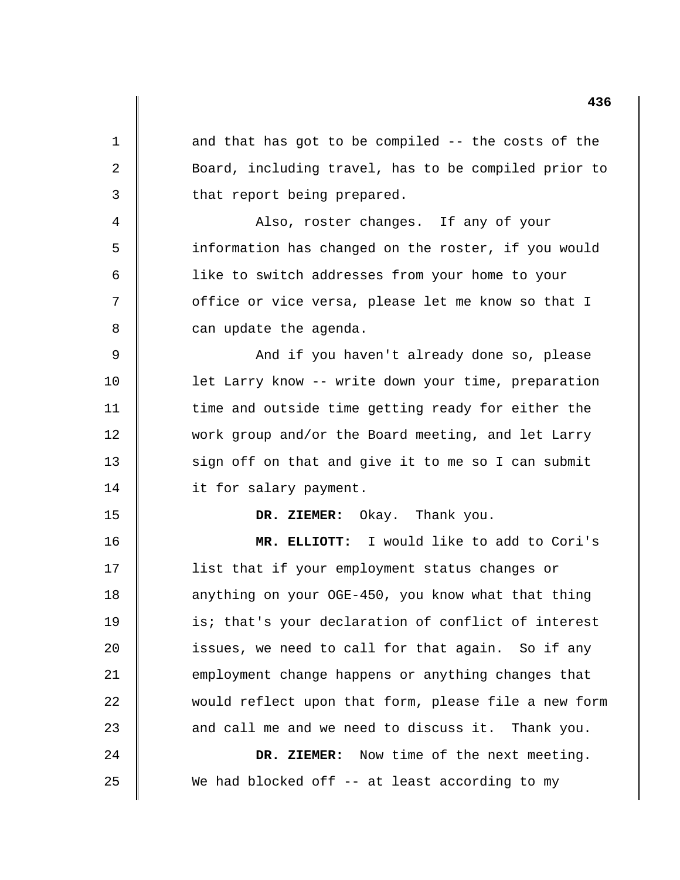and that has got to be compiled -- the costs of the Board, including travel, has to be compiled prior to that report being prepared.

Also, roster changes. If any of your information has changed on the roster, if you would like to switch addresses from your home to your office or vice versa, please let me know so that I can update the agenda.

And if you haven't already done so, please let Larry know -- write down your time, preparation time and outside time getting ready for either the work group and/or the Board meeting, and let Larry sign off on that and give it to me so I can submit it for salary payment.

**DR. ZIEMER:** Okay. Thank you.

**MR. ELLIOTT:** I would like to add to Cori's list that if your employment status changes or anything on your OGE-450, you know what that thing is; that's your declaration of conflict of interest issues, we need to call for that again. So if any employment change happens or anything changes that would reflect upon that form, please file a new form and call me and we need to discuss it. Thank you.

**DR. ZIEMER:** Now time of the next meeting. We had blocked off -- at least according to my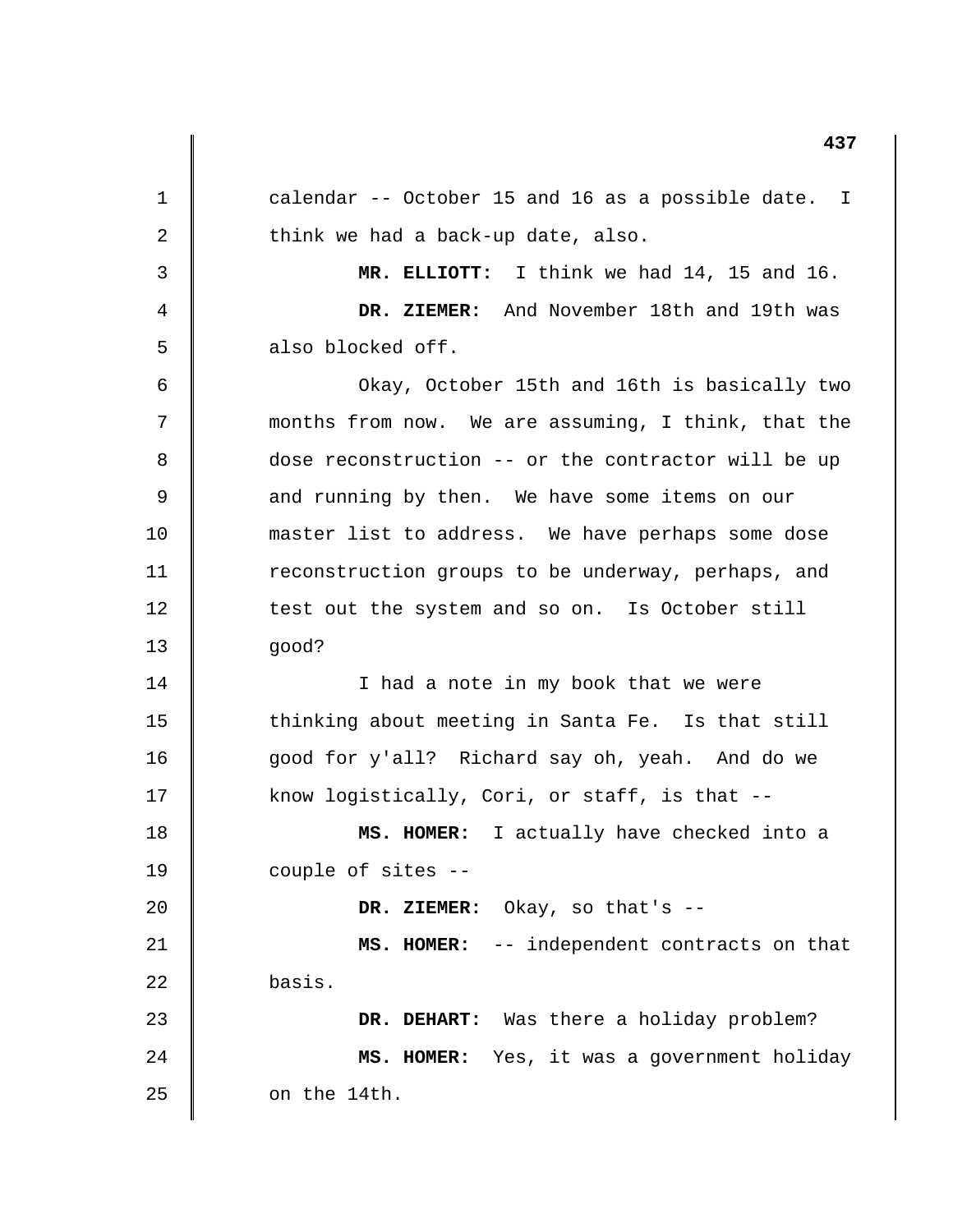calendar -- October 15 and 16 as a possible date. I think we had a back-up date, also.

**MR. ELLIOTT:** I think we had 14, 15 and 16.

**DR. ZIEMER:** And November 18th and 19th was also blocked off.

Okay, October 15th and 16th is basically two months from now. We are assuming, I think, that the dose reconstruction -- or the contractor will be up and running by then. We have some items on our master list to address. We have perhaps some dose reconstruction groups to be underway, perhaps, and test out the system and so on. Is October still good?

I had a note in my book that we were thinking about meeting in Santa Fe. Is that still good for y'all? Richard say oh, yeah. And do we know logistically, Cori, or staff, is that --

**MS. HOMER:** I actually have checked into a couple of sites --

**DR. ZIEMER:** Okay, so that's --

**MS. HOMER:** -- independent contracts on that basis.

**DR. DEHART:** Was there a holiday problem?

**MS. HOMER:** Yes, it was a government holiday on the 14th.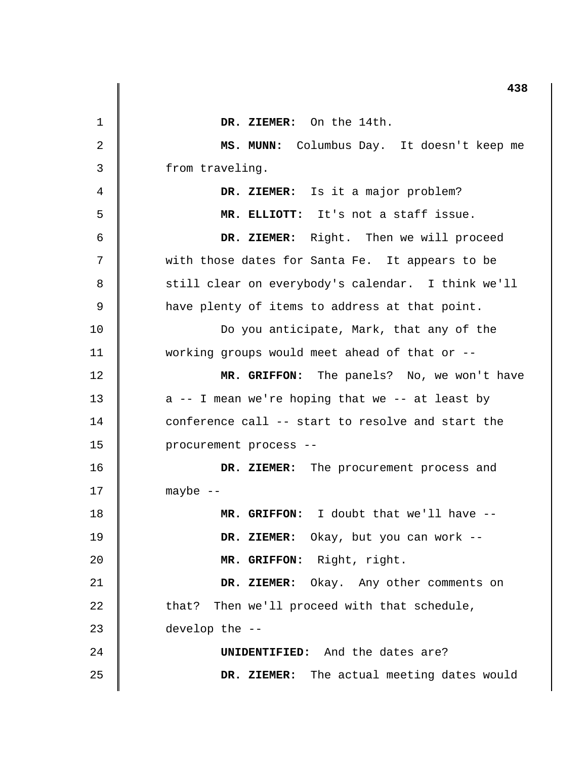**DR. ZIEMER:** On the 14th.

**MS. MUNN:** Columbus Day. It doesn't keep me from traveling.

**DR. ZIEMER:** Is it a major problem?

**MR. ELLIOTT:** It's not a staff issue.

**DR. ZIEMER:** Right. Then we will proceed with those dates for Santa Fe. It appears to be still clear on everybody's calendar. I think we'll have plenty of items to address at that point.

Do you anticipate, Mark, that any of the working groups would meet ahead of that or --

**MR. GRIFFON:** The panels? No, we won't have a -- I mean we're hoping that we -- at least by conference call -- start to resolve and start the procurement process --

**DR. ZIEMER:** The procurement process and maybe --

**MR. GRIFFON:** I doubt that we'll have --

**DR. ZIEMER:** Okay, but you can work --

**MR. GRIFFON:** Right, right.

**DR. ZIEMER:** Okay. Any other comments on that? Then we'll proceed with that schedule, develop the --

**UNIDENTIFIED:** And the dates are?

**DR. ZIEMER:** The actual meeting dates would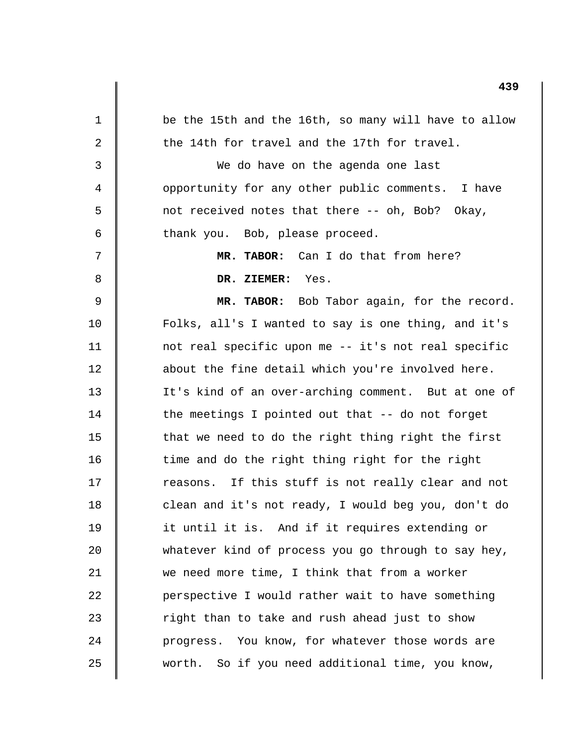be the 15th and the 16th, so many will have to allow the 14th for travel and the 17th for travel.

We do have on the agenda one last opportunity for any other public comments. I have not received notes that there -- oh, Bob? Okay, thank you. Bob, please proceed.

**MR. TABOR:** Can I do that from here?

**DR. ZIEMER:** Yes.

**MR. TABOR:** Bob Tabor again, for the record. Folks, all's I wanted to say is one thing, and it's not real specific upon me -- it's not real specific about the fine detail which you're involved here. It's kind of an over-arching comment. But at one of the meetings I pointed out that -- do not forget that we need to do the right thing right the first time and do the right thing right for the right reasons. If this stuff is not really clear and not clean and it's not ready, I would beg you, don't do it until it is. And if it requires extending or whatever kind of process you go through to say hey, we need more time, I think that from a worker perspective I would rather wait to have something right than to take and rush ahead just to show progress. You know, for whatever those words are worth. So if you need additional time, you know,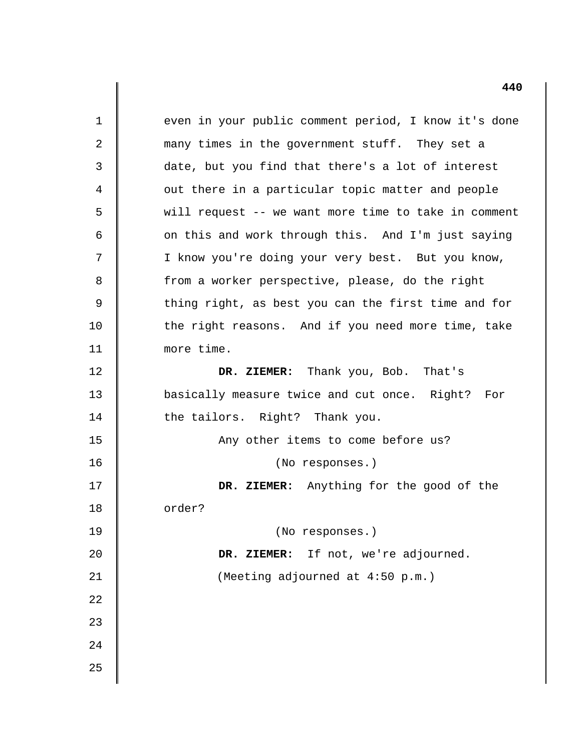even in your public comment period, I know it's done many times in the government stuff. They set a date, but you find that there's a lot of interest out there in a particular topic matter and people will request -- we want more time to take in comment on this and work through this. And I'm just saying I know you're doing your very best. But you know, from a worker perspective, please, do the right thing right, as best you can the first time and for the right reasons. And if you need more time, take more time.

**DR. ZIEMER:** Thank you, Bob. That's basically measure twice and cut once. Right? For the tailors. Right? Thank you.

Any other items to come before us?

(No responses.)

**DR. ZIEMER:** Anything for the good of the order?

(No responses.)

**DR. ZIEMER:** If not, we're adjourned.

(Meeting adjourned at 4:50 p.m.)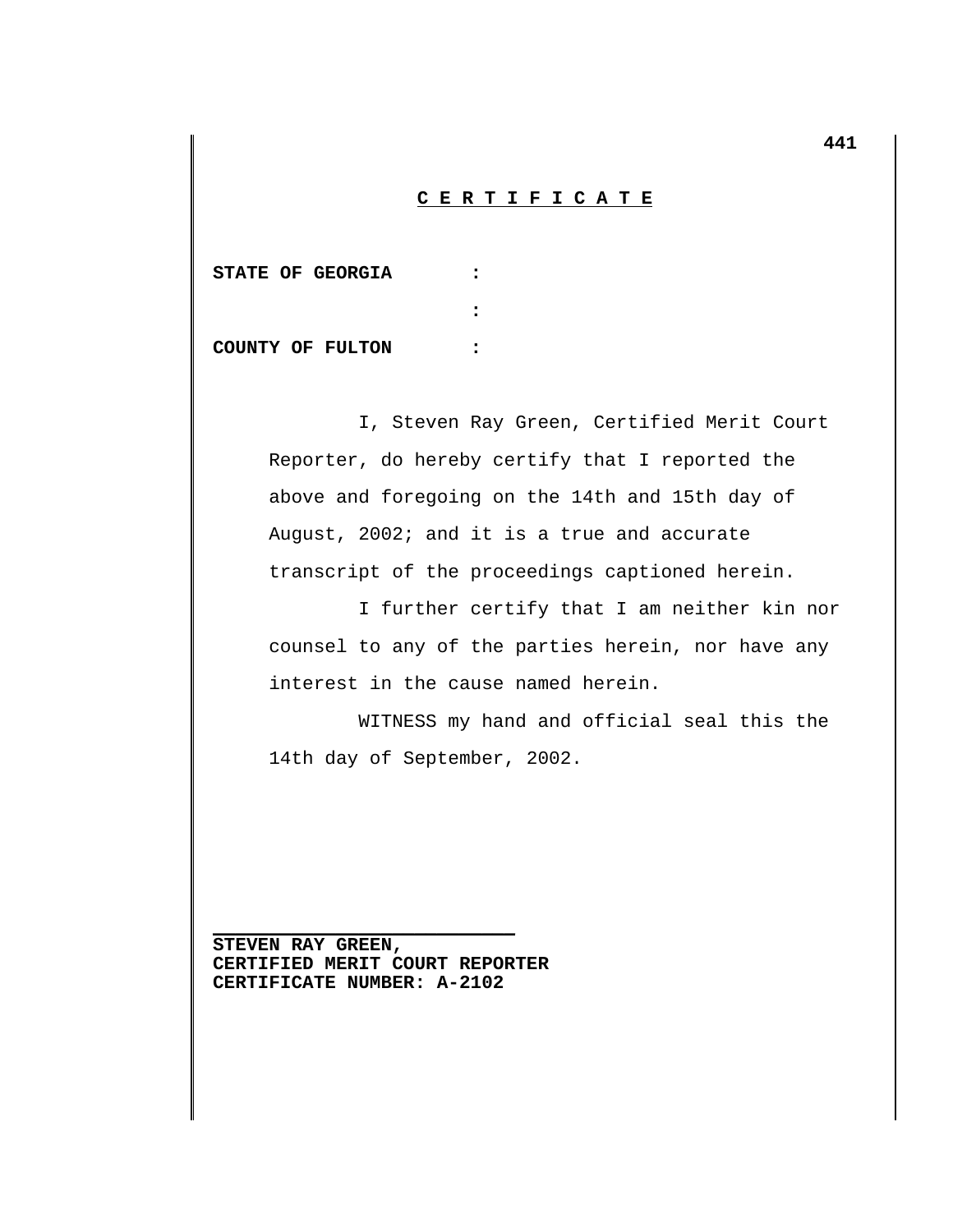# C E R T I F I C A T E

**STATE OF GEORGIA :**

**:**

**COUNTY OF FULTON :**

I, Steven Ray Green, Certified Merit Court Reporter, do hereby certify that I reported the above and foregoing on the 14th and 15th day of August, 2002; and it is a true and accurate transcript of the proceedings captioned herein.

I further certify that I am neither kin nor counsel to any of the parties herein, nor have any interest in the cause named herein.

WITNESS my hand and official seal this the 14th day of September, 2002.

**STEVEN RAY GREEN,**
**CERTIFIED MERIT COURT REPORTER**
**CERTIFICATE NUMBER: A-2102**